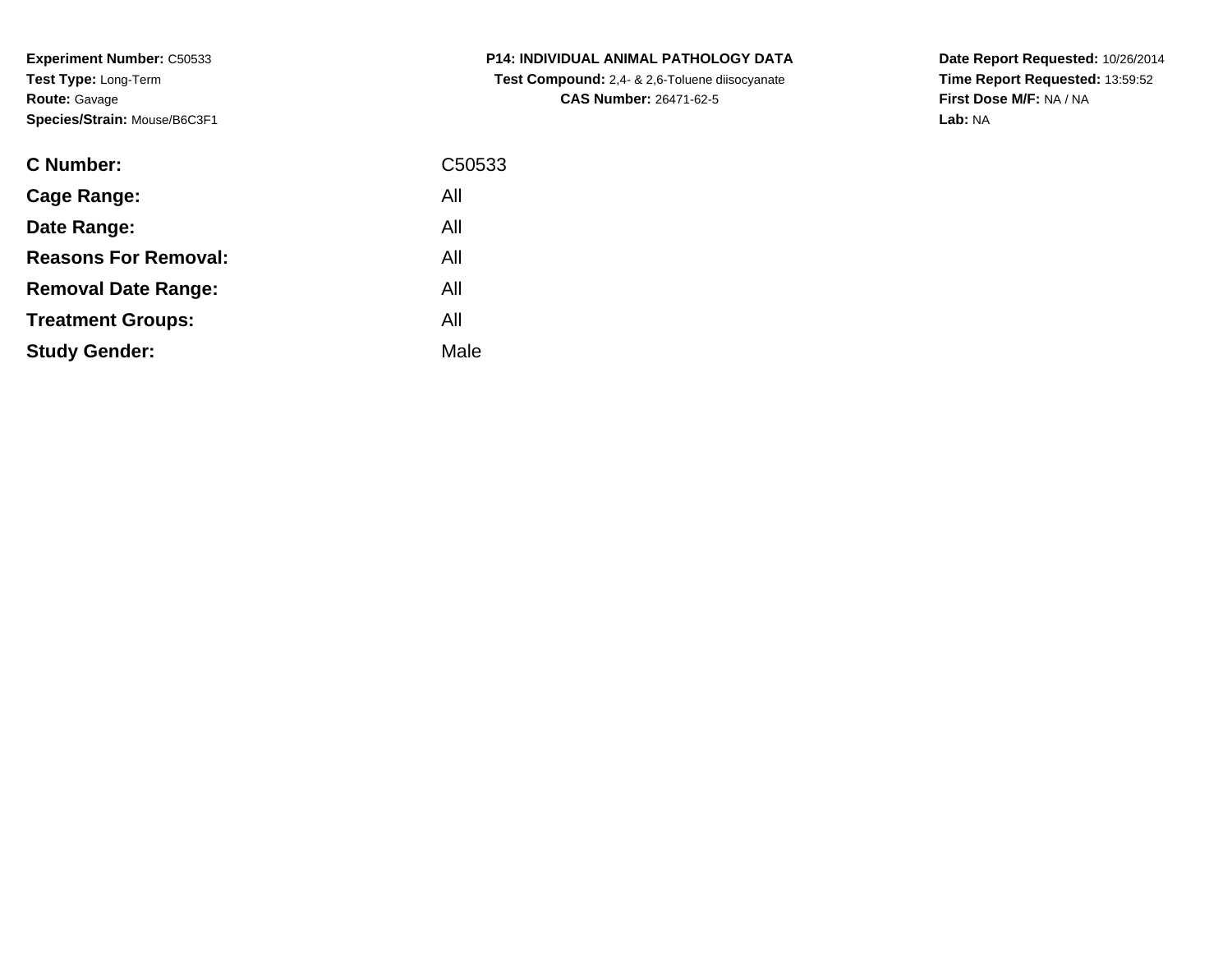**Experiment Number:** C50533
**Test Type:** Long-Term
**Route:** Gavage
**Species/Strain:** Mouse/B6C3F1

**P14: INDIVIDUAL ANIMAL PATHOLOGY DATA**
**Test Compound:** 2,4- & 2,6-Toluene diisocyanate
**CAS Number:** 26471-62-5

**Date Report Requested:** 10/26/2014
**Time Report Requested:** 13:59:52
**First Dose M/F:** NA / NA
**Lab:** NA

| | |
|---|---|
| **C Number:** | C50533 |
| **Cage Range:** | All |
| **Date Range:** | All |
| **Reasons For Removal:** | All |
| **Removal Date Range:** | All |
| **Treatment Groups:** | All |
| **Study Gender:** | Male |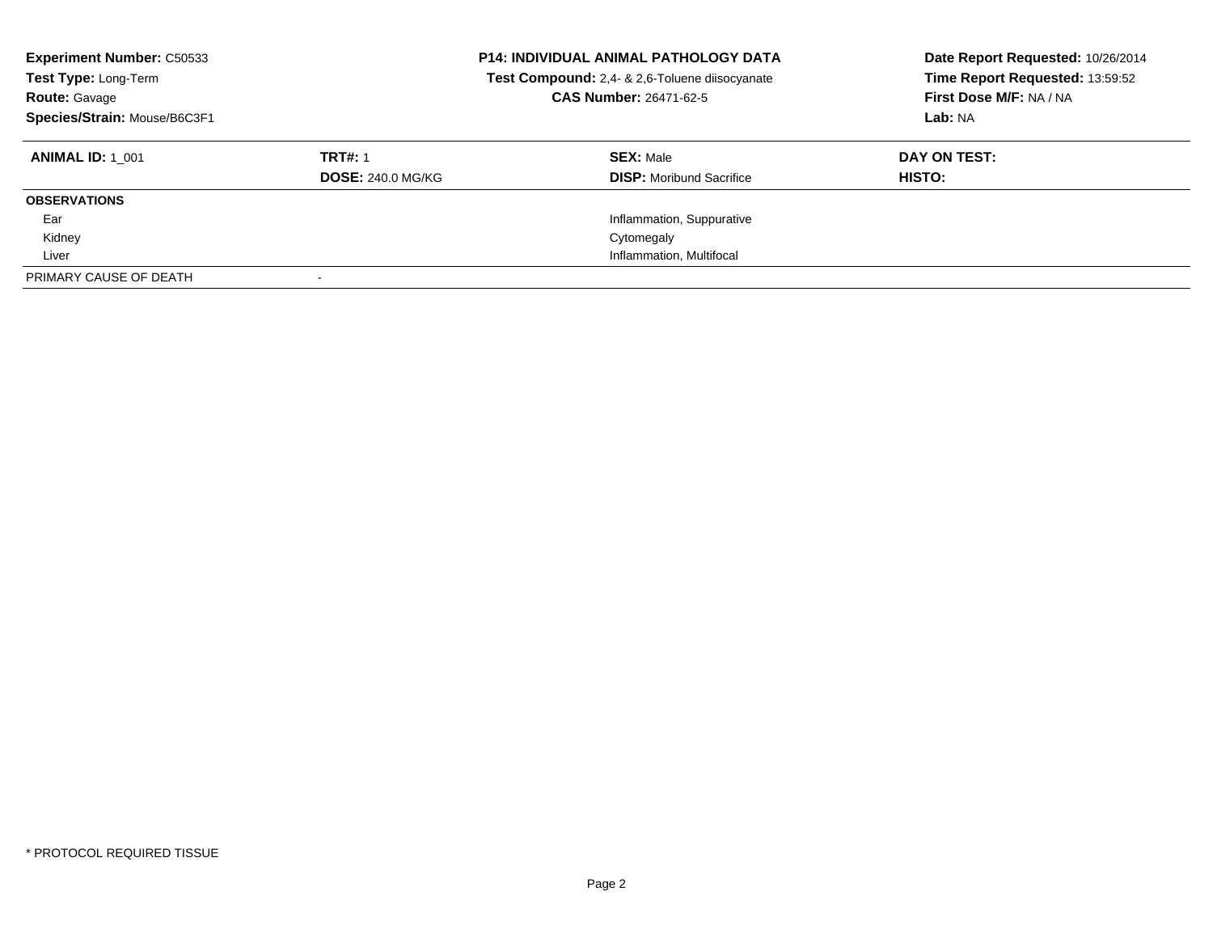**Experiment Number:** C50533
**Test Type:** Long-Term
**Route:** Gavage
**Species/Strain:** Mouse/B6C3F1

**P14: INDIVIDUAL ANIMAL PATHOLOGY DATA**
**Test Compound:** 2,4- & 2,6-Toluene diisocyanate
**CAS Number:** 26471-62-5

**Date Report Requested:** 10/26/2014
**Time Report Requested:** 13:59:52
**First Dose M/F:** NA / NA
**Lab:** NA

| **ANIMAL ID:** 1_001 | **TRT#:** 1 | **SEX:** Male | **DAY ON TEST:** |
|---|---|---|---|
| | **DOSE:** 240.0 MG/KG | **DISP:** Moribund Sacrifice | **HISTO:** |
| **OBSERVATIONS** | | | |
| Ear | | Inflammation, Suppurative | |
| Kidney | | Cytomegaly | |
| Liver | | Inflammation, Multifocal | |
| PRIMARY CAUSE OF DEATH | - | | |

\* PROTOCOL REQUIRED TISSUE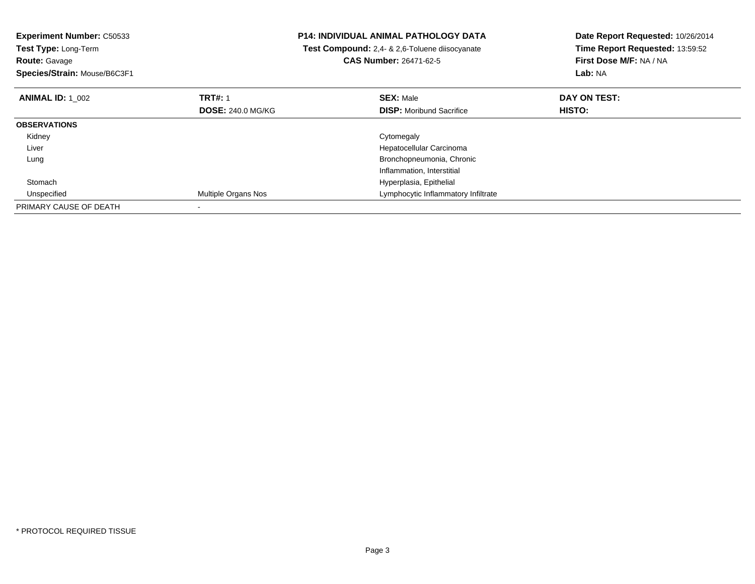**Experiment Number:** C50533
**Test Type:** Long-Term
**Route:** Gavage
**Species/Strain:** Mouse/B6C3F1

**P14: INDIVIDUAL ANIMAL PATHOLOGY DATA**
**Test Compound:** 2,4- & 2,6-Toluene diisocyanate
**CAS Number:** 26471-62-5

**Date Report Requested:** 10/26/2014
**Time Report Requested:** 13:59:52
**First Dose M/F:** NA / NA
**Lab:** NA

| **ANIMAL ID:** 1_002 | **TRT#:** 1 | **SEX:** Male | **DAY ON TEST:** |
|---|---|---|---|
| | **DOSE:** 240.0 MG/KG | **DISP:** Moribund Sacrifice | **HISTO:** |
| **OBSERVATIONS** | | | |
| Kidney | | Cytomegaly | |
| Liver | | Hepatocellular Carcinoma | |
| Lung | | Bronchopneumonia, Chronic | |
| | | Inflammation, Interstitial | |
| Stomach | | Hyperplasia, Epithelial | |
| Unspecified | Multiple Organs Nos | Lymphocytic Inflammatory Infiltrate | |
| PRIMARY CAUSE OF DEATH | - | | |

* PROTOCOL REQUIRED TISSUE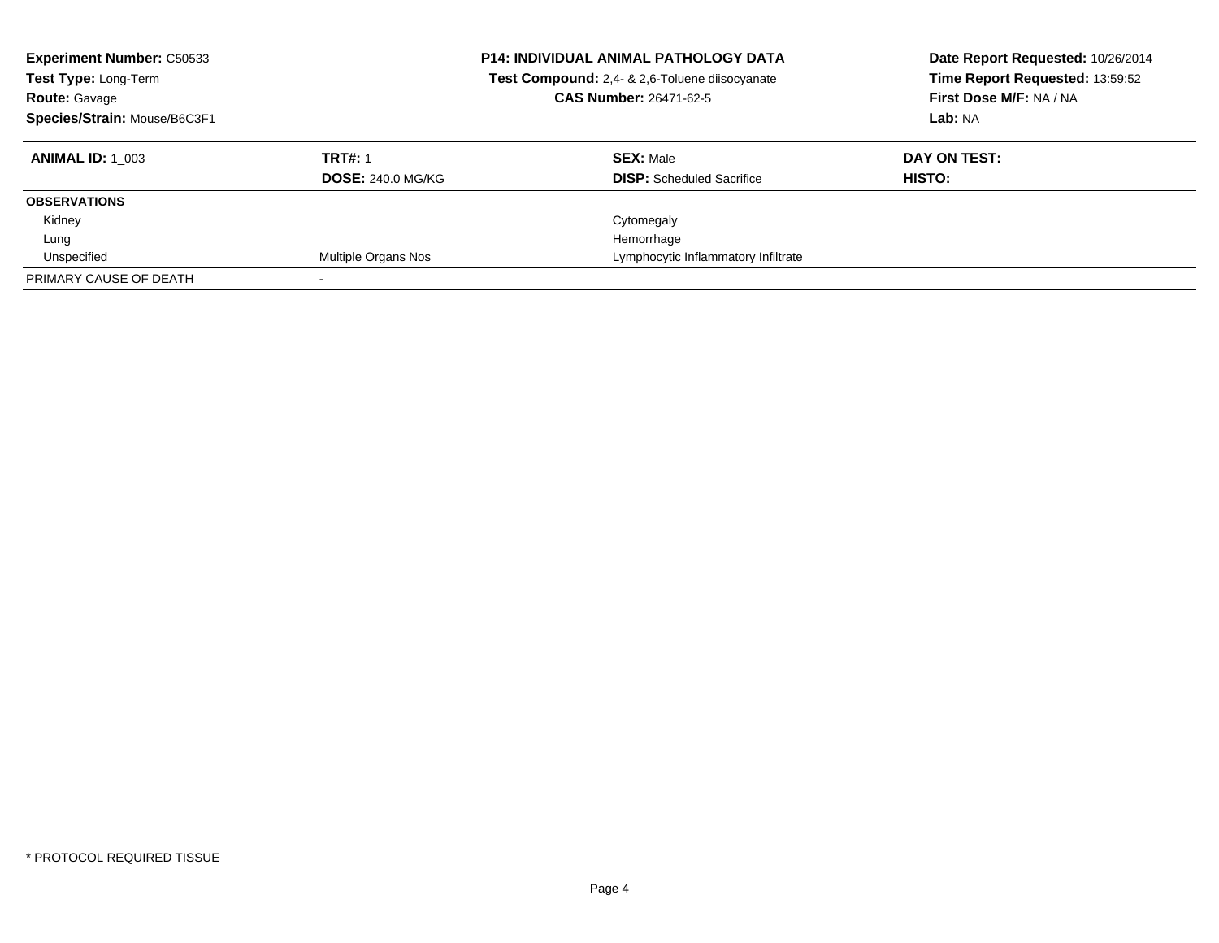**Experiment Number:** C50533
**Test Type:** Long-Term
**Route:** Gavage
**Species/Strain:** Mouse/B6C3F1

**P14: INDIVIDUAL ANIMAL PATHOLOGY DATA**
**Test Compound:** 2,4- & 2,6-Toluene diisocyanate
**CAS Number:** 26471-62-5

**Date Report Requested:** 10/26/2014
**Time Report Requested:** 13:59:52
**First Dose M/F:** NA / NA
**Lab:** NA

| **ANIMAL ID:** 1_003 | **TRT#:** 1 | **SEX:** Male | **DAY ON TEST:** |
|---|---|---|---|
| | **DOSE:** 240.0 MG/KG | **DISP:** Scheduled Sacrifice | **HISTO:** |
| **OBSERVATIONS** | | | |
| Kidney | | Cytomegaly | |
| Lung | | Hemorrhage | |
| Unspecified | Multiple Organs Nos | Lymphocytic Inflammatory Infiltrate | |
| PRIMARY CAUSE OF DEATH | - | | |

* PROTOCOL REQUIRED TISSUE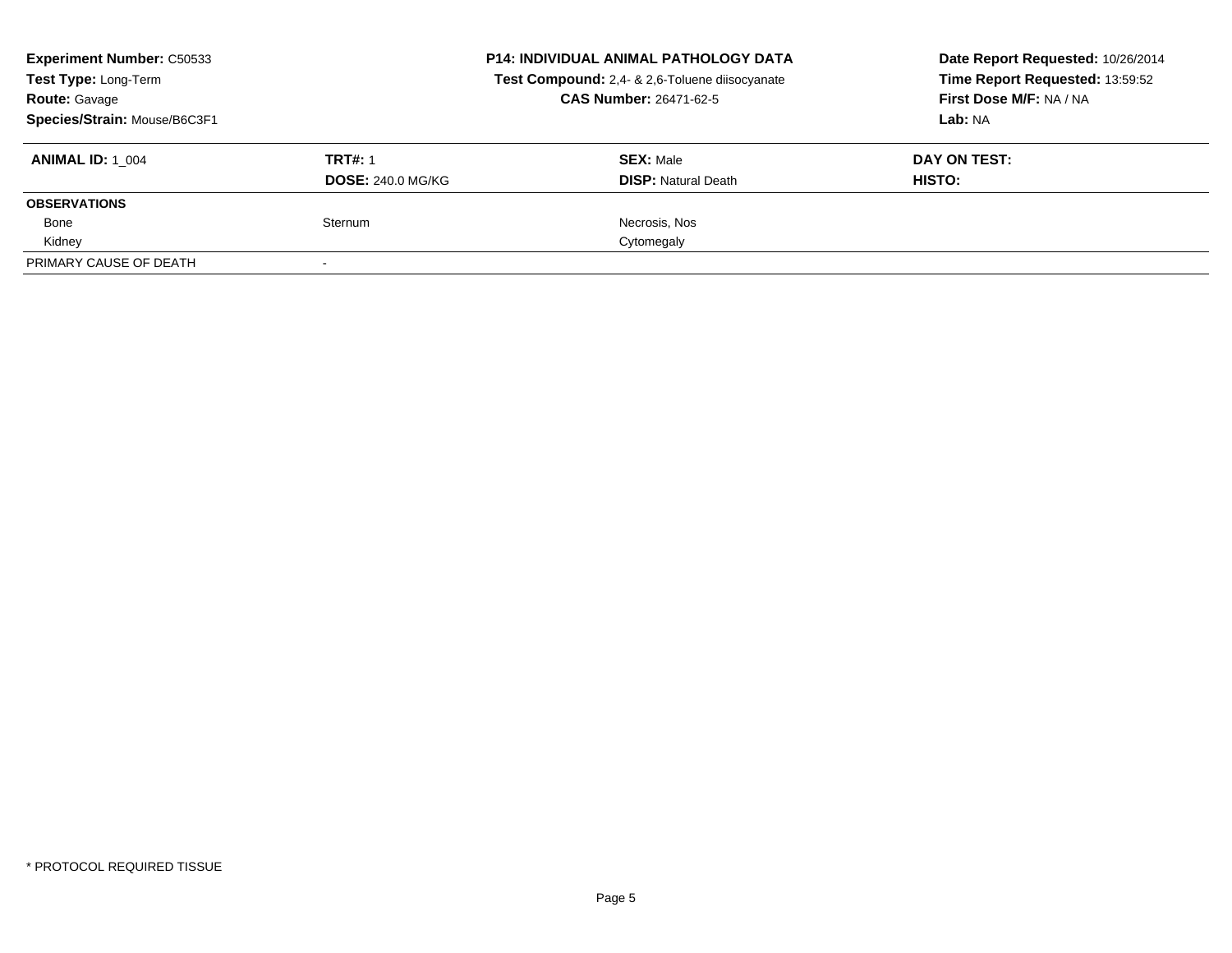**Experiment Number:** C50533
**Test Type:** Long-Term
**Route:** Gavage
**Species/Strain:** Mouse/B6C3F1

**P14: INDIVIDUAL ANIMAL PATHOLOGY DATA**
**Test Compound:** 2,4- & 2,6-Toluene diisocyanate
**CAS Number:** 26471-62-5

**Date Report Requested:** 10/26/2014
**Time Report Requested:** 13:59:52
**First Dose M/F:** NA / NA
**Lab:** NA

| **ANIMAL ID:** 1_004 | **TRT#:** 1 | **SEX:** Male | **DAY ON TEST:** |
|---|---|---|---|
| | **DOSE:** 240.0 MG/KG | **DISP:** Natural Death | **HISTO:** |
| **OBSERVATIONS** | | | |
| Bone | Sternum | Necrosis, Nos | |
| Kidney | | Cytomegaly | |
| PRIMARY CAUSE OF DEATH | - | | |

* PROTOCOL REQUIRED TISSUE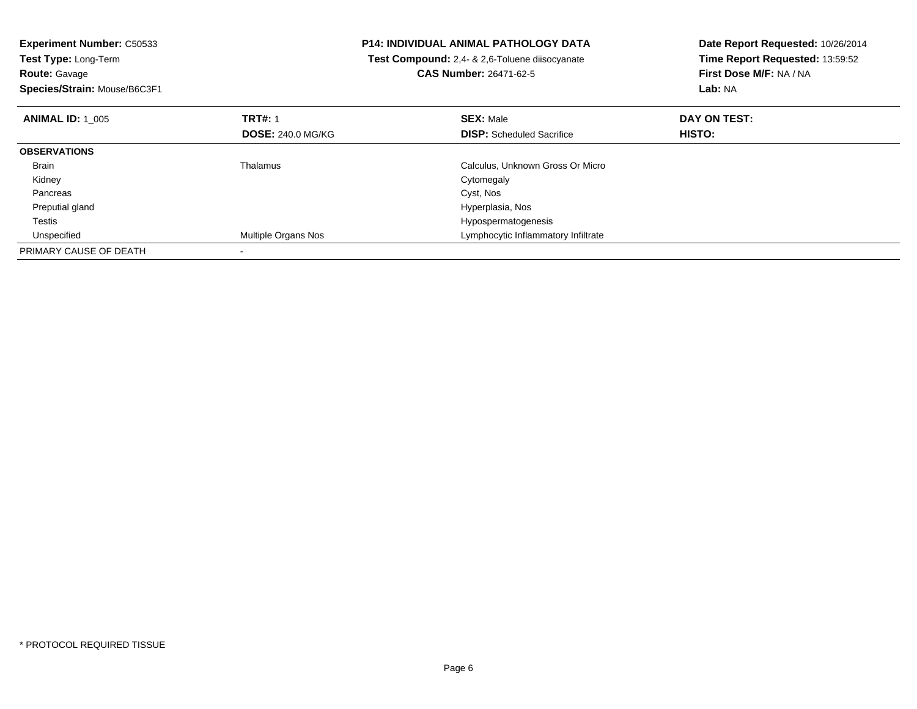**Experiment Number:** C50533
**Test Type:** Long-Term
**Route:** Gavage
**Species/Strain:** Mouse/B6C3F1

**P14: INDIVIDUAL ANIMAL PATHOLOGY DATA**
**Test Compound:** 2,4- & 2,6-Toluene diisocyanate
**CAS Number:** 26471-62-5

**Date Report Requested:** 10/26/2014
**Time Report Requested:** 13:59:52
**First Dose M/F:** NA / NA
**Lab:** NA

| **ANIMAL ID:** 1_005 | **TRT#:** 1 | **SEX:** Male | **DAY ON TEST:** |
|---|---|---|---|
| | **DOSE:** 240.0 MG/KG | **DISP:** Scheduled Sacrifice | **HISTO:** |
| **OBSERVATIONS** | | | |
| Brain | Thalamus | Calculus, Unknown Gross Or Micro | |
| Kidney | | Cytomegaly | |
| Pancreas | | Cyst, Nos | |
| Preputial gland | | Hyperplasia, Nos | |
| Testis | | Hypospermatogenesis | |
| Unspecified | Multiple Organs Nos | Lymphocytic Inflammatory Infiltrate | |
| PRIMARY CAUSE OF DEATH | - | | |

* PROTOCOL REQUIRED TISSUE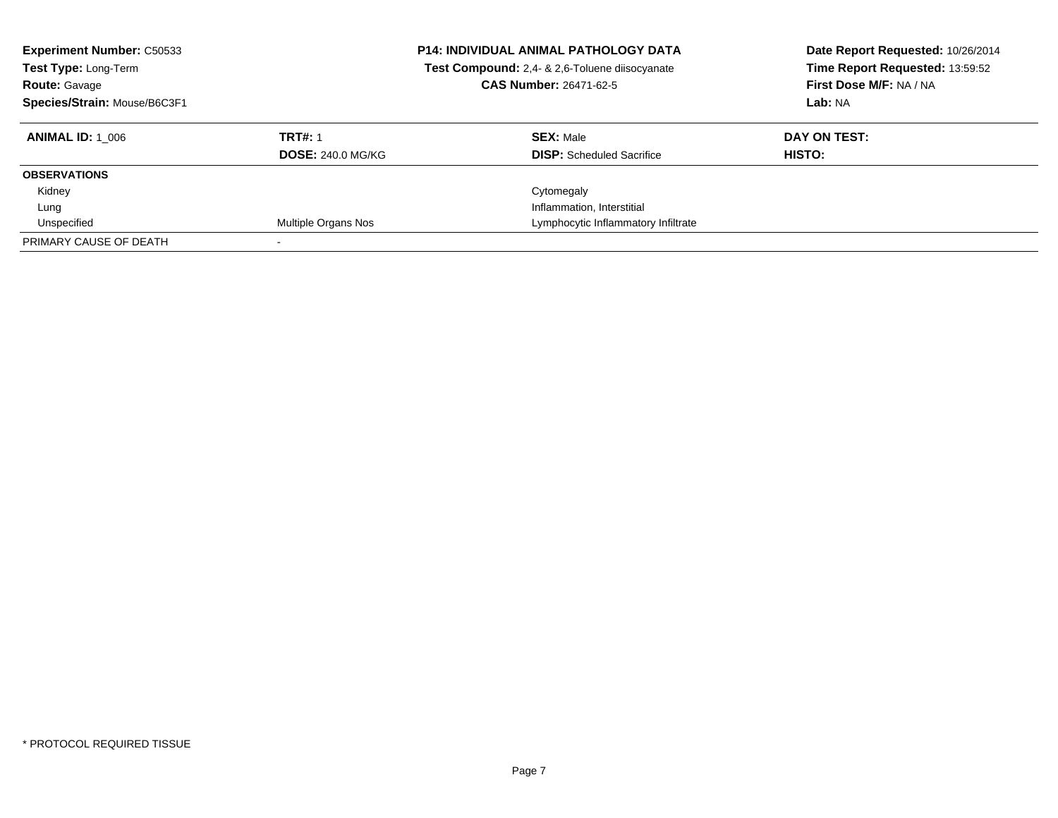**Experiment Number:** C50533
**Test Type:** Long-Term
**Route:** Gavage
**Species/Strain:** Mouse/B6C3F1

**P14: INDIVIDUAL ANIMAL PATHOLOGY DATA**
**Test Compound:** 2,4- & 2,6-Toluene diisocyanate
**CAS Number:** 26471-62-5

**Date Report Requested:** 10/26/2014
**Time Report Requested:** 13:59:52
**First Dose M/F:** NA / NA
**Lab:** NA

| **ANIMAL ID:** 1_006 | **TRT#:** 1 | **SEX:** Male | **DAY ON TEST:** |
|---|---|---|---|
| | **DOSE:** 240.0 MG/KG | **DISP:** Scheduled Sacrifice | **HISTO:** |
| **OBSERVATIONS** | | | |
| Kidney | | Cytomegaly | |
| Lung | | Inflammation, Interstitial | |
| Unspecified | Multiple Organs Nos | Lymphocytic Inflammatory Infiltrate | |
| PRIMARY CAUSE OF DEATH | - | | |

* PROTOCOL REQUIRED TISSUE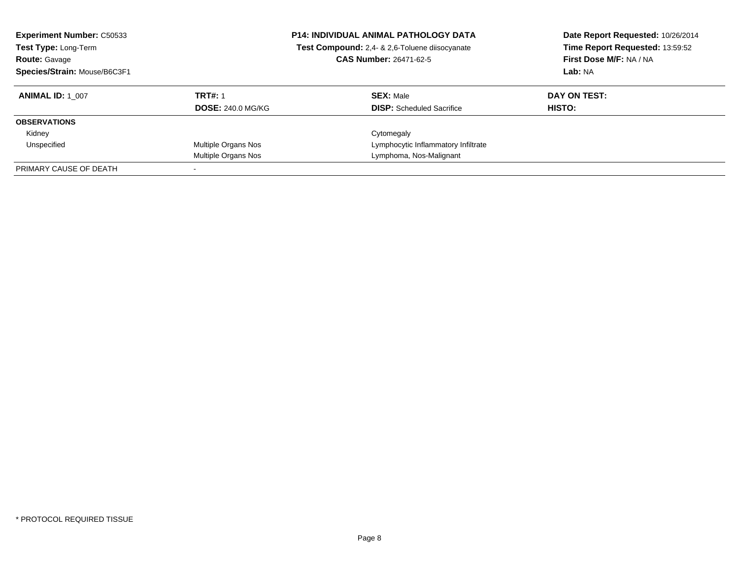**Experiment Number:** C50533
**Test Type:** Long-Term
**Route:** Gavage
**Species/Strain:** Mouse/B6C3F1

**P14: INDIVIDUAL ANIMAL PATHOLOGY DATA**
**Test Compound:** 2,4- & 2,6-Toluene diisocyanate
**CAS Number:** 26471-62-5

**Date Report Requested:** 10/26/2014
**Time Report Requested:** 13:59:52
**First Dose M/F:** NA / NA
**Lab:** NA

| **ANIMAL ID:** 1_007 | **TRT#:** 1 | **SEX:** Male | **DAY ON TEST:** |
|---|---|---|---|
| | **DOSE:** 240.0 MG/KG | **DISP:** Scheduled Sacrifice | **HISTO:** |
| **OBSERVATIONS** | | | |
| Kidney | | Cytomegaly | |
| Unspecified | Multiple Organs Nos | Lymphocytic Inflammatory Infiltrate | |
| | Multiple Organs Nos | Lymphoma, Nos-Malignant | |
| PRIMARY CAUSE OF DEATH | - | | |

* PROTOCOL REQUIRED TISSUE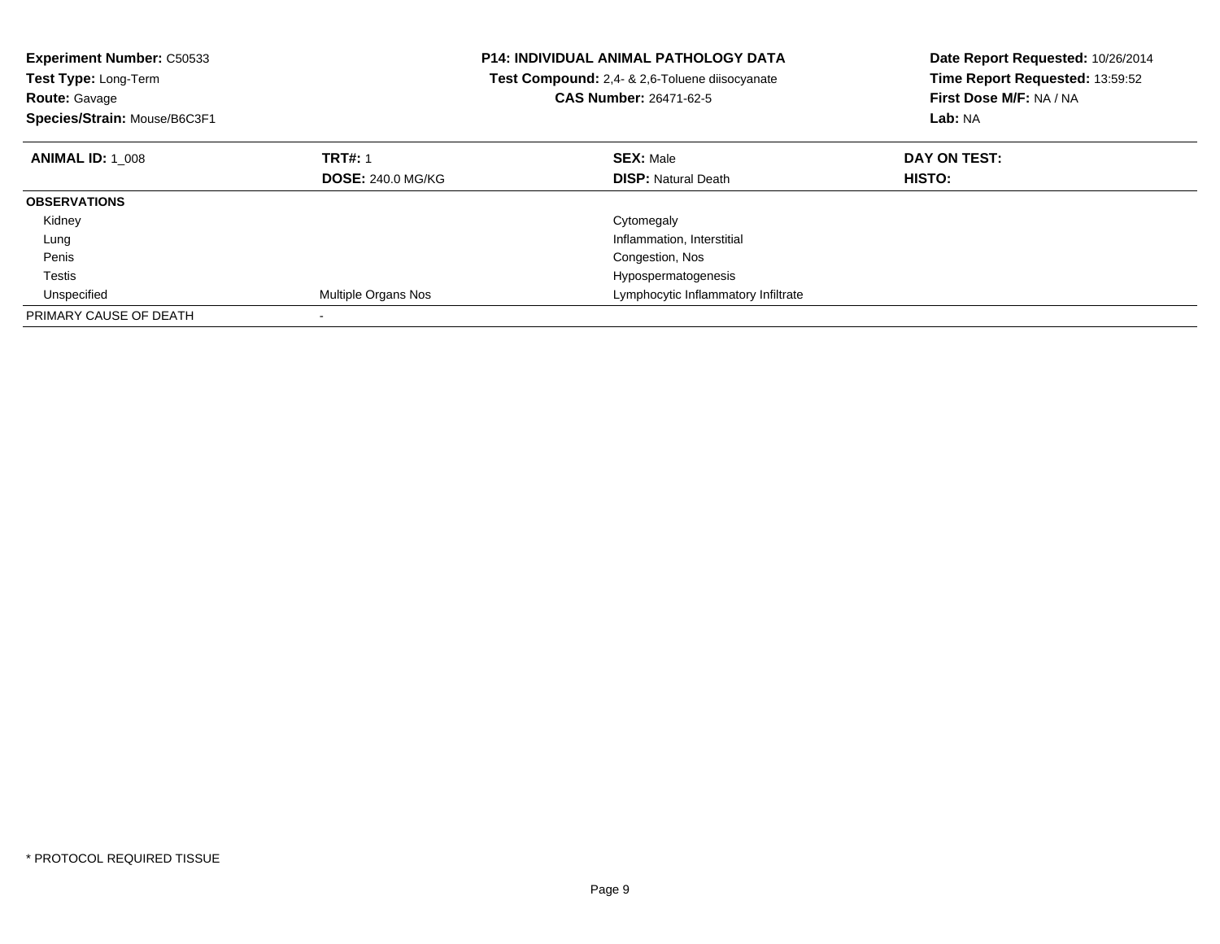**Experiment Number:** C50533
**Test Type:** Long-Term
**Route:** Gavage
**Species/Strain:** Mouse/B6C3F1

**P14: INDIVIDUAL ANIMAL PATHOLOGY DATA**
**Test Compound:** 2,4- & 2,6-Toluene diisocyanate
**CAS Number:** 26471-62-5

**Date Report Requested:** 10/26/2014
**Time Report Requested:** 13:59:52
**First Dose M/F:** NA / NA
**Lab:** NA

| **ANIMAL ID:** 1_008 | **TRT#:** 1 | **SEX:** Male | **DAY ON TEST:** |
|---|---|---|---|
| | **DOSE:** 240.0 MG/KG | **DISP:** Natural Death | **HISTO:** |
| **OBSERVATIONS** | | | |
| Kidney | | Cytomegaly | |
| Lung | | Inflammation, Interstitial | |
| Penis | | Congestion, Nos | |
| Testis | | Hypospermatogenesis | |
| Unspecified | Multiple Organs Nos | Lymphocytic Inflammatory Infiltrate | |
| PRIMARY CAUSE OF DEATH | - | | |

* PROTOCOL REQUIRED TISSUE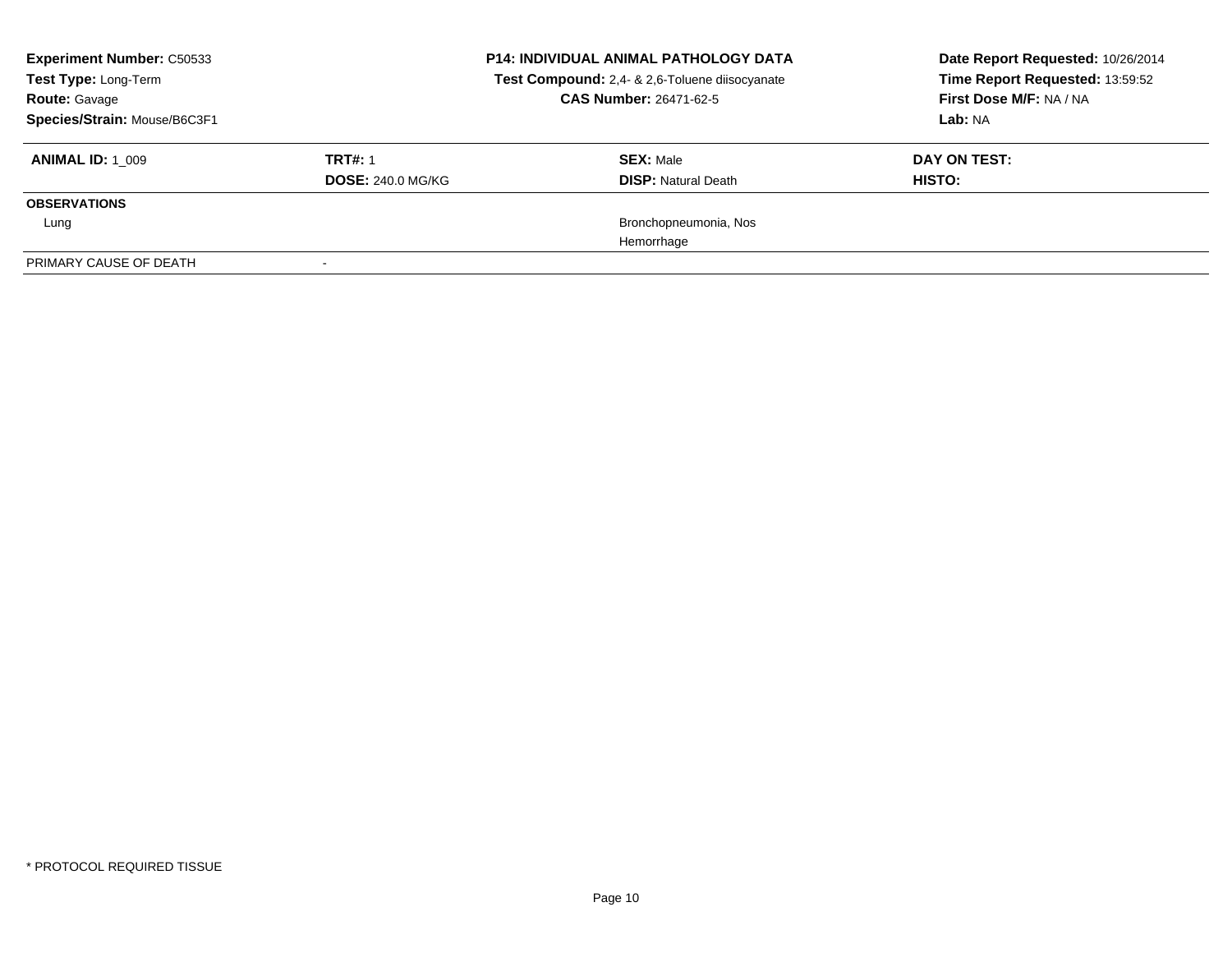**Experiment Number:** C50533
**Test Type:** Long-Term
**Route:** Gavage
**Species/Strain:** Mouse/B6C3F1

**P14: INDIVIDUAL ANIMAL PATHOLOGY DATA**
**Test Compound:** 2,4- & 2,6-Toluene diisocyanate
**CAS Number:** 26471-62-5

**Date Report Requested:** 10/26/2014
**Time Report Requested:** 13:59:52
**First Dose M/F:** NA / NA
**Lab:** NA

| **ANIMAL ID:** 1_009 | **TRT#:** 1 | **SEX:** Male | **DAY ON TEST:** |
|---|---|---|---|
| | **DOSE:** 240.0 MG/KG | **DISP:** Natural Death | **HISTO:** |
| **OBSERVATIONS** | | | |
| Lung | | Bronchopneumonia, Nos | |
| | | Hemorrhage | |
| PRIMARY CAUSE OF DEATH | - | | |

* PROTOCOL REQUIRED TISSUE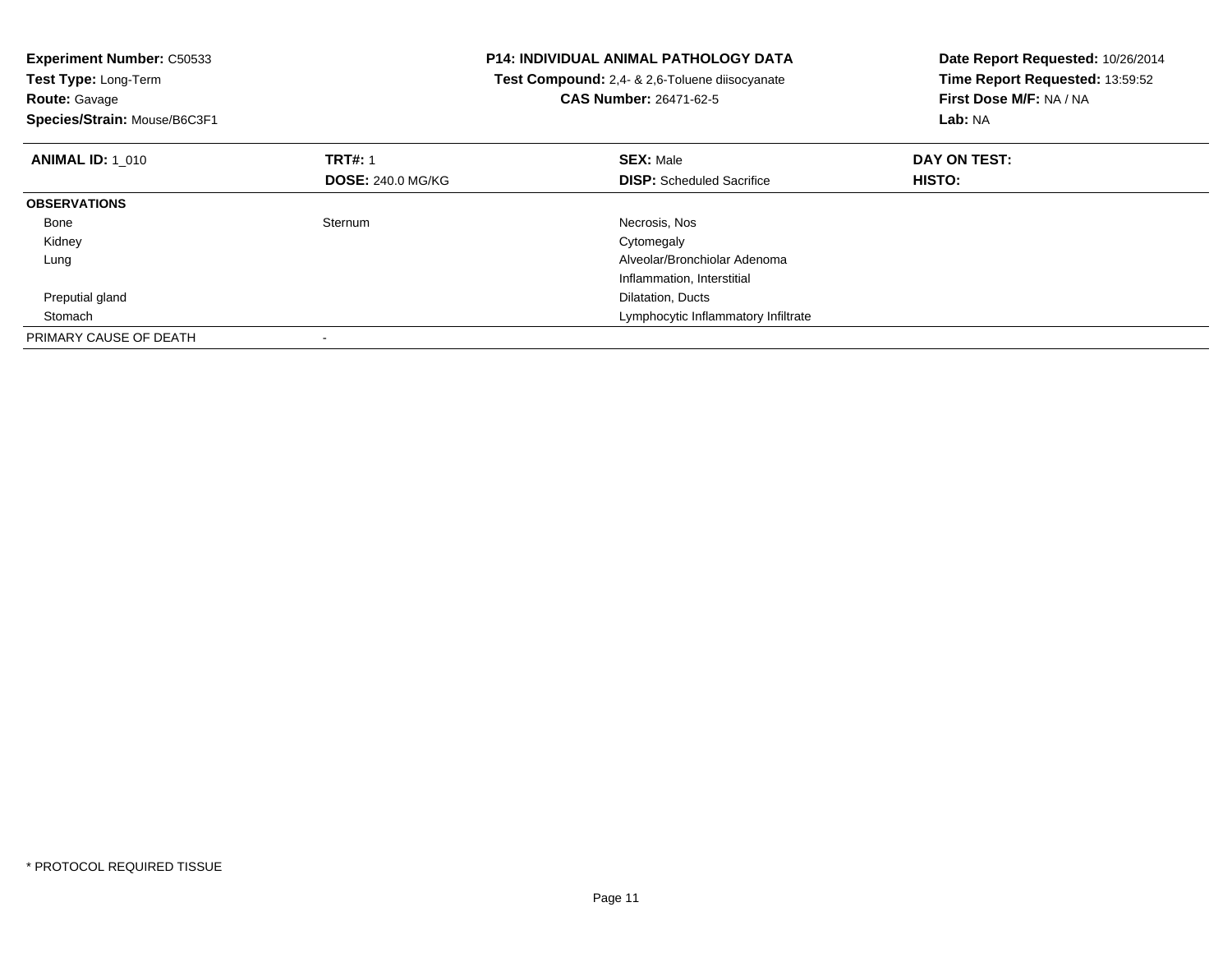**Experiment Number:** C50533
**Test Type:** Long-Term
**Route:** Gavage
**Species/Strain:** Mouse/B6C3F1

**P14: INDIVIDUAL ANIMAL PATHOLOGY DATA**
**Test Compound:** 2,4- & 2,6-Toluene diisocyanate
**CAS Number:** 26471-62-5

**Date Report Requested:** 10/26/2014
**Time Report Requested:** 13:59:52
**First Dose M/F:** NA / NA
**Lab:** NA

| **ANIMAL ID:** 1_010 | **TRT#:** 1 | **SEX:** Male | **DAY ON TEST:** |
|---|---|---|---|
| | **DOSE:** 240.0 MG/KG | **DISP:** Scheduled Sacrifice | **HISTO:** |
| **OBSERVATIONS** | | | |
| Bone | Sternum | Necrosis, Nos | |
| Kidney | | Cytomegaly | |
| Lung | | Alveolar/Bronchiolar Adenoma | |
| | | Inflammation, Interstitial | |
| Preputial gland | | Dilatation, Ducts | |
| Stomach | | Lymphocytic Inflammatory Infiltrate | |
| PRIMARY CAUSE OF DEATH | - | | |

* PROTOCOL REQUIRED TISSUE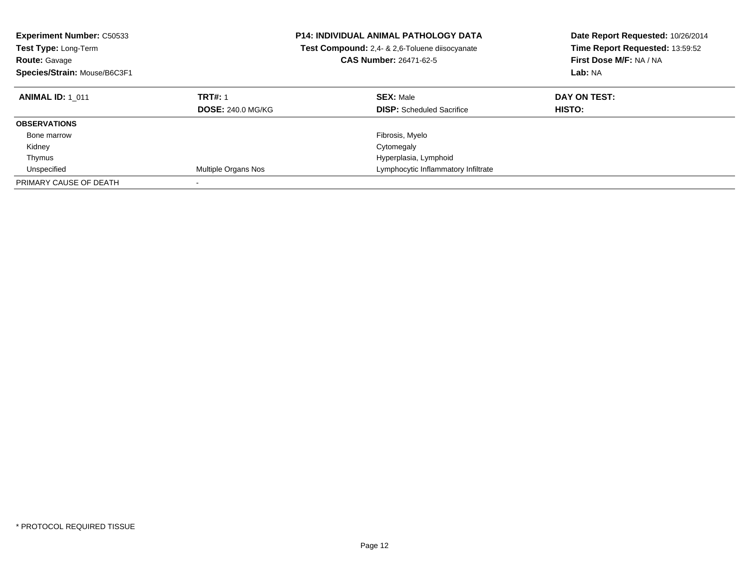**Experiment Number:** C50533
**Test Type:** Long-Term
**Route:** Gavage
**Species/Strain:** Mouse/B6C3F1

**P14: INDIVIDUAL ANIMAL PATHOLOGY DATA**
**Test Compound:** 2,4- & 2,6-Toluene diisocyanate
**CAS Number:** 26471-62-5

**Date Report Requested:** 10/26/2014
**Time Report Requested:** 13:59:52
**First Dose M/F:** NA / NA
**Lab:** NA

| **ANIMAL ID:** 1_011 | **TRT#:** 1 | **SEX:** Male | **DAY ON TEST:** |
|---|---|---|---|
| | **DOSE:** 240.0 MG/KG | **DISP:** Scheduled Sacrifice | **HISTO:** |
| **OBSERVATIONS** | | | |
| Bone marrow | | Fibrosis, Myelo | |
| Kidney | | Cytomegaly | |
| Thymus | | Hyperplasia, Lymphoid | |
| Unspecified | Multiple Organs Nos | Lymphocytic Inflammatory Infiltrate | |
| PRIMARY CAUSE OF DEATH | - | | |

* PROTOCOL REQUIRED TISSUE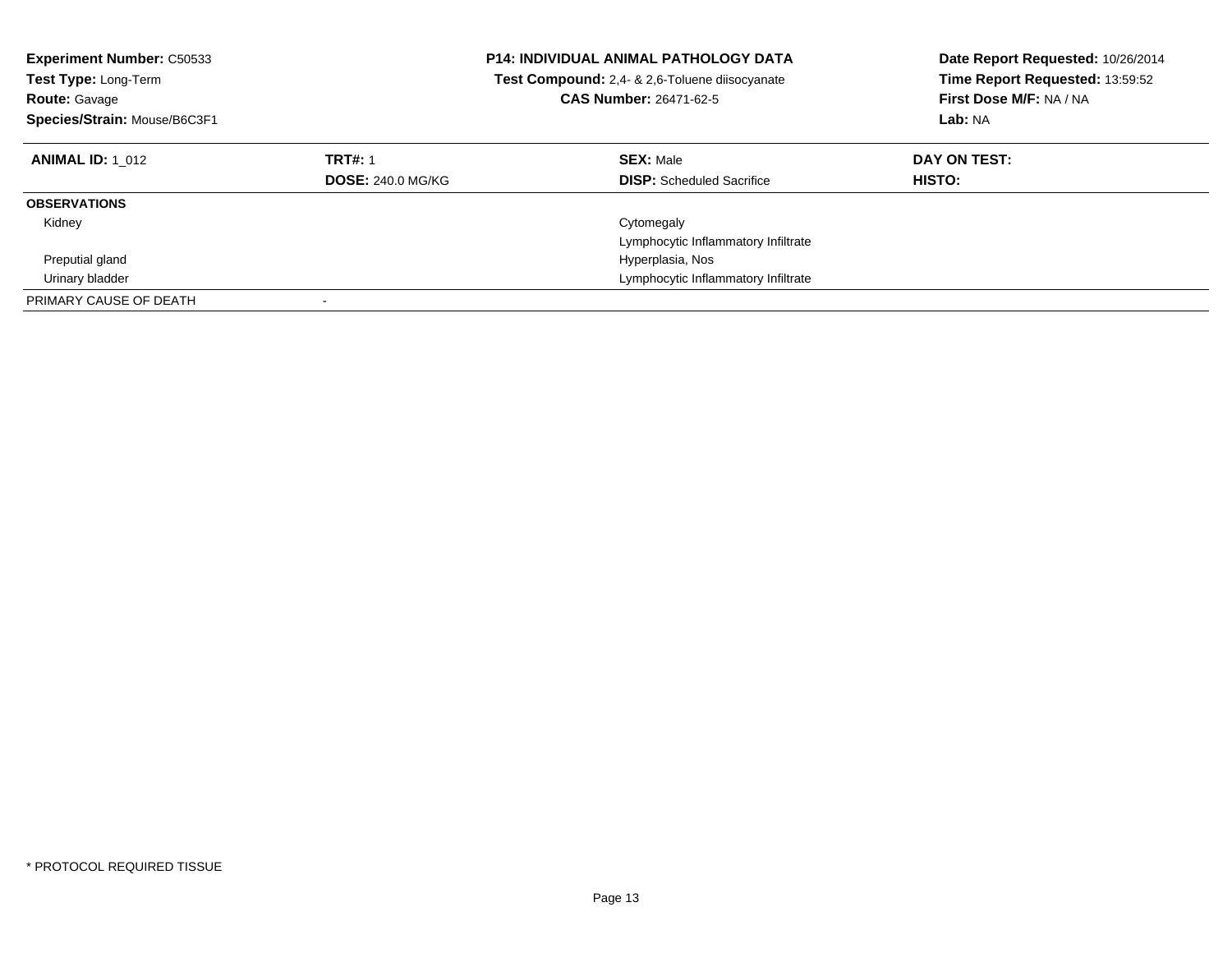**Experiment Number:** C50533
**Test Type:** Long-Term
**Route:** Gavage
**Species/Strain:** Mouse/B6C3F1

**P14: INDIVIDUAL ANIMAL PATHOLOGY DATA**
**Test Compound:** 2,4- & 2,6-Toluene diisocyanate
**CAS Number:** 26471-62-5

**Date Report Requested:** 10/26/2014
**Time Report Requested:** 13:59:52
**First Dose M/F:** NA / NA
**Lab:** NA

| **ANIMAL ID:** 1_012 | **TRT#:** 1 | **SEX:** Male | **DAY ON TEST:** |
|---|---|---|---|
| | **DOSE:** 240.0 MG/KG | **DISP:** Scheduled Sacrifice | **HISTO:** |
| **OBSERVATIONS** | | | |
| Kidney | | Cytomegaly | |
| | | Lymphocytic Inflammatory Infiltrate | |
| Preputial gland | | Hyperplasia, Nos | |
| Urinary bladder | | Lymphocytic Inflammatory Infiltrate | |
| PRIMARY CAUSE OF DEATH | - | | |

* PROTOCOL REQUIRED TISSUE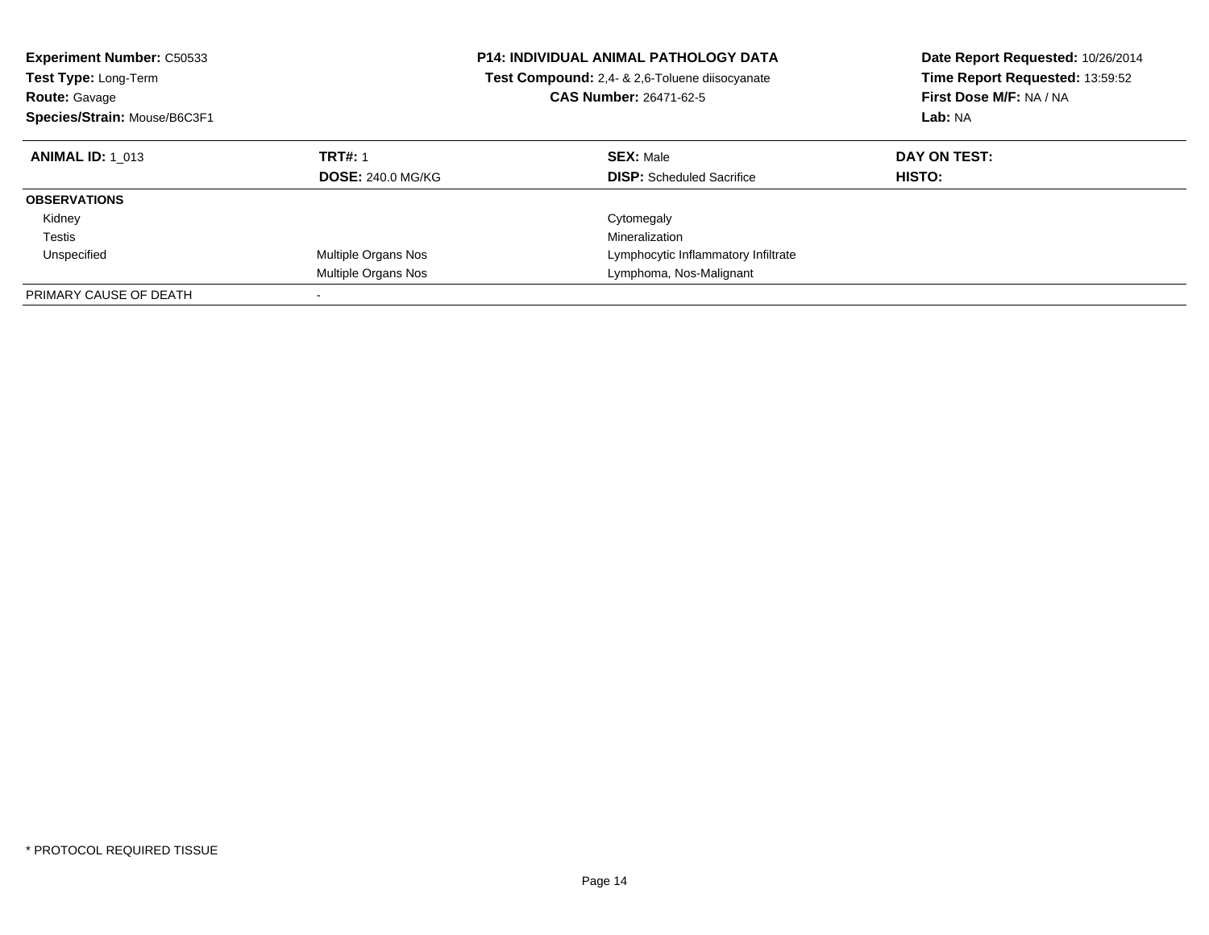**Experiment Number:** C50533
**Test Type:** Long-Term
**Route:** Gavage
**Species/Strain:** Mouse/B6C3F1

**P14: INDIVIDUAL ANIMAL PATHOLOGY DATA**
**Test Compound:** 2,4- & 2,6-Toluene diisocyanate
**CAS Number:** 26471-62-5

**Date Report Requested:** 10/26/2014
**Time Report Requested:** 13:59:52
**First Dose M/F:** NA / NA
**Lab:** NA

| **ANIMAL ID:** 1_013 | **TRT#:** 1 | **SEX:** Male | **DAY ON TEST:** |
|---|---|---|---|
| | **DOSE:** 240.0 MG/KG | **DISP:** Scheduled Sacrifice | **HISTO:** |
| **OBSERVATIONS** | | | |
| Kidney | | Cytomegaly | |
| Testis | | Mineralization | |
| Unspecified | Multiple Organs Nos | Lymphocytic Inflammatory Infiltrate | |
| | Multiple Organs Nos | Lymphoma, Nos-Malignant | |
| PRIMARY CAUSE OF DEATH | - | | |

* PROTOCOL REQUIRED TISSUE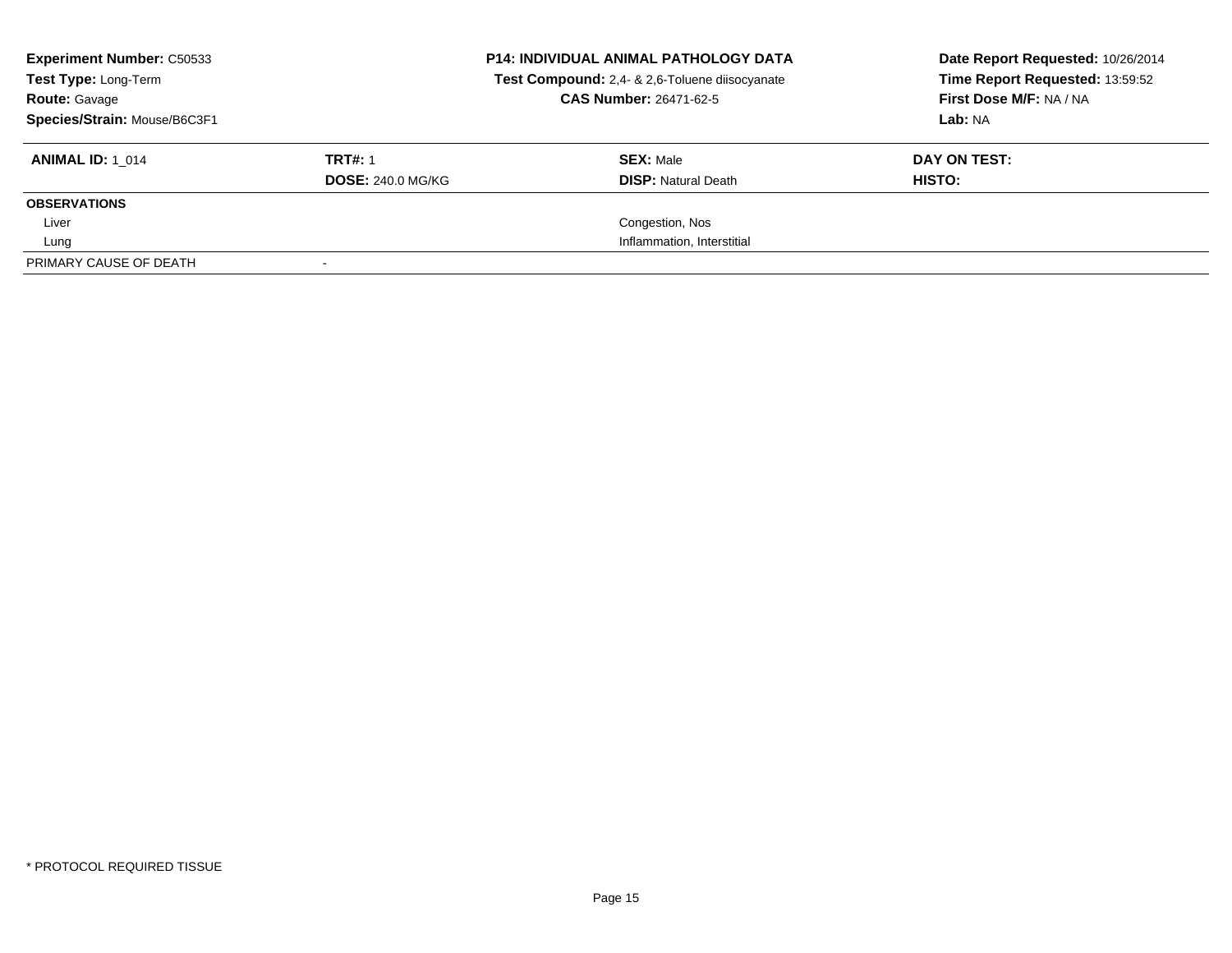**Experiment Number:** C50533
**Test Type:** Long-Term
**Route:** Gavage
**Species/Strain:** Mouse/B6C3F1

**P14: INDIVIDUAL ANIMAL PATHOLOGY DATA**
**Test Compound:** 2,4- & 2,6-Toluene diisocyanate
**CAS Number:** 26471-62-5

**Date Report Requested:** 10/26/2014
**Time Report Requested:** 13:59:52
**First Dose M/F:** NA / NA
**Lab:** NA

| **ANIMAL ID:** 1_014 | **TRT#:** 1 | **SEX:** Male | **DAY ON TEST:** |
|---|---|---|---|
| | **DOSE:** 240.0 MG/KG | **DISP:** Natural Death | **HISTO:** |
| **OBSERVATIONS** | | | |
| Liver | | Congestion, Nos | |
| Lung | | Inflammation, Interstitial | |
| PRIMARY CAUSE OF DEATH | - | | |

* PROTOCOL REQUIRED TISSUE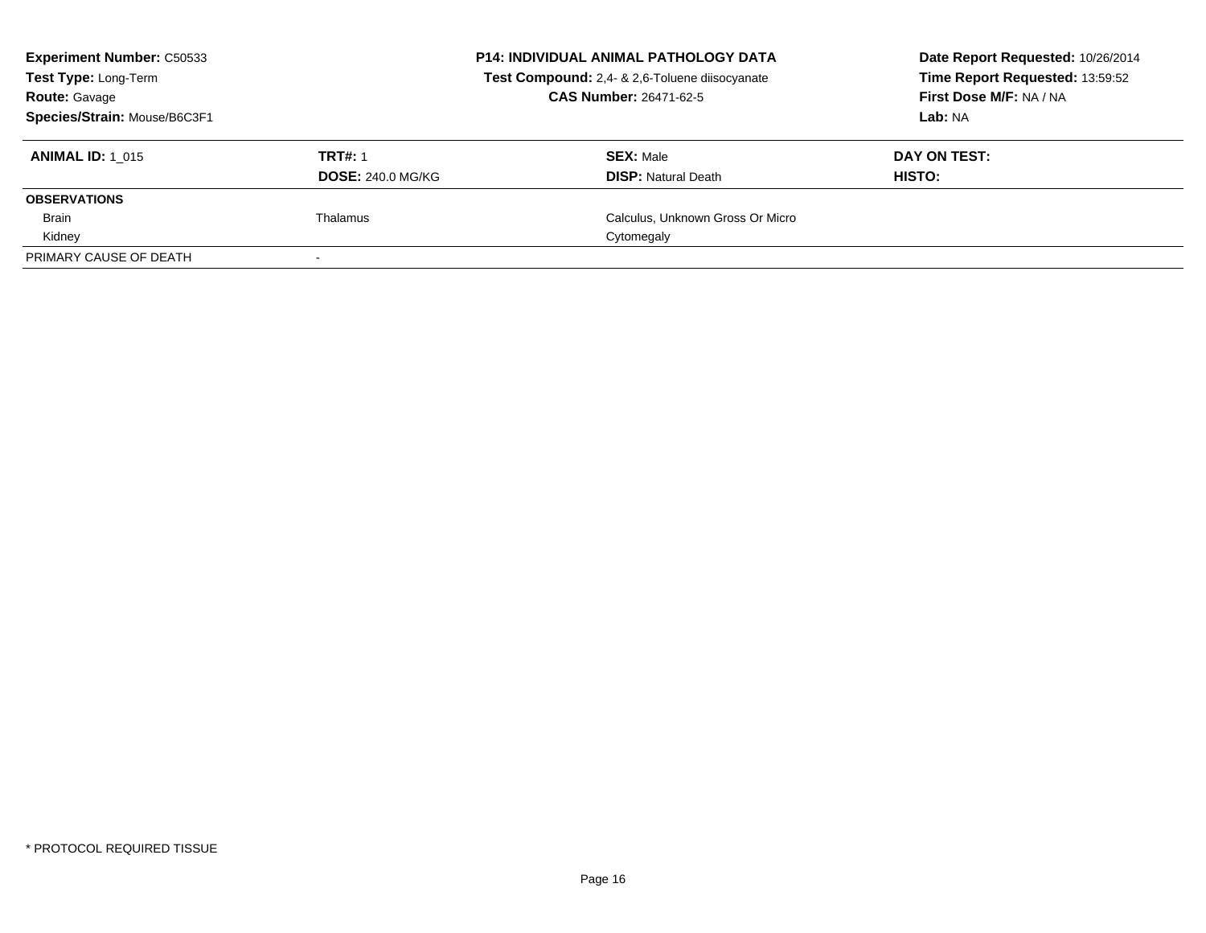**Experiment Number:** C50533
**Test Type:** Long-Term
**Route:** Gavage
**Species/Strain:** Mouse/B6C3F1

**P14: INDIVIDUAL ANIMAL PATHOLOGY DATA**
**Test Compound:** 2,4- & 2,6-Toluene diisocyanate
**CAS Number:** 26471-62-5

**Date Report Requested:** 10/26/2014
**Time Report Requested:** 13:59:52
**First Dose M/F:** NA / NA
**Lab:** NA

| **ANIMAL ID:** 1_015 | **TRT#:** 1 | **SEX:** Male | **DAY ON TEST:** |
|---|---|---|---|
| | **DOSE:** 240.0 MG/KG | **DISP:** Natural Death | **HISTO:** |
| **OBSERVATIONS** | | | |
| Brain | Thalamus | Calculus, Unknown Gross Or Micro | |
| Kidney | | Cytomegaly | |
| PRIMARY CAUSE OF DEATH | - | | |

\* PROTOCOL REQUIRED TISSUE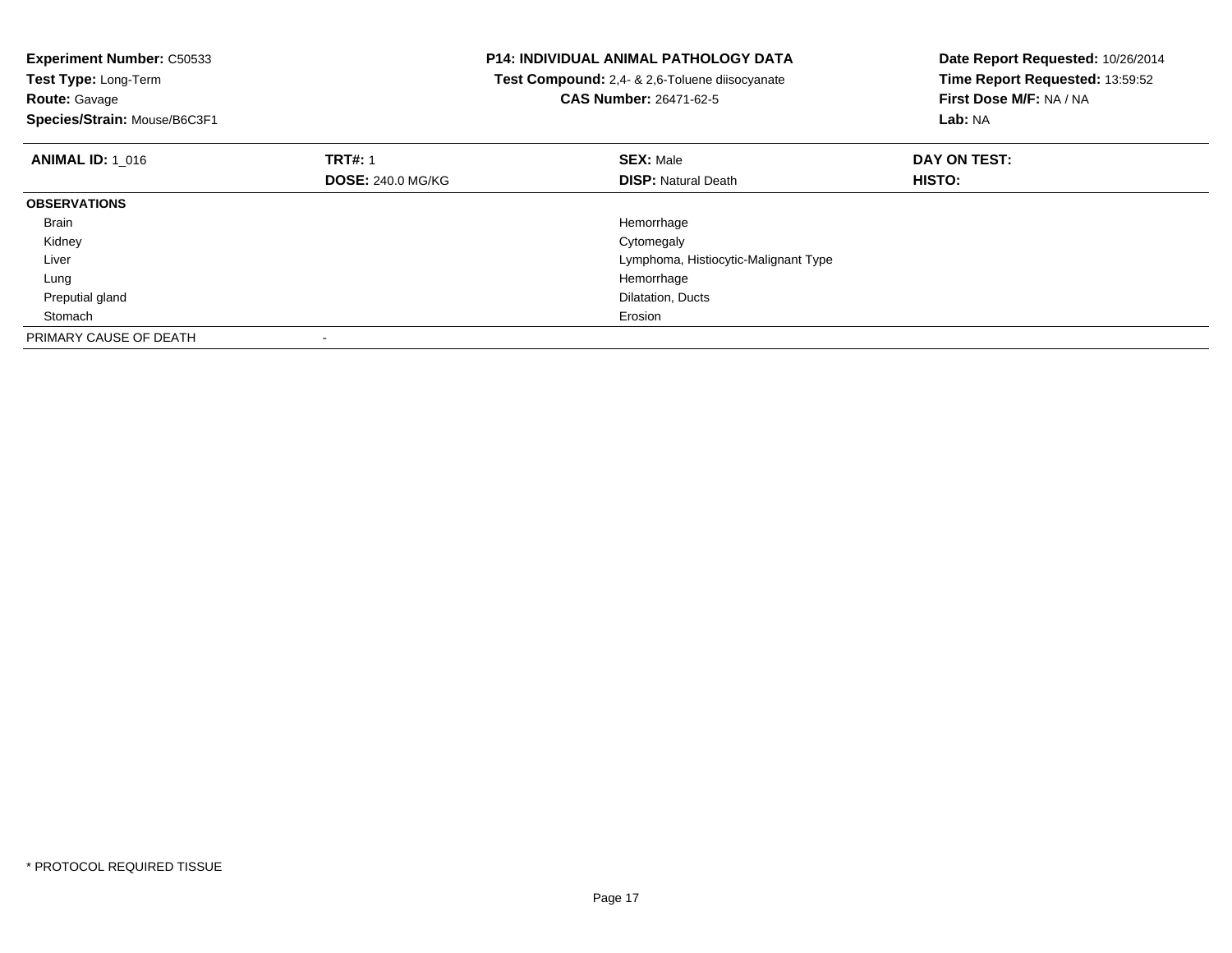**Experiment Number:** C50533
**Test Type:** Long-Term
**Route:** Gavage
**Species/Strain:** Mouse/B6C3F1

**P14: INDIVIDUAL ANIMAL PATHOLOGY DATA**
**Test Compound:** 2,4- & 2,6-Toluene diisocyanate
**CAS Number:** 26471-62-5

**Date Report Requested:** 10/26/2014
**Time Report Requested:** 13:59:52
**First Dose M/F:** NA / NA
**Lab:** NA

| **ANIMAL ID:** 1_016 | **TRT#:** 1 | **SEX:** Male | **DAY ON TEST:** |
|---|---|---|---|
| | **DOSE:** 240.0 MG/KG | **DISP:** Natural Death | **HISTO:** |
| **OBSERVATIONS** | | | |
| Brain | | Hemorrhage | |
| Kidney | | Cytomegaly | |
| Liver | | Lymphoma, Histiocytic-Malignant Type | |
| Lung | | Hemorrhage | |
| Preputial gland | | Dilatation, Ducts | |
| Stomach | | Erosion | |
| PRIMARY CAUSE OF DEATH | - | | |

* PROTOCOL REQUIRED TISSUE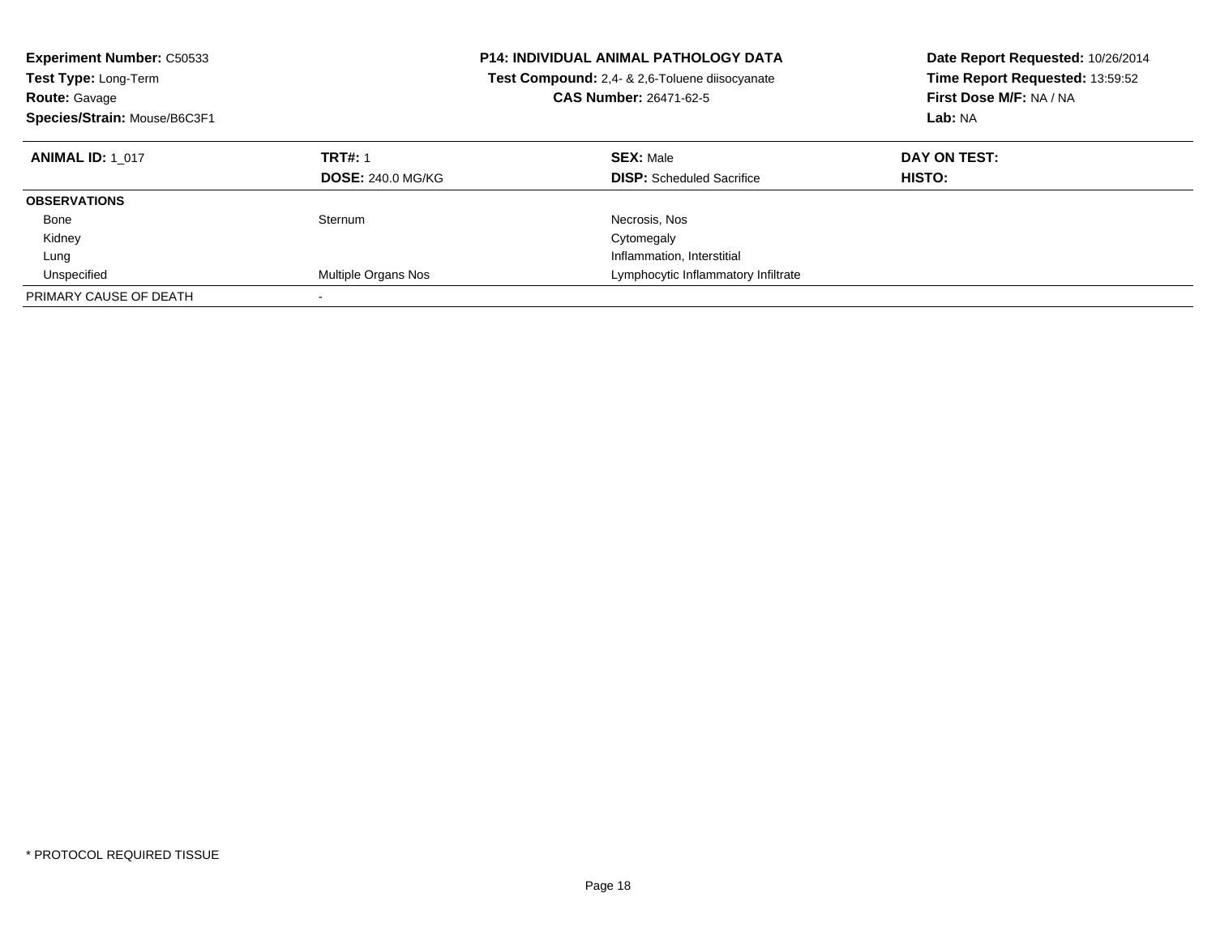**Experiment Number:** C50533
**Test Type:** Long-Term
**Route:** Gavage
**Species/Strain:** Mouse/B6C3F1

**P14: INDIVIDUAL ANIMAL PATHOLOGY DATA**
**Test Compound:** 2,4- & 2,6-Toluene diisocyanate
**CAS Number:** 26471-62-5

**Date Report Requested:** 10/26/2014
**Time Report Requested:** 13:59:52
**First Dose M/F:** NA / NA
**Lab:** NA

| **ANIMAL ID:** 1_017 | **TRT#:** 1 | **SEX:** Male | **DAY ON TEST:** |
|---|---|---|---|
| | **DOSE:** 240.0 MG/KG | **DISP:** Scheduled Sacrifice | **HISTO:** |
| **OBSERVATIONS** | | | |
| Bone | Sternum | Necrosis, Nos | |
| Kidney | | Cytomegaly | |
| Lung | | Inflammation, Interstitial | |
| Unspecified | Multiple Organs Nos | Lymphocytic Inflammatory Infiltrate | |
| PRIMARY CAUSE OF DEATH | - | | |

* PROTOCOL REQUIRED TISSUE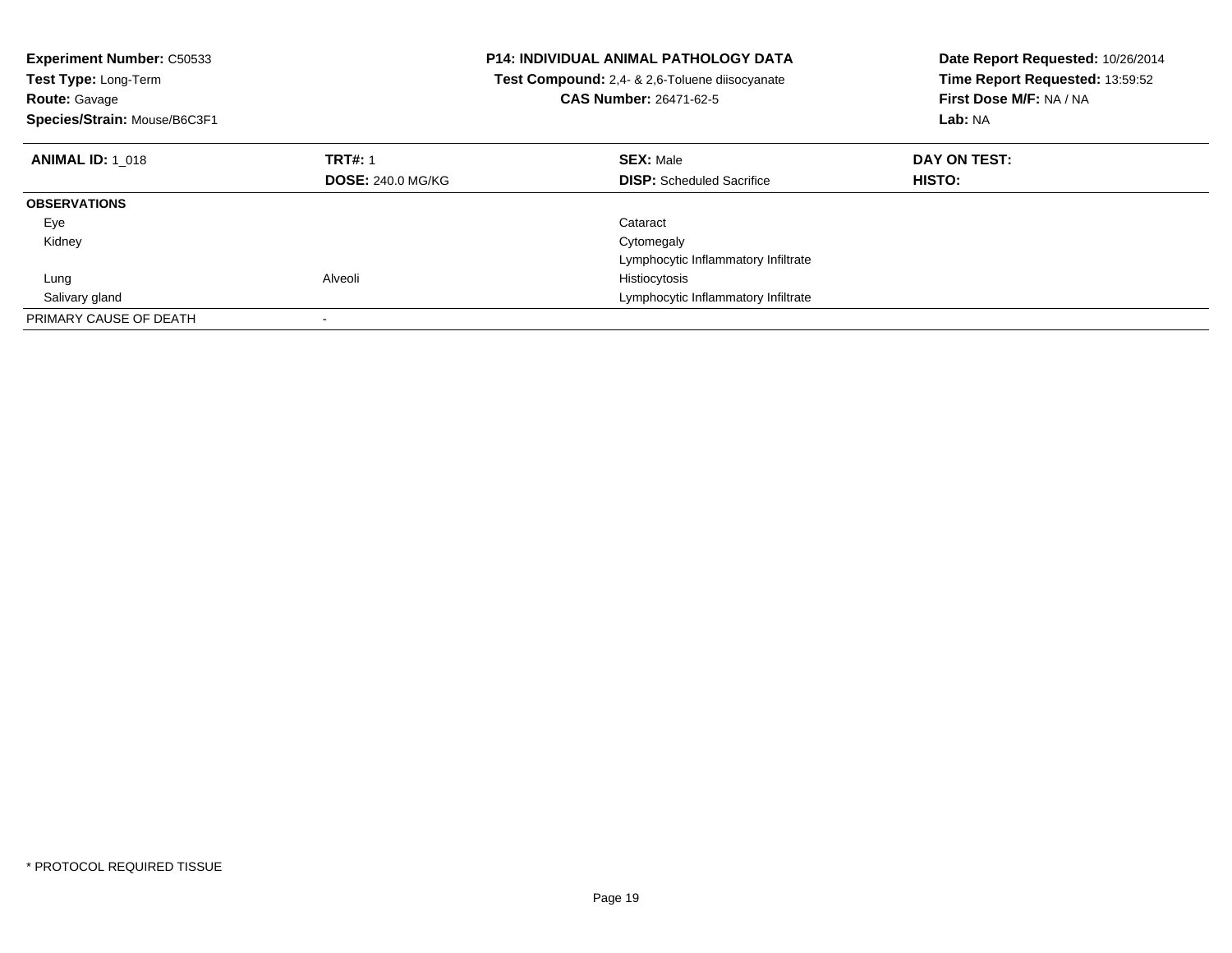**Experiment Number:** C50533
**Test Type:** Long-Term
**Route:** Gavage
**Species/Strain:** Mouse/B6C3F1

**P14: INDIVIDUAL ANIMAL PATHOLOGY DATA**
**Test Compound:** 2,4- & 2,6-Toluene diisocyanate
**CAS Number:** 26471-62-5

**Date Report Requested:** 10/26/2014
**Time Report Requested:** 13:59:52
**First Dose M/F:** NA / NA
**Lab:** NA

| **ANIMAL ID:** 1_018 | **TRT#:** 1 | **SEX:** Male | **DAY ON TEST:** |
|---|---|---|---|
| | **DOSE:** 240.0 MG/KG | **DISP:** Scheduled Sacrifice | **HISTO:** |
| **OBSERVATIONS** | | | |
| Eye | | Cataract | |
| Kidney | | Cytomegaly | |
| | | Lymphocytic Inflammatory Infiltrate | |
| Lung | Alveoli | Histiocytosis | |
| Salivary gland | | Lymphocytic Inflammatory Infiltrate | |
| PRIMARY CAUSE OF DEATH | - | | |

* PROTOCOL REQUIRED TISSUE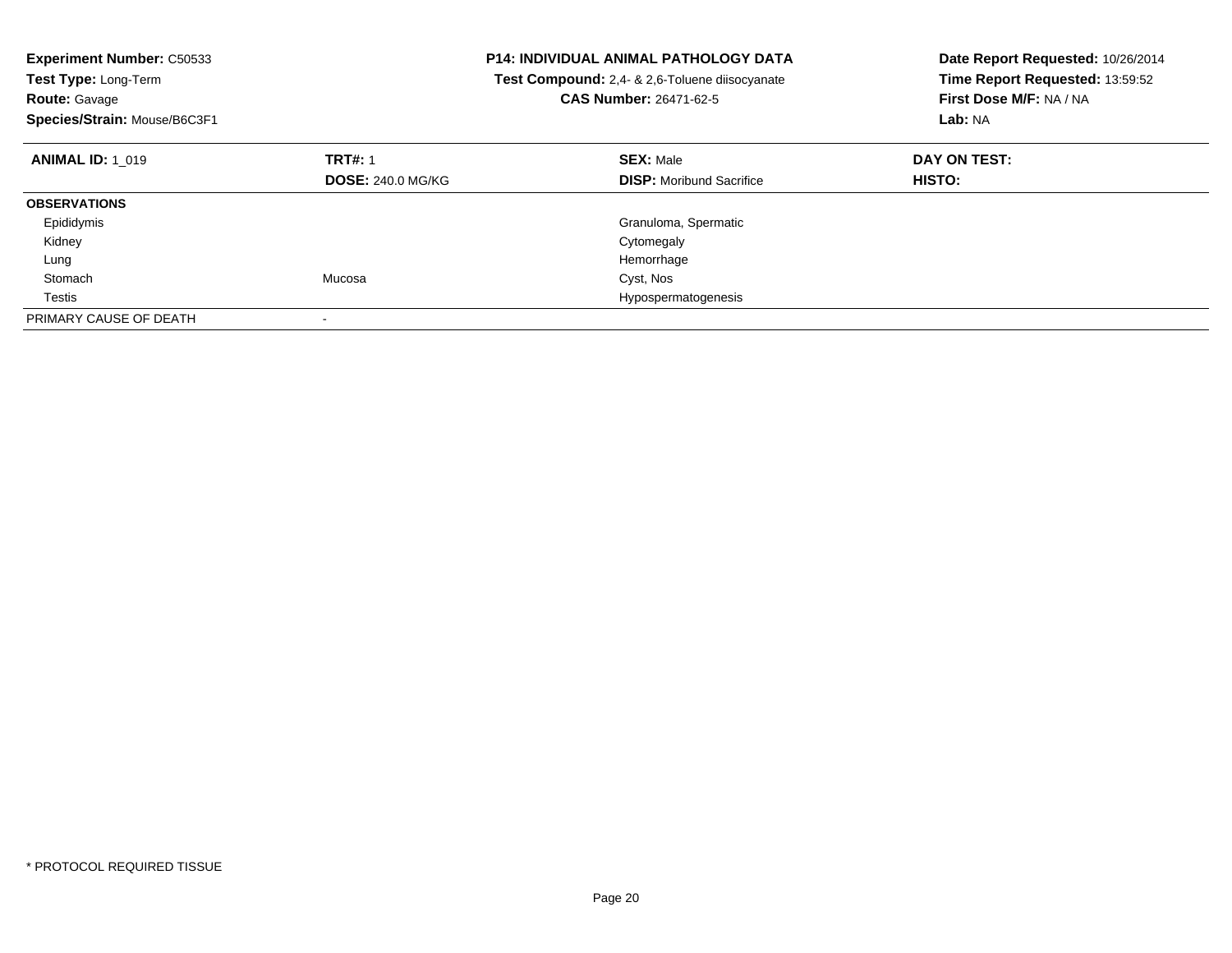**Experiment Number:** C50533
**Test Type:** Long-Term
**Route:** Gavage
**Species/Strain:** Mouse/B6C3F1

**P14: INDIVIDUAL ANIMAL PATHOLOGY DATA**
**Test Compound:** 2,4- & 2,6-Toluene diisocyanate
**CAS Number:** 26471-62-5

**Date Report Requested:** 10/26/2014
**Time Report Requested:** 13:59:52
**First Dose M/F:** NA / NA
**Lab:** NA

| **ANIMAL ID:** 1_019 | **TRT#:** 1 | **SEX:** Male | **DAY ON TEST:** |
|---|---|---|---|
| | **DOSE:** 240.0 MG/KG | **DISP:** Moribund Sacrifice | **HISTO:** |
| **OBSERVATIONS** | | | |
| Epididymis | | Granuloma, Spermatic | |
| Kidney | | Cytomegaly | |
| Lung | | Hemorrhage | |
| Stomach | Mucosa | Cyst, Nos | |
| Testis | | Hypospermatogenesis | |
| PRIMARY CAUSE OF DEATH | - | | |

* PROTOCOL REQUIRED TISSUE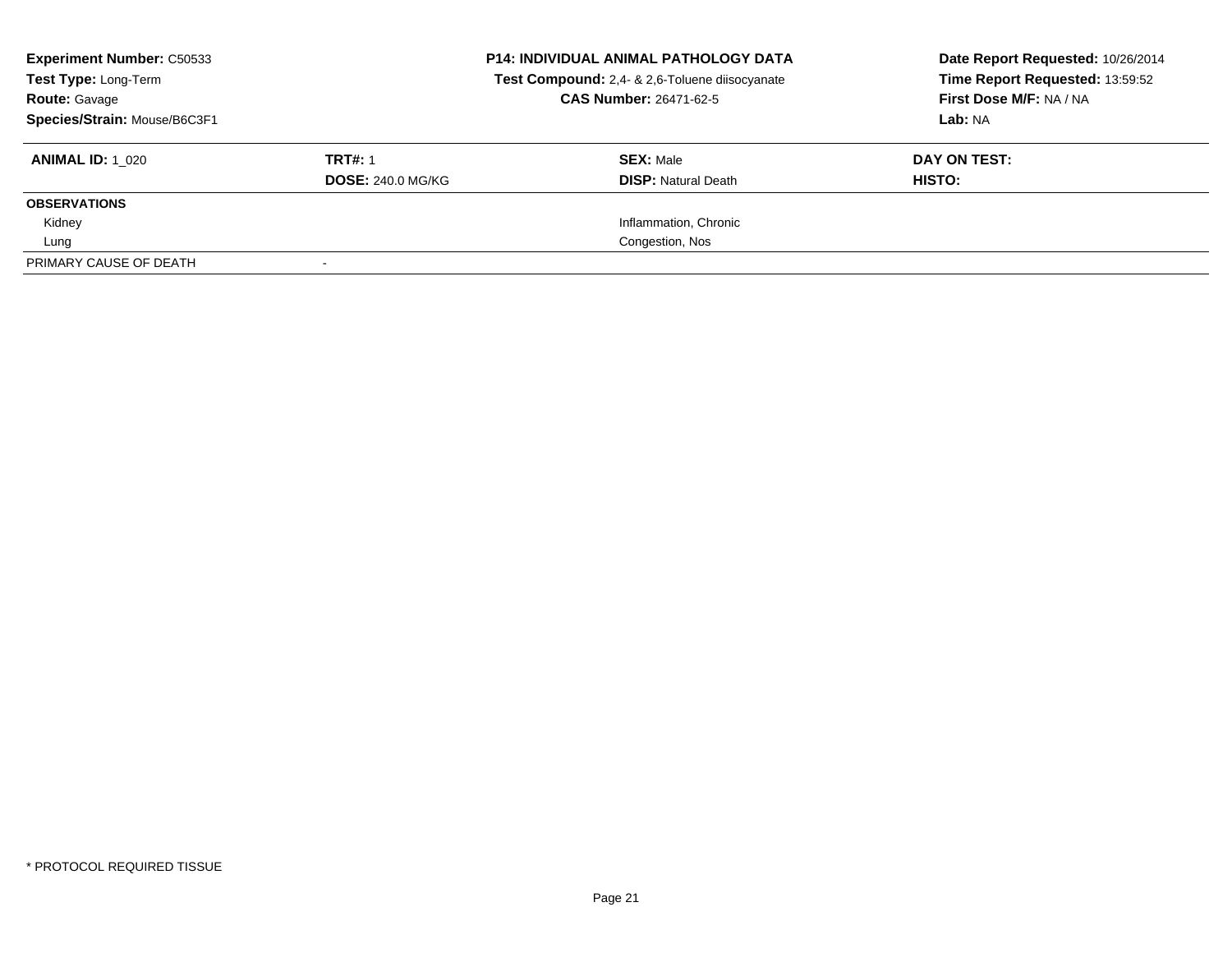**Experiment Number:** C50533
**Test Type:** Long-Term
**Route:** Gavage
**Species/Strain:** Mouse/B6C3F1

**P14: INDIVIDUAL ANIMAL PATHOLOGY DATA**
**Test Compound:** 2,4- & 2,6-Toluene diisocyanate
**CAS Number:** 26471-62-5

**Date Report Requested:** 10/26/2014
**Time Report Requested:** 13:59:52
**First Dose M/F:** NA / NA
**Lab:** NA

| **ANIMAL ID:** 1_020 | **TRT#:** 1 | **SEX:** Male | **DAY ON TEST:** |
|---|---|---|---|
| | **DOSE:** 240.0 MG/KG | **DISP:** Natural Death | **HISTO:** |
| **OBSERVATIONS** | | | |
| Kidney | | Inflammation, Chronic | |
| Lung | | Congestion, Nos | |
| PRIMARY CAUSE OF DEATH | - | | |

* PROTOCOL REQUIRED TISSUE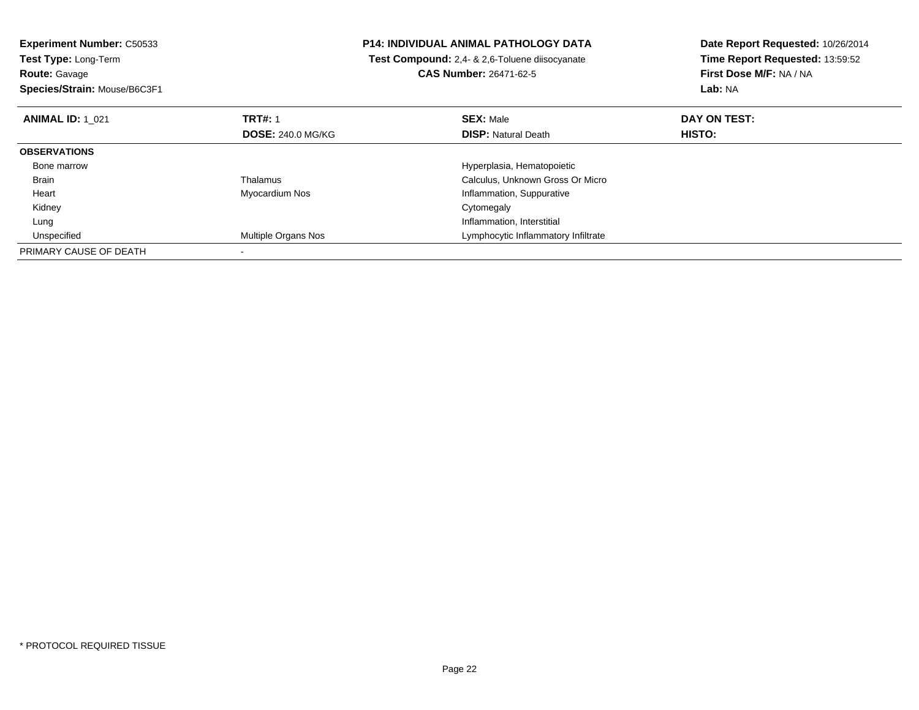**Experiment Number:** C50533
**Test Type:** Long-Term
**Route:** Gavage
**Species/Strain:** Mouse/B6C3F1

**P14: INDIVIDUAL ANIMAL PATHOLOGY DATA**
**Test Compound:** 2,4- & 2,6-Toluene diisocyanate
**CAS Number:** 26471-62-5

**Date Report Requested:** 10/26/2014
**Time Report Requested:** 13:59:52
**First Dose M/F:** NA / NA
**Lab:** NA

| **ANIMAL ID:** 1_021 | **TRT#:** 1 | **SEX:** Male | **DAY ON TEST:** |
|---|---|---|---|
| | **DOSE:** 240.0 MG/KG | **DISP:** Natural Death | **HISTO:** |
| **OBSERVATIONS** | | | |
| Bone marrow | | Hyperplasia, Hematopoietic | |
| Brain | Thalamus | Calculus, Unknown Gross Or Micro | |
| Heart | Myocardium Nos | Inflammation, Suppurative | |
| Kidney | | Cytomegaly | |
| Lung | | Inflammation, Interstitial | |
| Unspecified | Multiple Organs Nos | Lymphocytic Inflammatory Infiltrate | |
| PRIMARY CAUSE OF DEATH | - | | |

* PROTOCOL REQUIRED TISSUE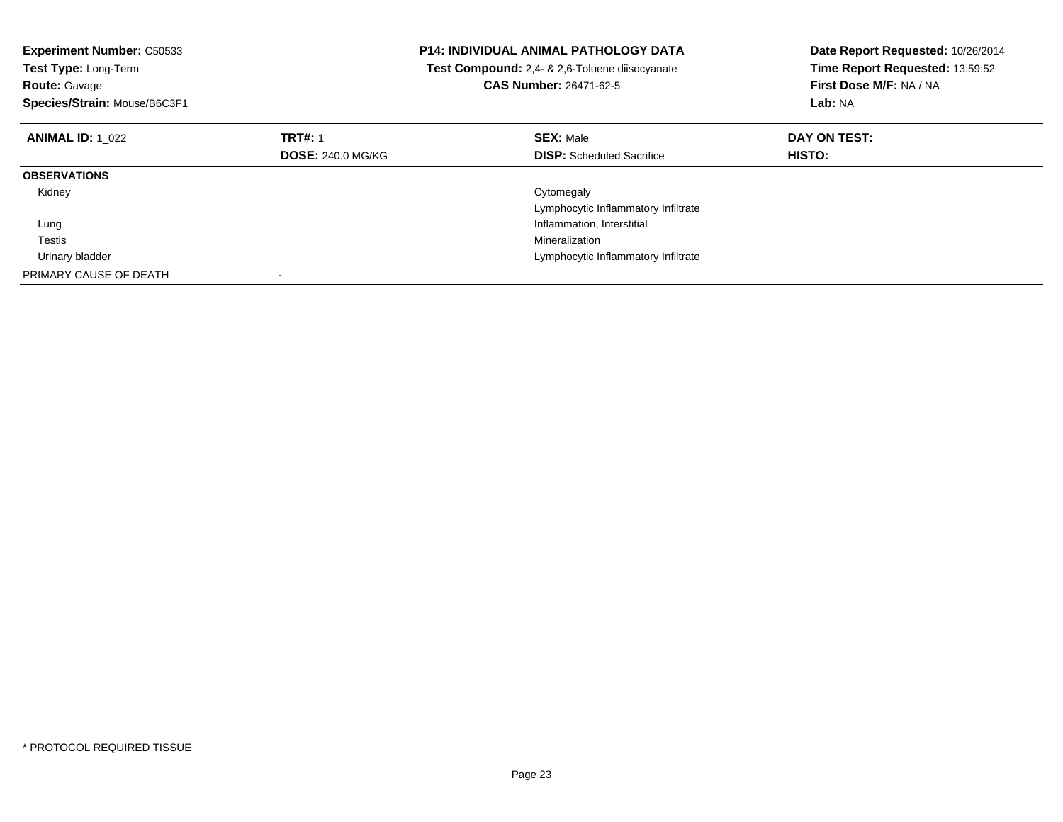**Experiment Number:** C50533
**Test Type:** Long-Term
**Route:** Gavage
**Species/Strain:** Mouse/B6C3F1

**P14: INDIVIDUAL ANIMAL PATHOLOGY DATA**
**Test Compound:** 2,4- & 2,6-Toluene diisocyanate
**CAS Number:** 26471-62-5

**Date Report Requested:** 10/26/2014
**Time Report Requested:** 13:59:52
**First Dose M/F:** NA / NA
**Lab:** NA

| **ANIMAL ID:** 1_022 | **TRT#:** 1 | **SEX:** Male | **DAY ON TEST:** |
|---|---|---|---|
| | **DOSE:** 240.0 MG/KG | **DISP:** Scheduled Sacrifice | **HISTO:** |
| **OBSERVATIONS** | | | |
| Kidney | | Cytomegaly | |
| | | Lymphocytic Inflammatory Infiltrate | |
| Lung | | Inflammation, Interstitial | |
| Testis | | Mineralization | |
| Urinary bladder | | Lymphocytic Inflammatory Infiltrate | |
| PRIMARY CAUSE OF DEATH | - | | |

\* PROTOCOL REQUIRED TISSUE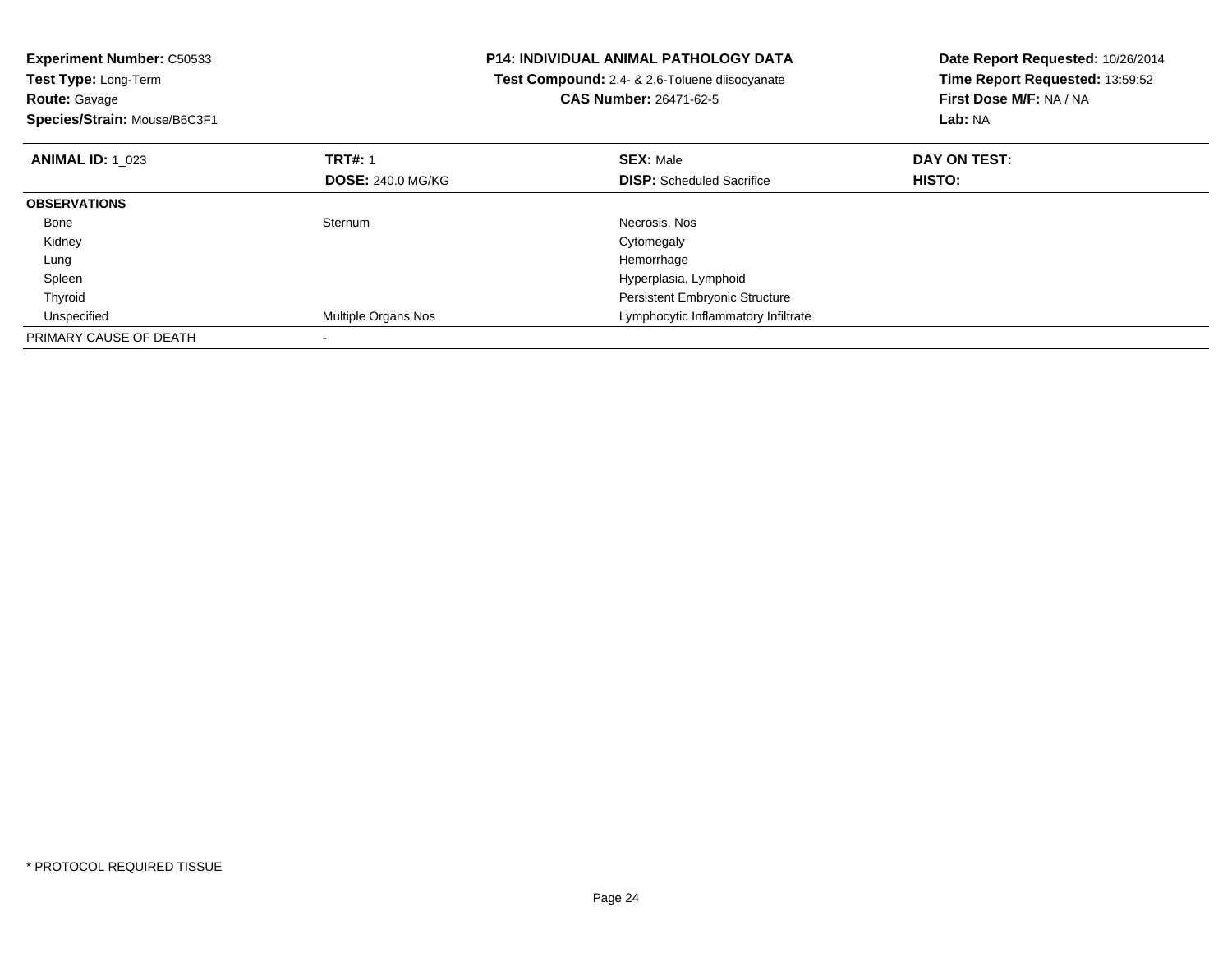**Experiment Number:** C50533
**Test Type:** Long-Term
**Route:** Gavage
**Species/Strain:** Mouse/B6C3F1

**P14: INDIVIDUAL ANIMAL PATHOLOGY DATA**
**Test Compound:** 2,4- & 2,6-Toluene diisocyanate
**CAS Number:** 26471-62-5

**Date Report Requested:** 10/26/2014
**Time Report Requested:** 13:59:52
**First Dose M/F:** NA / NA
**Lab:** NA

| **ANIMAL ID:** 1_023 | **TRT#:** 1 | **SEX:** Male | **DAY ON TEST:** |
|---|---|---|---|
| | **DOSE:** 240.0 MG/KG | **DISP:** Scheduled Sacrifice | **HISTO:** |
| **OBSERVATIONS** | | | |
| Bone | Sternum | Necrosis, Nos | |
| Kidney | | Cytomegaly | |
| Lung | | Hemorrhage | |
| Spleen | | Hyperplasia, Lymphoid | |
| Thyroid | | Persistent Embryonic Structure | |
| Unspecified | Multiple Organs Nos | Lymphocytic Inflammatory Infiltrate | |
| PRIMARY CAUSE OF DEATH | - | | |

* PROTOCOL REQUIRED TISSUE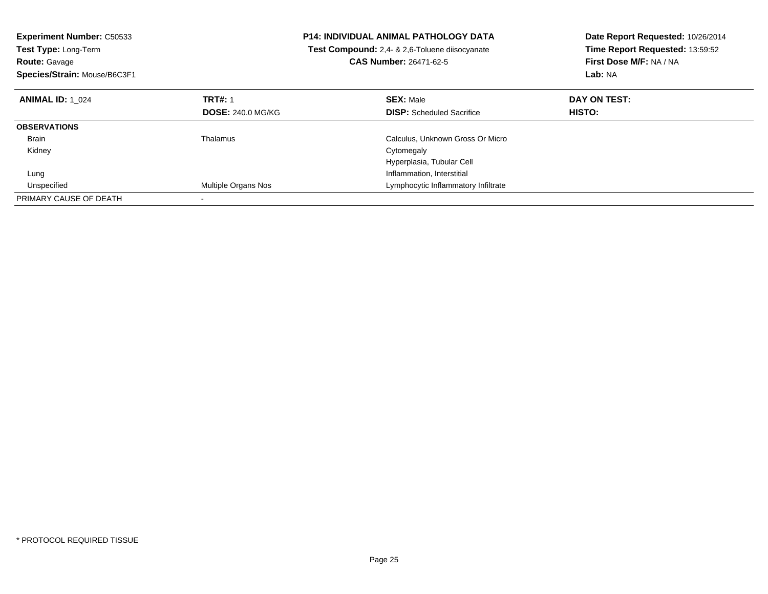**Experiment Number:** C50533
**Test Type:** Long-Term
**Route:** Gavage
**Species/Strain:** Mouse/B6C3F1

**P14: INDIVIDUAL ANIMAL PATHOLOGY DATA**
**Test Compound:** 2,4- & 2,6-Toluene diisocyanate
**CAS Number:** 26471-62-5

**Date Report Requested:** 10/26/2014
**Time Report Requested:** 13:59:52
**First Dose M/F:** NA / NA
**Lab:** NA

| **ANIMAL ID:** 1_024 | **TRT#:** 1 | **SEX:** Male | **DAY ON TEST:** |
|---|---|---|---|
| | **DOSE:** 240.0 MG/KG | **DISP:** Scheduled Sacrifice | **HISTO:** |
| **OBSERVATIONS** | | | |
| Brain | Thalamus | Calculus, Unknown Gross Or Micro | |
| Kidney | | Cytomegaly | |
| | | Hyperplasia, Tubular Cell | |
| Lung | | Inflammation, Interstitial | |
| Unspecified | Multiple Organs Nos | Lymphocytic Inflammatory Infiltrate | |
| PRIMARY CAUSE OF DEATH | - | | |

* PROTOCOL REQUIRED TISSUE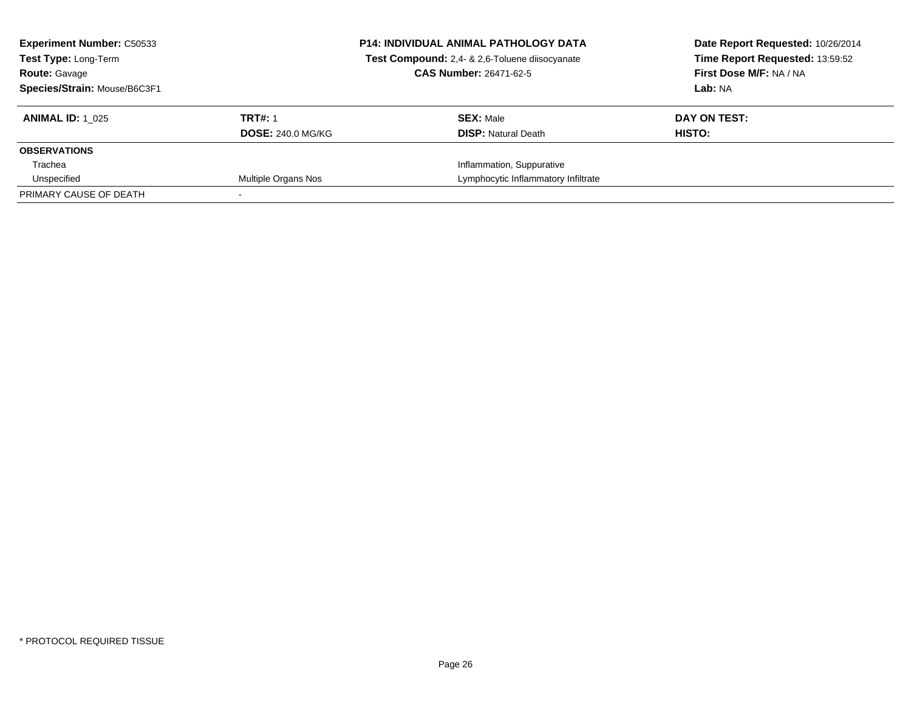**Experiment Number:** C50533
**Test Type:** Long-Term
**Route:** Gavage
**Species/Strain:** Mouse/B6C3F1

**P14: INDIVIDUAL ANIMAL PATHOLOGY DATA**
**Test Compound:** 2,4- & 2,6-Toluene diisocyanate
**CAS Number:** 26471-62-5

**Date Report Requested:** 10/26/2014
**Time Report Requested:** 13:59:52
**First Dose M/F:** NA / NA
**Lab:** NA

| **ANIMAL ID:** 1_025 | **TRT#:** 1 | **SEX:** Male | **DAY ON TEST:** |
|---|---|---|---|
| | **DOSE:** 240.0 MG/KG | **DISP:** Natural Death | **HISTO:** |
| **OBSERVATIONS** | | | |
| Trachea | | Inflammation, Suppurative | |
| Unspecified | Multiple Organs Nos | Lymphocytic Inflammatory Infiltrate | |
| PRIMARY CAUSE OF DEATH | - | | |

* PROTOCOL REQUIRED TISSUE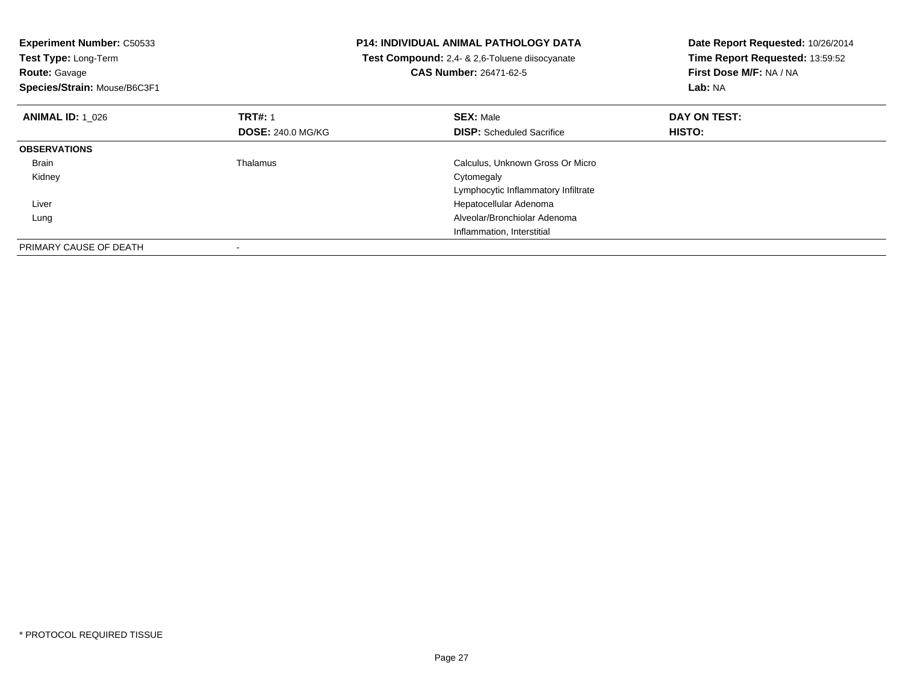**Experiment Number:** C50533
**Test Type:** Long-Term
**Route:** Gavage
**Species/Strain:** Mouse/B6C3F1

**P14: INDIVIDUAL ANIMAL PATHOLOGY DATA**
**Test Compound:** 2,4- & 2,6-Toluene diisocyanate
**CAS Number:** 26471-62-5

**Date Report Requested:** 10/26/2014
**Time Report Requested:** 13:59:52
**First Dose M/F:** NA / NA
**Lab:** NA

| **ANIMAL ID:** 1_026 | **TRT#:** 1 | **SEX:** Male | **DAY ON TEST:** |
|---|---|---|---|
| | **DOSE:** 240.0 MG/KG | **DISP:** Scheduled Sacrifice | **HISTO:** |
| **OBSERVATIONS** | | | |
| Brain | Thalamus | Calculus, Unknown Gross Or Micro | |
| Kidney | | Cytomegaly | |
| | | Lymphocytic Inflammatory Infiltrate | |
| Liver | | Hepatocellular Adenoma | |
| Lung | | Alveolar/Bronchiolar Adenoma | |
| | | Inflammation, Interstitial | |
| PRIMARY CAUSE OF DEATH | - | | |

* PROTOCOL REQUIRED TISSUE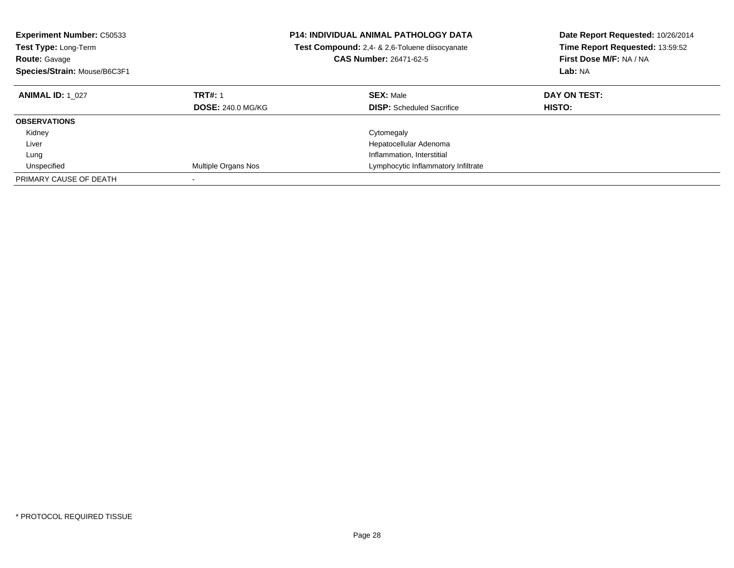**Experiment Number:** C50533
**Test Type:** Long-Term
**Route:** Gavage
**Species/Strain:** Mouse/B6C3F1

**P14: INDIVIDUAL ANIMAL PATHOLOGY DATA**
**Test Compound:** 2,4- & 2,6-Toluene diisocyanate
**CAS Number:** 26471-62-5

**Date Report Requested:** 10/26/2014
**Time Report Requested:** 13:59:52
**First Dose M/F:** NA / NA
**Lab:** NA

| **ANIMAL ID:** 1_027 | **TRT#:** 1 | **SEX:** Male | **DAY ON TEST:** |
|---|---|---|---|
| | **DOSE:** 240.0 MG/KG | **DISP:** Scheduled Sacrifice | **HISTO:** |
| **OBSERVATIONS** | | | |
| Kidney | | Cytomegaly | |
| Liver | | Hepatocellular Adenoma | |
| Lung | | Inflammation, Interstitial | |
| Unspecified | Multiple Organs Nos | Lymphocytic Inflammatory Infiltrate | |
| PRIMARY CAUSE OF DEATH | - | | |

* PROTOCOL REQUIRED TISSUE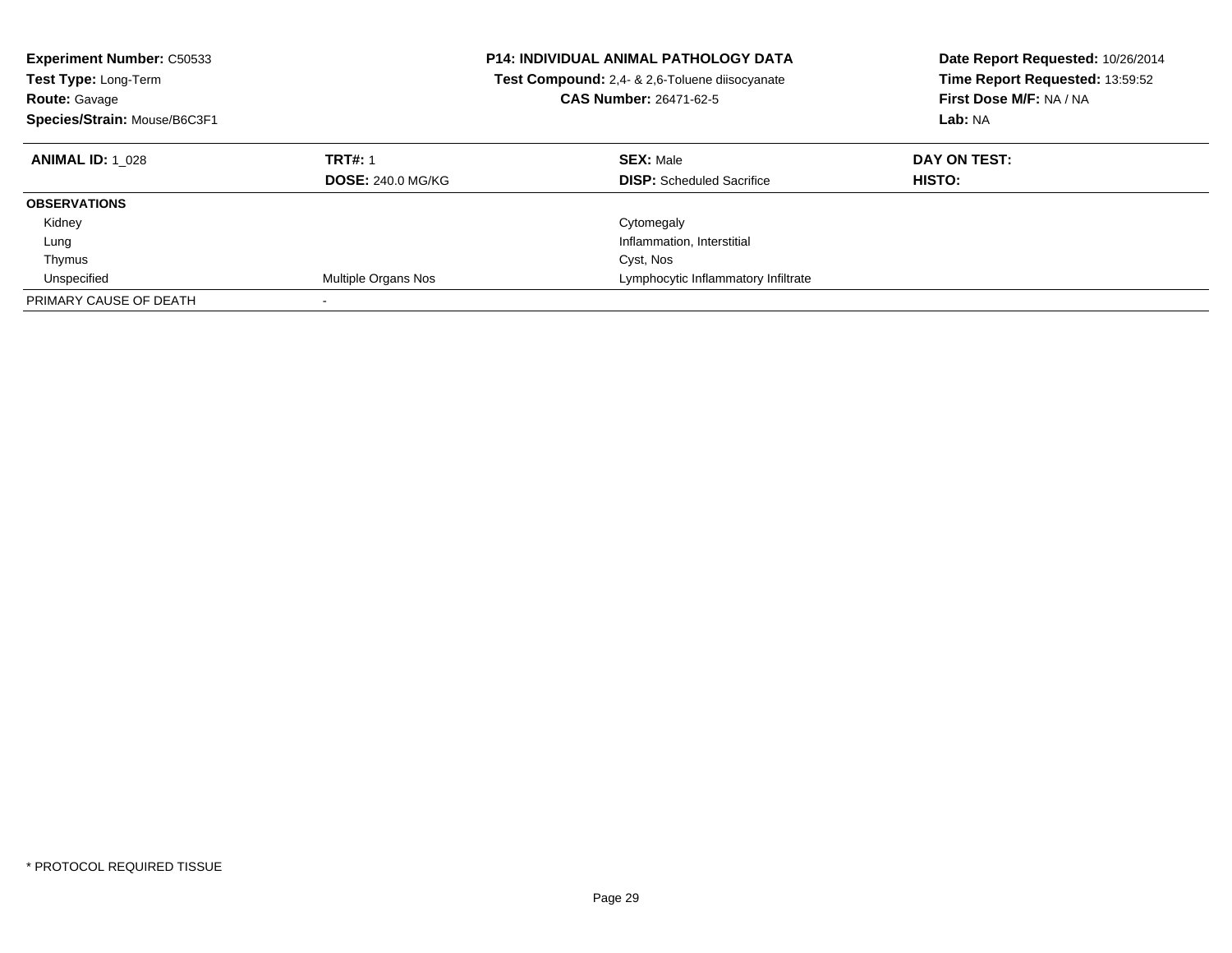**Experiment Number:** C50533
**Test Type:** Long-Term
**Route:** Gavage
**Species/Strain:** Mouse/B6C3F1

**P14: INDIVIDUAL ANIMAL PATHOLOGY DATA**
**Test Compound:** 2,4- & 2,6-Toluene diisocyanate
**CAS Number:** 26471-62-5

**Date Report Requested:** 10/26/2014
**Time Report Requested:** 13:59:52
**First Dose M/F:** NA / NA
**Lab:** NA

| **ANIMAL ID:** 1_028 | **TRT#:** 1 | **SEX:** Male | **DAY ON TEST:** |
|---|---|---|---|
| | **DOSE:** 240.0 MG/KG | **DISP:** Scheduled Sacrifice | **HISTO:** |
| **OBSERVATIONS** | | | |
| Kidney | | Cytomegaly | |
| Lung | | Inflammation, Interstitial | |
| Thymus | | Cyst, Nos | |
| Unspecified | Multiple Organs Nos | Lymphocytic Inflammatory Infiltrate | |
| PRIMARY CAUSE OF DEATH | - | | |

* PROTOCOL REQUIRED TISSUE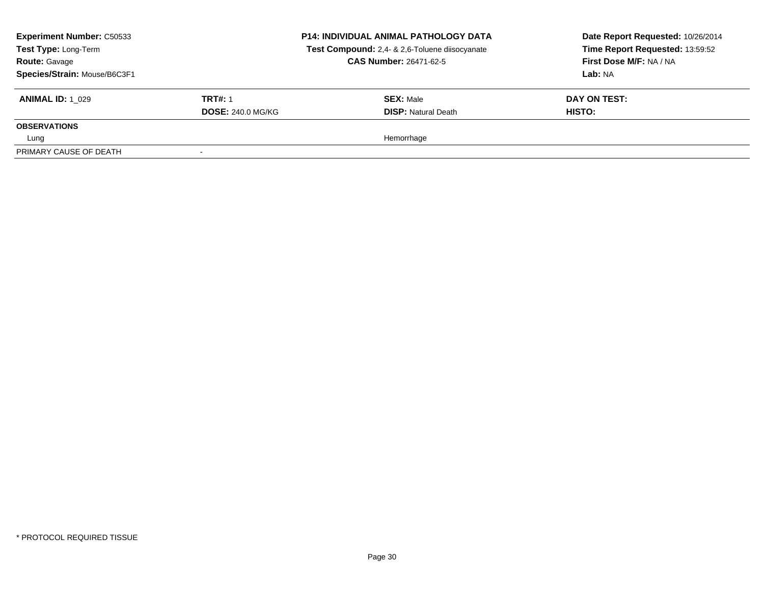**Experiment Number:** C50533
**Test Type:** Long-Term
**Route:** Gavage
**Species/Strain:** Mouse/B6C3F1

**P14: INDIVIDUAL ANIMAL PATHOLOGY DATA**
**Test Compound:** 2,4- & 2,6-Toluene diisocyanate
**CAS Number:** 26471-62-5

**Date Report Requested:** 10/26/2014
**Time Report Requested:** 13:59:52
**First Dose M/F:** NA / NA
**Lab:** NA

| **ANIMAL ID:** 1_029 | **TRT#:** 1 | **SEX:** Male | **DAY ON TEST:** |
|---|---|---|---|
| | **DOSE:** 240.0 MG/KG | **DISP:** Natural Death | **HISTO:** |
| **OBSERVATIONS** | | | |
| Lung | | Hemorrhage | |
| PRIMARY CAUSE OF DEATH | - | | |

\* PROTOCOL REQUIRED TISSUE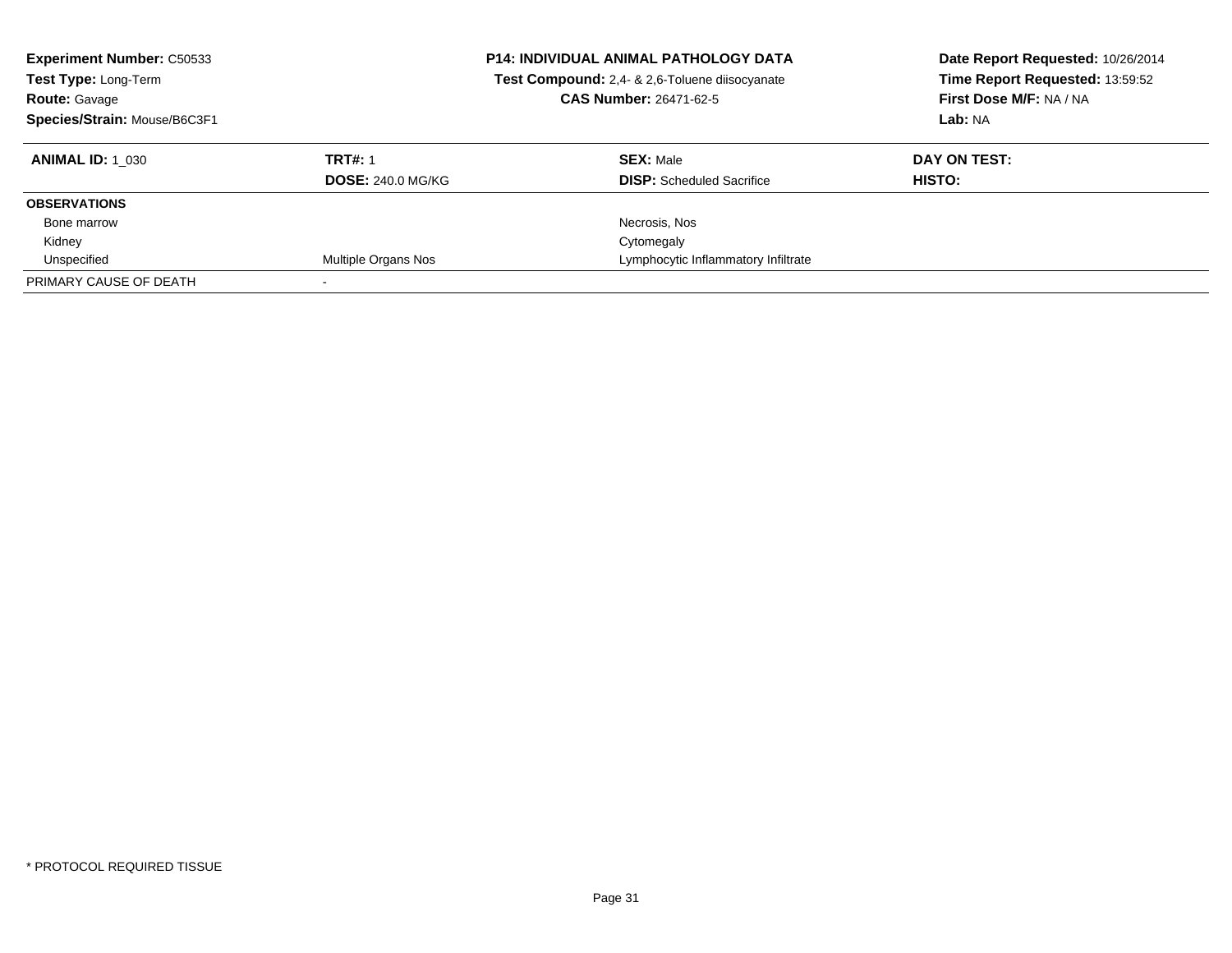**Experiment Number:** C50533
**Test Type:** Long-Term
**Route:** Gavage
**Species/Strain:** Mouse/B6C3F1

**P14: INDIVIDUAL ANIMAL PATHOLOGY DATA**
**Test Compound:** 2,4- & 2,6-Toluene diisocyanate
**CAS Number:** 26471-62-5

**Date Report Requested:** 10/26/2014
**Time Report Requested:** 13:59:52
**First Dose M/F:** NA / NA
**Lab:** NA

| **ANIMAL ID:** 1_030 | **TRT#:** 1 | **SEX:** Male | **DAY ON TEST:** |
|---|---|---|---|
| | **DOSE:** 240.0 MG/KG | **DISP:** Scheduled Sacrifice | **HISTO:** |
| **OBSERVATIONS** | | | |
| Bone marrow | | Necrosis, Nos | |
| Kidney | | Cytomegaly | |
| Unspecified | Multiple Organs Nos | Lymphocytic Inflammatory Infiltrate | |
| PRIMARY CAUSE OF DEATH | - | | |

\* PROTOCOL REQUIRED TISSUE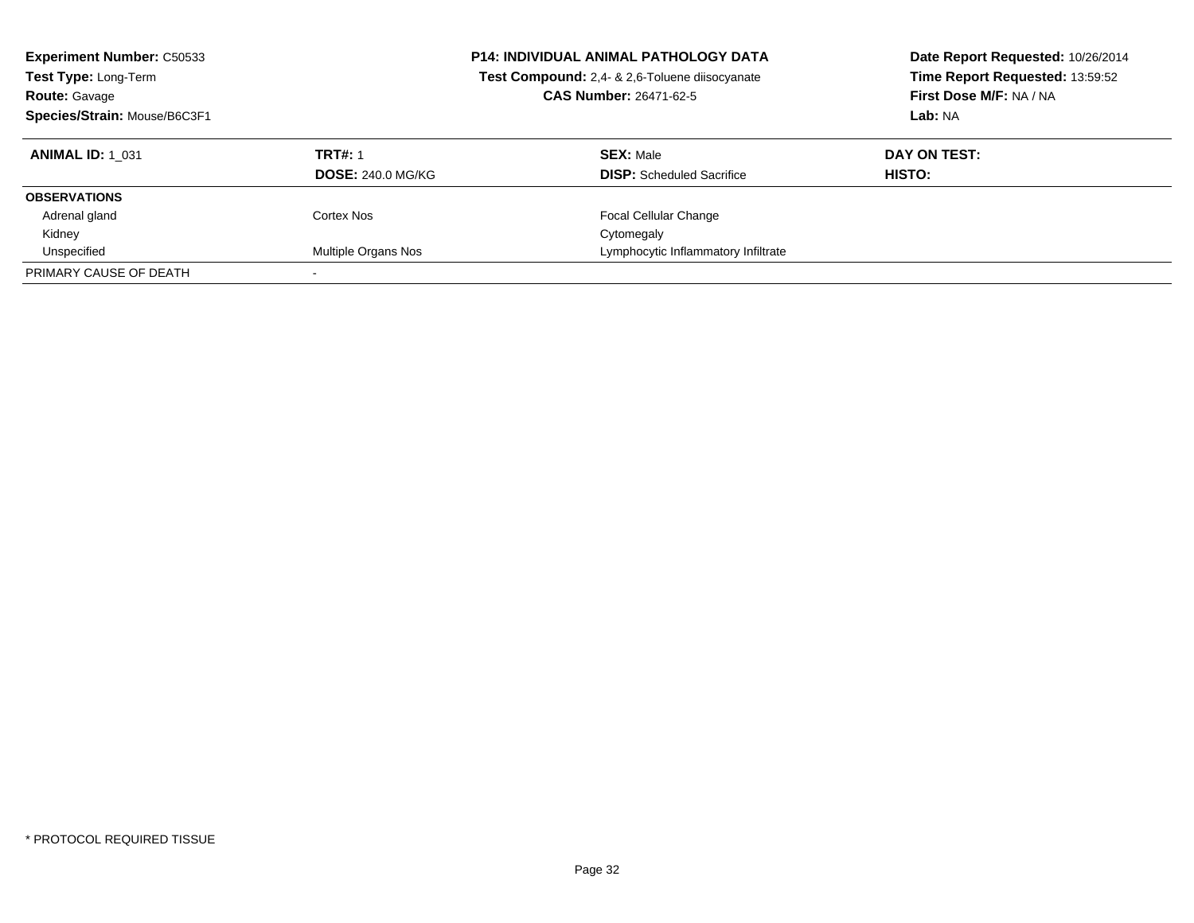**Experiment Number:** C50533
**Test Type:** Long-Term
**Route:** Gavage
**Species/Strain:** Mouse/B6C3F1

**P14: INDIVIDUAL ANIMAL PATHOLOGY DATA**
**Test Compound:** 2,4- & 2,6-Toluene diisocyanate
**CAS Number:** 26471-62-5

**Date Report Requested:** 10/26/2014
**Time Report Requested:** 13:59:52
**First Dose M/F:** NA / NA
**Lab:** NA

| **ANIMAL ID:** 1_031 | **TRT#:** 1 | **SEX:** Male | **DAY ON TEST:** |
|---|---|---|---|
| | **DOSE:** 240.0 MG/KG | **DISP:** Scheduled Sacrifice | **HISTO:** |
| **OBSERVATIONS** | | | |
| Adrenal gland | Cortex Nos | Focal Cellular Change | |
| Kidney | | Cytomegaly | |
| Unspecified | Multiple Organs Nos | Lymphocytic Inflammatory Infiltrate | |
| PRIMARY CAUSE OF DEATH | - | | |

* PROTOCOL REQUIRED TISSUE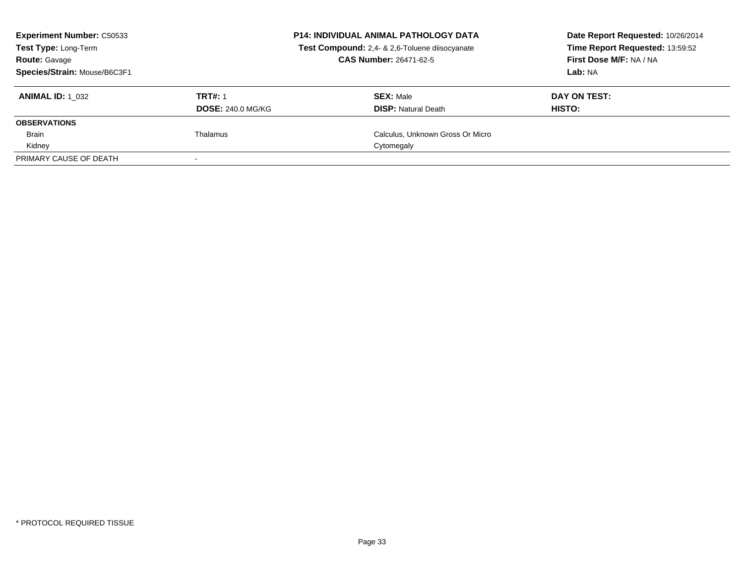**Experiment Number:** C50533
**Test Type:** Long-Term
**Route:** Gavage
**Species/Strain:** Mouse/B6C3F1

**P14: INDIVIDUAL ANIMAL PATHOLOGY DATA**
**Test Compound:** 2,4- & 2,6-Toluene diisocyanate
**CAS Number:** 26471-62-5

**Date Report Requested:** 10/26/2014
**Time Report Requested:** 13:59:52
**First Dose M/F:** NA / NA
**Lab:** NA

| **ANIMAL ID:** 1_032 | **TRT#:** 1 | **SEX:** Male | **DAY ON TEST:** |
|---|---|---|---|
| | **DOSE:** 240.0 MG/KG | **DISP:** Natural Death | **HISTO:** |
| **OBSERVATIONS** | | | |
| Brain | Thalamus | Calculus, Unknown Gross Or Micro | |
| Kidney | | Cytomegaly | |
| PRIMARY CAUSE OF DEATH | - | | |

* PROTOCOL REQUIRED TISSUE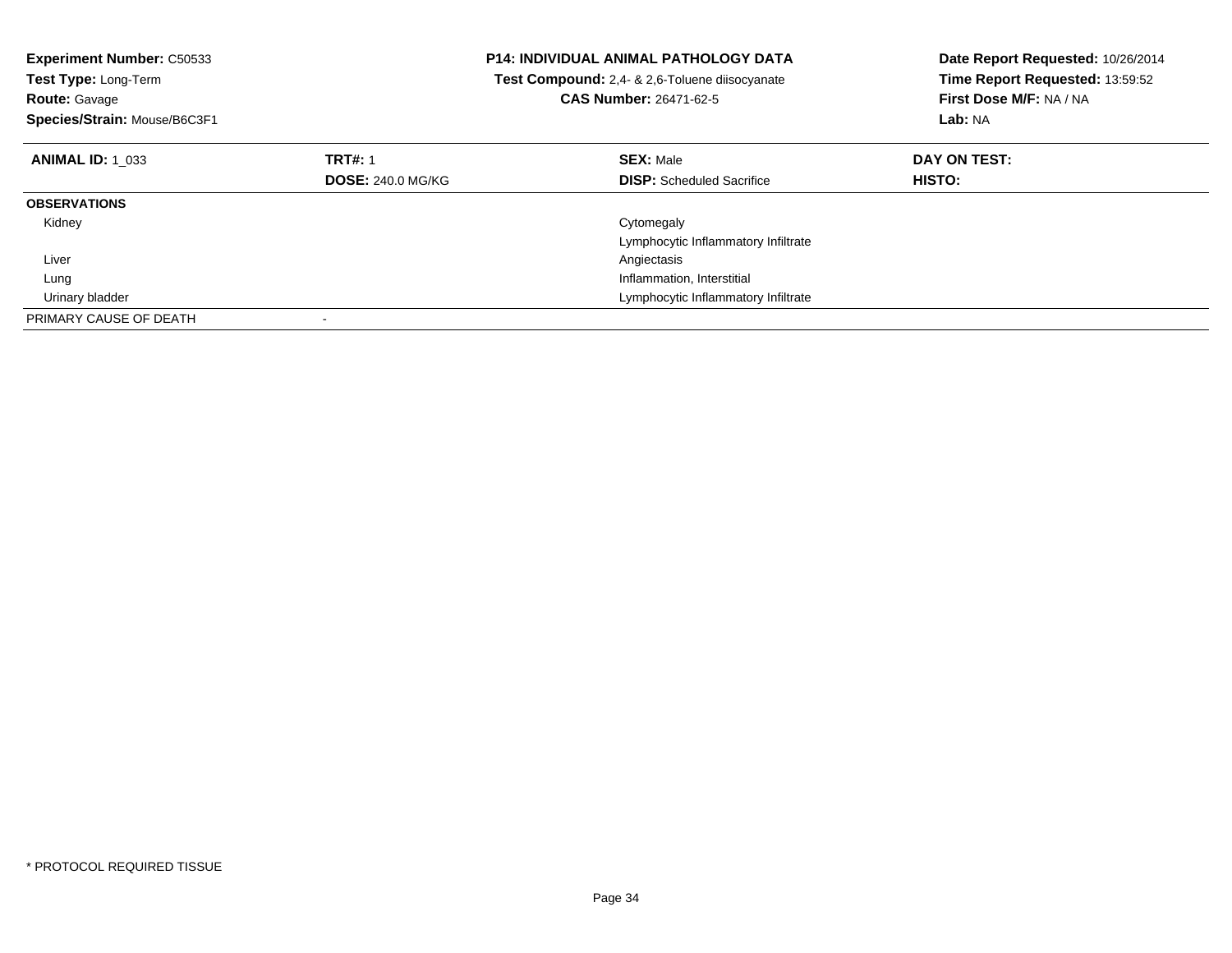**Experiment Number:** C50533
**Test Type:** Long-Term
**Route:** Gavage
**Species/Strain:** Mouse/B6C3F1

**P14: INDIVIDUAL ANIMAL PATHOLOGY DATA**
**Test Compound:** 2,4- & 2,6-Toluene diisocyanate
**CAS Number:** 26471-62-5

**Date Report Requested:** 10/26/2014
**Time Report Requested:** 13:59:52
**First Dose M/F:** NA / NA
**Lab:** NA

| **ANIMAL ID:** 1_033 | **TRT#:** 1 | **SEX:** Male | **DAY ON TEST:** |
|---|---|---|---|
| | **DOSE:** 240.0 MG/KG | **DISP:** Scheduled Sacrifice | **HISTO:** |
| **OBSERVATIONS** | | | |
| Kidney | | Cytomegaly | |
| | | Lymphocytic Inflammatory Infiltrate | |
| Liver | | Angiectasis | |
| Lung | | Inflammation, Interstitial | |
| Urinary bladder | | Lymphocytic Inflammatory Infiltrate | |
| PRIMARY CAUSE OF DEATH | - | | |

* PROTOCOL REQUIRED TISSUE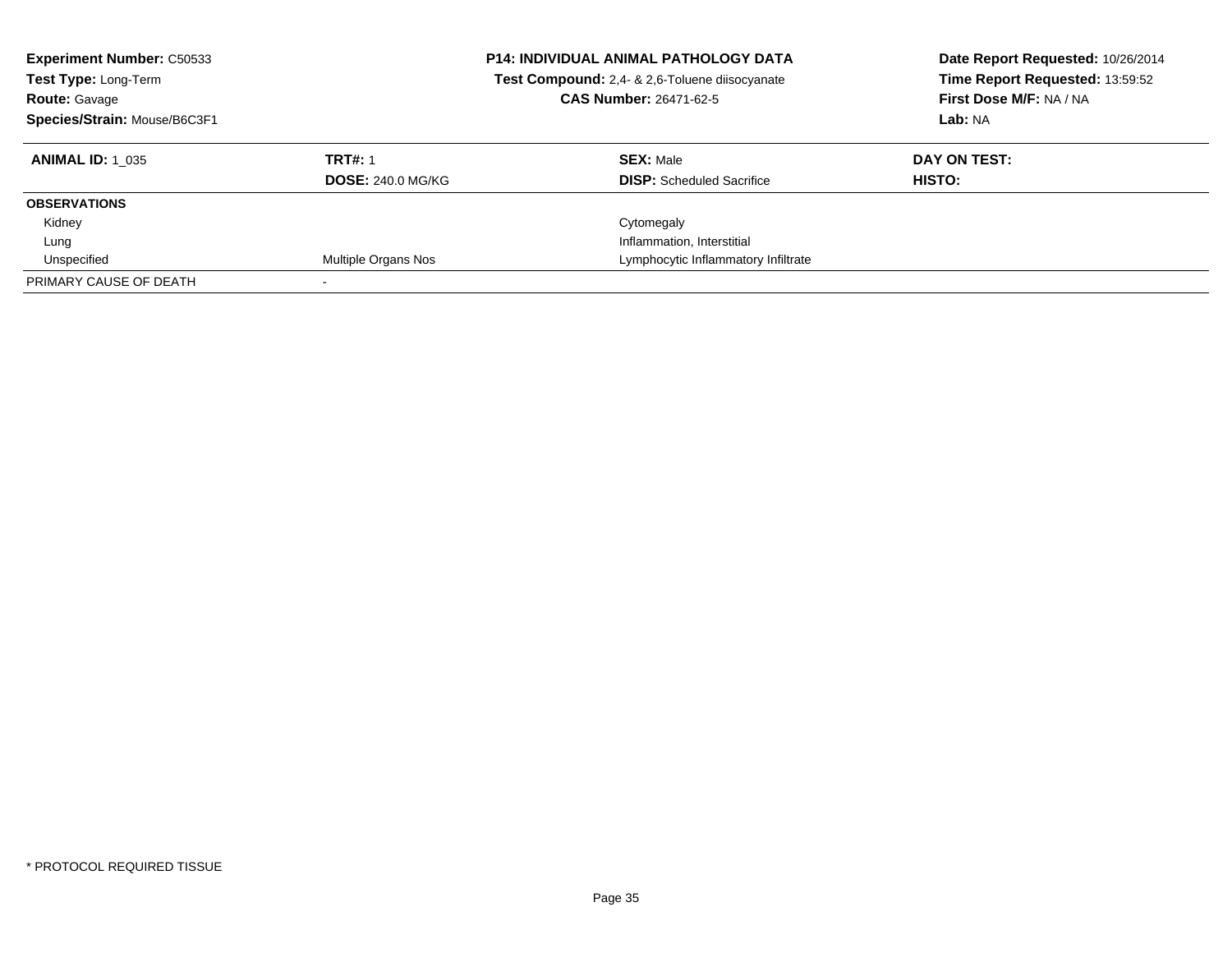**Experiment Number:** C50533
**Test Type:** Long-Term
**Route:** Gavage
**Species/Strain:** Mouse/B6C3F1

**P14: INDIVIDUAL ANIMAL PATHOLOGY DATA**
**Test Compound:** 2,4- & 2,6-Toluene diisocyanate
**CAS Number:** 26471-62-5

**Date Report Requested:** 10/26/2014
**Time Report Requested:** 13:59:52
**First Dose M/F:** NA / NA
**Lab:** NA

| **ANIMAL ID:** 1_035 | **TRT#:** 1 | **SEX:** Male | **DAY ON TEST:** |
|---|---|---|---|
| | **DOSE:** 240.0 MG/KG | **DISP:** Scheduled Sacrifice | **HISTO:** |
| **OBSERVATIONS** | | | |
| Kidney | | Cytomegaly | |
| Lung | | Inflammation, Interstitial | |
| Unspecified | Multiple Organs Nos | Lymphocytic Inflammatory Infiltrate | |
| PRIMARY CAUSE OF DEATH | - | | |

* PROTOCOL REQUIRED TISSUE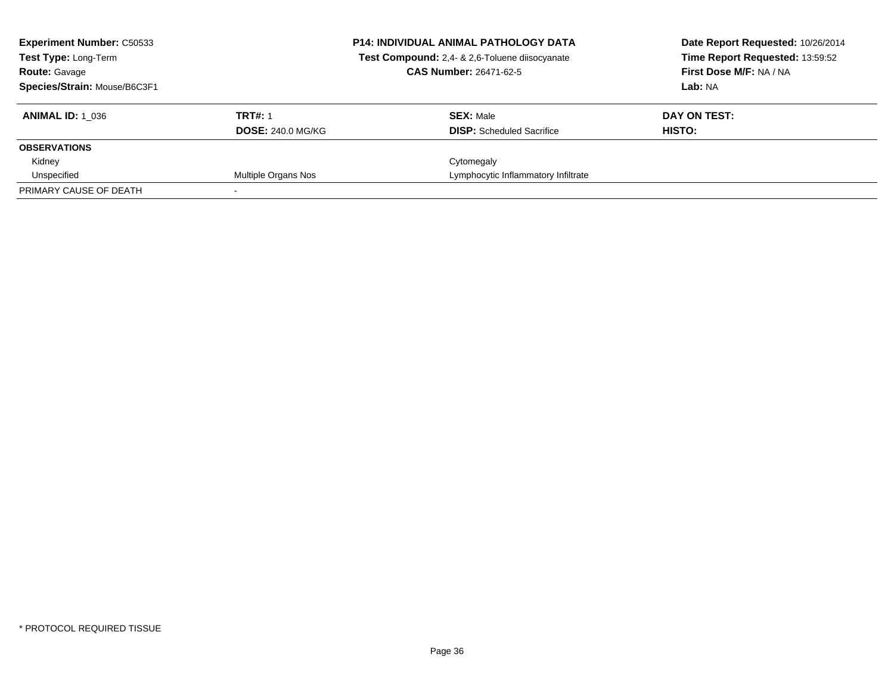**Experiment Number:** C50533
**Test Type:** Long-Term
**Route:** Gavage
**Species/Strain:** Mouse/B6C3F1

**P14: INDIVIDUAL ANIMAL PATHOLOGY DATA**
**Test Compound:** 2,4- & 2,6-Toluene diisocyanate
**CAS Number:** 26471-62-5

**Date Report Requested:** 10/26/2014
**Time Report Requested:** 13:59:52
**First Dose M/F:** NA / NA
**Lab:** NA

| **ANIMAL ID:** 1_036 | **TRT#:** 1 | **SEX:** Male | **DAY ON TEST:** |
|---|---|---|---|
| | **DOSE:** 240.0 MG/KG | **DISP:** Scheduled Sacrifice | **HISTO:** |
| **OBSERVATIONS** | | | |
| Kidney | | Cytomegaly | |
| Unspecified | Multiple Organs Nos | Lymphocytic Inflammatory Infiltrate | |
| PRIMARY CAUSE OF DEATH | - | | |

* PROTOCOL REQUIRED TISSUE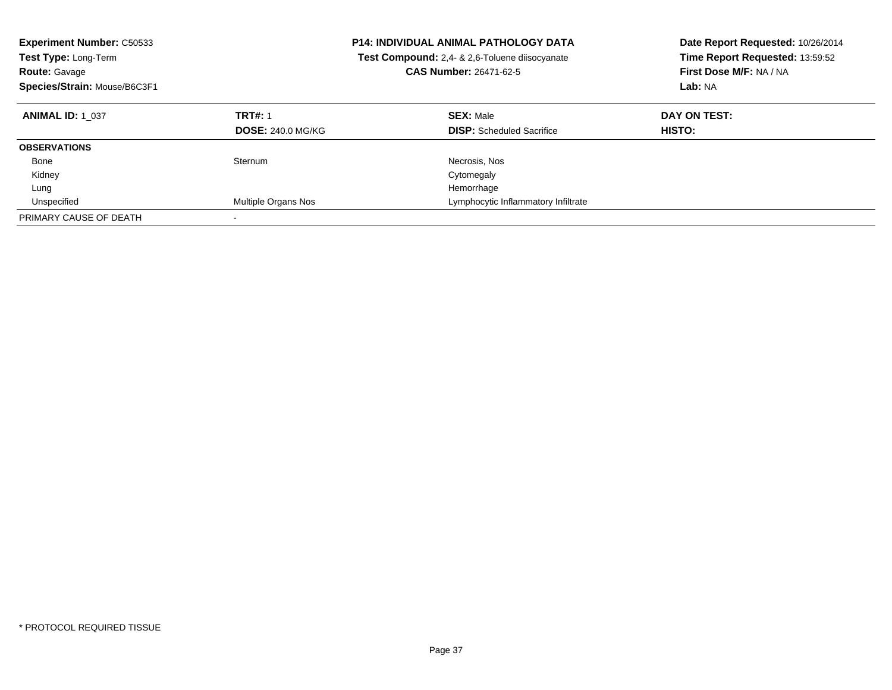**Experiment Number:** C50533
**Test Type:** Long-Term
**Route:** Gavage
**Species/Strain:** Mouse/B6C3F1

**P14: INDIVIDUAL ANIMAL PATHOLOGY DATA**
**Test Compound:** 2,4- & 2,6-Toluene diisocyanate
**CAS Number:** 26471-62-5

**Date Report Requested:** 10/26/2014
**Time Report Requested:** 13:59:52
**First Dose M/F:** NA / NA
**Lab:** NA

| **ANIMAL ID:** 1_037 | **TRT#:** 1 | **SEX:** Male | **DAY ON TEST:** |
|---|---|---|---|
| | **DOSE:** 240.0 MG/KG | **DISP:** Scheduled Sacrifice | **HISTO:** |
| **OBSERVATIONS** | | | |
| Bone | Sternum | Necrosis, Nos | |
| Kidney | | Cytomegaly | |
| Lung | | Hemorrhage | |
| Unspecified | Multiple Organs Nos | Lymphocytic Inflammatory Infiltrate | |
| PRIMARY CAUSE OF DEATH | - | | |

* PROTOCOL REQUIRED TISSUE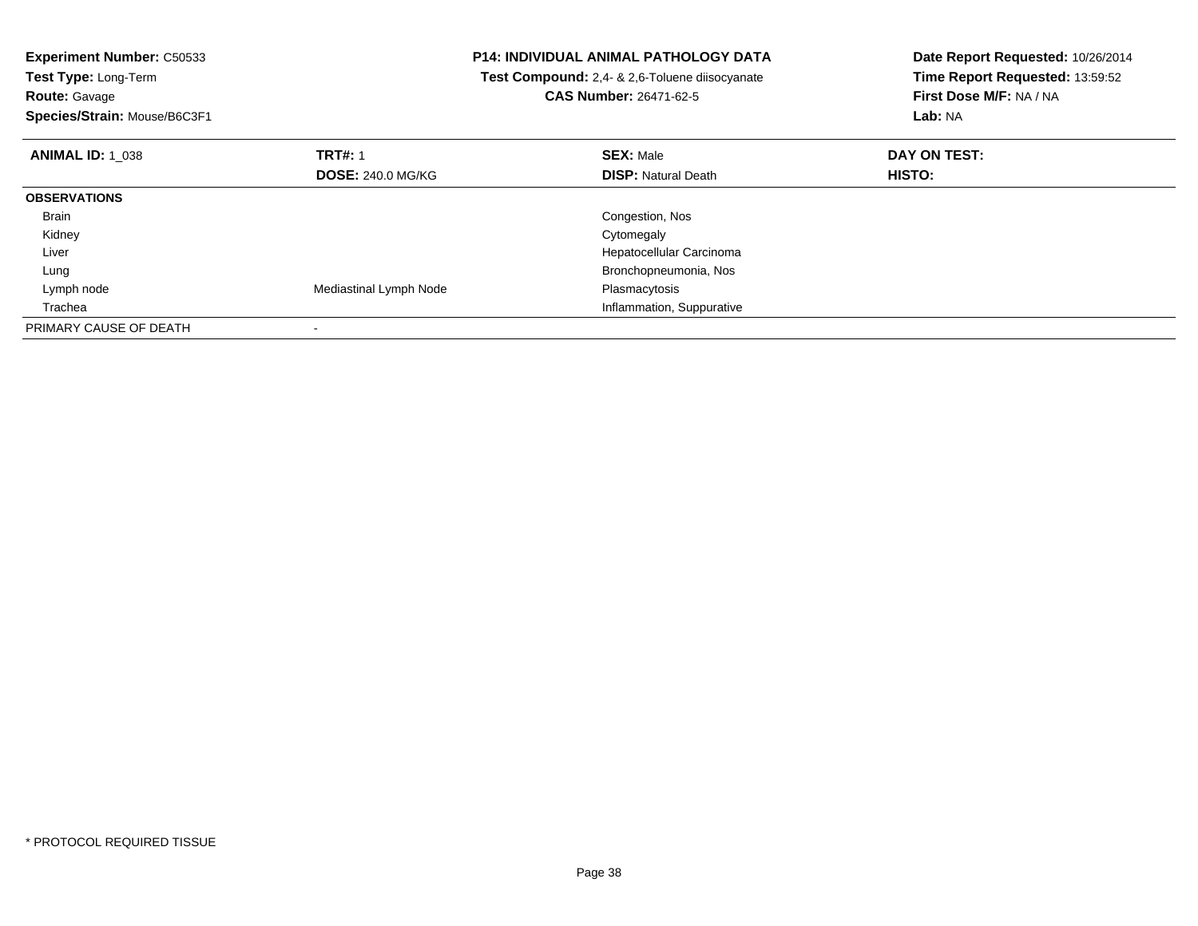**Experiment Number:** C50533
**Test Type:** Long-Term
**Route:** Gavage
**Species/Strain:** Mouse/B6C3F1

**P14: INDIVIDUAL ANIMAL PATHOLOGY DATA**
**Test Compound:** 2,4- & 2,6-Toluene diisocyanate
**CAS Number:** 26471-62-5

**Date Report Requested:** 10/26/2014
**Time Report Requested:** 13:59:52
**First Dose M/F:** NA / NA
**Lab:** NA

| **ANIMAL ID:** 1_038 | **TRT#:** 1 | **SEX:** Male | **DAY ON TEST:** |
|---|---|---|---|
| | **DOSE:** 240.0 MG/KG | **DISP:** Natural Death | **HISTO:** |
| **OBSERVATIONS** | | | |
| Brain | | Congestion, Nos | |
| Kidney | | Cytomegaly | |
| Liver | | Hepatocellular Carcinoma | |
| Lung | | Bronchopneumonia, Nos | |
| Lymph node | Mediastinal Lymph Node | Plasmacytosis | |
| Trachea | | Inflammation, Suppurative | |
| PRIMARY CAUSE OF DEATH | - | | |

* PROTOCOL REQUIRED TISSUE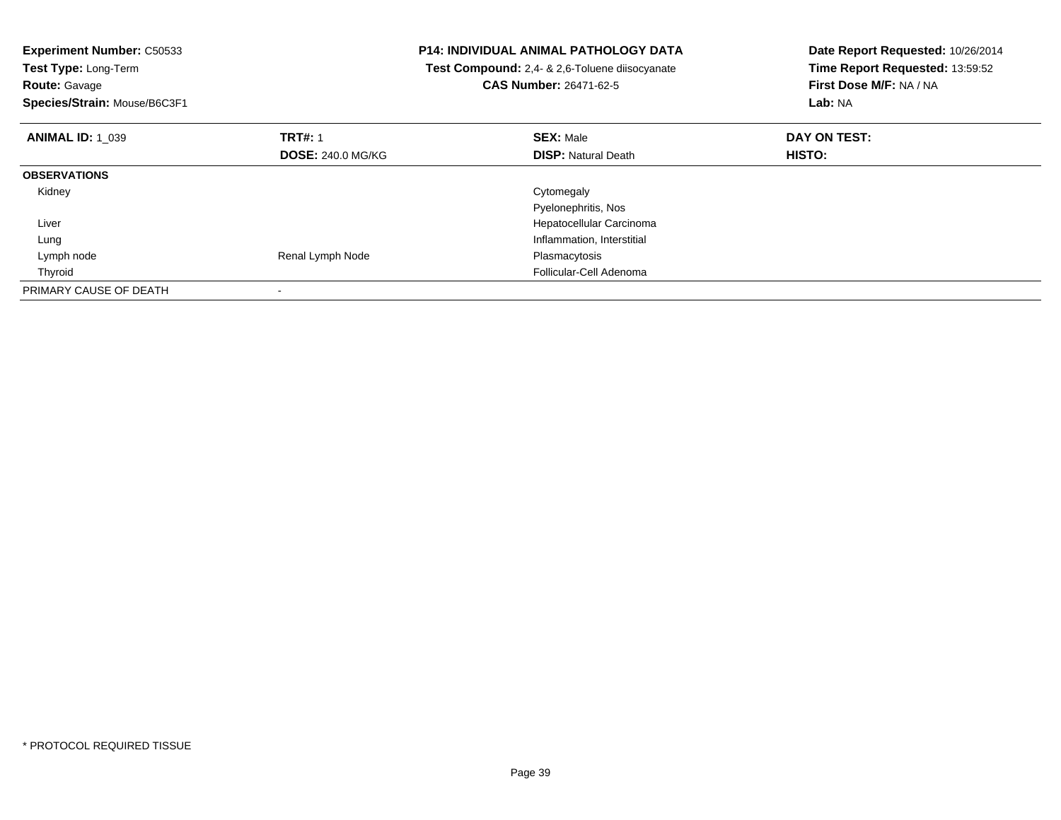**Experiment Number:** C50533
**Test Type:** Long-Term
**Route:** Gavage
**Species/Strain:** Mouse/B6C3F1

**P14: INDIVIDUAL ANIMAL PATHOLOGY DATA**
**Test Compound:** 2,4- & 2,6-Toluene diisocyanate
**CAS Number:** 26471-62-5

**Date Report Requested:** 10/26/2014
**Time Report Requested:** 13:59:52
**First Dose M/F:** NA / NA
**Lab:** NA

| **ANIMAL ID:** 1_039 | **TRT#:** 1 | **SEX:** Male | **DAY ON TEST:** |
|---|---|---|---|
| | **DOSE:** 240.0 MG/KG | **DISP:** Natural Death | **HISTO:** |
| **OBSERVATIONS** | | | |
| Kidney | | Cytomegaly | |
| | | Pyelonephritis, Nos | |
| Liver | | Hepatocellular Carcinoma | |
| Lung | | Inflammation, Interstitial | |
| Lymph node | Renal Lymph Node | Plasmacytosis | |
| Thyroid | | Follicular-Cell Adenoma | |
| PRIMARY CAUSE OF DEATH | - | | |

\* PROTOCOL REQUIRED TISSUE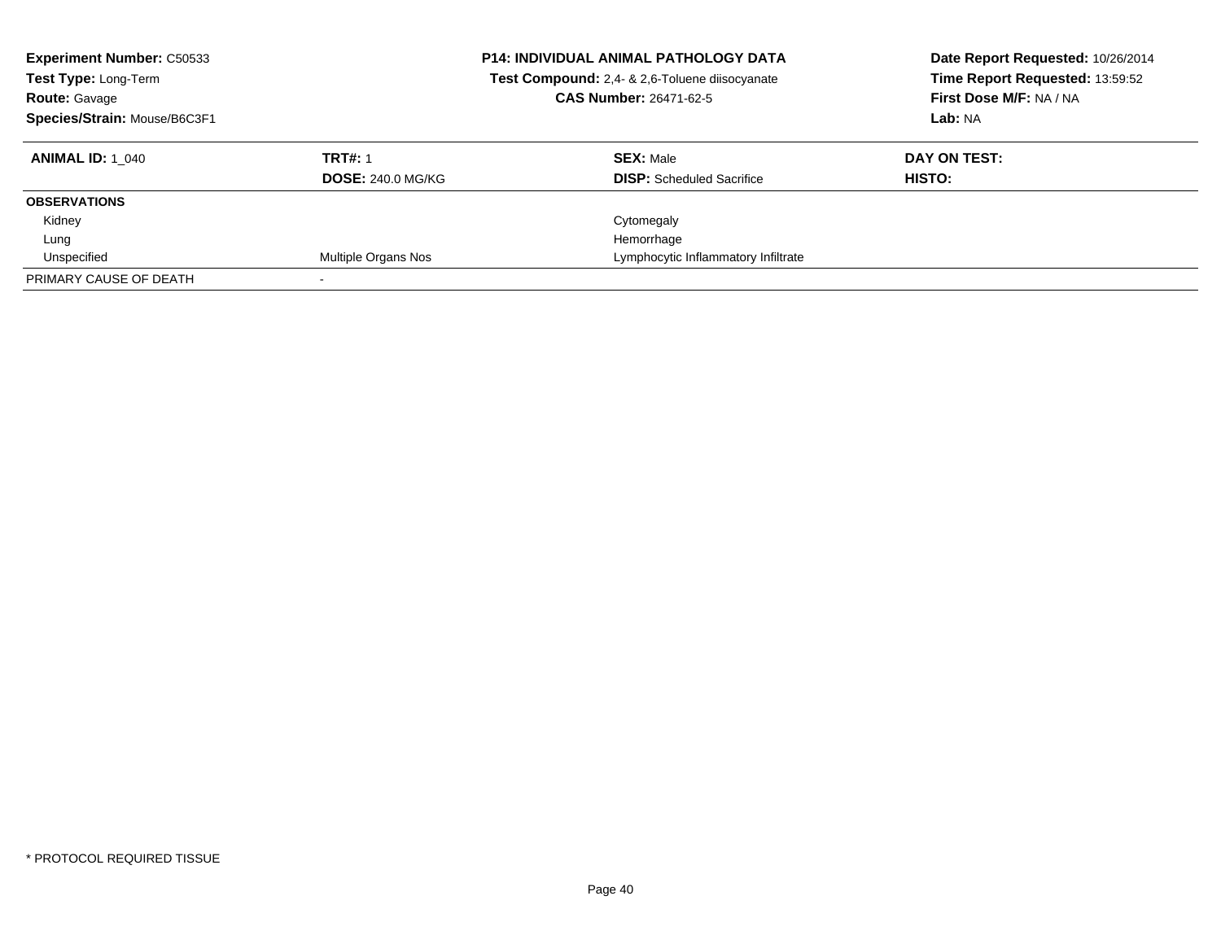**Experiment Number:** C50533
**Test Type:** Long-Term
**Route:** Gavage
**Species/Strain:** Mouse/B6C3F1

**P14: INDIVIDUAL ANIMAL PATHOLOGY DATA**
**Test Compound:** 2,4- & 2,6-Toluene diisocyanate
**CAS Number:** 26471-62-5

**Date Report Requested:** 10/26/2014
**Time Report Requested:** 13:59:52
**First Dose M/F:** NA / NA
**Lab:** NA

| **ANIMAL ID:** 1_040 | **TRT#:** 1<br>**DOSE:** 240.0 MG/KG | **SEX:** Male<br>**DISP:** Scheduled Sacrifice | **DAY ON TEST:**<br>**HISTO:** |
|---|---|---|---|
| **OBSERVATIONS** | | | |
| Kidney | | Cytomegaly | |
| Lung | | Hemorrhage | |
| Unspecified | Multiple Organs Nos | Lymphocytic Inflammatory Infiltrate | |
| PRIMARY CAUSE OF DEATH | - | | |

* PROTOCOL REQUIRED TISSUE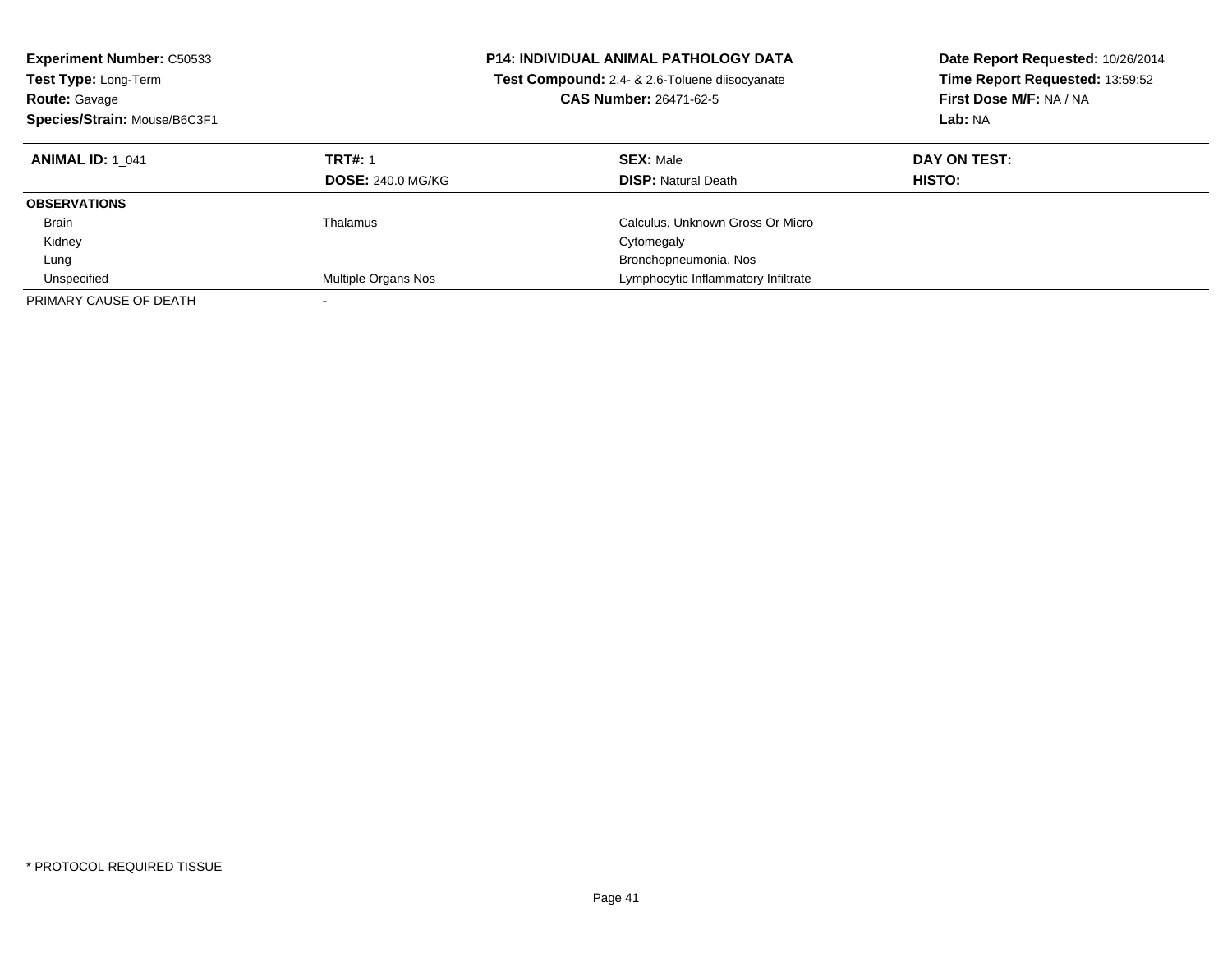**Experiment Number:** C50533
**Test Type:** Long-Term
**Route:** Gavage
**Species/Strain:** Mouse/B6C3F1

**P14: INDIVIDUAL ANIMAL PATHOLOGY DATA**
**Test Compound:** 2,4- & 2,6-Toluene diisocyanate
**CAS Number:** 26471-62-5

**Date Report Requested:** 10/26/2014
**Time Report Requested:** 13:59:52
**First Dose M/F:** NA / NA
**Lab:** NA

| **ANIMAL ID:** 1_041 | **TRT#:** 1 | **SEX:** Male | **DAY ON TEST:** |
|---|---|---|---|
| | **DOSE:** 240.0 MG/KG | **DISP:** Natural Death | **HISTO:** |
| **OBSERVATIONS** | | | |
| Brain | Thalamus | Calculus, Unknown Gross Or Micro | |
| Kidney | | Cytomegaly | |
| Lung | | Bronchopneumonia, Nos | |
| Unspecified | Multiple Organs Nos | Lymphocytic Inflammatory Infiltrate | |
| PRIMARY CAUSE OF DEATH | - | | |

* PROTOCOL REQUIRED TISSUE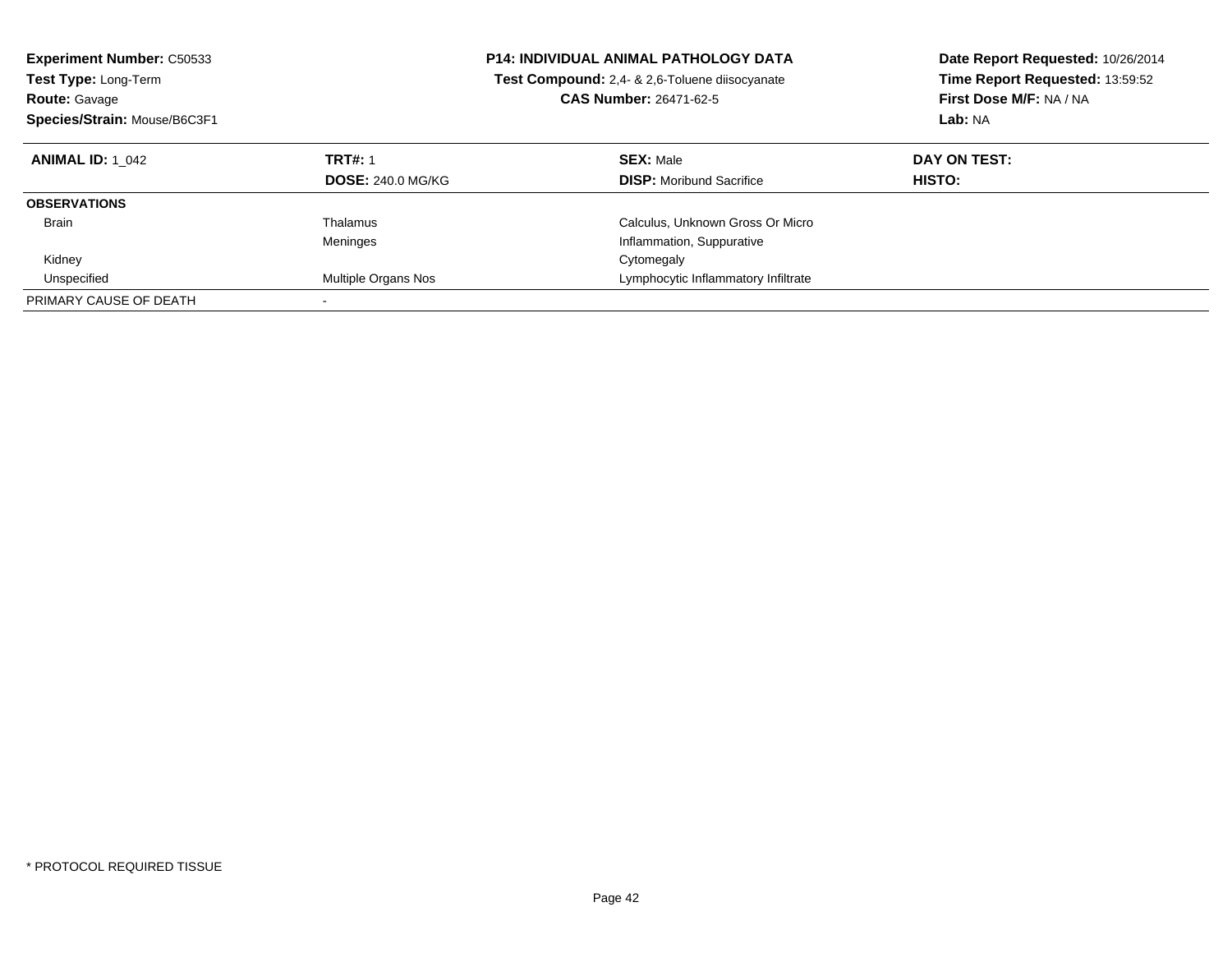**Experiment Number:** C50533
**Test Type:** Long-Term
**Route:** Gavage
**Species/Strain:** Mouse/B6C3F1

**P14: INDIVIDUAL ANIMAL PATHOLOGY DATA**
**Test Compound:** 2,4- & 2,6-Toluene diisocyanate
**CAS Number:** 26471-62-5

**Date Report Requested:** 10/26/2014
**Time Report Requested:** 13:59:52
**First Dose M/F:** NA / NA
**Lab:** NA

| **ANIMAL ID:** 1_042 | **TRT#:** 1 | **SEX:** Male | **DAY ON TEST:** |
|---|---|---|---|
| | **DOSE:** 240.0 MG/KG | **DISP:** Moribund Sacrifice | **HISTO:** |
| **OBSERVATIONS** | | | |
| Brain | Thalamus | Calculus, Unknown Gross Or Micro | |
| | Meninges | Inflammation, Suppurative | |
| Kidney | | Cytomegaly | |
| Unspecified | Multiple Organs Nos | Lymphocytic Inflammatory Infiltrate | |
| PRIMARY CAUSE OF DEATH | - | | |

* PROTOCOL REQUIRED TISSUE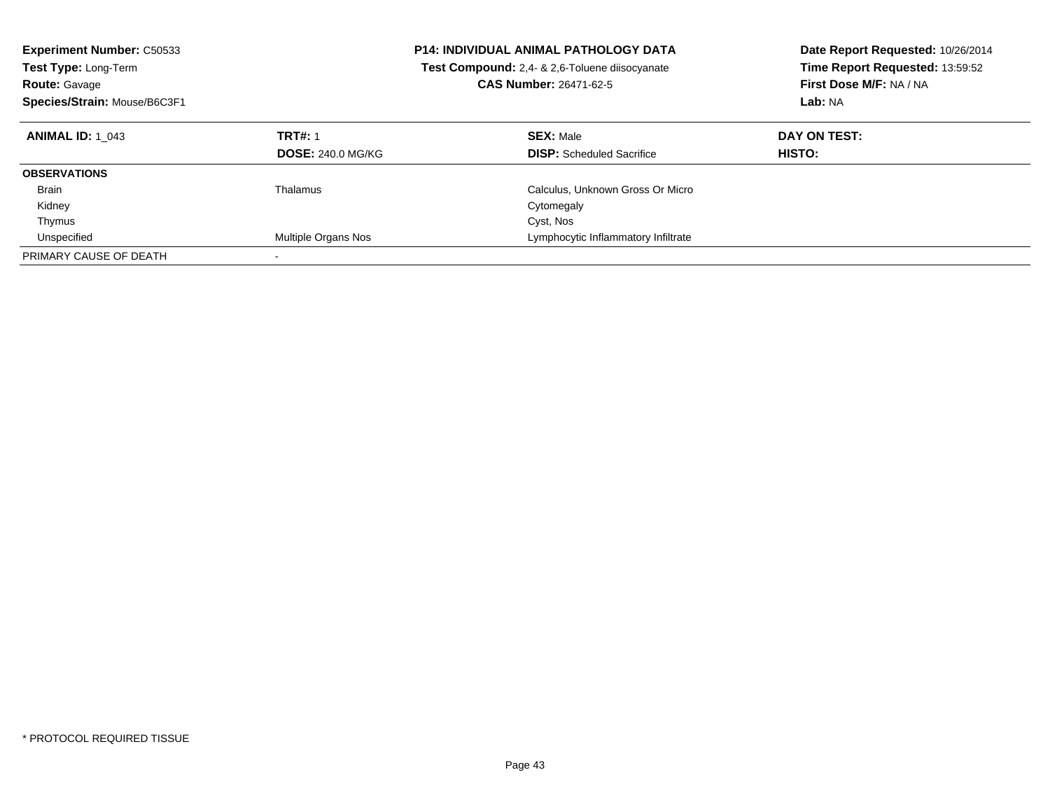**Experiment Number:** C50533
**Test Type:** Long-Term
**Route:** Gavage
**Species/Strain:** Mouse/B6C3F1

**P14: INDIVIDUAL ANIMAL PATHOLOGY DATA**
**Test Compound:** 2,4- & 2,6-Toluene diisocyanate
**CAS Number:** 26471-62-5

**Date Report Requested:** 10/26/2014
**Time Report Requested:** 13:59:52
**First Dose M/F:** NA / NA
**Lab:** NA

| **ANIMAL ID:** 1_043 | **TRT#:** 1 | **SEX:** Male | **DAY ON TEST:** |
|---|---|---|---|
| | **DOSE:** 240.0 MG/KG | **DISP:** Scheduled Sacrifice | **HISTO:** |
| **OBSERVATIONS** | | | |
| Brain | Thalamus | Calculus, Unknown Gross Or Micro | |
| Kidney | | Cytomegaly | |
| Thymus | | Cyst, Nos | |
| Unspecified | Multiple Organs Nos | Lymphocytic Inflammatory Infiltrate | |
| PRIMARY CAUSE OF DEATH | - | | |

* PROTOCOL REQUIRED TISSUE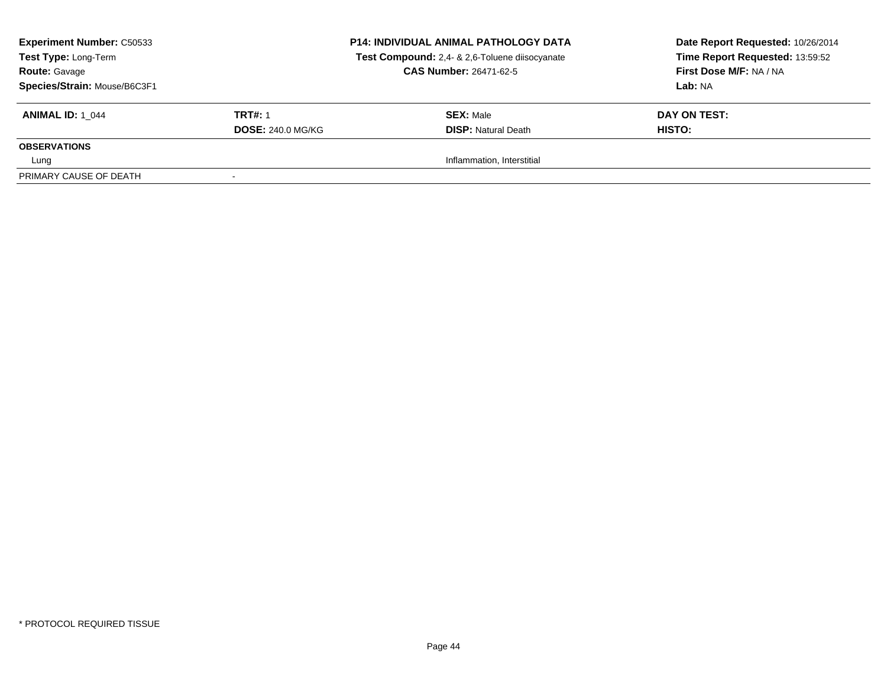| **Experiment Number:** C50533 | **P14: INDIVIDUAL ANIMAL PATHOLOGY DATA** | **Date Report Requested:** 10/26/2014 |
|---|---|---|
| **Test Type:** Long-Term | **Test Compound:** 2,4- & 2,6-Toluene diisocyanate | **Time Report Requested:** 13:59:52 |
| **Route:** Gavage | **CAS Number:** 26471-62-5 | **First Dose M/F:** NA / NA |
| **Species/Strain:** Mouse/B6C3F1 | | **Lab:** NA |

| **ANIMAL ID:** 1_044 | **TRT#:** 1 | **SEX:** Male | **DAY ON TEST:** |
|---|---|---|---|
| | **DOSE:** 240.0 MG/KG | **DISP:** Natural Death | **HISTO:** |
| **OBSERVATIONS** | | | |
| Lung | | Inflammation, Interstitial | |
| PRIMARY CAUSE OF DEATH | - | | |

* PROTOCOL REQUIRED TISSUE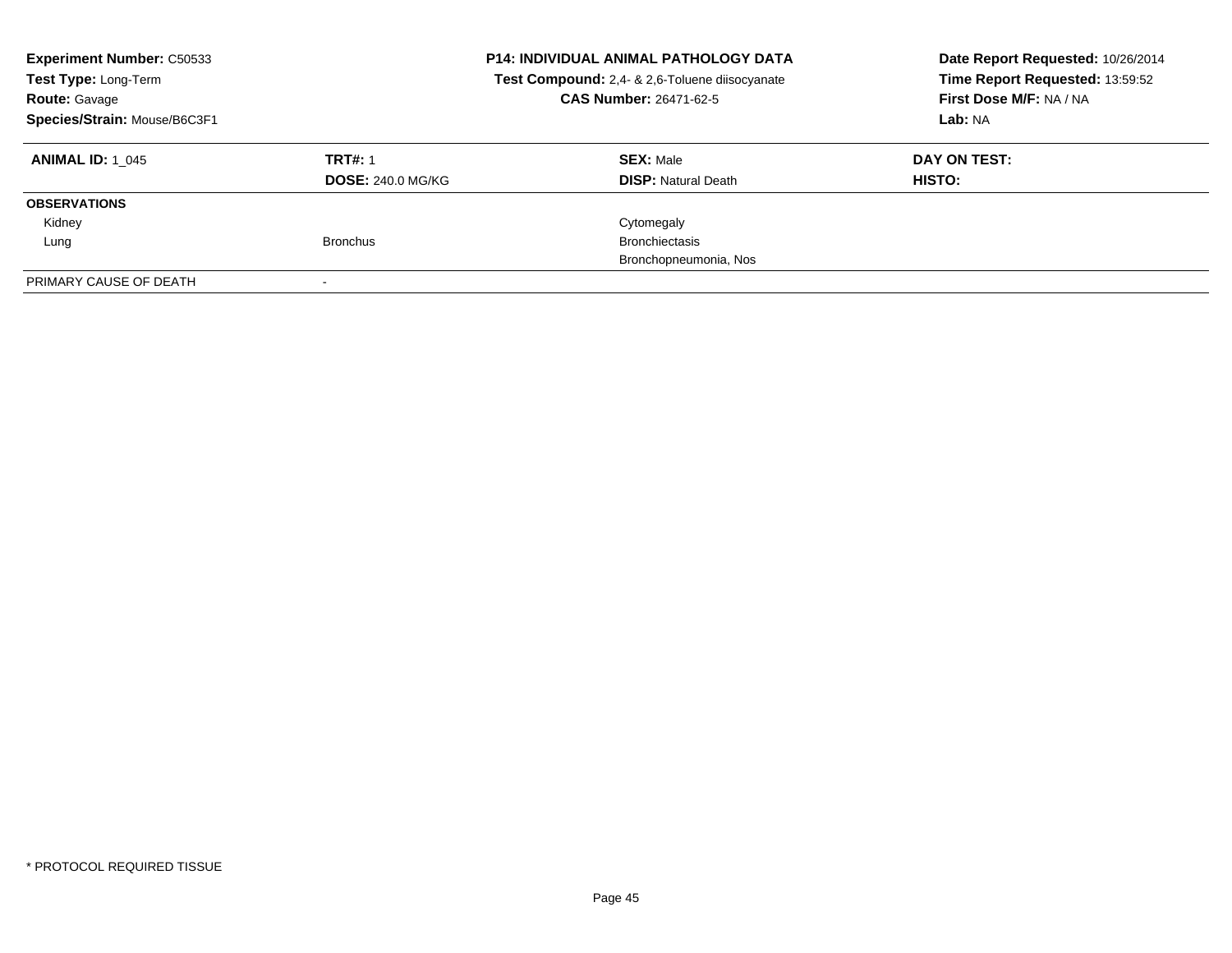| **Experiment Number:** C50533 | **P14: INDIVIDUAL ANIMAL PATHOLOGY DATA** | **Date Report Requested:** 10/26/2014 |
|---|---|---|
| **Test Type:** Long-Term | **Test Compound:** 2,4- & 2,6-Toluene diisocyanate | **Time Report Requested:** 13:59:52 |
| **Route:** Gavage | **CAS Number:** 26471-62-5 | **First Dose M/F:** NA / NA |
| **Species/Strain:** Mouse/B6C3F1 | | **Lab:** NA |

| **ANIMAL ID:** 1_045 | **TRT#:** 1 | **SEX:** Male | **DAY ON TEST:** |
|---|---|---|---|
| | **DOSE:** 240.0 MG/KG | **DISP:** Natural Death | **HISTO:** |
| **OBSERVATIONS** | | | |
| Kidney | | Cytomegaly | |
| Lung | Bronchus | Bronchiectasis | |
| | | Bronchopneumonia, Nos | |
| PRIMARY CAUSE OF DEATH | - | | |

* PROTOCOL REQUIRED TISSUE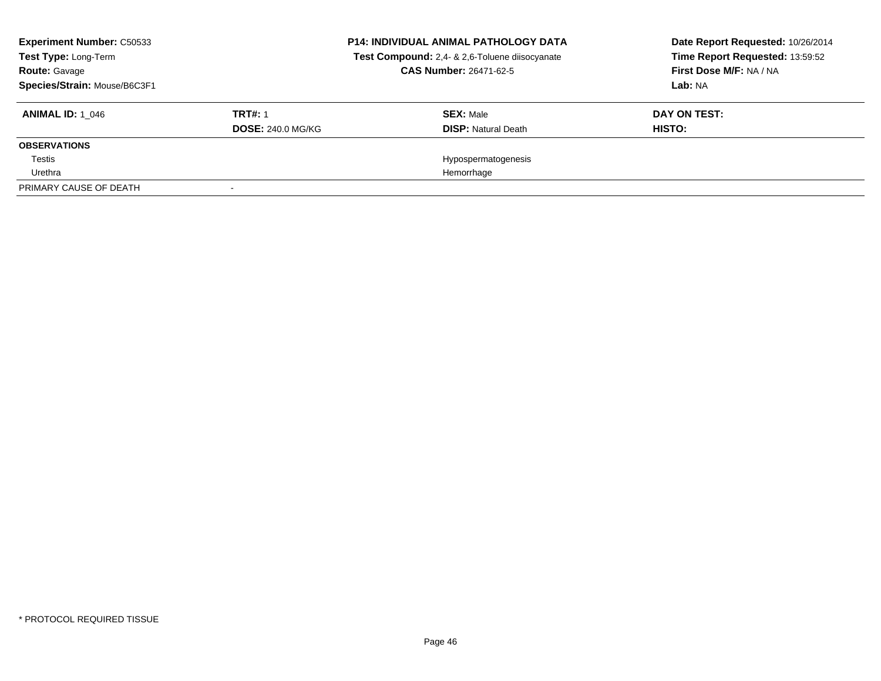**Experiment Number:** C50533
**Test Type:** Long-Term
**Route:** Gavage
**Species/Strain:** Mouse/B6C3F1

**P14: INDIVIDUAL ANIMAL PATHOLOGY DATA**
**Test Compound:** 2,4- & 2,6-Toluene diisocyanate
**CAS Number:** 26471-62-5

**Date Report Requested:** 10/26/2014
**Time Report Requested:** 13:59:52
**First Dose M/F:** NA / NA
**Lab:** NA

| **ANIMAL ID:** 1_046 | **TRT#:** 1 | **SEX:** Male | **DAY ON TEST:** |
|---|---|---|---|
| | **DOSE:** 240.0 MG/KG | **DISP:** Natural Death | **HISTO:** |
| **OBSERVATIONS** | | | |
| Testis | | Hypospermatogenesis | |
| Urethra | | Hemorrhage | |
| PRIMARY CAUSE OF DEATH | - | | |

* PROTOCOL REQUIRED TISSUE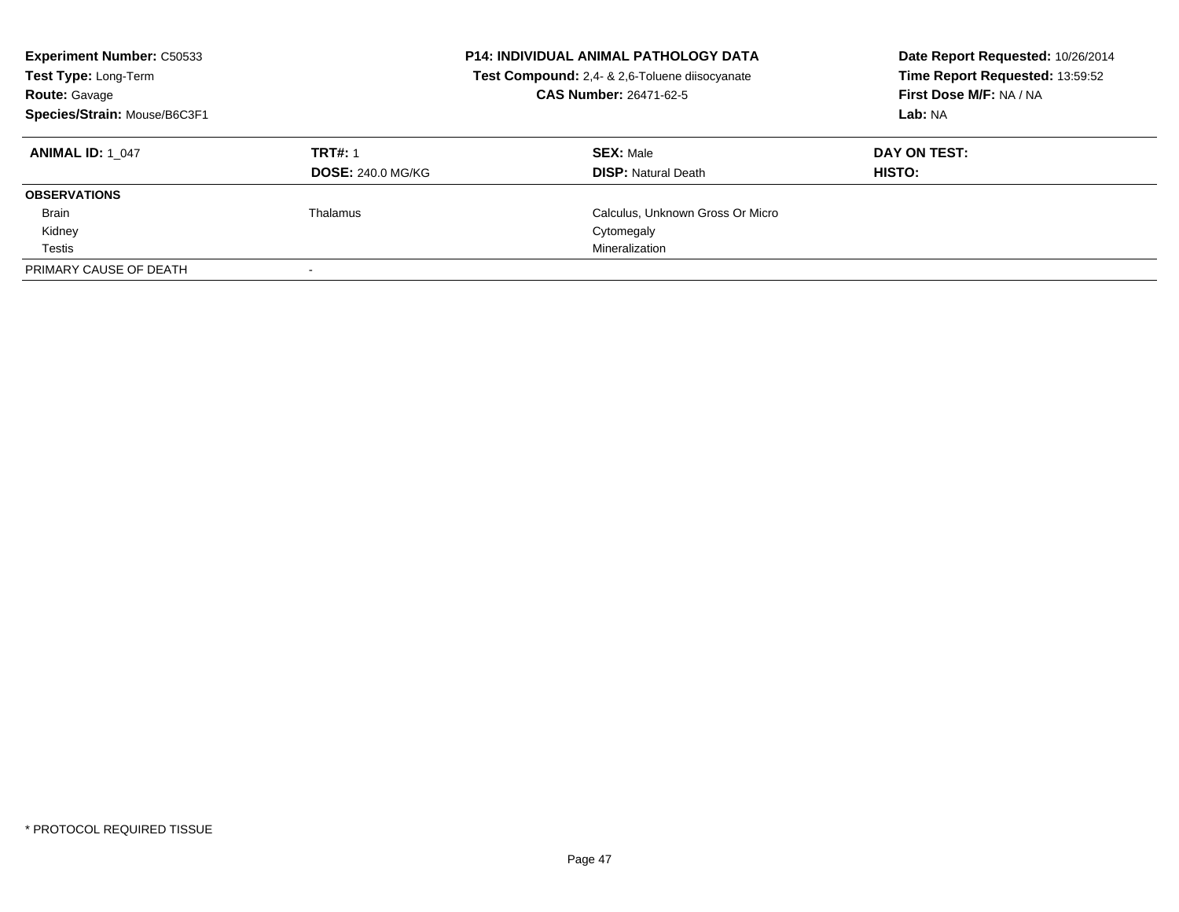**Experiment Number:** C50533
**Test Type:** Long-Term
**Route:** Gavage
**Species/Strain:** Mouse/B6C3F1

**P14: INDIVIDUAL ANIMAL PATHOLOGY DATA**
**Test Compound:** 2,4- & 2,6-Toluene diisocyanate
**CAS Number:** 26471-62-5

**Date Report Requested:** 10/26/2014
**Time Report Requested:** 13:59:52
**First Dose M/F:** NA / NA
**Lab:** NA

| **ANIMAL ID:** 1_047 | **TRT#:** 1<br>**DOSE:** 240.0 MG/KG | **SEX:** Male<br>**DISP:** Natural Death | **DAY ON TEST:**<br>**HISTO:** |
|---|---|---|---|
| **OBSERVATIONS** | | | |
| Brain | Thalamus | Calculus, Unknown Gross Or Micro | |
| Kidney | | Cytomegaly | |
| Testis | | Mineralization | |
| PRIMARY CAUSE OF DEATH | - | | |

* PROTOCOL REQUIRED TISSUE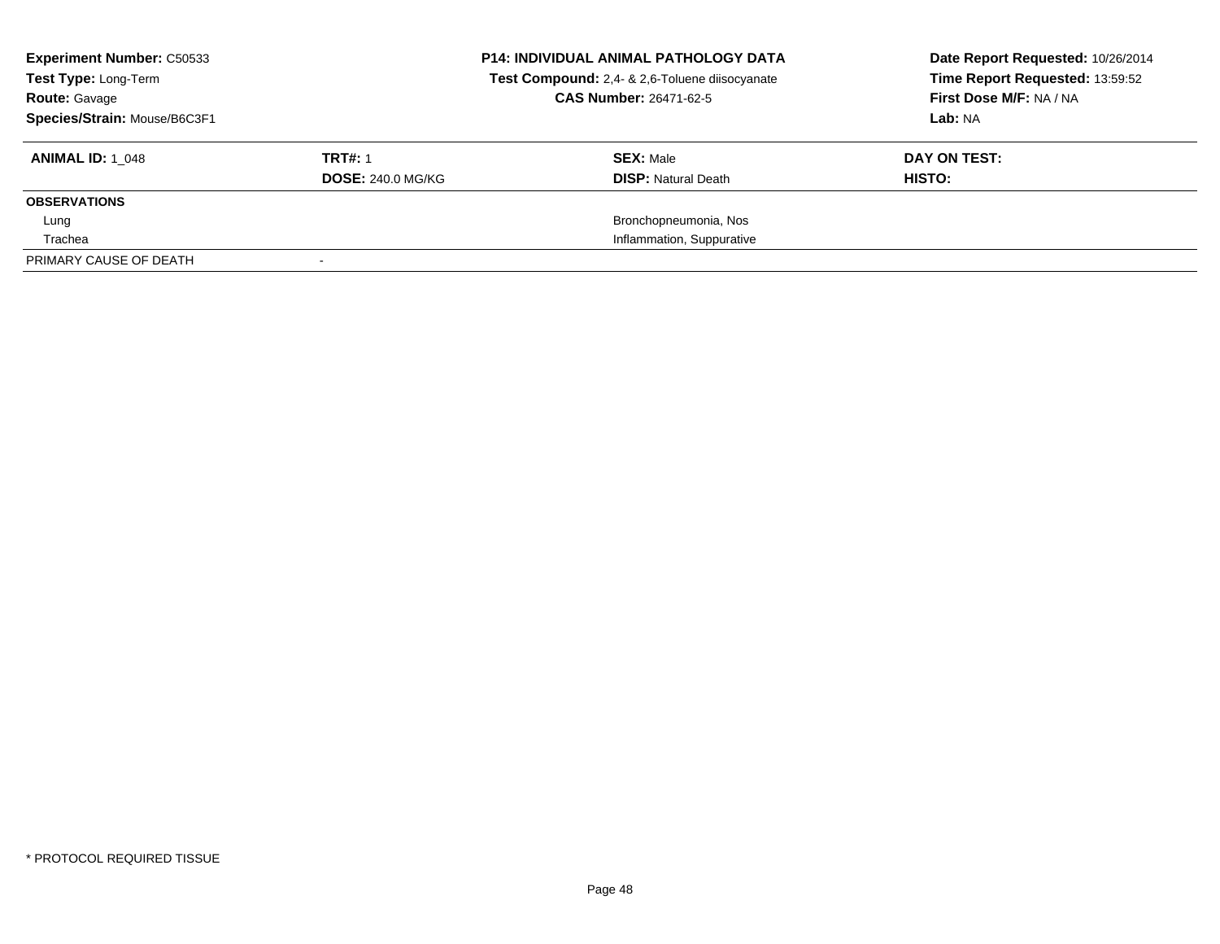**Experiment Number:** C50533
**Test Type:** Long-Term
**Route:** Gavage
**Species/Strain:** Mouse/B6C3F1

**P14: INDIVIDUAL ANIMAL PATHOLOGY DATA**
**Test Compound:** 2,4- & 2,6-Toluene diisocyanate
**CAS Number:** 26471-62-5

**Date Report Requested:** 10/26/2014
**Time Report Requested:** 13:59:52
**First Dose M/F:** NA / NA
**Lab:** NA

| **ANIMAL ID:** 1_048 | **TRT#:** 1 | **SEX:** Male | **DAY ON TEST:** |
|---|---|---|---|
| | **DOSE:** 240.0 MG/KG | **DISP:** Natural Death | **HISTO:** |
| **OBSERVATIONS** | | | |
| Lung | | Bronchopneumonia, Nos | |
| Trachea | | Inflammation, Suppurative | |
| PRIMARY CAUSE OF DEATH | - | | |

* PROTOCOL REQUIRED TISSUE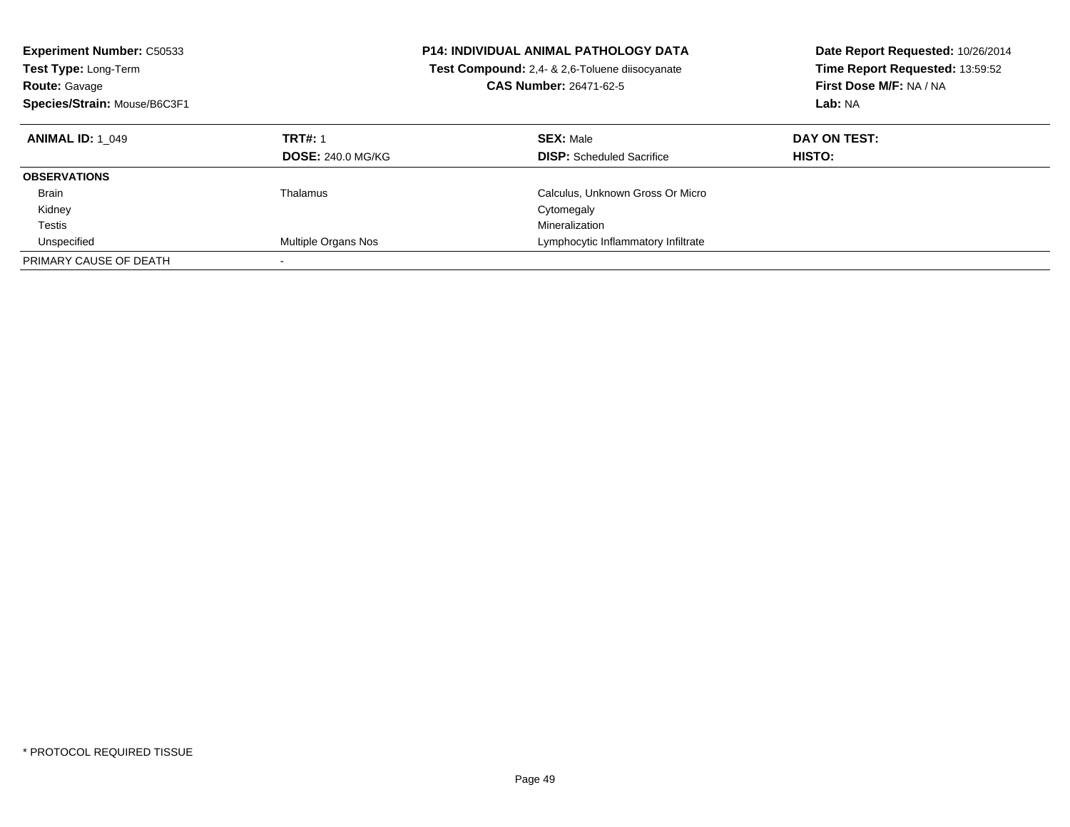**Experiment Number:** C50533
**Test Type:** Long-Term
**Route:** Gavage
**Species/Strain:** Mouse/B6C3F1

**P14: INDIVIDUAL ANIMAL PATHOLOGY DATA**
**Test Compound:** 2,4- & 2,6-Toluene diisocyanate
**CAS Number:** 26471-62-5

**Date Report Requested:** 10/26/2014
**Time Report Requested:** 13:59:52
**First Dose M/F:** NA / NA
**Lab:** NA

| **ANIMAL ID:** 1_049 | **TRT#:** 1 | **SEX:** Male | **DAY ON TEST:** |
|---|---|---|---|
| | **DOSE:** 240.0 MG/KG | **DISP:** Scheduled Sacrifice | **HISTO:** |
| **OBSERVATIONS** | | | |
| Brain | Thalamus | Calculus, Unknown Gross Or Micro | |
| Kidney | | Cytomegaly | |
| Testis | | Mineralization | |
| Unspecified | Multiple Organs Nos | Lymphocytic Inflammatory Infiltrate | |
| PRIMARY CAUSE OF DEATH | - | | |

* PROTOCOL REQUIRED TISSUE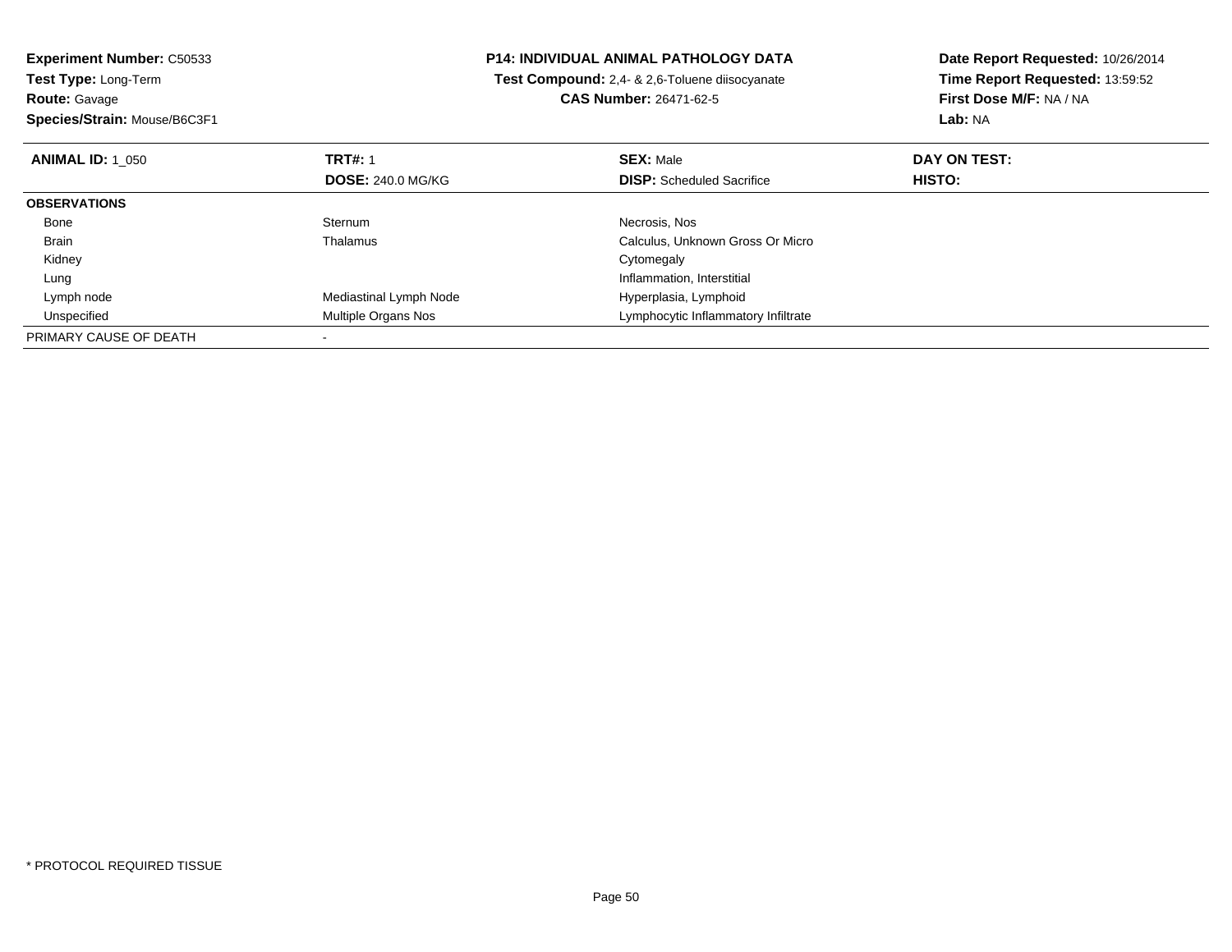**Experiment Number:** C50533
**Test Type:** Long-Term
**Route:** Gavage
**Species/Strain:** Mouse/B6C3F1

**P14: INDIVIDUAL ANIMAL PATHOLOGY DATA**
**Test Compound:** 2,4- & 2,6-Toluene diisocyanate
**CAS Number:** 26471-62-5

**Date Report Requested:** 10/26/2014
**Time Report Requested:** 13:59:52
**First Dose M/F:** NA / NA
**Lab:** NA

| **ANIMAL ID:** 1_050 | **TRT#:** 1 | **SEX:** Male | **DAY ON TEST:** |
|---|---|---|---|
| | **DOSE:** 240.0 MG/KG | **DISP:** Scheduled Sacrifice | **HISTO:** |
| **OBSERVATIONS** | | | |
| Bone | Sternum | Necrosis, Nos | |
| Brain | Thalamus | Calculus, Unknown Gross Or Micro | |
| Kidney | | Cytomegaly | |
| Lung | | Inflammation, Interstitial | |
| Lymph node | Mediastinal Lymph Node | Hyperplasia, Lymphoid | |
| Unspecified | Multiple Organs Nos | Lymphocytic Inflammatory Infiltrate | |
| PRIMARY CAUSE OF DEATH | - | | |

* PROTOCOL REQUIRED TISSUE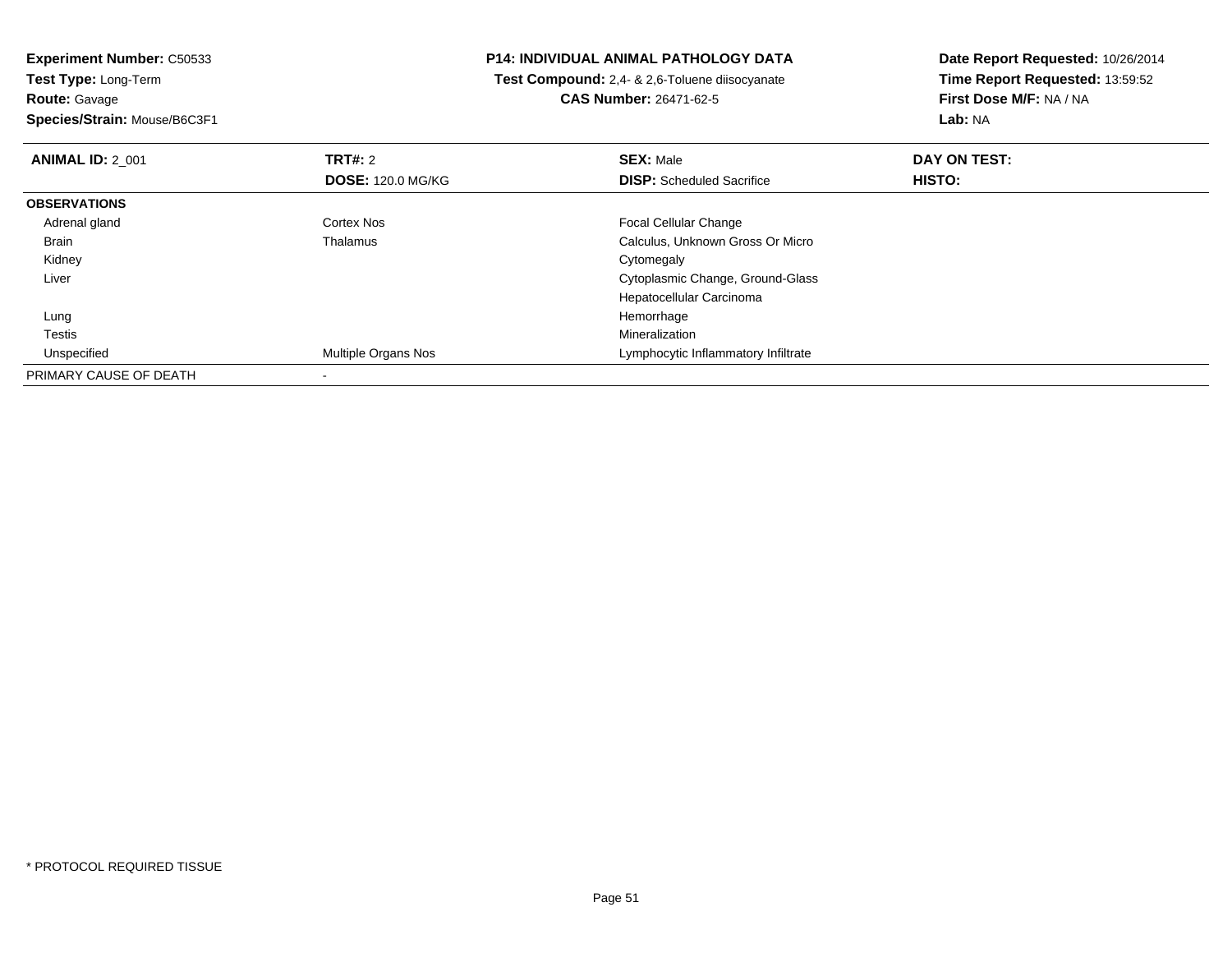**Experiment Number:** C50533
**Test Type:** Long-Term
**Route:** Gavage
**Species/Strain:** Mouse/B6C3F1

**P14: INDIVIDUAL ANIMAL PATHOLOGY DATA**
**Test Compound:** 2,4- & 2,6-Toluene diisocyanate
**CAS Number:** 26471-62-5

**Date Report Requested:** 10/26/2014
**Time Report Requested:** 13:59:52
**First Dose M/F:** NA / NA
**Lab:** NA

| **ANIMAL ID:** 2_001 | **TRT#:** 2 | **SEX:** Male | **DAY ON TEST:** |
|---|---|---|---|
| | **DOSE:** 120.0 MG/KG | **DISP:** Scheduled Sacrifice | **HISTO:** |
| **OBSERVATIONS** | | | |
| Adrenal gland | Cortex Nos | Focal Cellular Change | |
| Brain | Thalamus | Calculus, Unknown Gross Or Micro | |
| Kidney | | Cytomegaly | |
| Liver | | Cytoplasmic Change, Ground-Glass | |
| | | Hepatocellular Carcinoma | |
| Lung | | Hemorrhage | |
| Testis | | Mineralization | |
| Unspecified | Multiple Organs Nos | Lymphocytic Inflammatory Infiltrate | |
| PRIMARY CAUSE OF DEATH | - | | |

* PROTOCOL REQUIRED TISSUE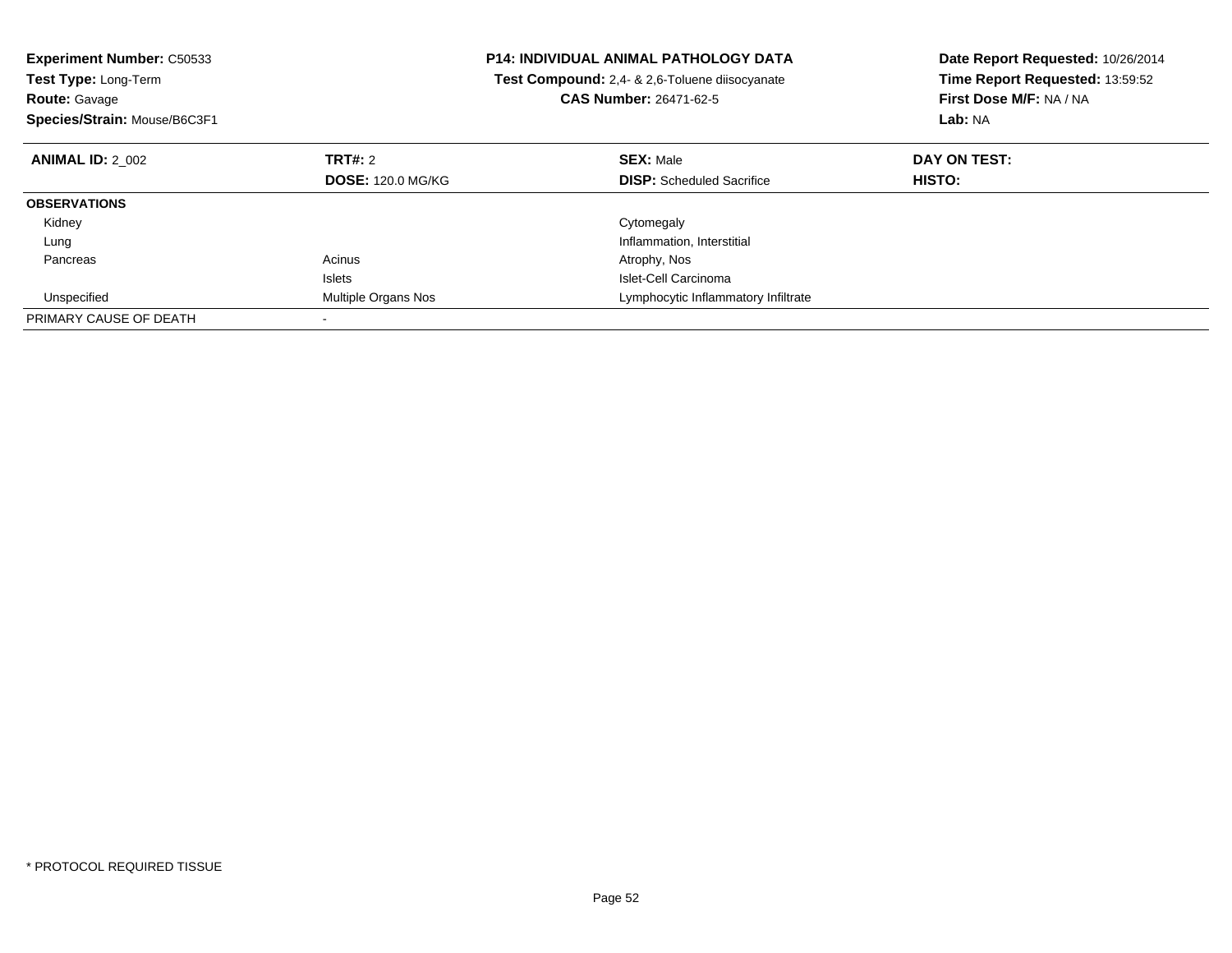**Experiment Number:** C50533
**Test Type:** Long-Term
**Route:** Gavage
**Species/Strain:** Mouse/B6C3F1

**P14: INDIVIDUAL ANIMAL PATHOLOGY DATA**
**Test Compound:** 2,4- & 2,6-Toluene diisocyanate
**CAS Number:** 26471-62-5

**Date Report Requested:** 10/26/2014
**Time Report Requested:** 13:59:52
**First Dose M/F:** NA / NA
**Lab:** NA

| **ANIMAL ID:** 2_002 | **TRT#:** 2 | **SEX:** Male | **DAY ON TEST:** |
|---|---|---|---|
| | **DOSE:** 120.0 MG/KG | **DISP:** Scheduled Sacrifice | **HISTO:** |
| **OBSERVATIONS** | | | |
| Kidney | | Cytomegaly | |
| Lung | | Inflammation, Interstitial | |
| Pancreas | Acinus | Atrophy, Nos | |
| | Islets | Islet-Cell Carcinoma | |
| Unspecified | Multiple Organs Nos | Lymphocytic Inflammatory Infiltrate | |
| PRIMARY CAUSE OF DEATH | - | | |

\* PROTOCOL REQUIRED TISSUE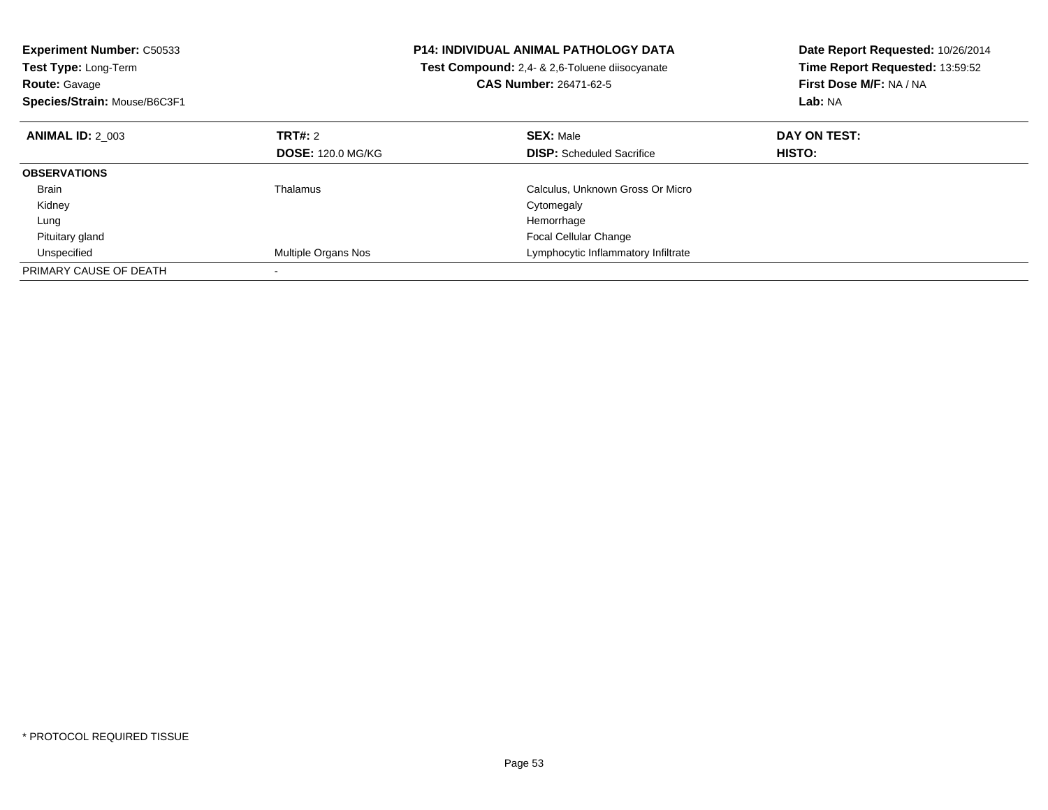**Experiment Number:** C50533
**Test Type:** Long-Term
**Route:** Gavage
**Species/Strain:** Mouse/B6C3F1

**P14: INDIVIDUAL ANIMAL PATHOLOGY DATA**
**Test Compound:** 2,4- & 2,6-Toluene diisocyanate
**CAS Number:** 26471-62-5

**Date Report Requested:** 10/26/2014
**Time Report Requested:** 13:59:52
**First Dose M/F:** NA / NA
**Lab:** NA

| **ANIMAL ID:** 2_003 | **TRT#:** 2 | **SEX:** Male | **DAY ON TEST:** |
|---|---|---|---|
| | **DOSE:** 120.0 MG/KG | **DISP:** Scheduled Sacrifice | **HISTO:** |
| **OBSERVATIONS** | | | |
| Brain | Thalamus | Calculus, Unknown Gross Or Micro | |
| Kidney | | Cytomegaly | |
| Lung | | Hemorrhage | |
| Pituitary gland | | Focal Cellular Change | |
| Unspecified | Multiple Organs Nos | Lymphocytic Inflammatory Infiltrate | |
| PRIMARY CAUSE OF DEATH | - | | |

* PROTOCOL REQUIRED TISSUE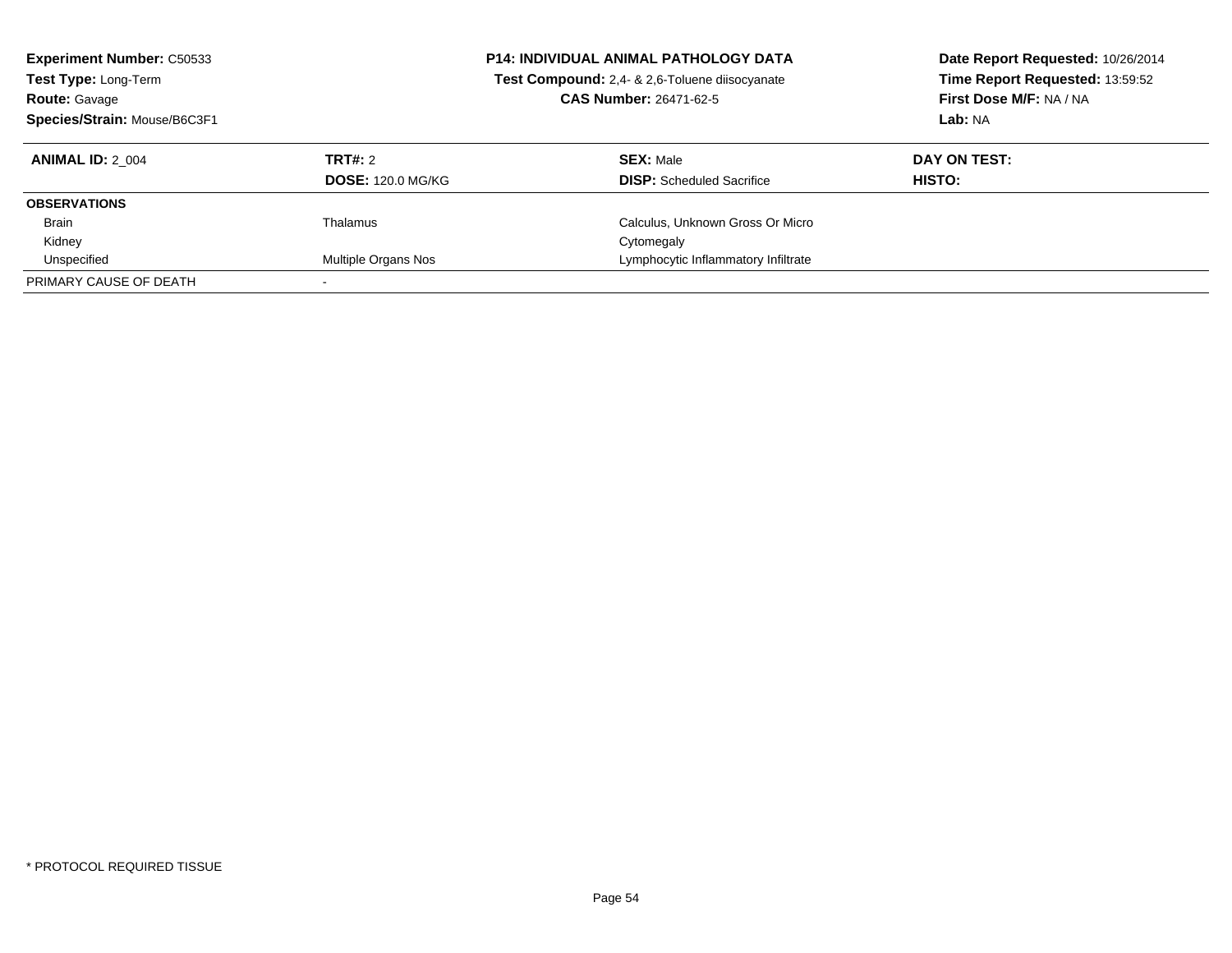**Experiment Number:** C50533
**Test Type:** Long-Term
**Route:** Gavage
**Species/Strain:** Mouse/B6C3F1

**P14: INDIVIDUAL ANIMAL PATHOLOGY DATA**
**Test Compound:** 2,4- & 2,6-Toluene diisocyanate
**CAS Number:** 26471-62-5

**Date Report Requested:** 10/26/2014
**Time Report Requested:** 13:59:52
**First Dose M/F:** NA / NA
**Lab:** NA

| **ANIMAL ID:** 2_004 | **TRT#:** 2 | **SEX:** Male | **DAY ON TEST:** |
|---|---|---|---|
| | **DOSE:** 120.0 MG/KG | **DISP:** Scheduled Sacrifice | **HISTO:** |
| **OBSERVATIONS** | | | |
| Brain | Thalamus | Calculus, Unknown Gross Or Micro | |
| Kidney | | Cytomegaly | |
| Unspecified | Multiple Organs Nos | Lymphocytic Inflammatory Infiltrate | |
| PRIMARY CAUSE OF DEATH | - | | |

* PROTOCOL REQUIRED TISSUE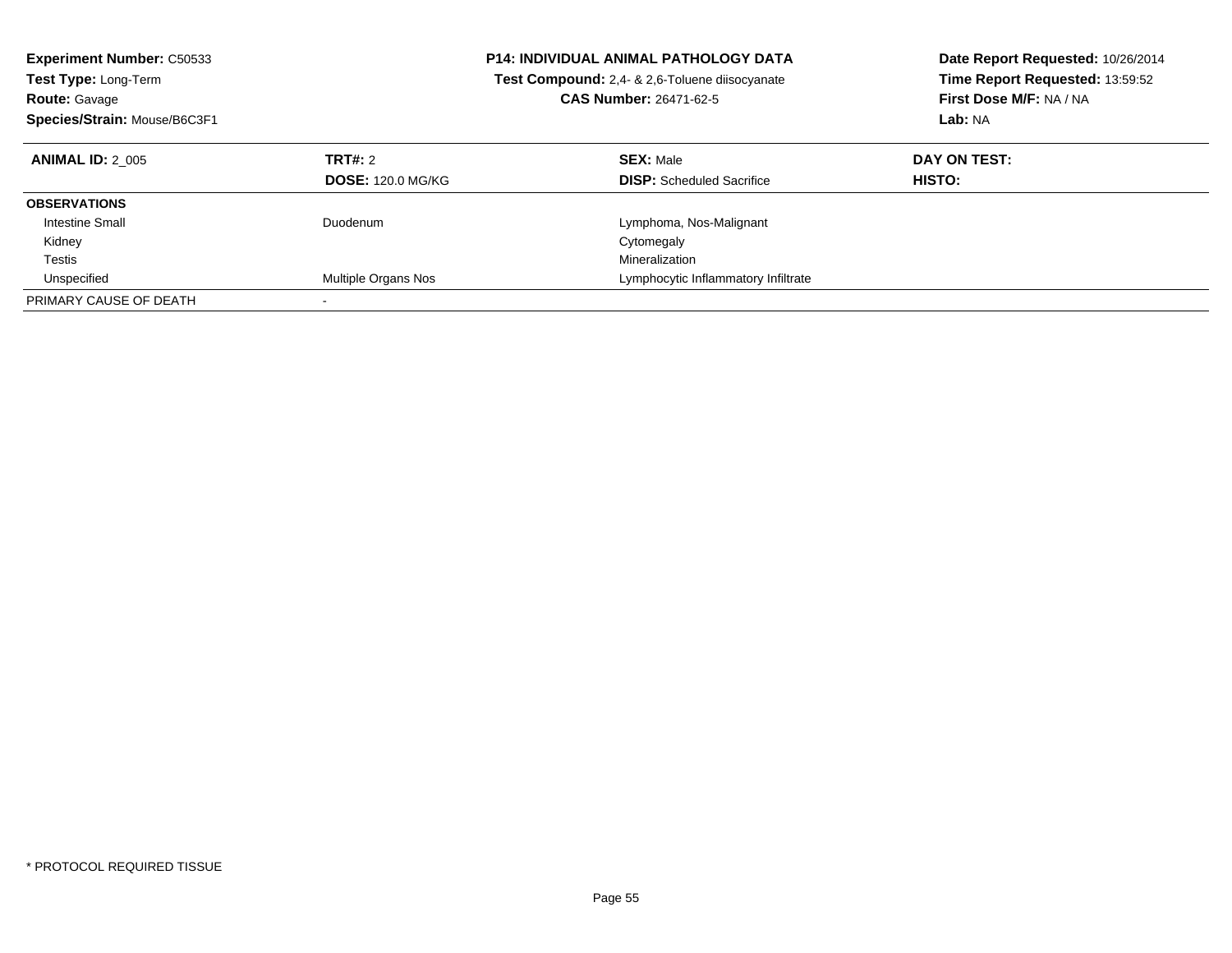**Experiment Number:** C50533
**Test Type:** Long-Term
**Route:** Gavage
**Species/Strain:** Mouse/B6C3F1

**P14: INDIVIDUAL ANIMAL PATHOLOGY DATA**
**Test Compound:** 2,4- & 2,6-Toluene diisocyanate
**CAS Number:** 26471-62-5

**Date Report Requested:** 10/26/2014
**Time Report Requested:** 13:59:52
**First Dose M/F:** NA / NA
**Lab:** NA

| **ANIMAL ID:** 2_005 | **TRT#:** 2 | **SEX:** Male | **DAY ON TEST:** |
|---|---|---|---|
| | **DOSE:** 120.0 MG/KG | **DISP:** Scheduled Sacrifice | **HISTO:** |
| **OBSERVATIONS** | | | |
| Intestine Small | Duodenum | Lymphoma, Nos-Malignant | |
| Kidney | | Cytomegaly | |
| Testis | | Mineralization | |
| Unspecified | Multiple Organs Nos | Lymphocytic Inflammatory Infiltrate | |
| PRIMARY CAUSE OF DEATH | - | | |

* PROTOCOL REQUIRED TISSUE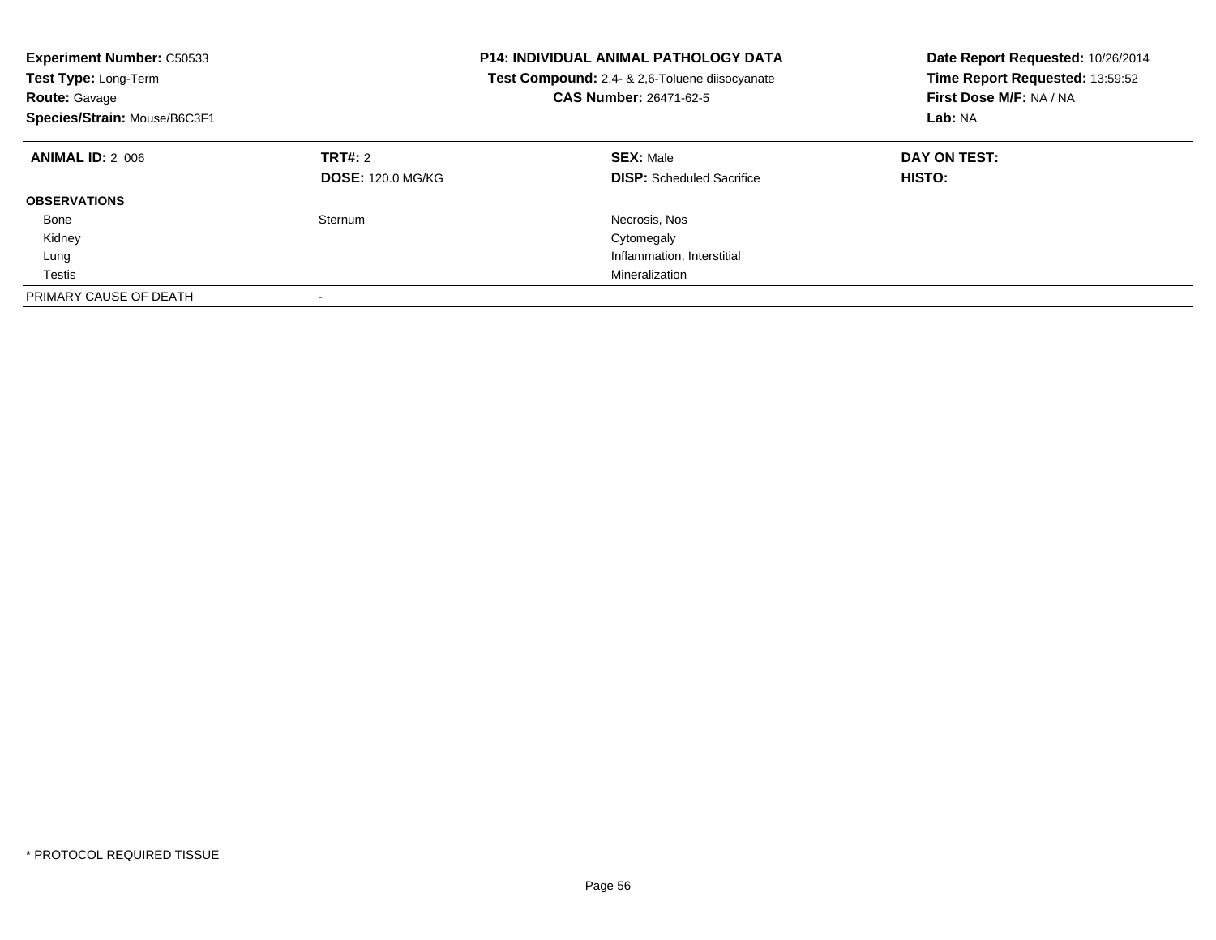**Experiment Number:** C50533
**Test Type:** Long-Term
**Route:** Gavage
**Species/Strain:** Mouse/B6C3F1

**P14: INDIVIDUAL ANIMAL PATHOLOGY DATA**
**Test Compound:** 2,4- & 2,6-Toluene diisocyanate
**CAS Number:** 26471-62-5

**Date Report Requested:** 10/26/2014
**Time Report Requested:** 13:59:52
**First Dose M/F:** NA / NA
**Lab:** NA

| **ANIMAL ID:** 2_006 | **TRT#:** 2 | **SEX:** Male | **DAY ON TEST:** |
|---|---|---|---|
| | **DOSE:** 120.0 MG/KG | **DISP:** Scheduled Sacrifice | **HISTO:** |
| **OBSERVATIONS** | | | |
| Bone | Sternum | Necrosis, Nos | |
| Kidney | | Cytomegaly | |
| Lung | | Inflammation, Interstitial | |
| Testis | | Mineralization | |
| PRIMARY CAUSE OF DEATH | - | | |

* PROTOCOL REQUIRED TISSUE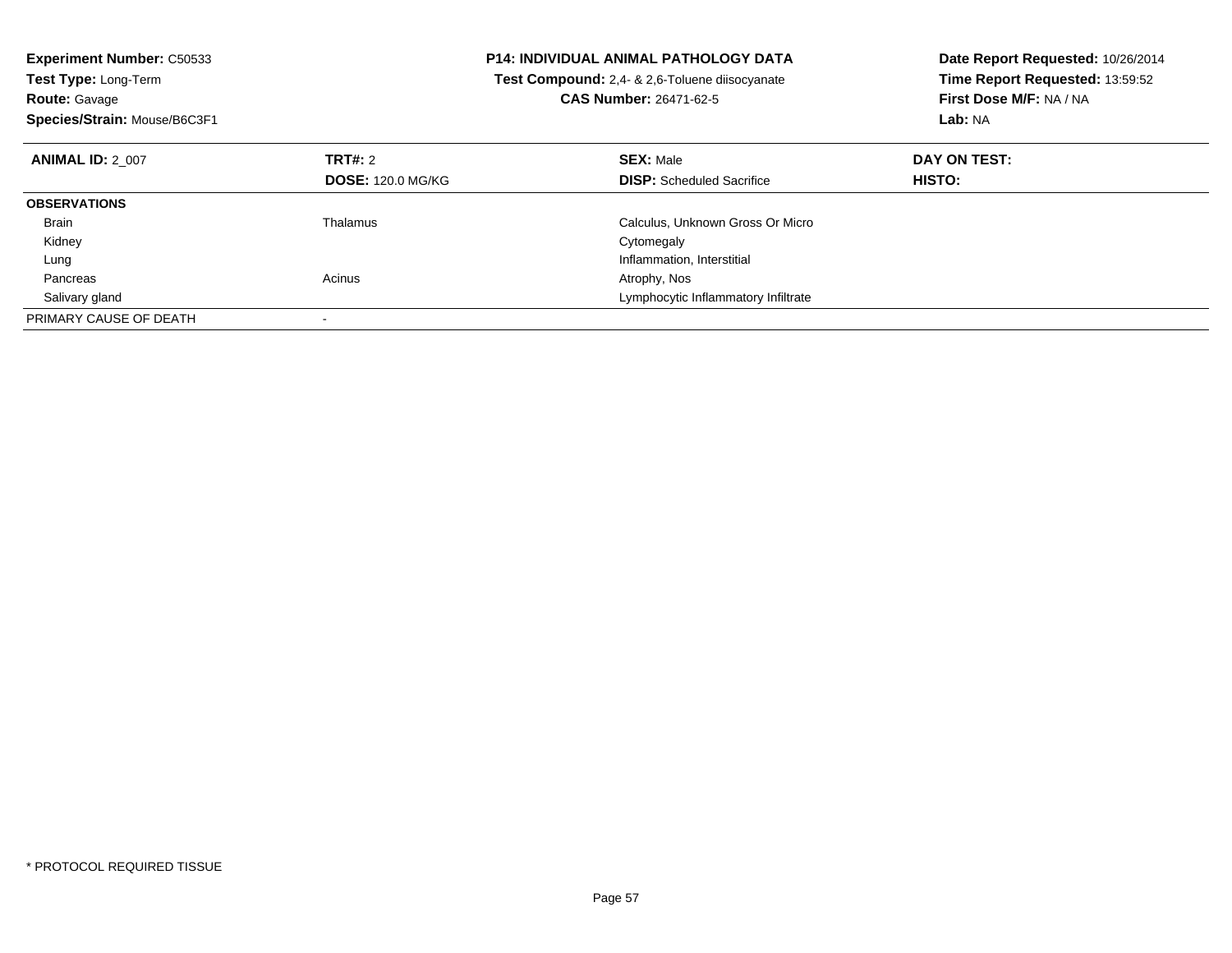**Experiment Number:** C50533
**Test Type:** Long-Term
**Route:** Gavage
**Species/Strain:** Mouse/B6C3F1

**P14: INDIVIDUAL ANIMAL PATHOLOGY DATA**
**Test Compound:** 2,4- & 2,6-Toluene diisocyanate
**CAS Number:** 26471-62-5

**Date Report Requested:** 10/26/2014
**Time Report Requested:** 13:59:52
**First Dose M/F:** NA / NA
**Lab:** NA

| **ANIMAL ID:** 2_007 | **TRT#:** 2 | **SEX:** Male | **DAY ON TEST:** |
|---|---|---|---|
| | **DOSE:** 120.0 MG/KG | **DISP:** Scheduled Sacrifice | **HISTO:** |
| **OBSERVATIONS** | | | |
| Brain | Thalamus | Calculus, Unknown Gross Or Micro | |
| Kidney | | Cytomegaly | |
| Lung | | Inflammation, Interstitial | |
| Pancreas | Acinus | Atrophy, Nos | |
| Salivary gland | | Lymphocytic Inflammatory Infiltrate | |
| PRIMARY CAUSE OF DEATH | - | | |

* PROTOCOL REQUIRED TISSUE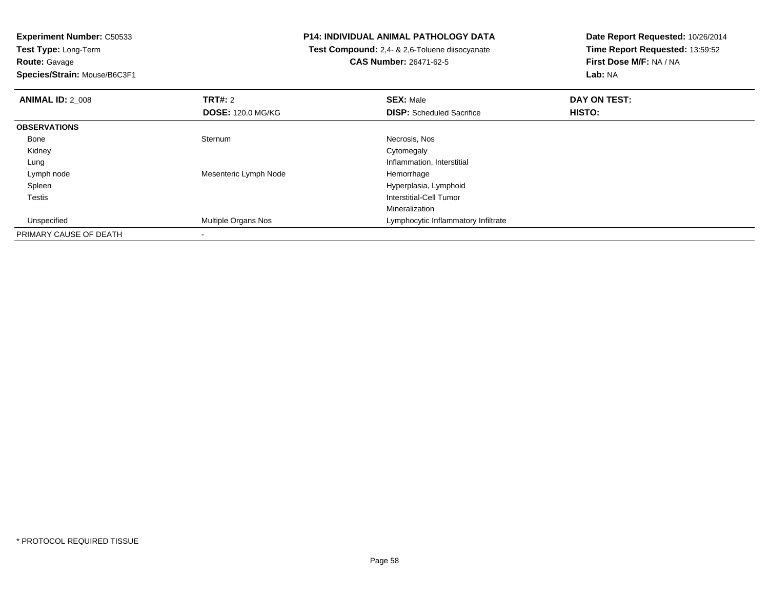**Experiment Number:** C50533
**Test Type:** Long-Term
**Route:** Gavage
**Species/Strain:** Mouse/B6C3F1

**P14: INDIVIDUAL ANIMAL PATHOLOGY DATA**
**Test Compound:** 2,4- & 2,6-Toluene diisocyanate
**CAS Number:** 26471-62-5

**Date Report Requested:** 10/26/2014
**Time Report Requested:** 13:59:52
**First Dose M/F:** NA / NA
**Lab:** NA

| **ANIMAL ID:** 2_008 | **TRT#:** 2 | **SEX:** Male | **DAY ON TEST:** |
|---|---|---|---|
| | **DOSE:** 120.0 MG/KG | **DISP:** Scheduled Sacrifice | **HISTO:** |
| **OBSERVATIONS** | | | |
| Bone | Sternum | Necrosis, Nos | |
| Kidney | | Cytomegaly | |
| Lung | | Inflammation, Interstitial | |
| Lymph node | Mesenteric Lymph Node | Hemorrhage | |
| Spleen | | Hyperplasia, Lymphoid | |
| Testis | | Interstitial-Cell Tumor | |
| | | Mineralization | |
| Unspecified | Multiple Organs Nos | Lymphocytic Inflammatory Infiltrate | |
| PRIMARY CAUSE OF DEATH | - | | |

* PROTOCOL REQUIRED TISSUE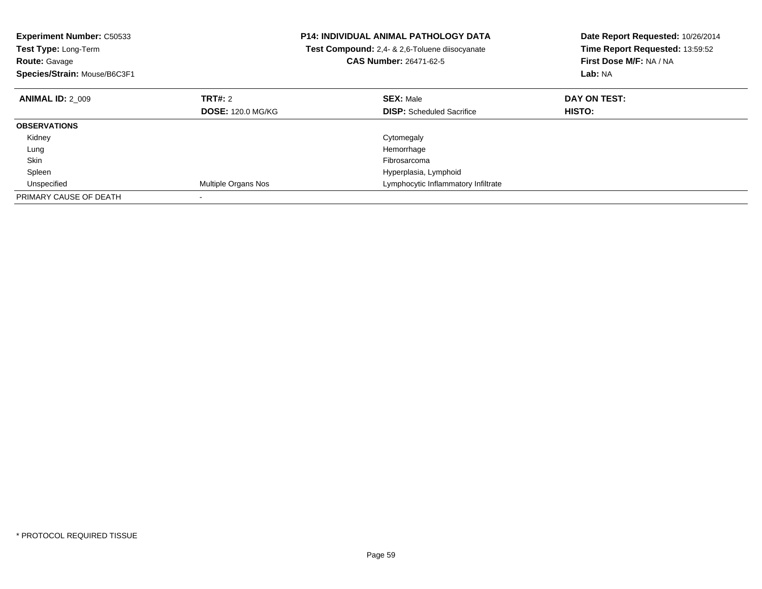**Experiment Number:** C50533
**Test Type:** Long-Term
**Route:** Gavage
**Species/Strain:** Mouse/B6C3F1

**P14: INDIVIDUAL ANIMAL PATHOLOGY DATA**
**Test Compound:** 2,4- & 2,6-Toluene diisocyanate
**CAS Number:** 26471-62-5

**Date Report Requested:** 10/26/2014
**Time Report Requested:** 13:59:52
**First Dose M/F:** NA / NA
**Lab:** NA

| **ANIMAL ID:** 2_009 | **TRT#:** 2 | **SEX:** Male | **DAY ON TEST:** |
|---|---|---|---|
| | **DOSE:** 120.0 MG/KG | **DISP:** Scheduled Sacrifice | **HISTO:** |
| **OBSERVATIONS** | | | |
| Kidney | | Cytomegaly | |
| Lung | | Hemorrhage | |
| Skin | | Fibrosarcoma | |
| Spleen | | Hyperplasia, Lymphoid | |
| Unspecified | Multiple Organs Nos | Lymphocytic Inflammatory Infiltrate | |
| PRIMARY CAUSE OF DEATH | - | | |

* PROTOCOL REQUIRED TISSUE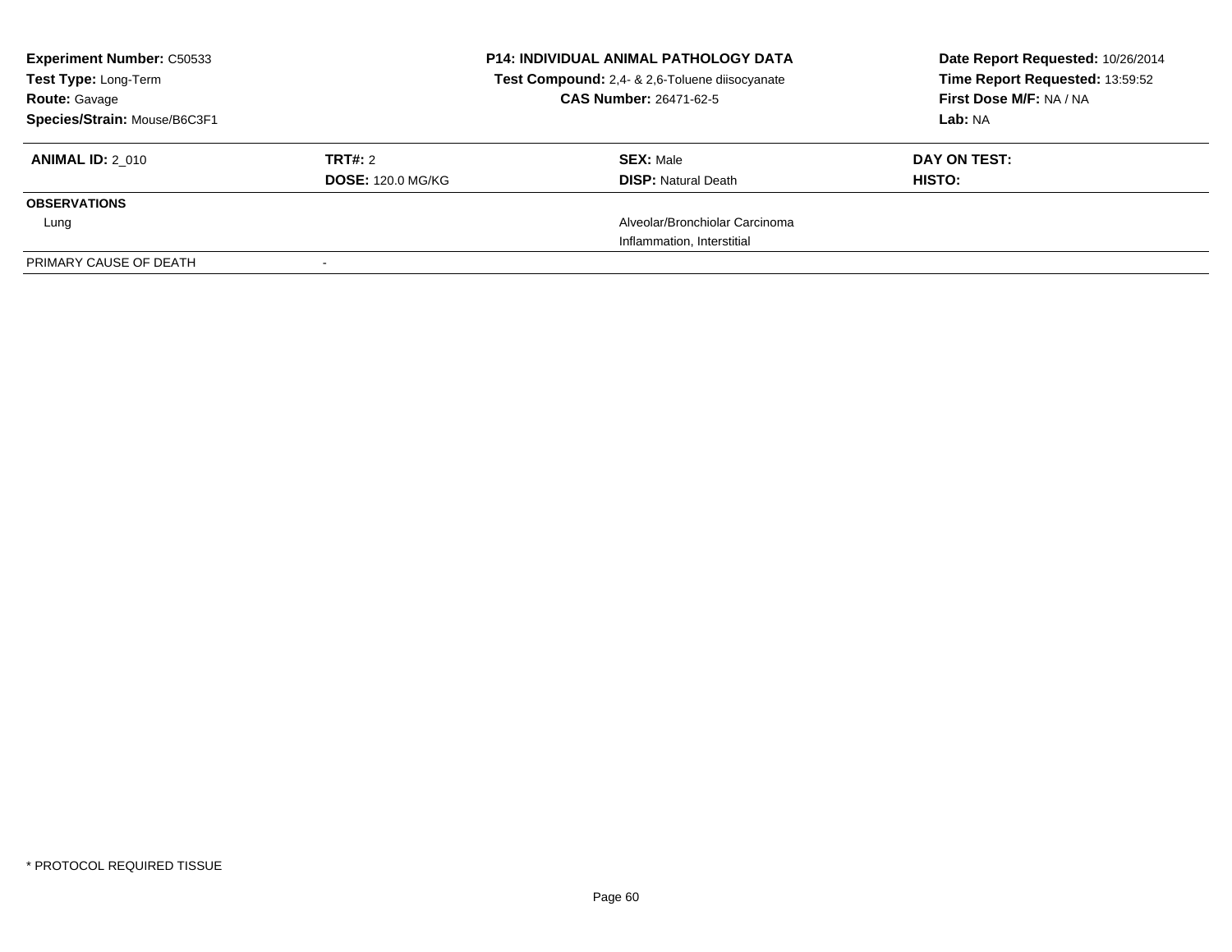**Experiment Number:** C50533
**Test Type:** Long-Term
**Route:** Gavage
**Species/Strain:** Mouse/B6C3F1

**P14: INDIVIDUAL ANIMAL PATHOLOGY DATA**
**Test Compound:** 2,4- & 2,6-Toluene diisocyanate
**CAS Number:** 26471-62-5

**Date Report Requested:** 10/26/2014
**Time Report Requested:** 13:59:52
**First Dose M/F:** NA / NA
**Lab:** NA

| **ANIMAL ID:** 2_010 | **TRT#:** 2 | **SEX:** Male | **DAY ON TEST:** |
|---|---|---|---|
| | **DOSE:** 120.0 MG/KG | **DISP:** Natural Death | **HISTO:** |
| **OBSERVATIONS** | | | |
| Lung | | Alveolar/Bronchiolar Carcinoma | |
| | | Inflammation, Interstitial | |
| PRIMARY CAUSE OF DEATH | - | | |

* PROTOCOL REQUIRED TISSUE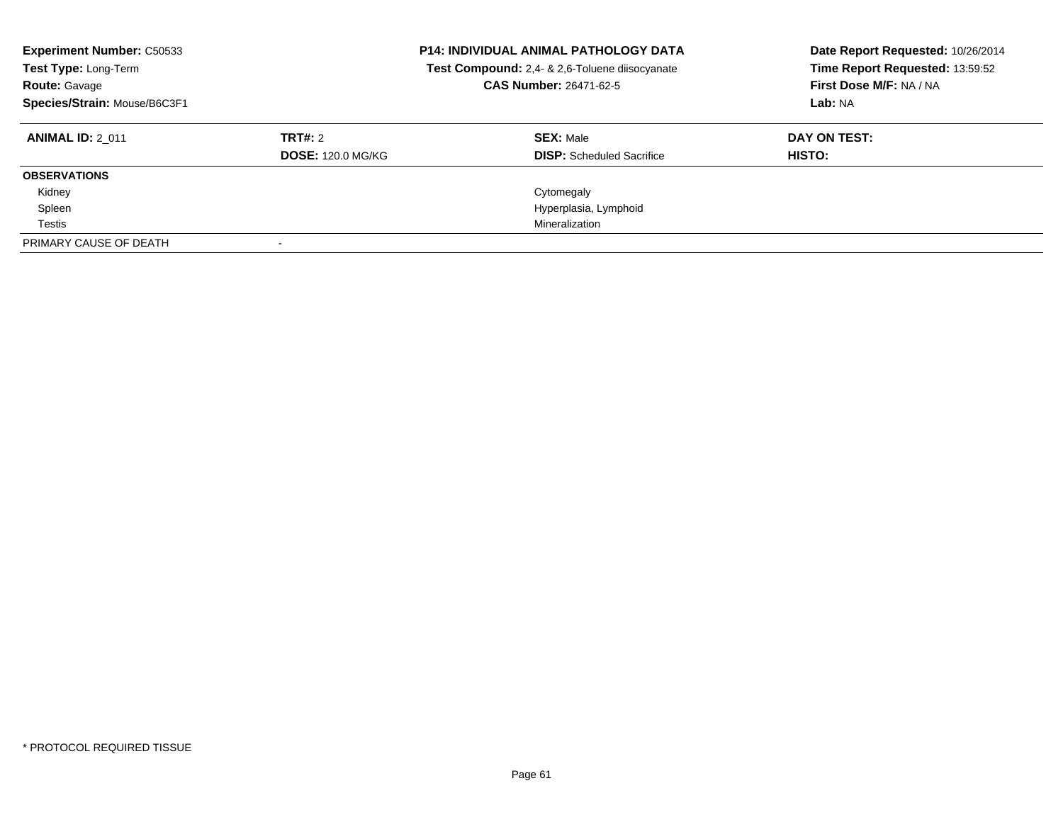**Experiment Number:** C50533
**Test Type:** Long-Term
**Route:** Gavage
**Species/Strain:** Mouse/B6C3F1

**P14: INDIVIDUAL ANIMAL PATHOLOGY DATA**
**Test Compound:** 2,4- & 2,6-Toluene diisocyanate
**CAS Number:** 26471-62-5

**Date Report Requested:** 10/26/2014
**Time Report Requested:** 13:59:52
**First Dose M/F:** NA / NA
**Lab:** NA

| **ANIMAL ID:** 2_011 | **TRT#:** 2 | **SEX:** Male | **DAY ON TEST:** |
|---|---|---|---|
| | **DOSE:** 120.0 MG/KG | **DISP:** Scheduled Sacrifice | **HISTO:** |
| **OBSERVATIONS** | | | |
| Kidney | | Cytomegaly | |
| Spleen | | Hyperplasia, Lymphoid | |
| Testis | | Mineralization | |
| PRIMARY CAUSE OF DEATH | - | | |

\* PROTOCOL REQUIRED TISSUE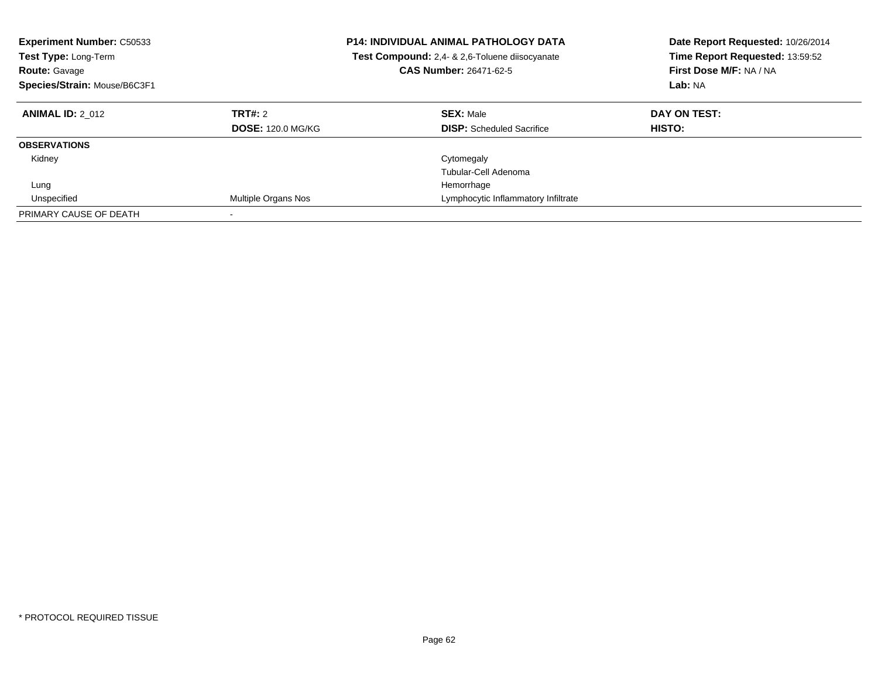**Experiment Number:** C50533
**Test Type:** Long-Term
**Route:** Gavage
**Species/Strain:** Mouse/B6C3F1

**P14: INDIVIDUAL ANIMAL PATHOLOGY DATA**
**Test Compound:** 2,4- & 2,6-Toluene diisocyanate
**CAS Number:** 26471-62-5

**Date Report Requested:** 10/26/2014
**Time Report Requested:** 13:59:52
**First Dose M/F:** NA / NA
**Lab:** NA

| **ANIMAL ID:** 2_012 | **TRT#:** 2 | **SEX:** Male | **DAY ON TEST:** |
|---|---|---|---|
| | **DOSE:** 120.0 MG/KG | **DISP:** Scheduled Sacrifice | **HISTO:** |
| **OBSERVATIONS** | | | |
| Kidney | | Cytomegaly | |
| | | Tubular-Cell Adenoma | |
| Lung | | Hemorrhage | |
| Unspecified | Multiple Organs Nos | Lymphocytic Inflammatory Infiltrate | |
| PRIMARY CAUSE OF DEATH | - | | |

* PROTOCOL REQUIRED TISSUE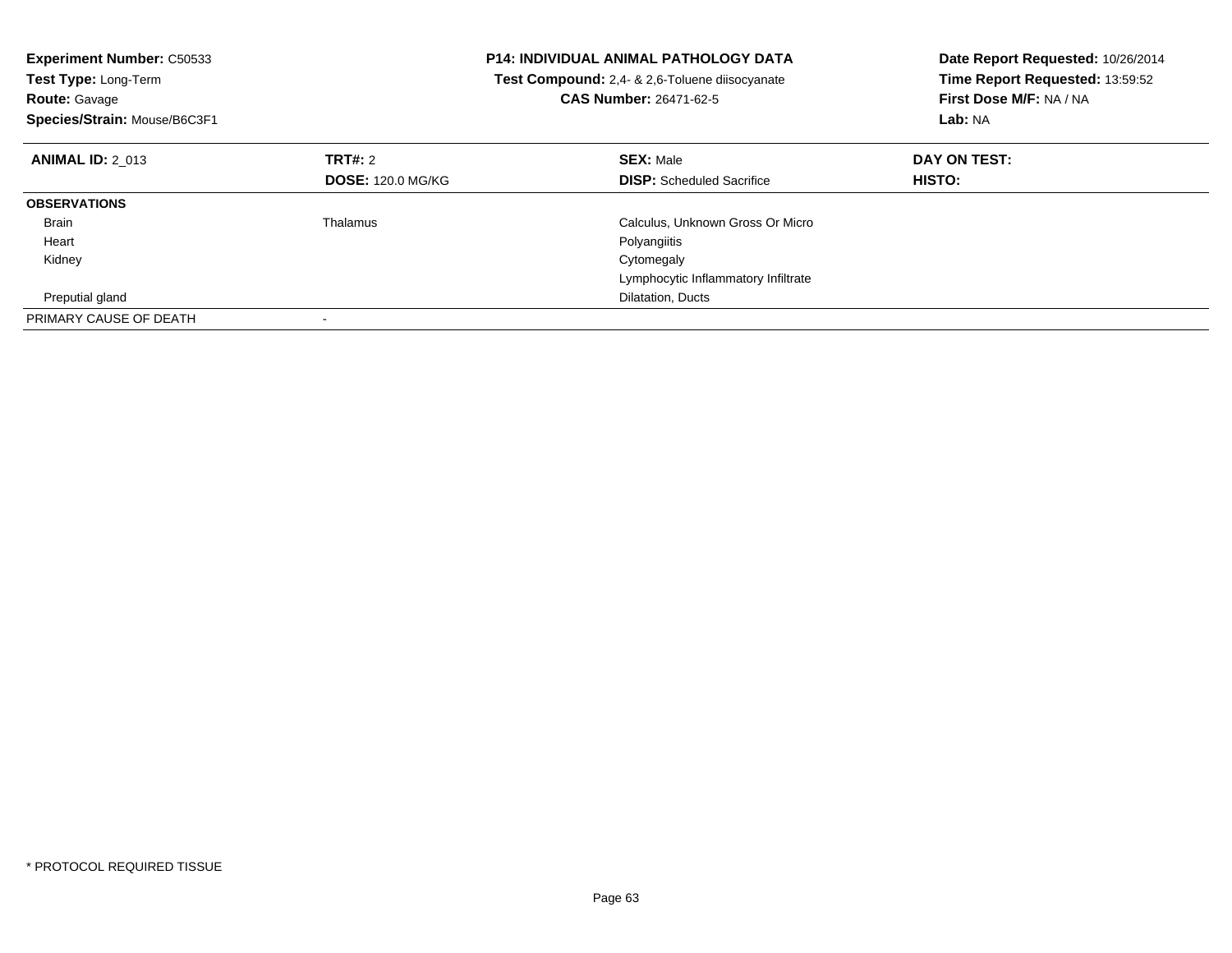**Experiment Number:** C50533
**Test Type:** Long-Term
**Route:** Gavage
**Species/Strain:** Mouse/B6C3F1

**P14: INDIVIDUAL ANIMAL PATHOLOGY DATA**
**Test Compound:** 2,4- & 2,6-Toluene diisocyanate
**CAS Number:** 26471-62-5

**Date Report Requested:** 10/26/2014
**Time Report Requested:** 13:59:52
**First Dose M/F:** NA / NA
**Lab:** NA

| **ANIMAL ID:** 2_013 | **TRT#:** 2 | **SEX:** Male | **DAY ON TEST:** |
|---|---|---|---|
| | **DOSE:** 120.0 MG/KG | **DISP:** Scheduled Sacrifice | **HISTO:** |
| **OBSERVATIONS** | | | |
| Brain | Thalamus | Calculus, Unknown Gross Or Micro | |
| Heart | | Polyangiitis | |
| Kidney | | Cytomegaly | |
| | | Lymphocytic Inflammatory Infiltrate | |
| Preputial gland | | Dilatation, Ducts | |
| PRIMARY CAUSE OF DEATH | - | | |

* PROTOCOL REQUIRED TISSUE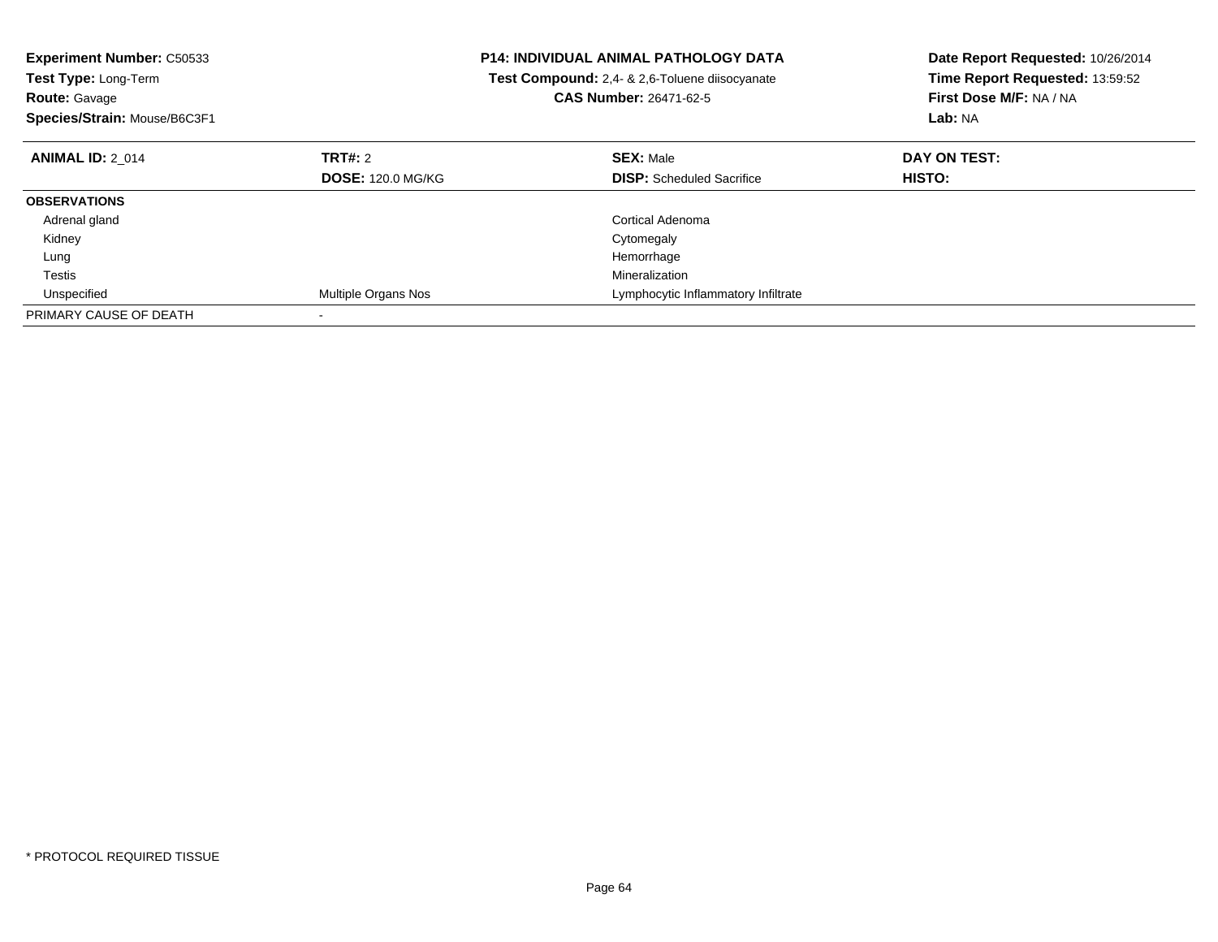**Experiment Number:** C50533
**Test Type:** Long-Term
**Route:** Gavage
**Species/Strain:** Mouse/B6C3F1

**P14: INDIVIDUAL ANIMAL PATHOLOGY DATA**
**Test Compound:** 2,4- & 2,6-Toluene diisocyanate
**CAS Number:** 26471-62-5

**Date Report Requested:** 10/26/2014
**Time Report Requested:** 13:59:52
**First Dose M/F:** NA / NA
**Lab:** NA

| **ANIMAL ID:** 2_014 | **TRT#:** 2 | **SEX:** Male | **DAY ON TEST:** |
|---|---|---|---|
| | **DOSE:** 120.0 MG/KG | **DISP:** Scheduled Sacrifice | **HISTO:** |
| **OBSERVATIONS** | | | |
| Adrenal gland | | Cortical Adenoma | |
| Kidney | | Cytomegaly | |
| Lung | | Hemorrhage | |
| Testis | | Mineralization | |
| Unspecified | Multiple Organs Nos | Lymphocytic Inflammatory Infiltrate | |
| PRIMARY CAUSE OF DEATH | - | | |

* PROTOCOL REQUIRED TISSUE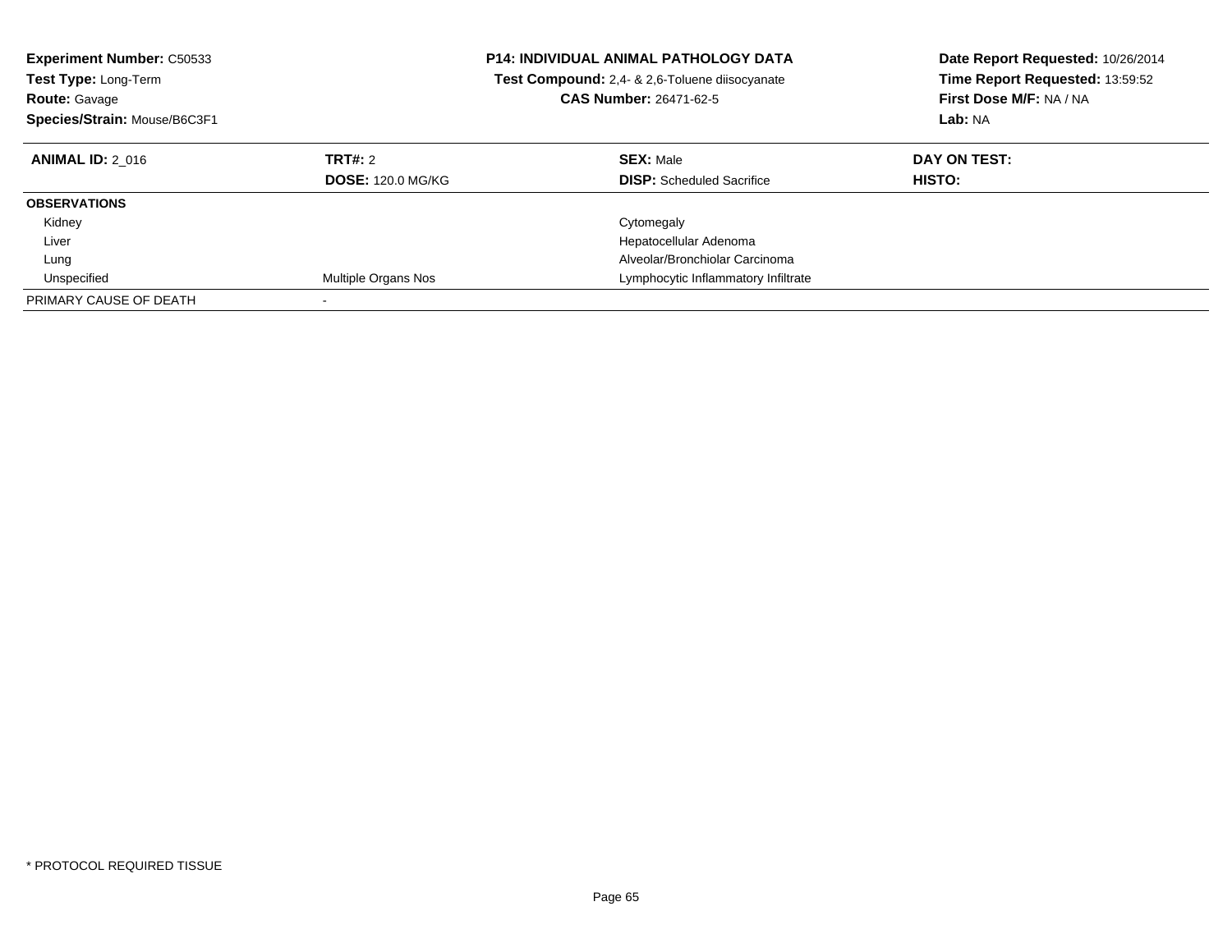**Experiment Number:** C50533
**Test Type:** Long-Term
**Route:** Gavage
**Species/Strain:** Mouse/B6C3F1

**P14: INDIVIDUAL ANIMAL PATHOLOGY DATA**
**Test Compound:** 2,4- & 2,6-Toluene diisocyanate
**CAS Number:** 26471-62-5

**Date Report Requested:** 10/26/2014
**Time Report Requested:** 13:59:52
**First Dose M/F:** NA / NA
**Lab:** NA

| **ANIMAL ID:** 2_016 | **TRT#:** 2 | **SEX:** Male | **DAY ON TEST:** |
|---|---|---|---|
| | **DOSE:** 120.0 MG/KG | **DISP:** Scheduled Sacrifice | **HISTO:** |
| **OBSERVATIONS** | | | |
| Kidney | | Cytomegaly | |
| Liver | | Hepatocellular Adenoma | |
| Lung | | Alveolar/Bronchiolar Carcinoma | |
| Unspecified | Multiple Organs Nos | Lymphocytic Inflammatory Infiltrate | |
| PRIMARY CAUSE OF DEATH | - | | |

* PROTOCOL REQUIRED TISSUE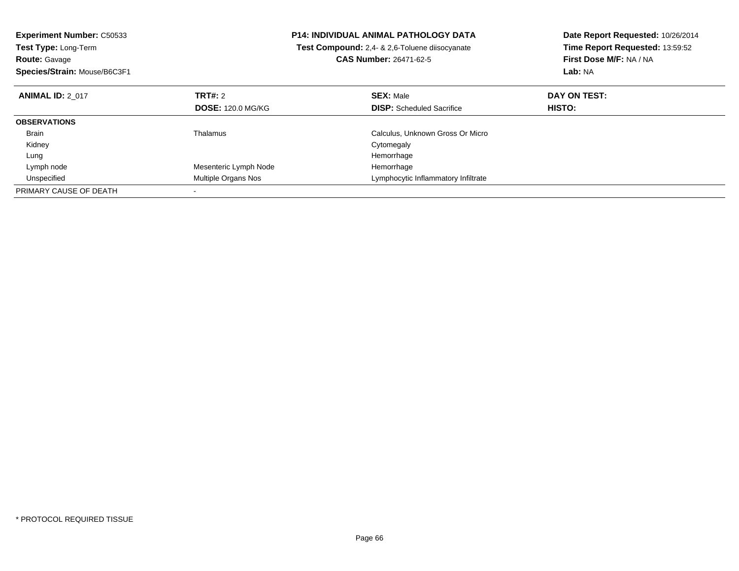**Experiment Number:** C50533
**Test Type:** Long-Term
**Route:** Gavage
**Species/Strain:** Mouse/B6C3F1

**P14: INDIVIDUAL ANIMAL PATHOLOGY DATA**
**Test Compound:** 2,4- & 2,6-Toluene diisocyanate
**CAS Number:** 26471-62-5

**Date Report Requested:** 10/26/2014
**Time Report Requested:** 13:59:52
**First Dose M/F:** NA / NA
**Lab:** NA

| **ANIMAL ID:** 2_017 | **TRT#:** 2 | **SEX:** Male | **DAY ON TEST:** |
|---|---|---|---|
| | **DOSE:** 120.0 MG/KG | **DISP:** Scheduled Sacrifice | **HISTO:** |
| **OBSERVATIONS** | | | |
| Brain | Thalamus | Calculus, Unknown Gross Or Micro | |
| Kidney | | Cytomegaly | |
| Lung | | Hemorrhage | |
| Lymph node | Mesenteric Lymph Node | Hemorrhage | |
| Unspecified | Multiple Organs Nos | Lymphocytic Inflammatory Infiltrate | |
| PRIMARY CAUSE OF DEATH | - | | |

* PROTOCOL REQUIRED TISSUE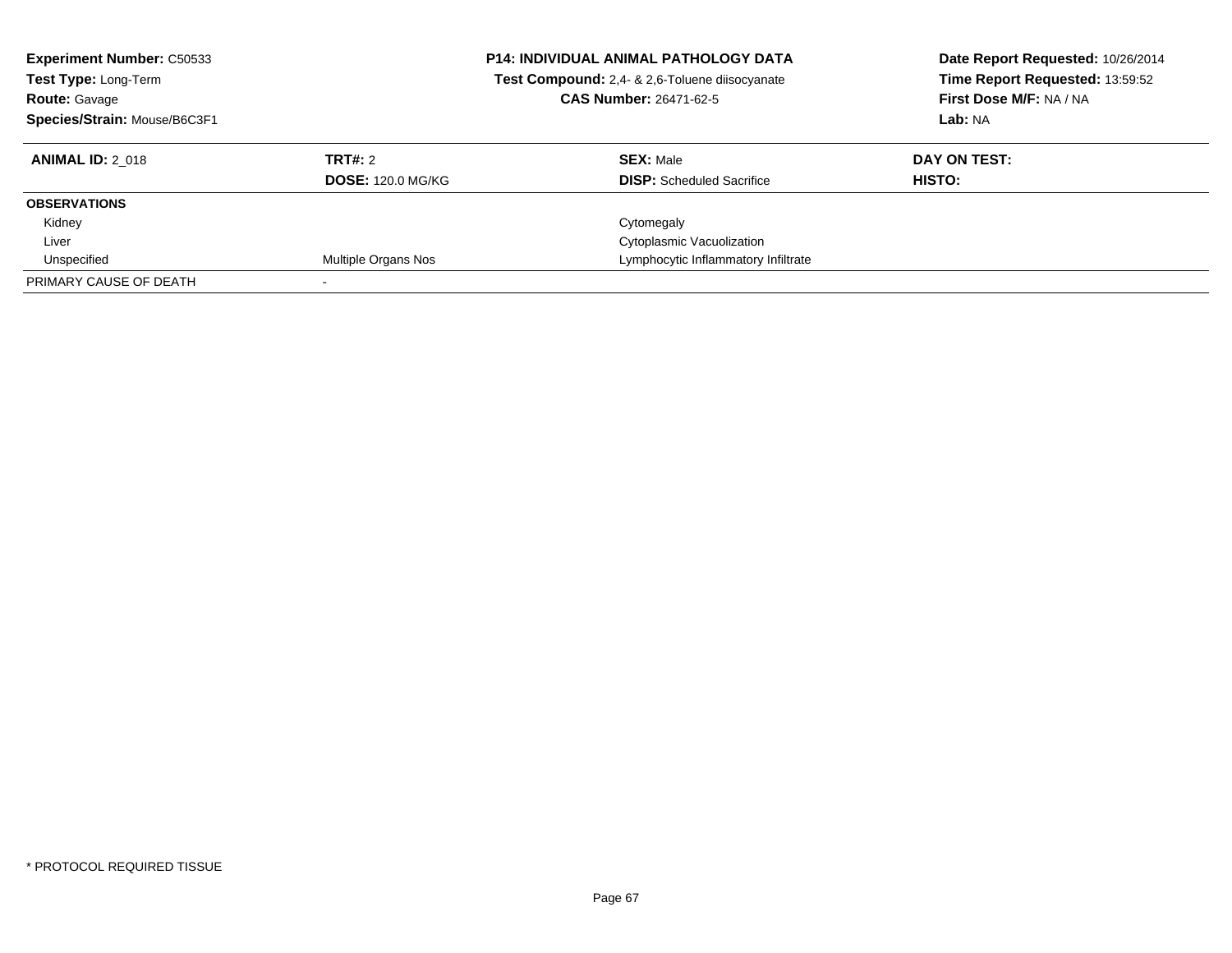**Experiment Number:** C50533
**Test Type:** Long-Term
**Route:** Gavage
**Species/Strain:** Mouse/B6C3F1

**P14: INDIVIDUAL ANIMAL PATHOLOGY DATA**
**Test Compound:** 2,4- & 2,6-Toluene diisocyanate
**CAS Number:** 26471-62-5

**Date Report Requested:** 10/26/2014
**Time Report Requested:** 13:59:52
**First Dose M/F:** NA / NA
**Lab:** NA

| **ANIMAL ID:** 2_018 | **TRT#:** 2 | **SEX:** Male | **DAY ON TEST:** |
|---|---|---|---|
| | **DOSE:** 120.0 MG/KG | **DISP:** Scheduled Sacrifice | **HISTO:** |
| **OBSERVATIONS** | | | |
| Kidney | | Cytomegaly | |
| Liver | | Cytoplasmic Vacuolization | |
| Unspecified | Multiple Organs Nos | Lymphocytic Inflammatory Infiltrate | |
| PRIMARY CAUSE OF DEATH | - | | |

* PROTOCOL REQUIRED TISSUE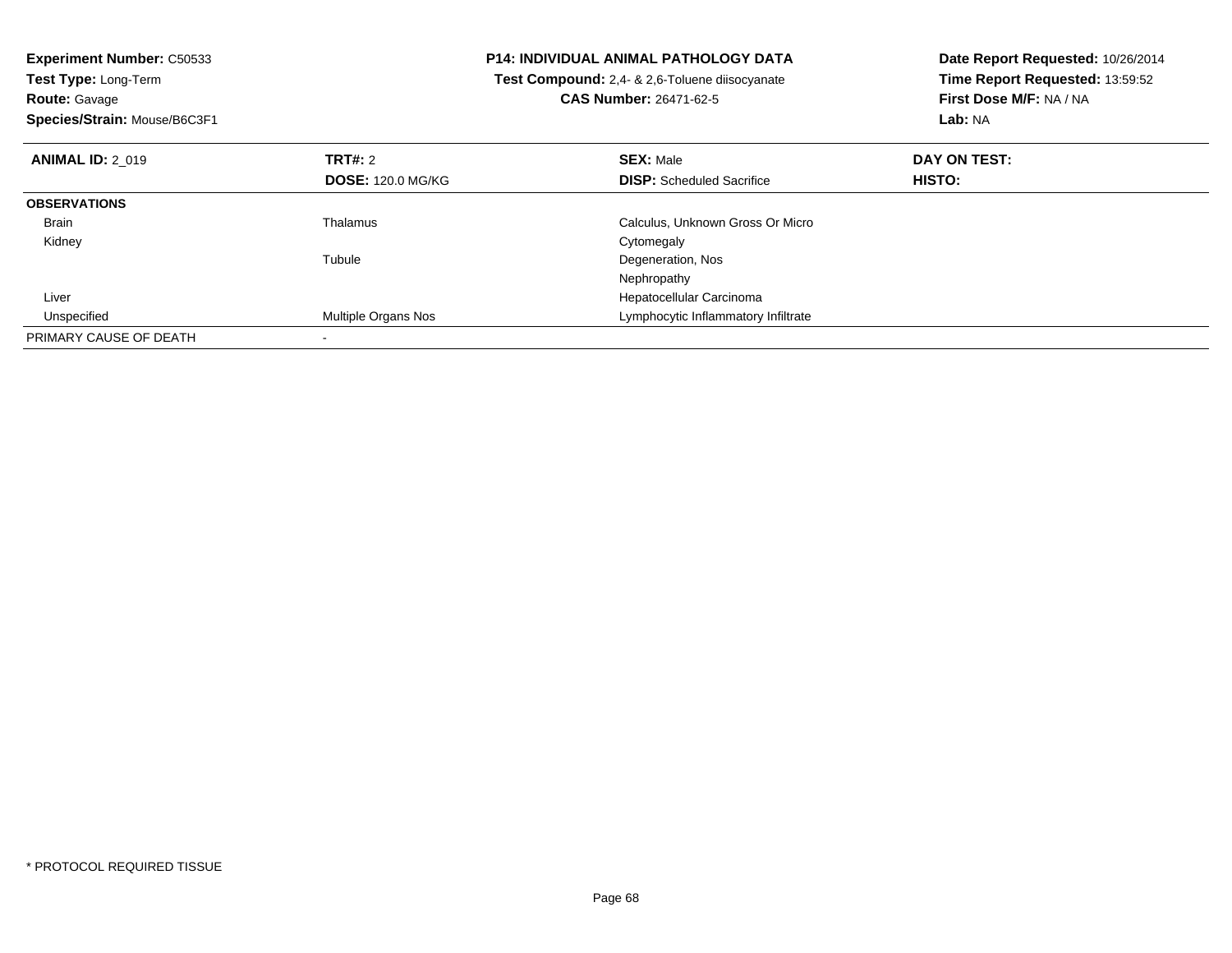**Experiment Number:** C50533
**Test Type:** Long-Term
**Route:** Gavage
**Species/Strain:** Mouse/B6C3F1

**P14: INDIVIDUAL ANIMAL PATHOLOGY DATA**
**Test Compound:** 2,4- & 2,6-Toluene diisocyanate
**CAS Number:** 26471-62-5

**Date Report Requested:** 10/26/2014
**Time Report Requested:** 13:59:52
**First Dose M/F:** NA / NA
**Lab:** NA

| **ANIMAL ID:** 2_019 | **TRT#:** 2 | **SEX:** Male | **DAY ON TEST:** |
|---|---|---|---|
| | **DOSE:** 120.0 MG/KG | **DISP:** Scheduled Sacrifice | **HISTO:** |
| **OBSERVATIONS** | | | |
| Brain | Thalamus | Calculus, Unknown Gross Or Micro | |
| Kidney | | Cytomegaly | |
| | Tubule | Degeneration, Nos | |
| | | Nephropathy | |
| Liver | | Hepatocellular Carcinoma | |
| Unspecified | Multiple Organs Nos | Lymphocytic Inflammatory Infiltrate | |
| PRIMARY CAUSE OF DEATH | - | | |

* PROTOCOL REQUIRED TISSUE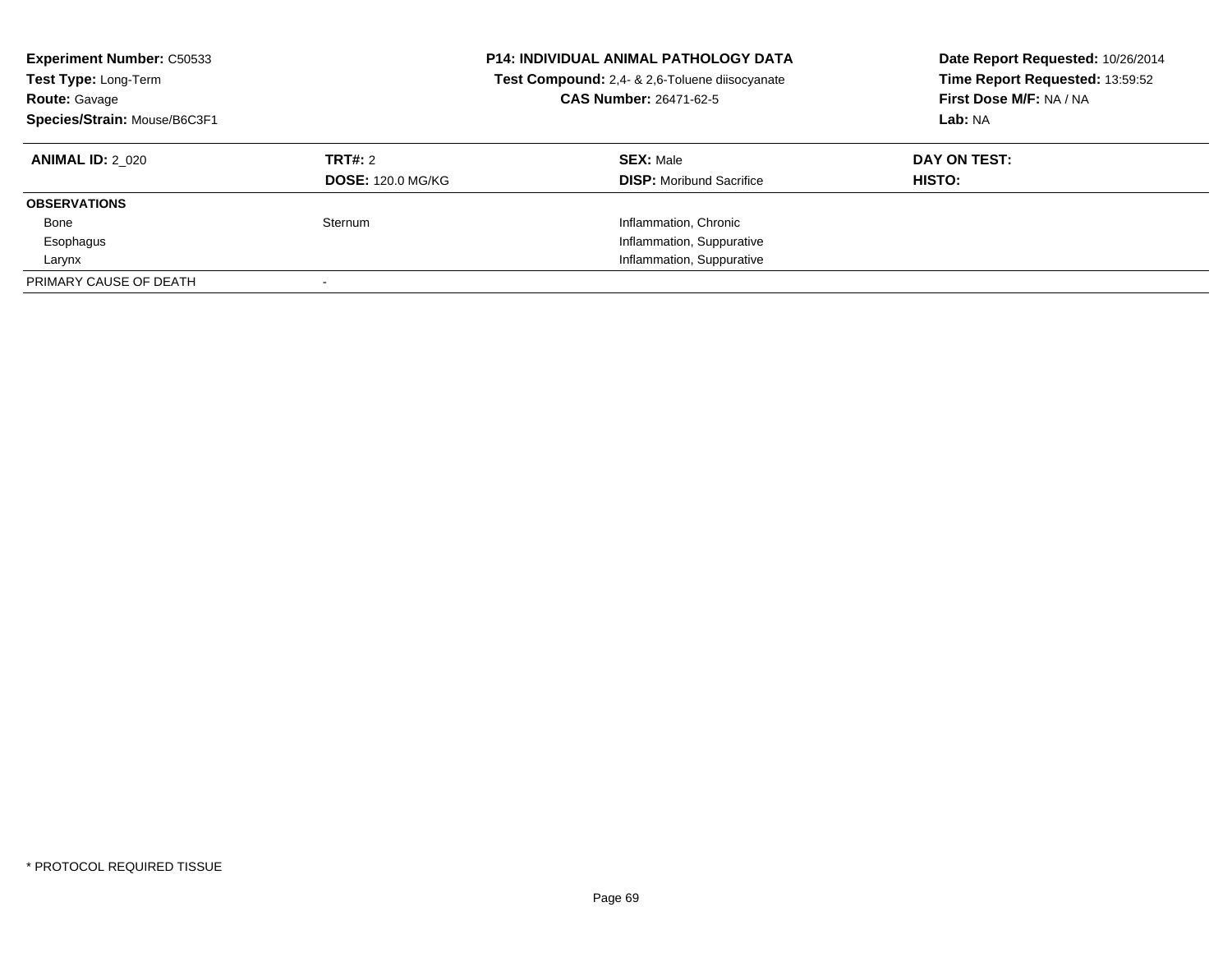**Experiment Number:** C50533
**Test Type:** Long-Term
**Route:** Gavage
**Species/Strain:** Mouse/B6C3F1

**P14: INDIVIDUAL ANIMAL PATHOLOGY DATA**
**Test Compound:** 2,4- & 2,6-Toluene diisocyanate
**CAS Number:** 26471-62-5

**Date Report Requested:** 10/26/2014
**Time Report Requested:** 13:59:52
**First Dose M/F:** NA / NA
**Lab:** NA

| **ANIMAL ID:** 2_020 | **TRT#:** 2 | **SEX:** Male | **DAY ON TEST:** |
|---|---|---|---|
| | **DOSE:** 120.0 MG/KG | **DISP:** Moribund Sacrifice | **HISTO:** |
| **OBSERVATIONS** | | | |
| Bone | Sternum | Inflammation, Chronic | |
| Esophagus | | Inflammation, Suppurative | |
| Larynx | | Inflammation, Suppurative | |
| PRIMARY CAUSE OF DEATH | - | | |

\* PROTOCOL REQUIRED TISSUE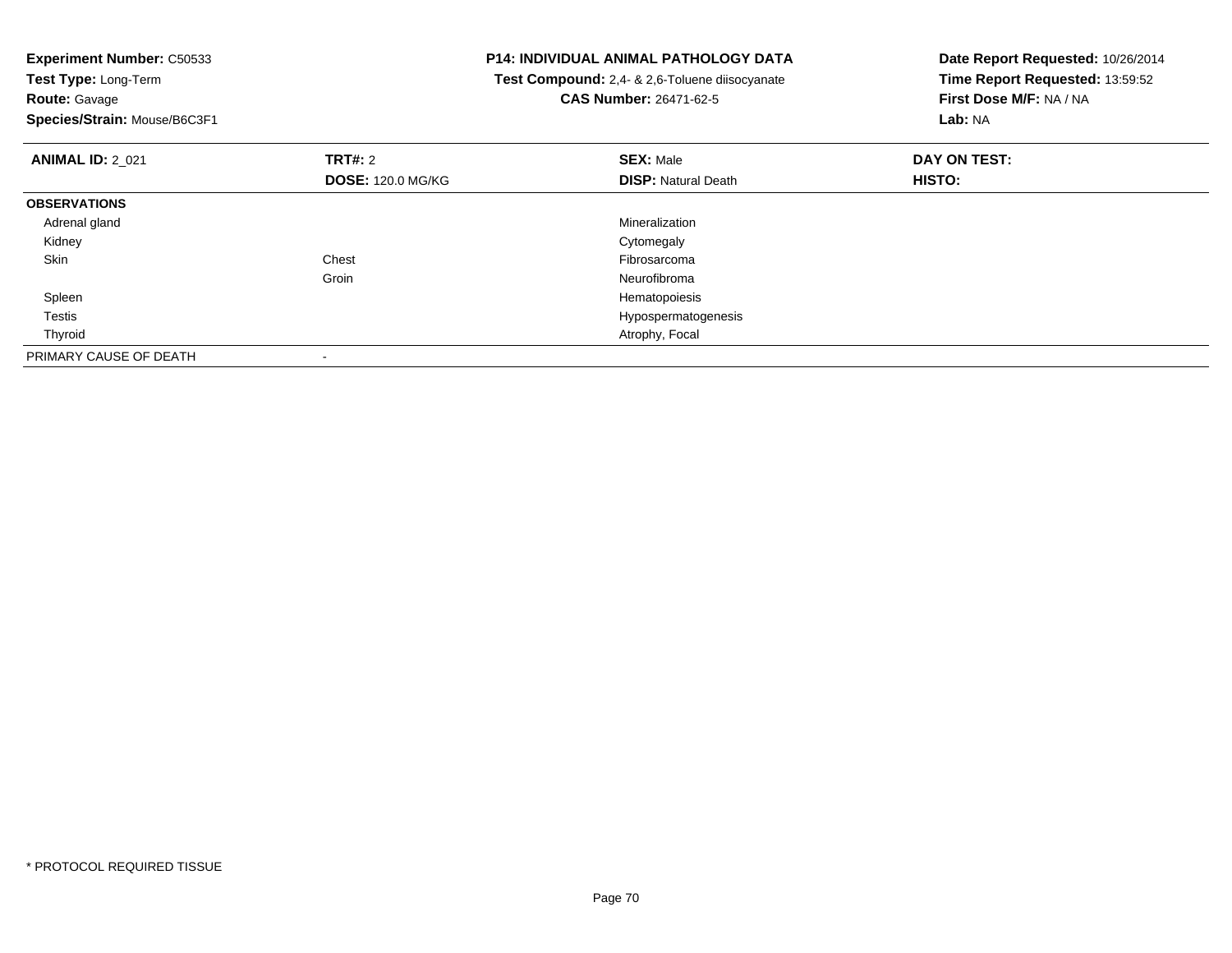**Experiment Number:** C50533
**Test Type:** Long-Term
**Route:** Gavage
**Species/Strain:** Mouse/B6C3F1

**P14: INDIVIDUAL ANIMAL PATHOLOGY DATA**
**Test Compound:** 2,4- & 2,6-Toluene diisocyanate
**CAS Number:** 26471-62-5

**Date Report Requested:** 10/26/2014
**Time Report Requested:** 13:59:52
**First Dose M/F:** NA / NA
**Lab:** NA

| **ANIMAL ID:** 2_021 | **TRT#:** 2 | **SEX:** Male | **DAY ON TEST:** |
|---|---|---|---|
| | **DOSE:** 120.0 MG/KG | **DISP:** Natural Death | **HISTO:** |
| **OBSERVATIONS** | | | |
| Adrenal gland | | Mineralization | |
| Kidney | | Cytomegaly | |
| Skin | Chest | Fibrosarcoma | |
| | Groin | Neurofibroma | |
| Spleen | | Hematopoiesis | |
| Testis | | Hypospermatogenesis | |
| Thyroid | | Atrophy, Focal | |
| PRIMARY CAUSE OF DEATH | - | | |

* PROTOCOL REQUIRED TISSUE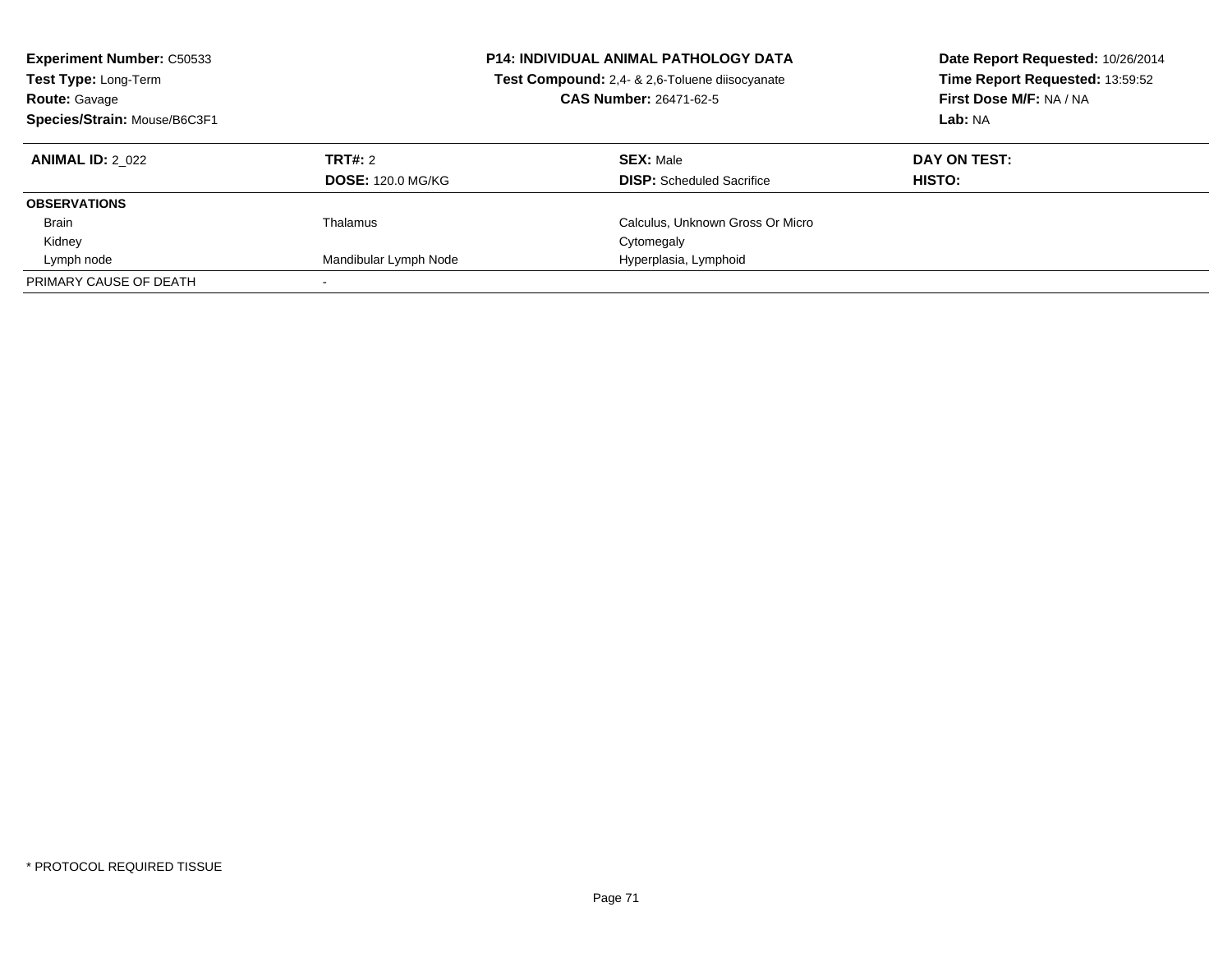**Experiment Number:** C50533
**Test Type:** Long-Term
**Route:** Gavage
**Species/Strain:** Mouse/B6C3F1

**P14: INDIVIDUAL ANIMAL PATHOLOGY DATA**
**Test Compound:** 2,4- & 2,6-Toluene diisocyanate
**CAS Number:** 26471-62-5

**Date Report Requested:** 10/26/2014
**Time Report Requested:** 13:59:52
**First Dose M/F:** NA / NA
**Lab:** NA

| **ANIMAL ID:** 2_022 | **TRT#:** 2 | **SEX:** Male | **DAY ON TEST:** |
|---|---|---|---|
| | **DOSE:** 120.0 MG/KG | **DISP:** Scheduled Sacrifice | **HISTO:** |
| **OBSERVATIONS** | | | |
| Brain | Thalamus | Calculus, Unknown Gross Or Micro | |
| Kidney | | Cytomegaly | |
| Lymph node | Mandibular Lymph Node | Hyperplasia, Lymphoid | |
| PRIMARY CAUSE OF DEATH | - | | |

\* PROTOCOL REQUIRED TISSUE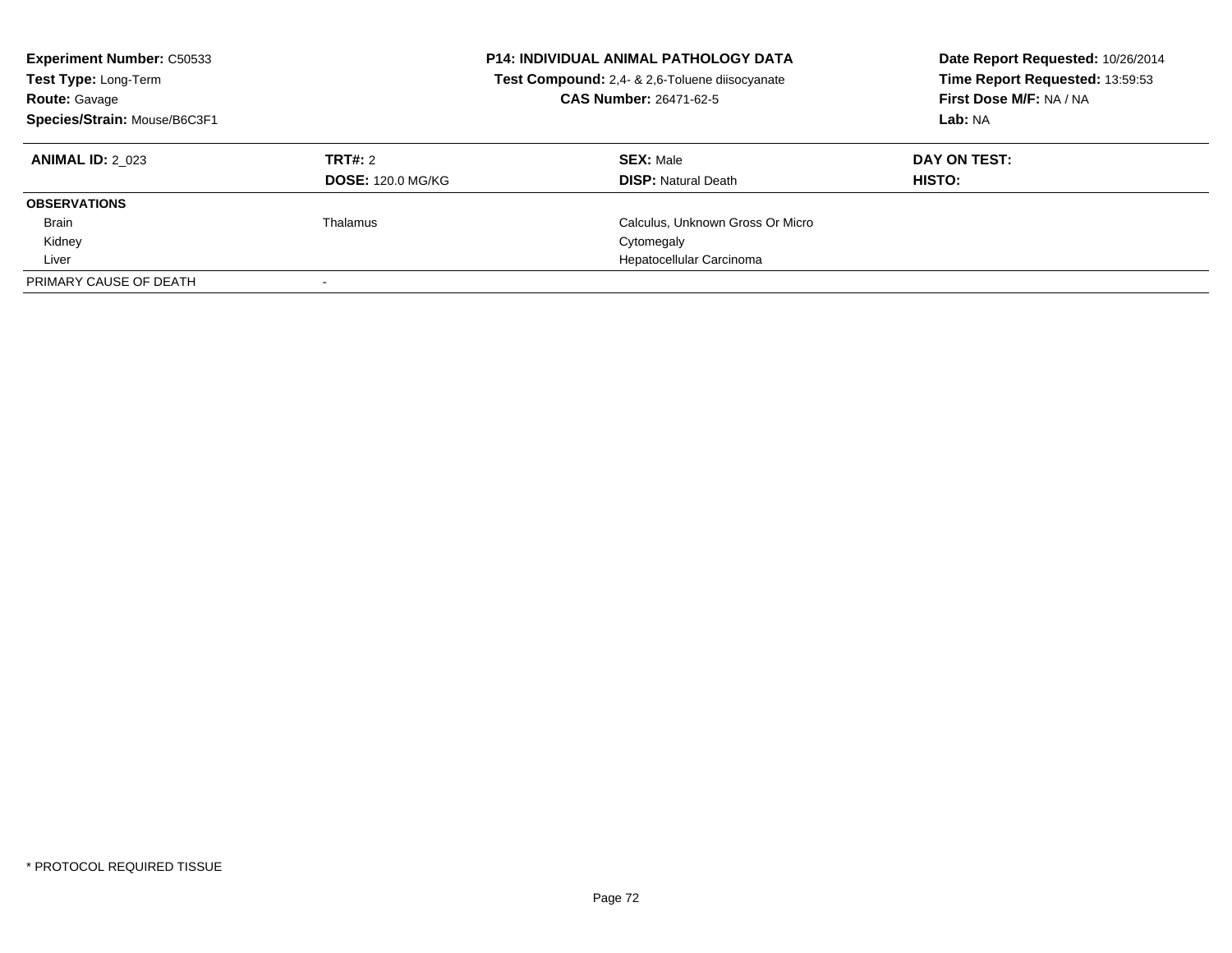**Experiment Number:** C50533
**Test Type:** Long-Term
**Route:** Gavage
**Species/Strain:** Mouse/B6C3F1

**P14: INDIVIDUAL ANIMAL PATHOLOGY DATA**
**Test Compound:** 2,4- & 2,6-Toluene diisocyanate
**CAS Number:** 26471-62-5

**Date Report Requested:** 10/26/2014
**Time Report Requested:** 13:59:53
**First Dose M/F:** NA / NA
**Lab:** NA

| **ANIMAL ID:** 2_023 | **TRT#:** 2 | **SEX:** Male | **DAY ON TEST:** |
|---|---|---|---|
| | **DOSE:** 120.0 MG/KG | **DISP:** Natural Death | **HISTO:** |
| **OBSERVATIONS** | | | |
| Brain | Thalamus | Calculus, Unknown Gross Or Micro | |
| Kidney | | Cytomegaly | |
| Liver | | Hepatocellular Carcinoma | |
| PRIMARY CAUSE OF DEATH | - | | |

* PROTOCOL REQUIRED TISSUE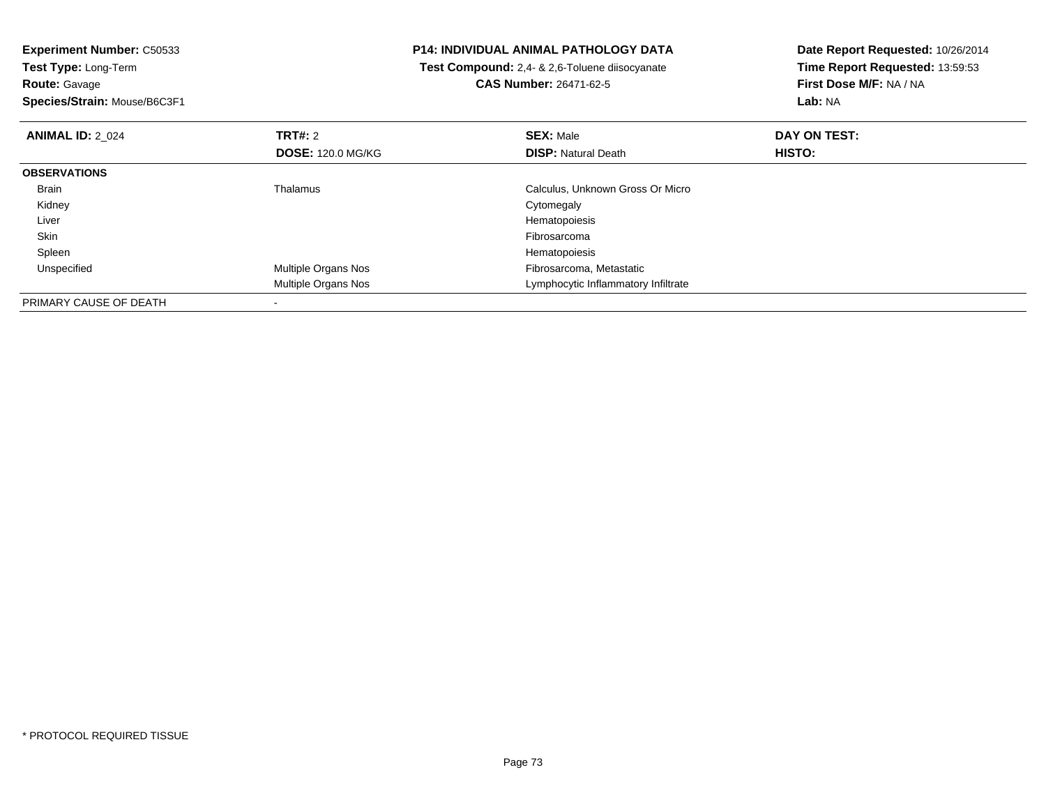**Experiment Number:** C50533
**Test Type:** Long-Term
**Route:** Gavage
**Species/Strain:** Mouse/B6C3F1

**P14: INDIVIDUAL ANIMAL PATHOLOGY DATA**
**Test Compound:** 2,4- & 2,6-Toluene diisocyanate
**CAS Number:** 26471-62-5

**Date Report Requested:** 10/26/2014
**Time Report Requested:** 13:59:53
**First Dose M/F:** NA / NA
**Lab:** NA

| **ANIMAL ID:** 2_024 | **TRT#:** 2 | **SEX:** Male | **DAY ON TEST:** |
|---|---|---|---|
| | **DOSE:** 120.0 MG/KG | **DISP:** Natural Death | **HISTO:** |
| **OBSERVATIONS** | | | |
| Brain | Thalamus | Calculus, Unknown Gross Or Micro | |
| Kidney | | Cytomegaly | |
| Liver | | Hematopoiesis | |
| Skin | | Fibrosarcoma | |
| Spleen | | Hematopoiesis | |
| Unspecified | Multiple Organs Nos | Fibrosarcoma, Metastatic | |
| | Multiple Organs Nos | Lymphocytic Inflammatory Infiltrate | |
| PRIMARY CAUSE OF DEATH | - | | |

* PROTOCOL REQUIRED TISSUE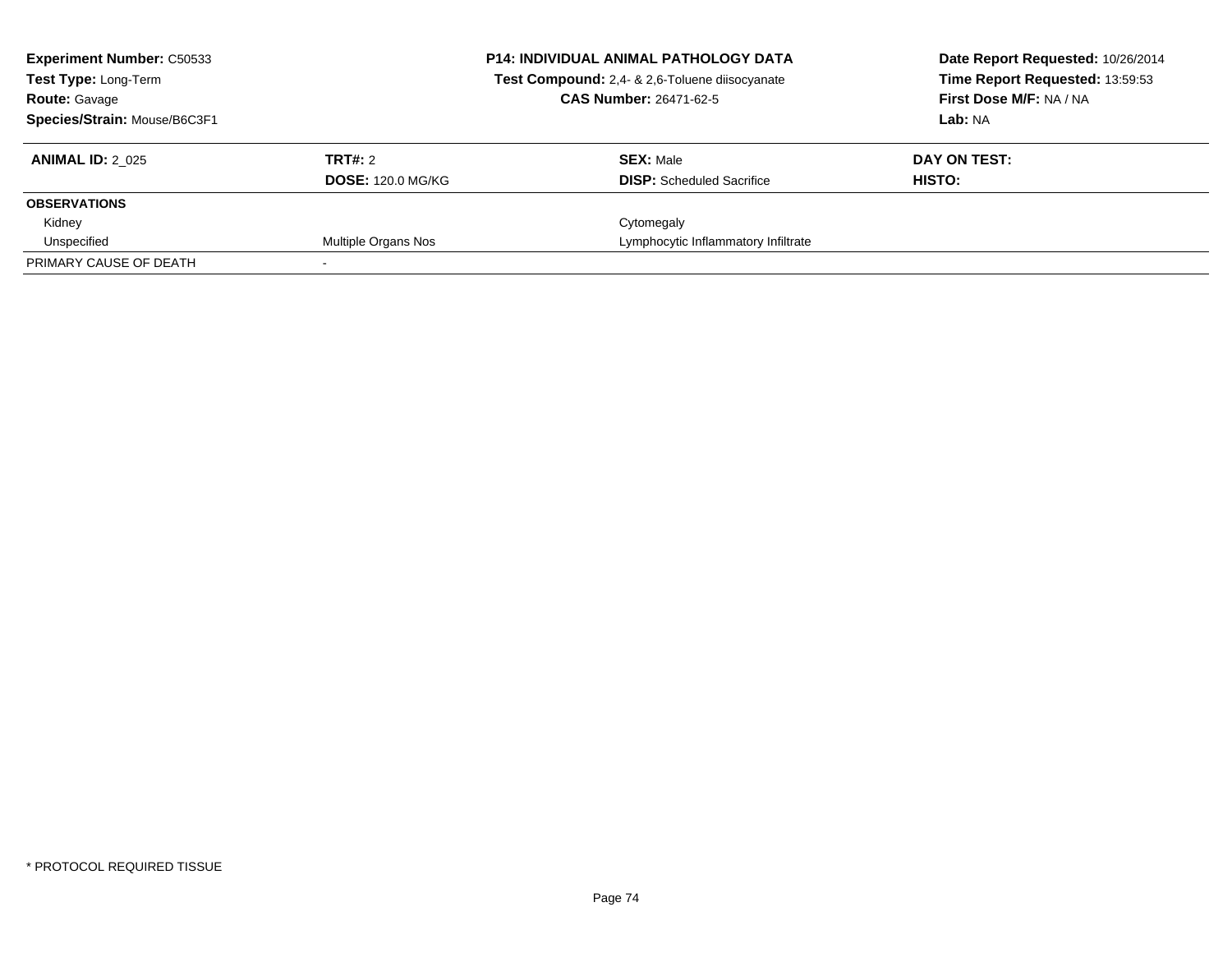**Experiment Number:** C50533
**Test Type:** Long-Term
**Route:** Gavage
**Species/Strain:** Mouse/B6C3F1

**P14: INDIVIDUAL ANIMAL PATHOLOGY DATA**
**Test Compound:** 2,4- & 2,6-Toluene diisocyanate
**CAS Number:** 26471-62-5

**Date Report Requested:** 10/26/2014
**Time Report Requested:** 13:59:53
**First Dose M/F:** NA / NA
**Lab:** NA

| **ANIMAL ID:** 2_025 | **TRT#:** 2 | **SEX:** Male | **DAY ON TEST:** |
|---|---|---|---|
| | **DOSE:** 120.0 MG/KG | **DISP:** Scheduled Sacrifice | **HISTO:** |
| **OBSERVATIONS** | | | |
| Kidney | | Cytomegaly | |
| Unspecified | Multiple Organs Nos | Lymphocytic Inflammatory Infiltrate | |
| PRIMARY CAUSE OF DEATH | - | | |

\* PROTOCOL REQUIRED TISSUE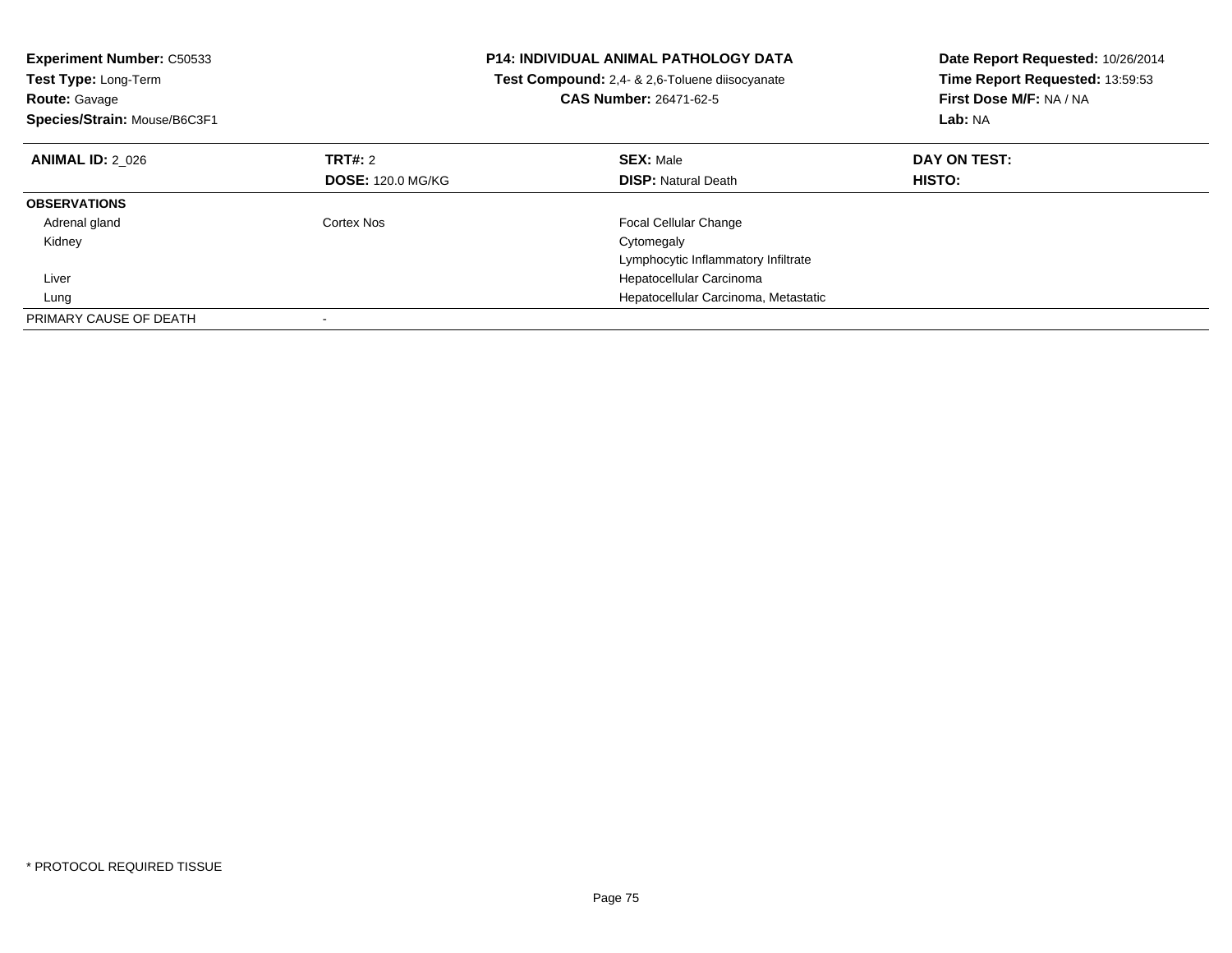**Experiment Number:** C50533
**Test Type:** Long-Term
**Route:** Gavage
**Species/Strain:** Mouse/B6C3F1

**P14: INDIVIDUAL ANIMAL PATHOLOGY DATA**
**Test Compound:** 2,4- & 2,6-Toluene diisocyanate
**CAS Number:** 26471-62-5

**Date Report Requested:** 10/26/2014
**Time Report Requested:** 13:59:53
**First Dose M/F:** NA / NA
**Lab:** NA

| **ANIMAL ID:** 2_026 | **TRT#:** 2 | **SEX:** Male | **DAY ON TEST:** |
|---|---|---|---|
| | **DOSE:** 120.0 MG/KG | **DISP:** Natural Death | **HISTO:** |
| **OBSERVATIONS** | | | |
| Adrenal gland | Cortex Nos | Focal Cellular Change | |
| Kidney | | Cytomegaly | |
| | | Lymphocytic Inflammatory Infiltrate | |
| Liver | | Hepatocellular Carcinoma | |
| Lung | | Hepatocellular Carcinoma, Metastatic | |
| PRIMARY CAUSE OF DEATH | - | | |

* PROTOCOL REQUIRED TISSUE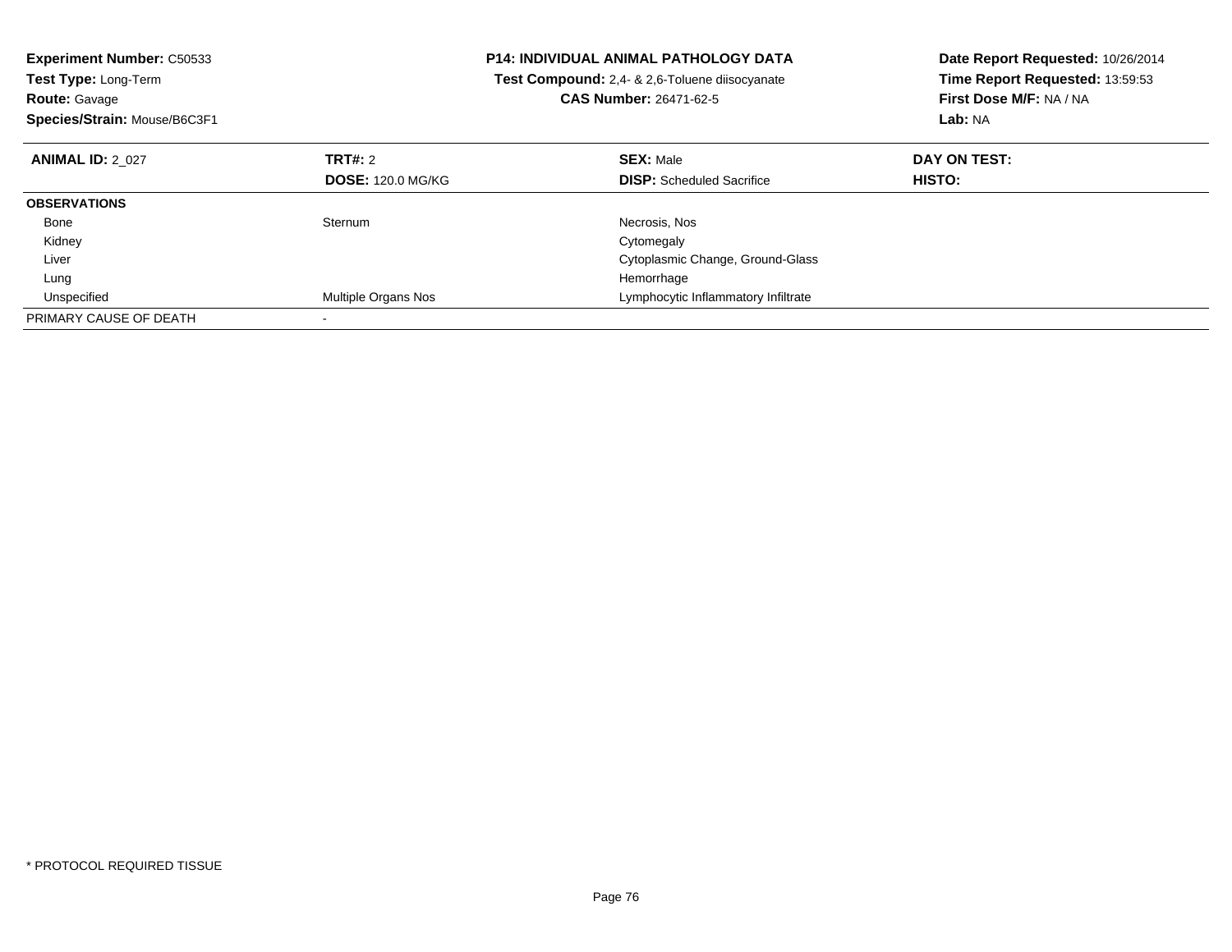**Experiment Number:** C50533
**Test Type:** Long-Term
**Route:** Gavage
**Species/Strain:** Mouse/B6C3F1

**P14: INDIVIDUAL ANIMAL PATHOLOGY DATA**
**Test Compound:** 2,4- & 2,6-Toluene diisocyanate
**CAS Number:** 26471-62-5

**Date Report Requested:** 10/26/2014
**Time Report Requested:** 13:59:53
**First Dose M/F:** NA / NA
**Lab:** NA

| **ANIMAL ID:** 2_027 | **TRT#:** 2 | **SEX:** Male | **DAY ON TEST:** |
|---|---|---|---|
| | **DOSE:** 120.0 MG/KG | **DISP:** Scheduled Sacrifice | **HISTO:** |
| **OBSERVATIONS** | | | |
| Bone | Sternum | Necrosis, Nos | |
| Kidney | | Cytomegaly | |
| Liver | | Cytoplasmic Change, Ground-Glass | |
| Lung | | Hemorrhage | |
| Unspecified | Multiple Organs Nos | Lymphocytic Inflammatory Infiltrate | |
| PRIMARY CAUSE OF DEATH | - | | |

* PROTOCOL REQUIRED TISSUE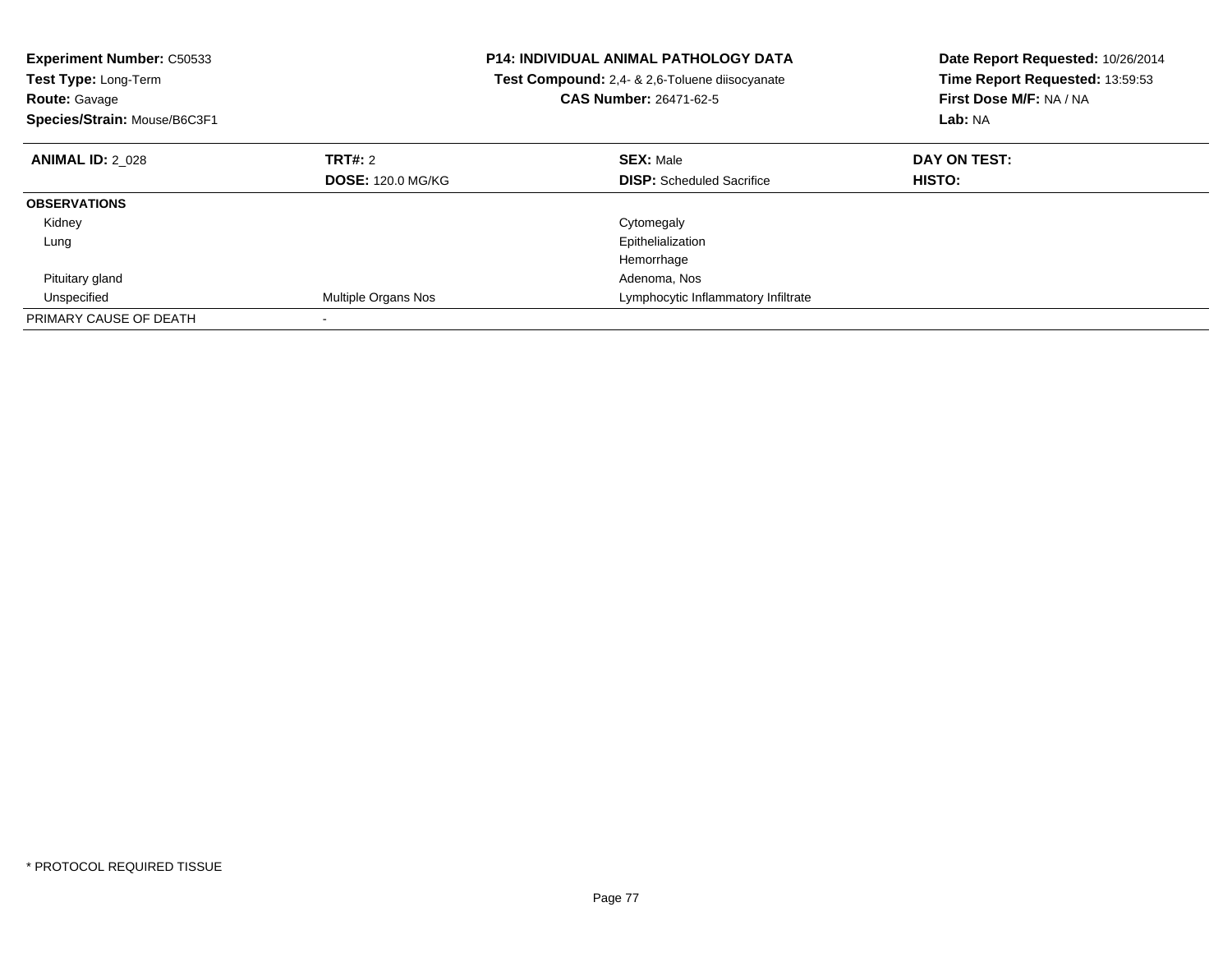**Experiment Number:** C50533
**Test Type:** Long-Term
**Route:** Gavage
**Species/Strain:** Mouse/B6C3F1

**P14: INDIVIDUAL ANIMAL PATHOLOGY DATA**
**Test Compound:** 2,4- & 2,6-Toluene diisocyanate
**CAS Number:** 26471-62-5

**Date Report Requested:** 10/26/2014
**Time Report Requested:** 13:59:53
**First Dose M/F:** NA / NA
**Lab:** NA

| **ANIMAL ID:** 2_028 | **TRT#:** 2 | **SEX:** Male | **DAY ON TEST:** |
|---|---|---|---|
| | **DOSE:** 120.0 MG/KG | **DISP:** Scheduled Sacrifice | **HISTO:** |
| **OBSERVATIONS** | | | |
| Kidney | | Cytomegaly | |
| Lung | | Epithelialization | |
| | | Hemorrhage | |
| Pituitary gland | | Adenoma, Nos | |
| Unspecified | Multiple Organs Nos | Lymphocytic Inflammatory Infiltrate | |
| PRIMARY CAUSE OF DEATH | - | | |

* PROTOCOL REQUIRED TISSUE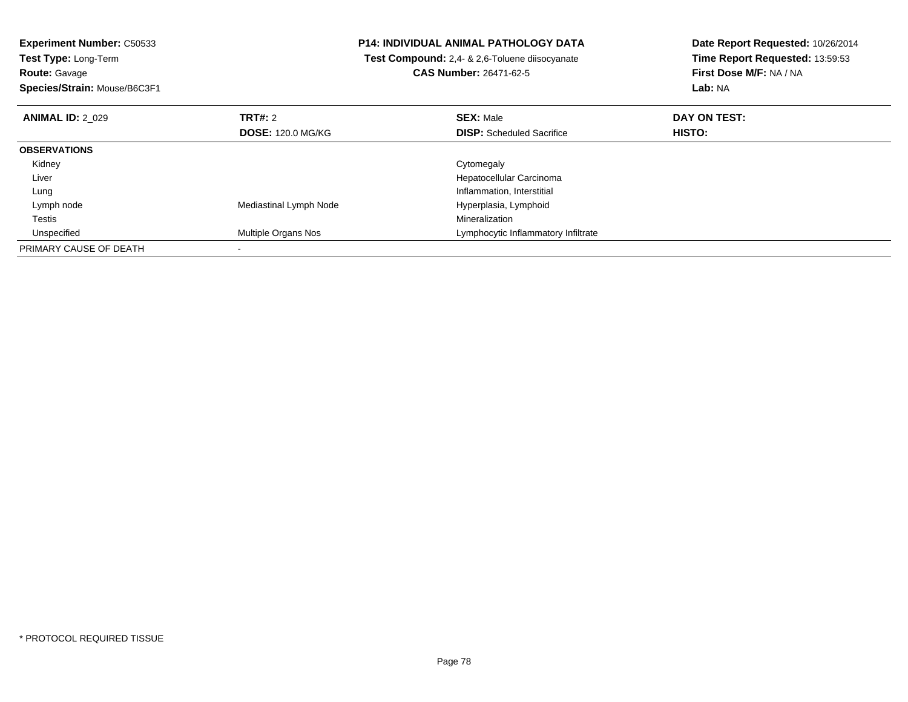**Experiment Number:** C50533
**Test Type:** Long-Term
**Route:** Gavage
**Species/Strain:** Mouse/B6C3F1

**P14: INDIVIDUAL ANIMAL PATHOLOGY DATA**
**Test Compound:** 2,4- & 2,6-Toluene diisocyanate
**CAS Number:** 26471-62-5

**Date Report Requested:** 10/26/2014
**Time Report Requested:** 13:59:53
**First Dose M/F:** NA / NA
**Lab:** NA

| **ANIMAL ID:** 2_029 | **TRT#:** 2 | **SEX:** Male | **DAY ON TEST:** |
|---|---|---|---|
| | **DOSE:** 120.0 MG/KG | **DISP:** Scheduled Sacrifice | **HISTO:** |
| **OBSERVATIONS** | | | |
| Kidney | | Cytomegaly | |
| Liver | | Hepatocellular Carcinoma | |
| Lung | | Inflammation, Interstitial | |
| Lymph node | Mediastinal Lymph Node | Hyperplasia, Lymphoid | |
| Testis | | Mineralization | |
| Unspecified | Multiple Organs Nos | Lymphocytic Inflammatory Infiltrate | |
| PRIMARY CAUSE OF DEATH | - | | |

* PROTOCOL REQUIRED TISSUE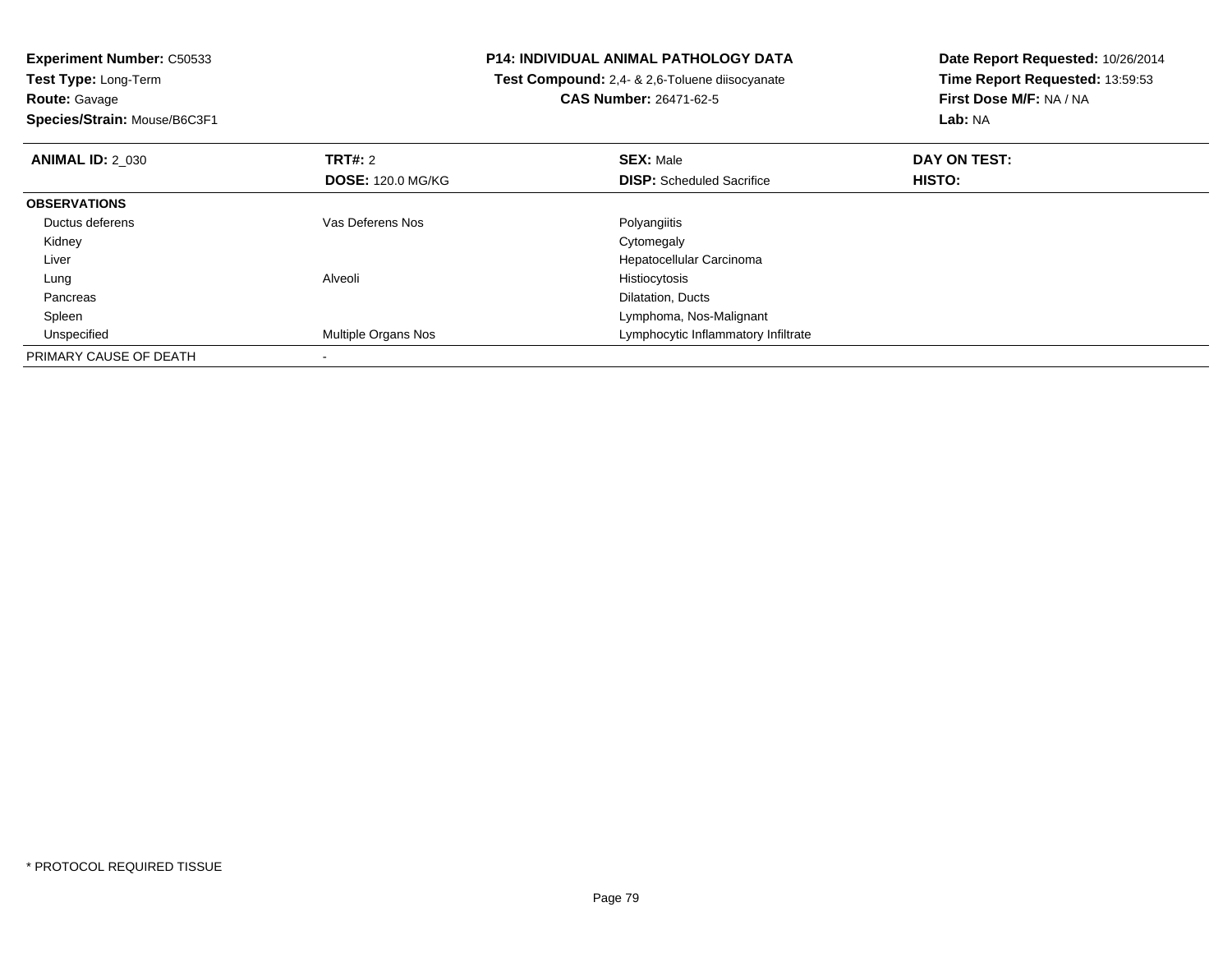**Experiment Number:** C50533
**Test Type:** Long-Term
**Route:** Gavage
**Species/Strain:** Mouse/B6C3F1

**P14: INDIVIDUAL ANIMAL PATHOLOGY DATA**
**Test Compound:** 2,4- & 2,6-Toluene diisocyanate
**CAS Number:** 26471-62-5

**Date Report Requested:** 10/26/2014
**Time Report Requested:** 13:59:53
**First Dose M/F:** NA / NA
**Lab:** NA

| **ANIMAL ID:** 2_030 | **TRT#:** 2 | **SEX:** Male | **DAY ON TEST:** |
|---|---|---|---|
| | **DOSE:** 120.0 MG/KG | **DISP:** Scheduled Sacrifice | **HISTO:** |
| **OBSERVATIONS** | | | |
| Ductus deferens | Vas Deferens Nos | Polyangiitis | |
| Kidney | | Cytomegaly | |
| Liver | | Hepatocellular Carcinoma | |
| Lung | Alveoli | Histiocytosis | |
| Pancreas | | Dilatation, Ducts | |
| Spleen | | Lymphoma, Nos-Malignant | |
| Unspecified | Multiple Organs Nos | Lymphocytic Inflammatory Infiltrate | |
| PRIMARY CAUSE OF DEATH | - | | |

* PROTOCOL REQUIRED TISSUE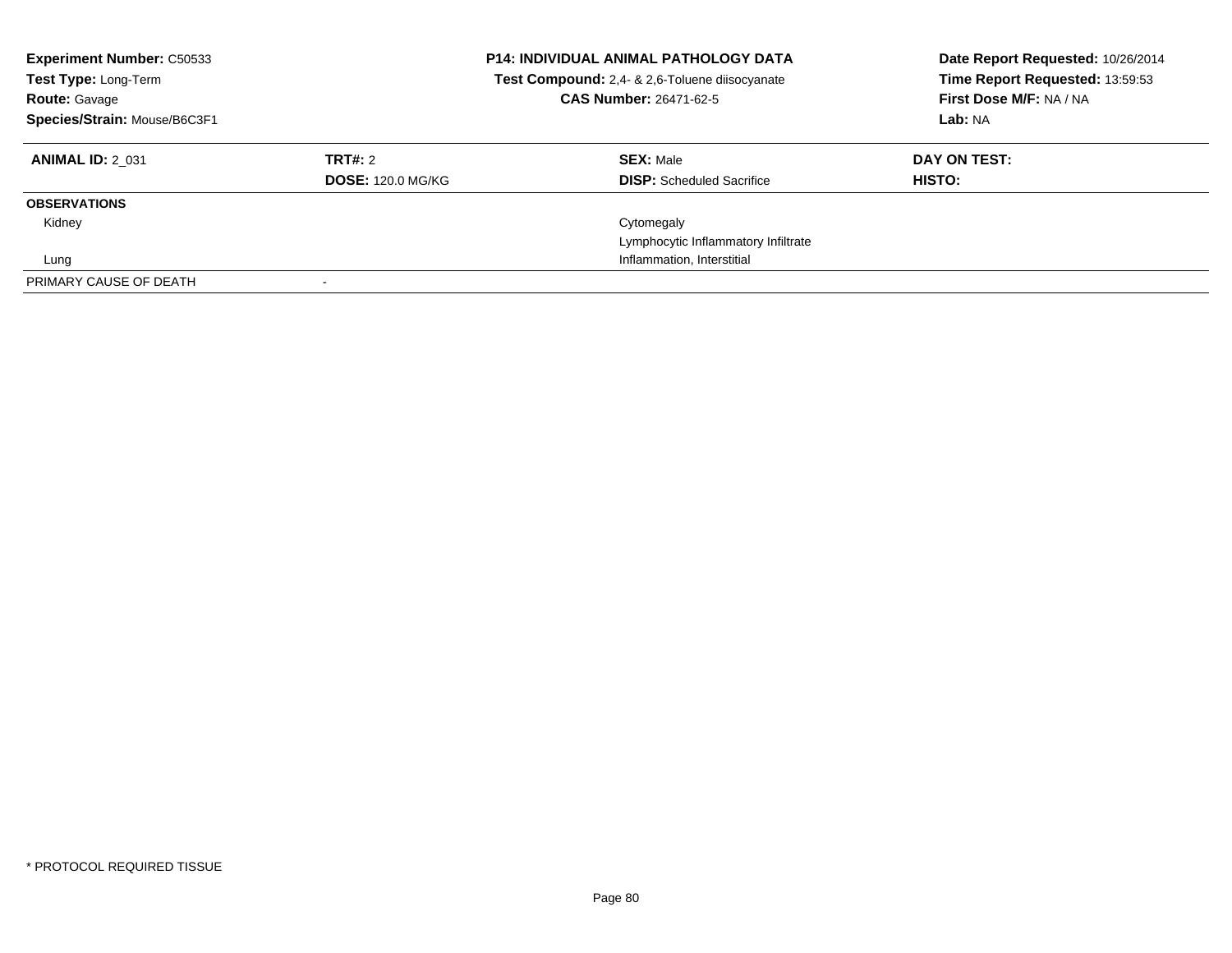**Experiment Number:** C50533
**Test Type:** Long-Term
**Route:** Gavage
**Species/Strain:** Mouse/B6C3F1

**P14: INDIVIDUAL ANIMAL PATHOLOGY DATA**
**Test Compound:** 2,4- & 2,6-Toluene diisocyanate
**CAS Number:** 26471-62-5

**Date Report Requested:** 10/26/2014
**Time Report Requested:** 13:59:53
**First Dose M/F:** NA / NA
**Lab:** NA

| **ANIMAL ID:** 2_031 | **TRT#:** 2 | **SEX:** Male | **DAY ON TEST:** |
|---|---|---|---|
| | **DOSE:** 120.0 MG/KG | **DISP:** Scheduled Sacrifice | **HISTO:** |
| **OBSERVATIONS** | | | |
| Kidney | | Cytomegaly | |
| | | Lymphocytic Inflammatory Infiltrate | |
| Lung | | Inflammation, Interstitial | |
| PRIMARY CAUSE OF DEATH | - | | |

* PROTOCOL REQUIRED TISSUE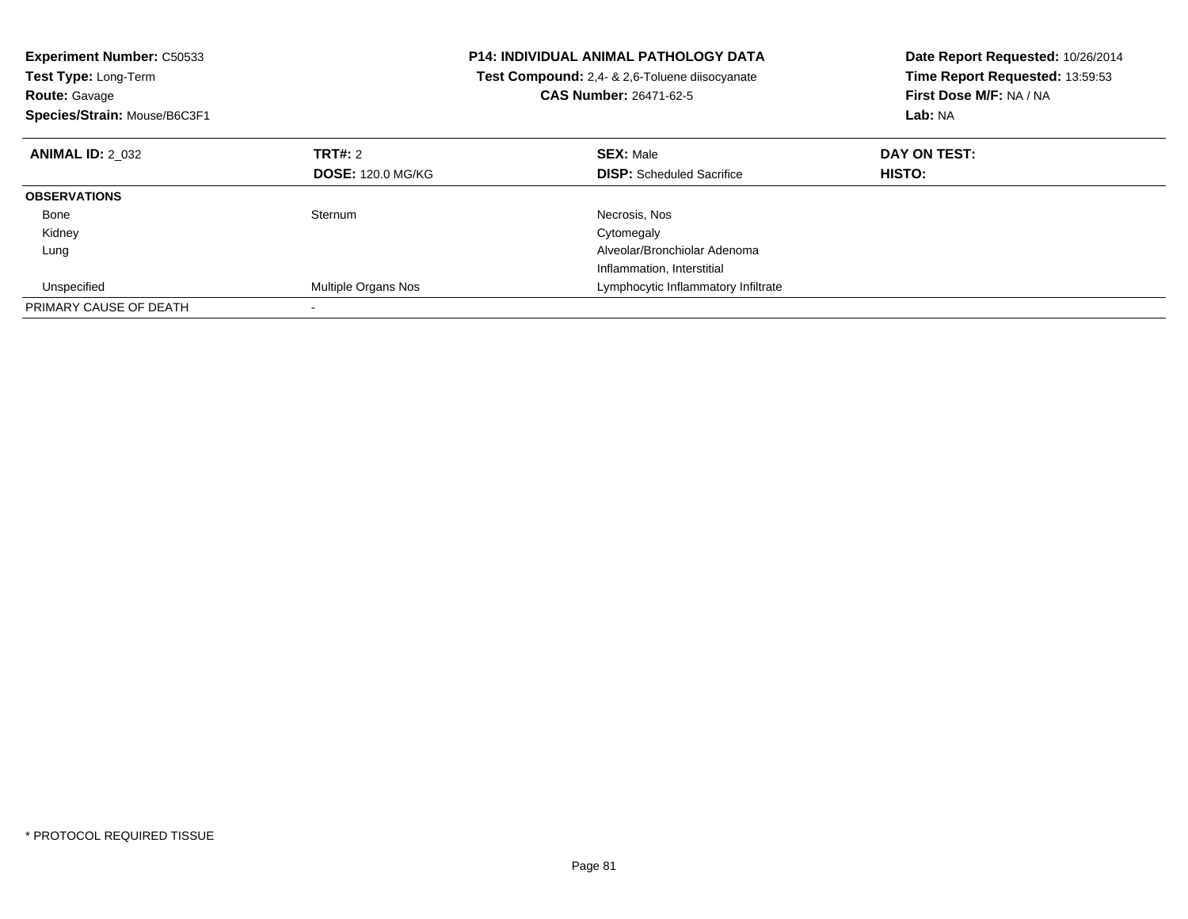**Experiment Number:** C50533
**Test Type:** Long-Term
**Route:** Gavage
**Species/Strain:** Mouse/B6C3F1

**P14: INDIVIDUAL ANIMAL PATHOLOGY DATA**
**Test Compound:** 2,4- & 2,6-Toluene diisocyanate
**CAS Number:** 26471-62-5

**Date Report Requested:** 10/26/2014
**Time Report Requested:** 13:59:53
**First Dose M/F:** NA / NA
**Lab:** NA

| **ANIMAL ID:** 2_032 | **TRT#:** 2 | **SEX:** Male | **DAY ON TEST:** |
|---|---|---|---|
| | **DOSE:** 120.0 MG/KG | **DISP:** Scheduled Sacrifice | **HISTO:** |
| **OBSERVATIONS** | | | |
| Bone | Sternum | Necrosis, Nos | |
| Kidney | | Cytomegaly | |
| Lung | | Alveolar/Bronchiolar Adenoma | |
| | | Inflammation, Interstitial | |
| Unspecified | Multiple Organs Nos | Lymphocytic Inflammatory Infiltrate | |
| PRIMARY CAUSE OF DEATH | - | | |

* PROTOCOL REQUIRED TISSUE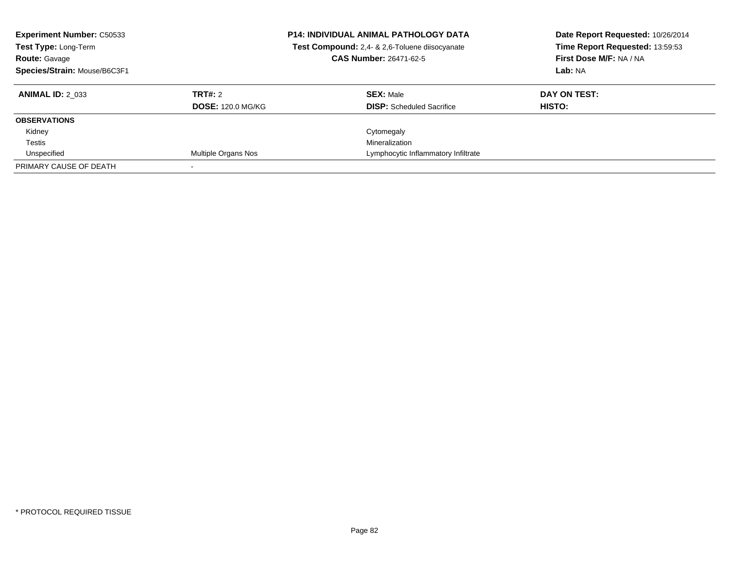**Experiment Number:** C50533
**Test Type:** Long-Term
**Route:** Gavage
**Species/Strain:** Mouse/B6C3F1

**P14: INDIVIDUAL ANIMAL PATHOLOGY DATA**
**Test Compound:** 2,4- & 2,6-Toluene diisocyanate
**CAS Number:** 26471-62-5

**Date Report Requested:** 10/26/2014
**Time Report Requested:** 13:59:53
**First Dose M/F:** NA / NA
**Lab:** NA

| **ANIMAL ID:** 2_033 | **TRT#:** 2 | **SEX:** Male | **DAY ON TEST:** |
|---|---|---|---|
| | **DOSE:** 120.0 MG/KG | **DISP:** Scheduled Sacrifice | **HISTO:** |
| **OBSERVATIONS** | | | |
| Kidney | | Cytomegaly | |
| Testis | | Mineralization | |
| Unspecified | Multiple Organs Nos | Lymphocytic Inflammatory Infiltrate | |
| PRIMARY CAUSE OF DEATH | - | | |

\* PROTOCOL REQUIRED TISSUE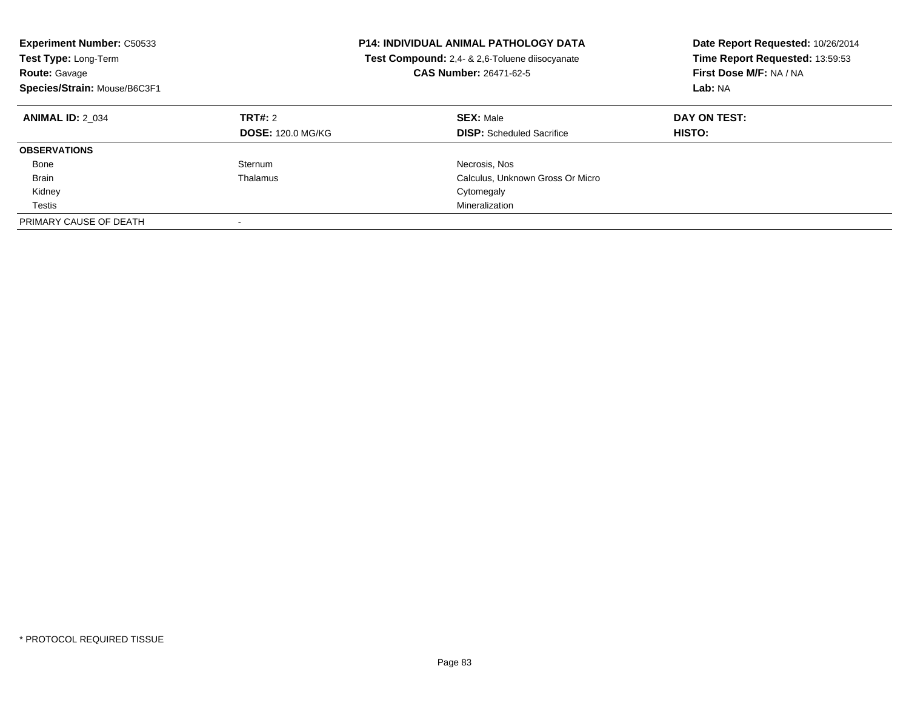**Experiment Number:** C50533
**Test Type:** Long-Term
**Route:** Gavage
**Species/Strain:** Mouse/B6C3F1

**P14: INDIVIDUAL ANIMAL PATHOLOGY DATA**
**Test Compound:** 2,4- & 2,6-Toluene diisocyanate
**CAS Number:** 26471-62-5

**Date Report Requested:** 10/26/2014
**Time Report Requested:** 13:59:53
**First Dose M/F:** NA / NA
**Lab:** NA

| **ANIMAL ID:** 2_034 | **TRT#:** 2 | **SEX:** Male | **DAY ON TEST:** |
|---|---|---|---|
| | **DOSE:** 120.0 MG/KG | **DISP:** Scheduled Sacrifice | **HISTO:** |
| **OBSERVATIONS** | | | |
| Bone | Sternum | Necrosis, Nos | |
| Brain | Thalamus | Calculus, Unknown Gross Or Micro | |
| Kidney | | Cytomegaly | |
| Testis | | Mineralization | |
| PRIMARY CAUSE OF DEATH | - | | |

* PROTOCOL REQUIRED TISSUE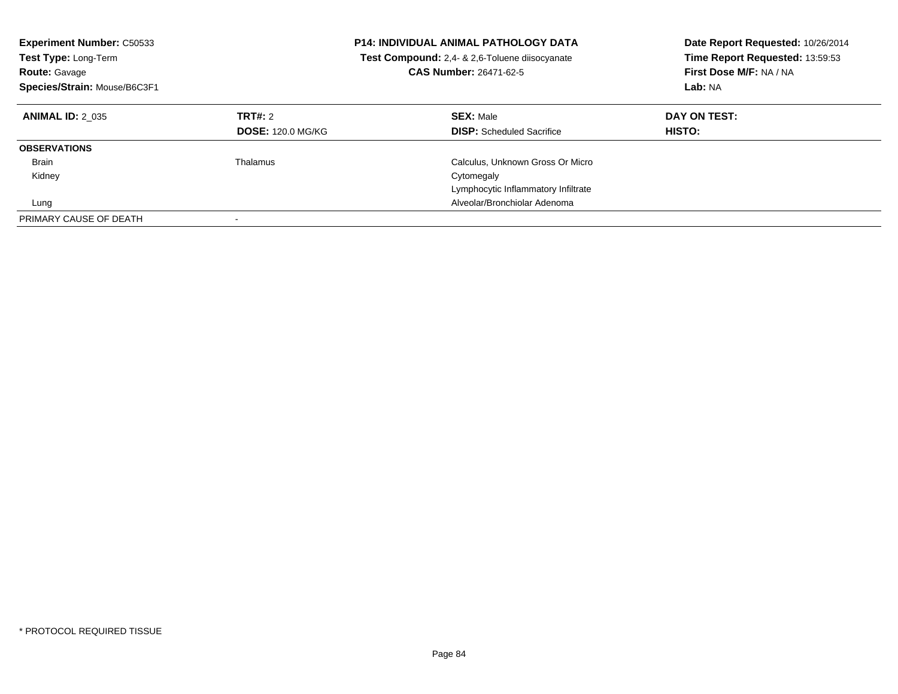**Experiment Number:** C50533
**Test Type:** Long-Term
**Route:** Gavage
**Species/Strain:** Mouse/B6C3F1

**P14: INDIVIDUAL ANIMAL PATHOLOGY DATA**
**Test Compound:** 2,4- & 2,6-Toluene diisocyanate
**CAS Number:** 26471-62-5

**Date Report Requested:** 10/26/2014
**Time Report Requested:** 13:59:53
**First Dose M/F:** NA / NA
**Lab:** NA

| **ANIMAL ID:** 2_035 | **TRT#:** 2 | **SEX:** Male | **DAY ON TEST:** |
|---|---|---|---|
| | **DOSE:** 120.0 MG/KG | **DISP:** Scheduled Sacrifice | **HISTO:** |
| **OBSERVATIONS** | | | |
| Brain | Thalamus | Calculus, Unknown Gross Or Micro | |
| Kidney | | Cytomegaly | |
| | | Lymphocytic Inflammatory Infiltrate | |
| Lung | | Alveolar/Bronchiolar Adenoma | |
| PRIMARY CAUSE OF DEATH | - | | |

* PROTOCOL REQUIRED TISSUE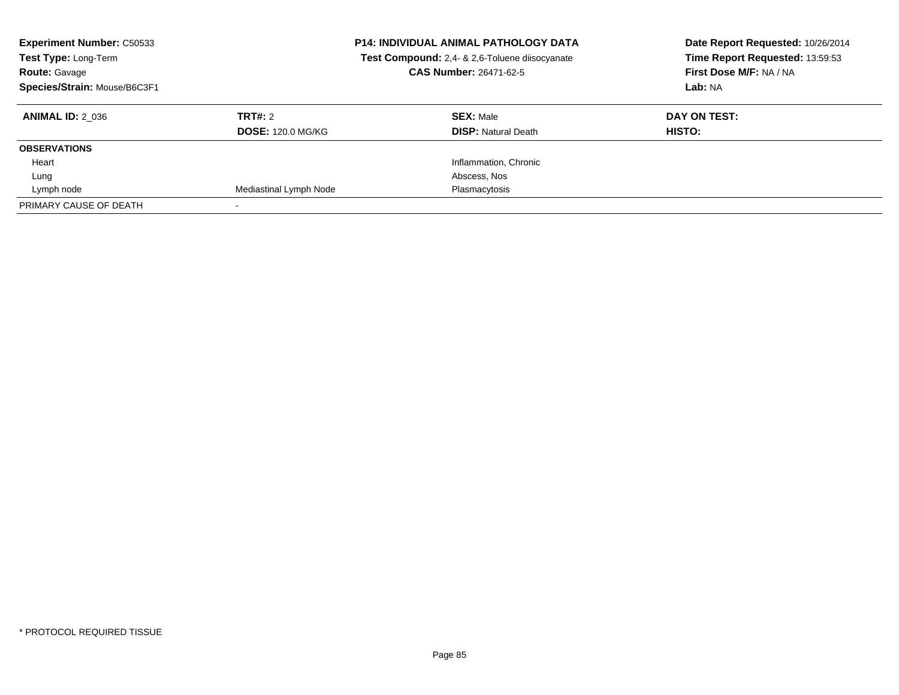**Experiment Number:** C50533
**Test Type:** Long-Term
**Route:** Gavage
**Species/Strain:** Mouse/B6C3F1

**P14: INDIVIDUAL ANIMAL PATHOLOGY DATA**
**Test Compound:** 2,4- & 2,6-Toluene diisocyanate
**CAS Number:** 26471-62-5

**Date Report Requested:** 10/26/2014
**Time Report Requested:** 13:59:53
**First Dose M/F:** NA / NA
**Lab:** NA

| **ANIMAL ID:** 2_036 | **TRT#:** 2 | **SEX:** Male | **DAY ON TEST:** |
|---|---|---|---|
| | **DOSE:** 120.0 MG/KG | **DISP:** Natural Death | **HISTO:** |
| **OBSERVATIONS** | | | |
| Heart | | Inflammation, Chronic | |
| Lung | | Abscess, Nos | |
| Lymph node | Mediastinal Lymph Node | Plasmacytosis | |
| PRIMARY CAUSE OF DEATH | - | | |

\* PROTOCOL REQUIRED TISSUE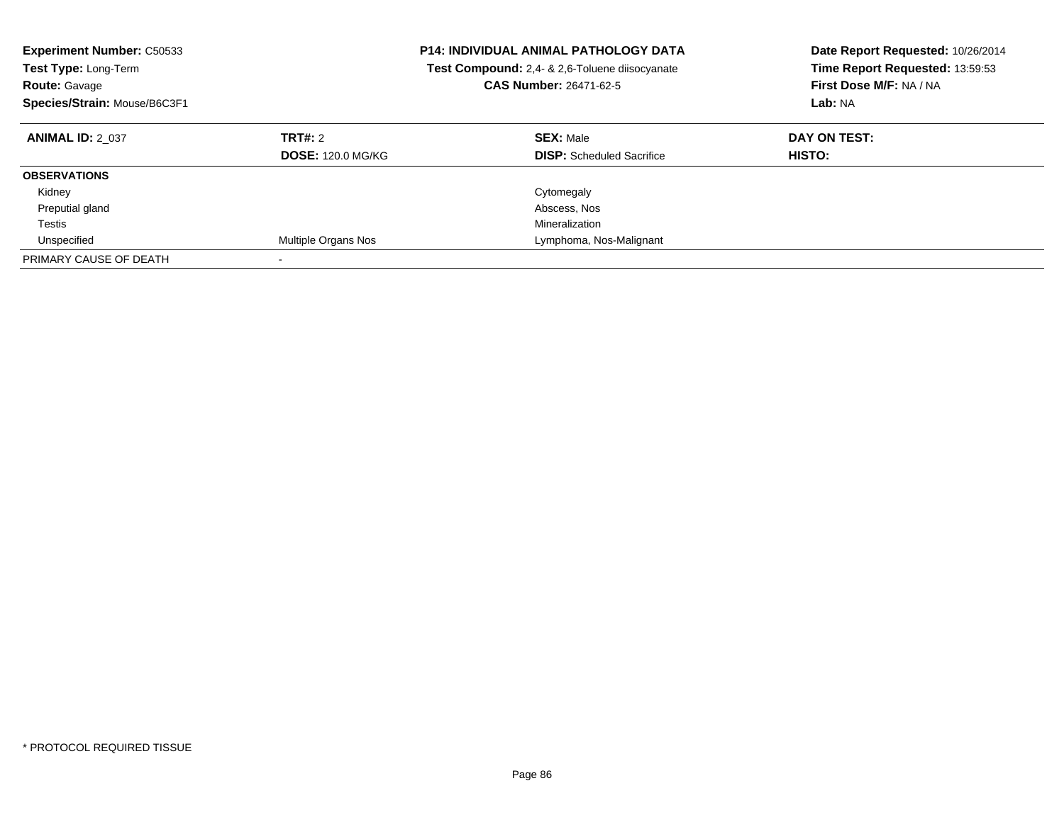**Experiment Number:** C50533
**Test Type:** Long-Term
**Route:** Gavage
**Species/Strain:** Mouse/B6C3F1

**P14: INDIVIDUAL ANIMAL PATHOLOGY DATA**
**Test Compound:** 2,4- & 2,6-Toluene diisocyanate
**CAS Number:** 26471-62-5

**Date Report Requested:** 10/26/2014
**Time Report Requested:** 13:59:53
**First Dose M/F:** NA / NA
**Lab:** NA

| **ANIMAL ID:** 2_037 | **TRT#:** 2 | **SEX:** Male | **DAY ON TEST:** |
|---|---|---|---|
| | **DOSE:** 120.0 MG/KG | **DISP:** Scheduled Sacrifice | **HISTO:** |
| **OBSERVATIONS** | | | |
| Kidney | | Cytomegaly | |
| Preputial gland | | Abscess, Nos | |
| Testis | | Mineralization | |
| Unspecified | Multiple Organs Nos | Lymphoma, Nos-Malignant | |
| PRIMARY CAUSE OF DEATH | - | | |

\* PROTOCOL REQUIRED TISSUE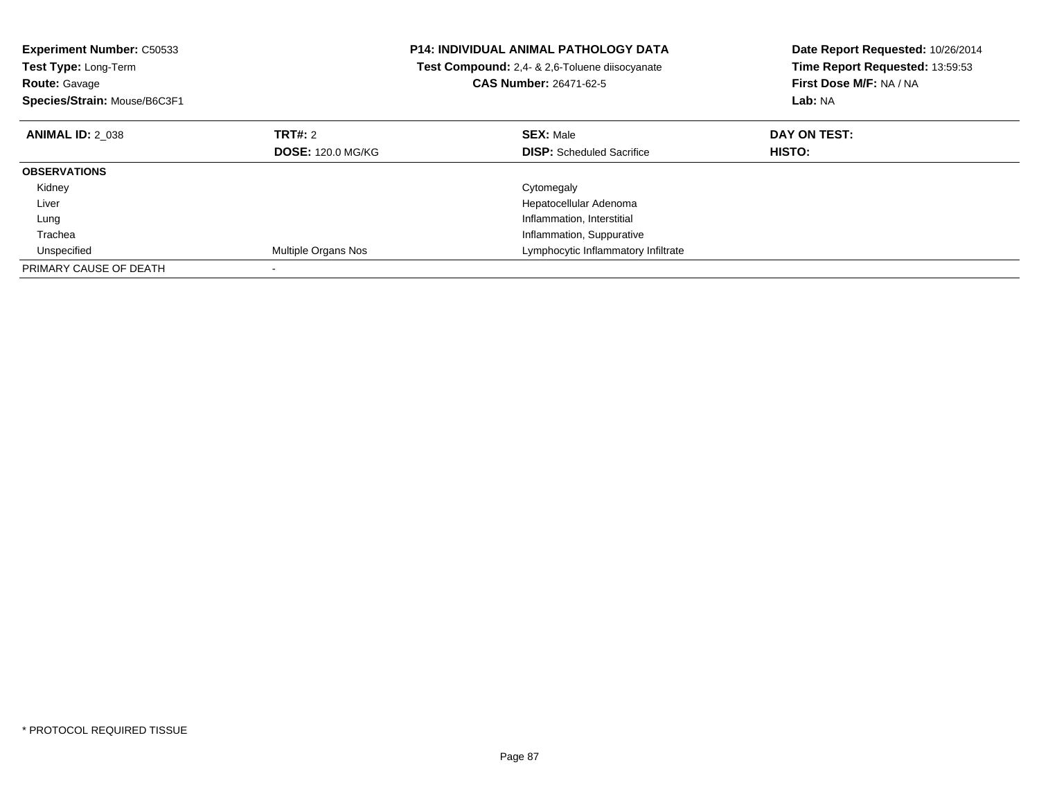**Experiment Number:** C50533
**Test Type:** Long-Term
**Route:** Gavage
**Species/Strain:** Mouse/B6C3F1

**P14: INDIVIDUAL ANIMAL PATHOLOGY DATA**
**Test Compound:** 2,4- & 2,6-Toluene diisocyanate
**CAS Number:** 26471-62-5

**Date Report Requested:** 10/26/2014
**Time Report Requested:** 13:59:53
**First Dose M/F:** NA / NA
**Lab:** NA

| **ANIMAL ID:** 2_038 | **TRT#:** 2 | **SEX:** Male | **DAY ON TEST:** |
|---|---|---|---|
| | **DOSE:** 120.0 MG/KG | **DISP:** Scheduled Sacrifice | **HISTO:** |
| **OBSERVATIONS** | | | |
| Kidney | | Cytomegaly | |
| Liver | | Hepatocellular Adenoma | |
| Lung | | Inflammation, Interstitial | |
| Trachea | | Inflammation, Suppurative | |
| Unspecified | Multiple Organs Nos | Lymphocytic Inflammatory Infiltrate | |
| PRIMARY CAUSE OF DEATH | - | | |

* PROTOCOL REQUIRED TISSUE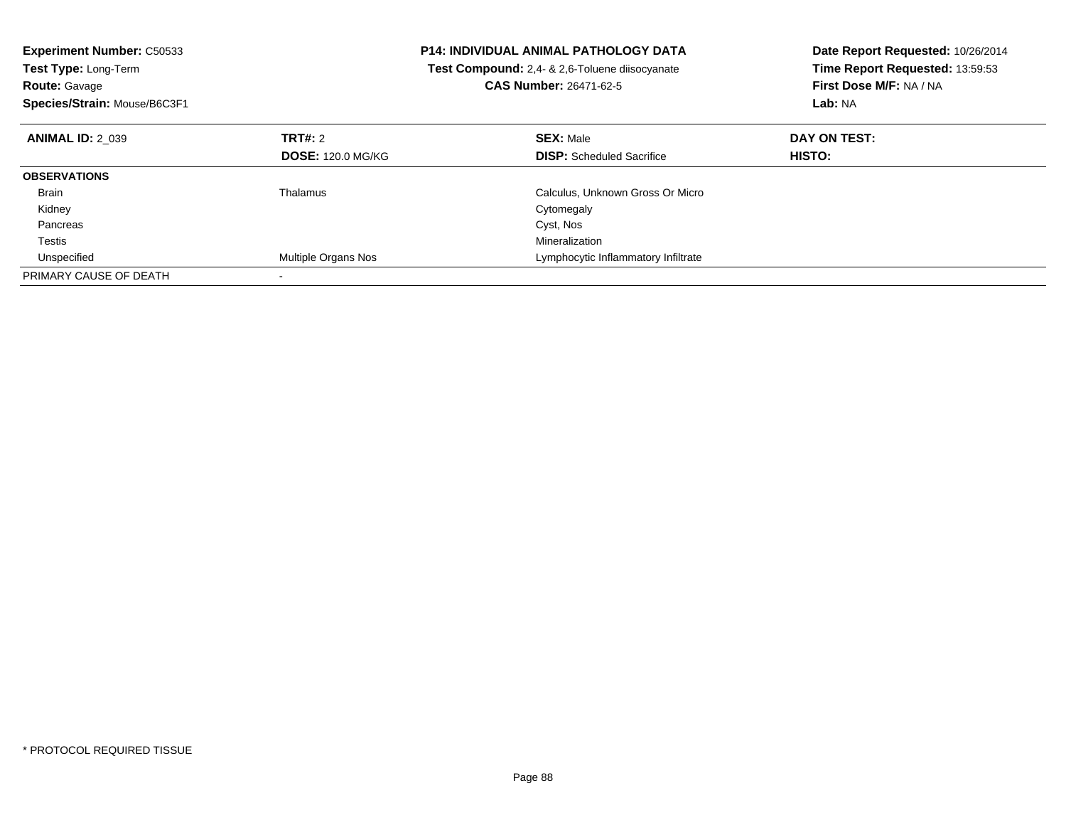**Experiment Number:** C50533
**Test Type:** Long-Term
**Route:** Gavage
**Species/Strain:** Mouse/B6C3F1

**P14: INDIVIDUAL ANIMAL PATHOLOGY DATA**
**Test Compound:** 2,4- & 2,6-Toluene diisocyanate
**CAS Number:** 26471-62-5

**Date Report Requested:** 10/26/2014
**Time Report Requested:** 13:59:53
**First Dose M/F:** NA / NA
**Lab:** NA

| **ANIMAL ID:** 2_039 | **TRT#:** 2 | **SEX:** Male | **DAY ON TEST:** |
|---|---|---|---|
| | **DOSE:** 120.0 MG/KG | **DISP:** Scheduled Sacrifice | **HISTO:** |
| **OBSERVATIONS** | | | |
| Brain | Thalamus | Calculus, Unknown Gross Or Micro | |
| Kidney | | Cytomegaly | |
| Pancreas | | Cyst, Nos | |
| Testis | | Mineralization | |
| Unspecified | Multiple Organs Nos | Lymphocytic Inflammatory Infiltrate | |
| PRIMARY CAUSE OF DEATH | - | | |

* PROTOCOL REQUIRED TISSUE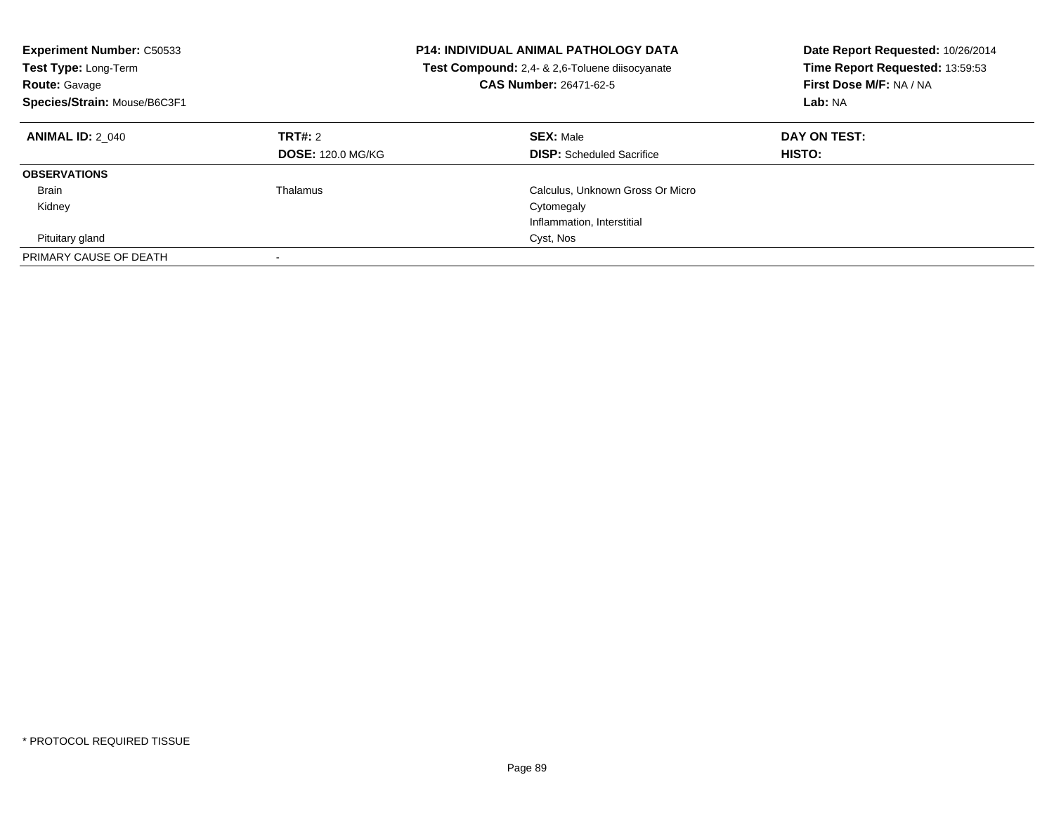**Experiment Number:** C50533
**Test Type:** Long-Term
**Route:** Gavage
**Species/Strain:** Mouse/B6C3F1

**P14: INDIVIDUAL ANIMAL PATHOLOGY DATA**
**Test Compound:** 2,4- & 2,6-Toluene diisocyanate
**CAS Number:** 26471-62-5

**Date Report Requested:** 10/26/2014
**Time Report Requested:** 13:59:53
**First Dose M/F:** NA / NA
**Lab:** NA

| **ANIMAL ID:** 2_040 | **TRT#:** 2 | **SEX:** Male | **DAY ON TEST:** |
|---|---|---|---|
| | **DOSE:** 120.0 MG/KG | **DISP:** Scheduled Sacrifice | **HISTO:** |
| **OBSERVATIONS** | | | |
| Brain | Thalamus | Calculus, Unknown Gross Or Micro | |
| Kidney | | Cytomegaly | |
| | | Inflammation, Interstitial | |
| Pituitary gland | | Cyst, Nos | |
| PRIMARY CAUSE OF DEATH | - | | |

* PROTOCOL REQUIRED TISSUE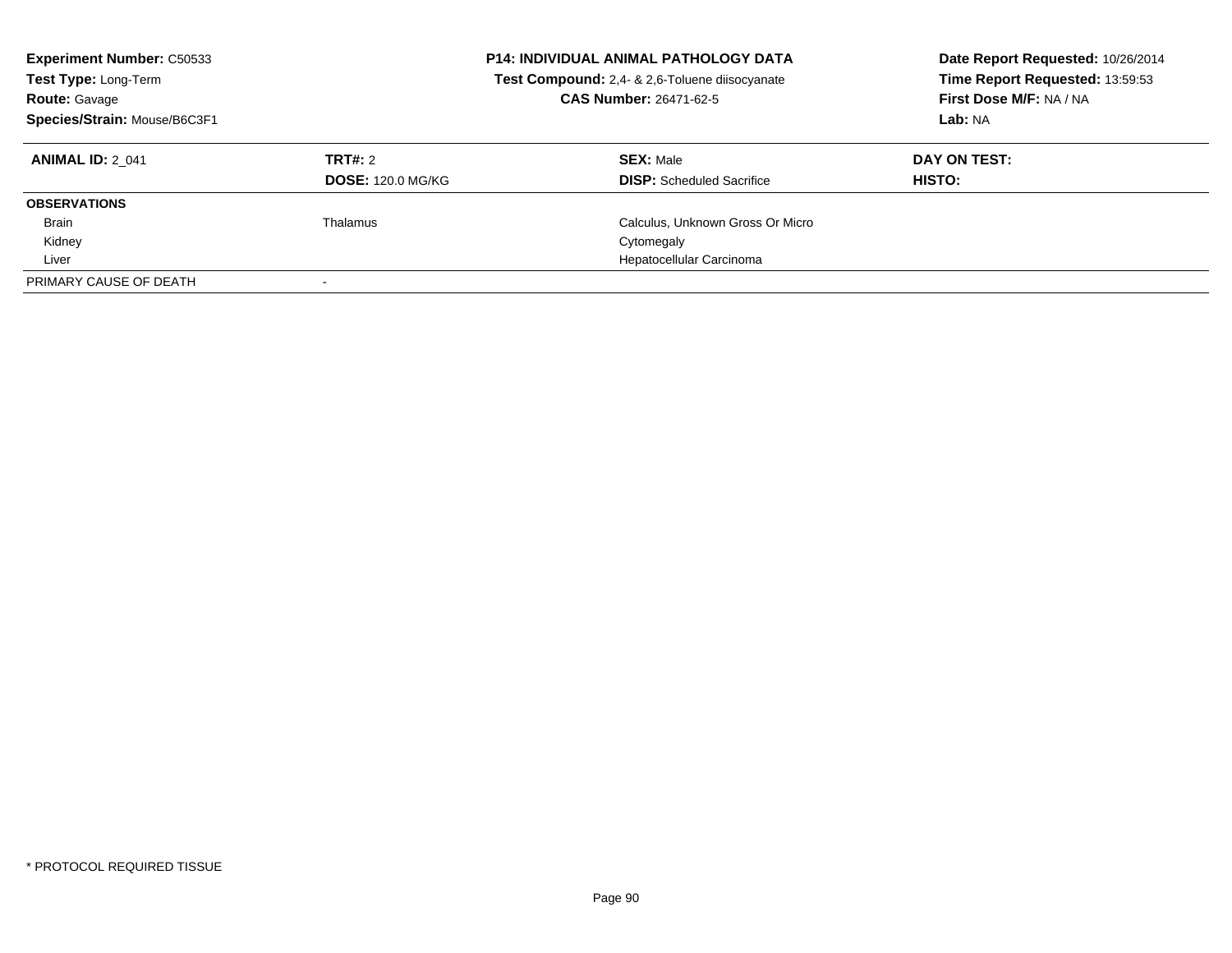**Experiment Number:** C50533
**Test Type:** Long-Term
**Route:** Gavage
**Species/Strain:** Mouse/B6C3F1

**P14: INDIVIDUAL ANIMAL PATHOLOGY DATA**
**Test Compound:** 2,4- & 2,6-Toluene diisocyanate
**CAS Number:** 26471-62-5

**Date Report Requested:** 10/26/2014
**Time Report Requested:** 13:59:53
**First Dose M/F:** NA / NA
**Lab:** NA

| **ANIMAL ID:** 2_041 | **TRT#:** 2 | **SEX:** Male | **DAY ON TEST:** |
|---|---|---|---|
| | **DOSE:** 120.0 MG/KG | **DISP:** Scheduled Sacrifice | **HISTO:** |
| **OBSERVATIONS** | | | |
| Brain | Thalamus | Calculus, Unknown Gross Or Micro | |
| Kidney | | Cytomegaly | |
| Liver | | Hepatocellular Carcinoma | |
| PRIMARY CAUSE OF DEATH | - | | |

\* PROTOCOL REQUIRED TISSUE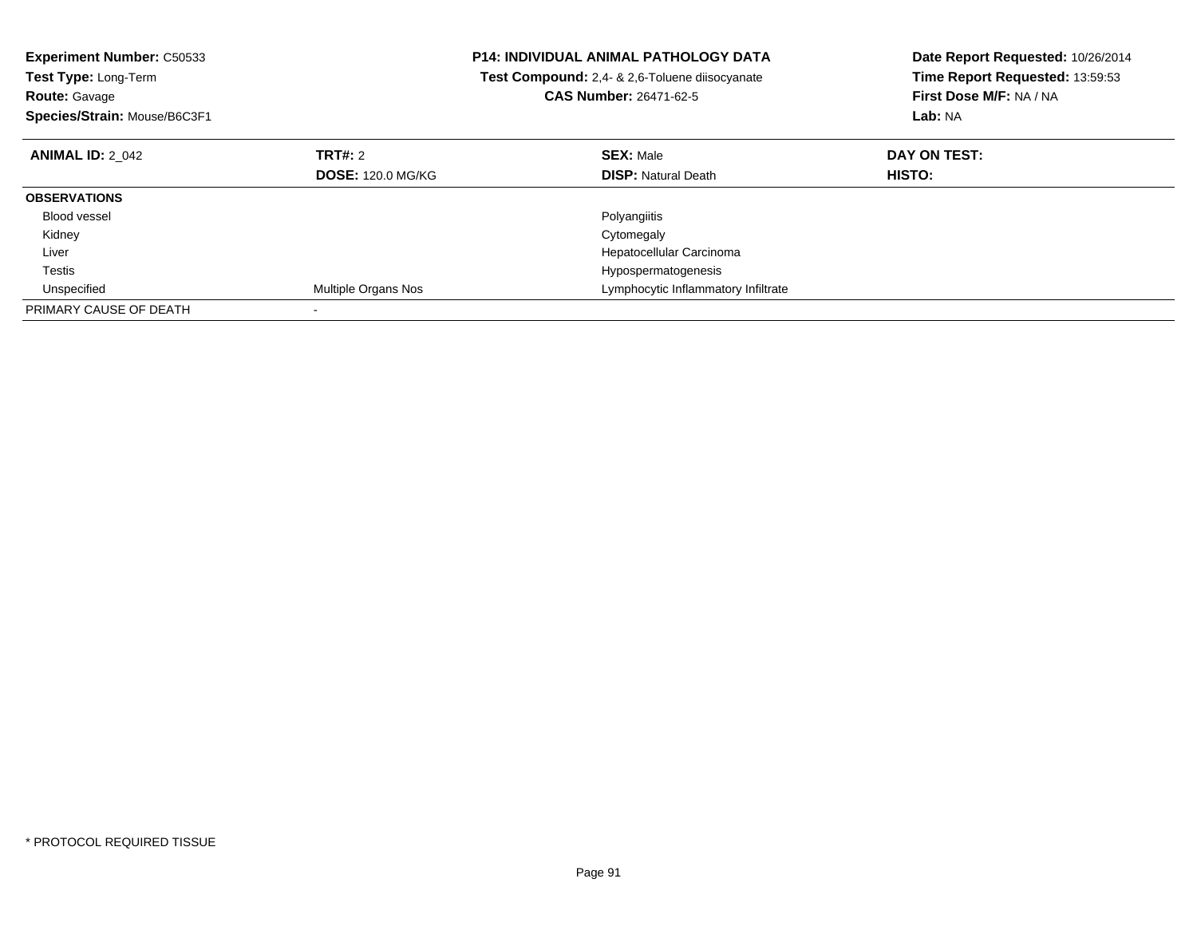**Experiment Number:** C50533
**Test Type:** Long-Term
**Route:** Gavage
**Species/Strain:** Mouse/B6C3F1

**P14: INDIVIDUAL ANIMAL PATHOLOGY DATA**
**Test Compound:** 2,4- & 2,6-Toluene diisocyanate
**CAS Number:** 26471-62-5

**Date Report Requested:** 10/26/2014
**Time Report Requested:** 13:59:53
**First Dose M/F:** NA / NA
**Lab:** NA

| **ANIMAL ID:** 2_042 | **TRT#:** 2 | **SEX:** Male | **DAY ON TEST:** |
|---|---|---|---|
| | **DOSE:** 120.0 MG/KG | **DISP:** Natural Death | **HISTO:** |
| **OBSERVATIONS** | | | |
| Blood vessel | | Polyangiitis | |
| Kidney | | Cytomegaly | |
| Liver | | Hepatocellular Carcinoma | |
| Testis | | Hypospermatogenesis | |
| Unspecified | Multiple Organs Nos | Lymphocytic Inflammatory Infiltrate | |
| PRIMARY CAUSE OF DEATH | - | | |

* PROTOCOL REQUIRED TISSUE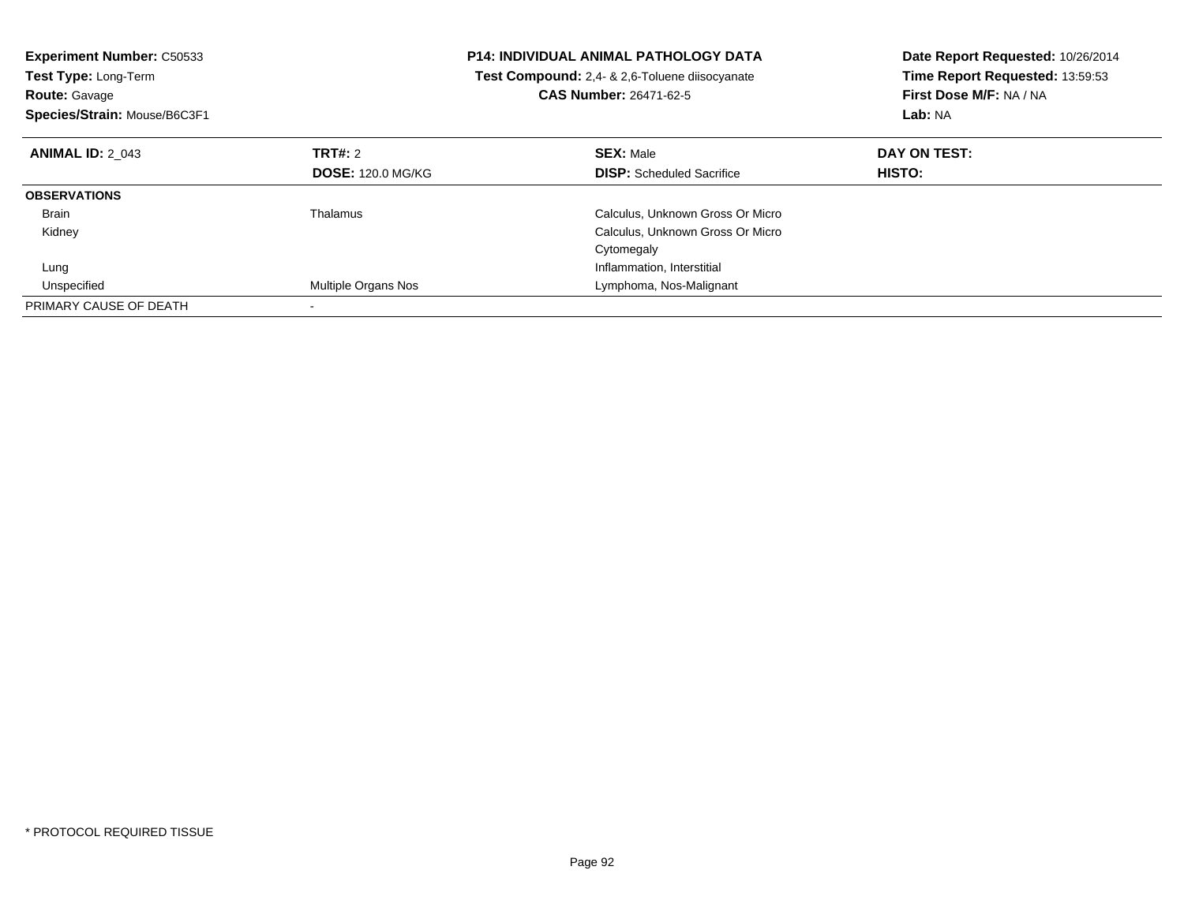**Experiment Number:** C50533
**Test Type:** Long-Term
**Route:** Gavage
**Species/Strain:** Mouse/B6C3F1

**P14: INDIVIDUAL ANIMAL PATHOLOGY DATA**
**Test Compound:** 2,4- & 2,6-Toluene diisocyanate
**CAS Number:** 26471-62-5

**Date Report Requested:** 10/26/2014
**Time Report Requested:** 13:59:53
**First Dose M/F:** NA / NA
**Lab:** NA

| **ANIMAL ID:** 2_043 | **TRT#:** 2 | **SEX:** Male | **DAY ON TEST:** |
|---|---|---|---|
| | **DOSE:** 120.0 MG/KG | **DISP:** Scheduled Sacrifice | **HISTO:** |
| **OBSERVATIONS** | | | |
| Brain | Thalamus | Calculus, Unknown Gross Or Micro | |
| Kidney | | Calculus, Unknown Gross Or Micro | |
| | | Cytomegaly | |
| Lung | | Inflammation, Interstitial | |
| Unspecified | Multiple Organs Nos | Lymphoma, Nos-Malignant | |
| PRIMARY CAUSE OF DEATH | - | | |

* PROTOCOL REQUIRED TISSUE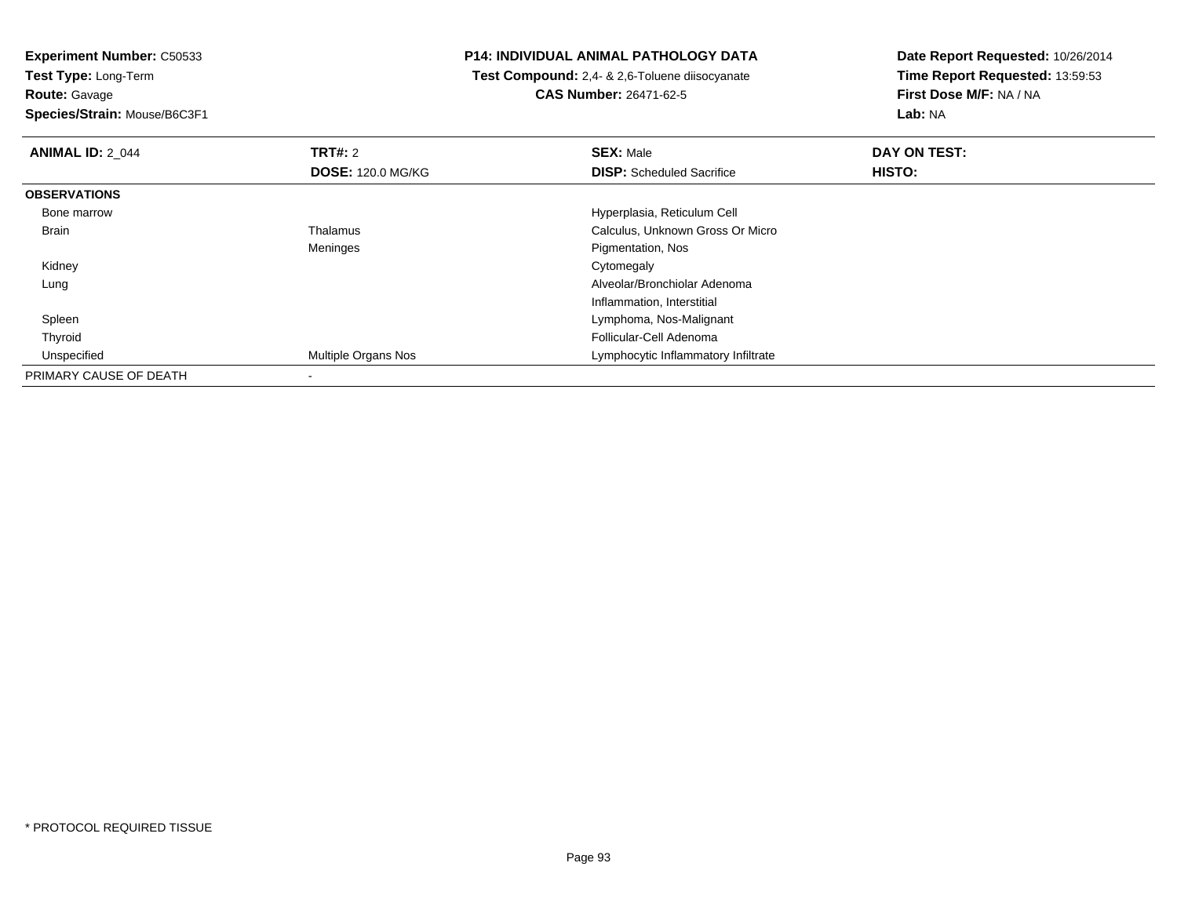**Experiment Number:** C50533
**Test Type:** Long-Term
**Route:** Gavage
**Species/Strain:** Mouse/B6C3F1

**P14: INDIVIDUAL ANIMAL PATHOLOGY DATA**
**Test Compound:** 2,4- & 2,6-Toluene diisocyanate
**CAS Number:** 26471-62-5

**Date Report Requested:** 10/26/2014
**Time Report Requested:** 13:59:53
**First Dose M/F:** NA / NA
**Lab:** NA

| **ANIMAL ID:** 2_044 | **TRT#:** 2 | **SEX:** Male | **DAY ON TEST:** |
|---|---|---|---|
| | **DOSE:** 120.0 MG/KG | **DISP:** Scheduled Sacrifice | **HISTO:** |
| **OBSERVATIONS** | | | |
| Bone marrow | | Hyperplasia, Reticulum Cell | |
| Brain | Thalamus | Calculus, Unknown Gross Or Micro | |
| | Meninges | Pigmentation, Nos | |
| Kidney | | Cytomegaly | |
| Lung | | Alveolar/Bronchiolar Adenoma | |
| | | Inflammation, Interstitial | |
| Spleen | | Lymphoma, Nos-Malignant | |
| Thyroid | | Follicular-Cell Adenoma | |
| Unspecified | Multiple Organs Nos | Lymphocytic Inflammatory Infiltrate | |
| PRIMARY CAUSE OF DEATH | - | | |

* PROTOCOL REQUIRED TISSUE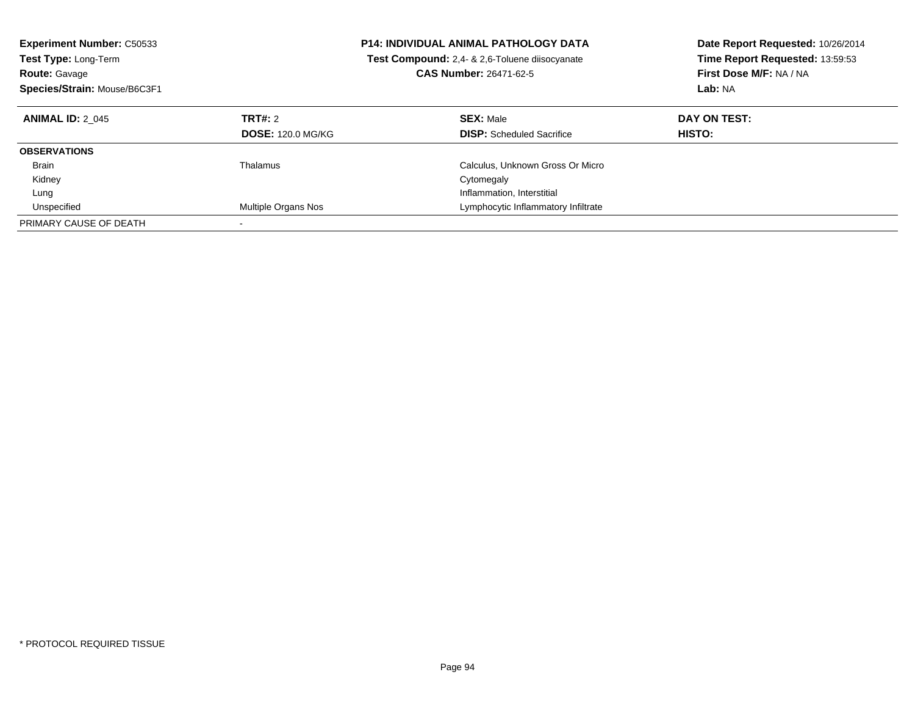**Experiment Number:** C50533
**Test Type:** Long-Term
**Route:** Gavage
**Species/Strain:** Mouse/B6C3F1

**P14: INDIVIDUAL ANIMAL PATHOLOGY DATA**
**Test Compound:** 2,4- & 2,6-Toluene diisocyanate
**CAS Number:** 26471-62-5

**Date Report Requested:** 10/26/2014
**Time Report Requested:** 13:59:53
**First Dose M/F:** NA / NA
**Lab:** NA

| **ANIMAL ID:** 2_045 | **TRT#:** 2<br>**DOSE:** 120.0 MG/KG | **SEX:** Male<br>**DISP:** Scheduled Sacrifice | **DAY ON TEST:**<br>**HISTO:** |
|---|---|---|---|
| **OBSERVATIONS** | | | |
| Brain | Thalamus | Calculus, Unknown Gross Or Micro | |
| Kidney | | Cytomegaly | |
| Lung | | Inflammation, Interstitial | |
| Unspecified | Multiple Organs Nos | Lymphocytic Inflammatory Infiltrate | |
| PRIMARY CAUSE OF DEATH | - | | |

* PROTOCOL REQUIRED TISSUE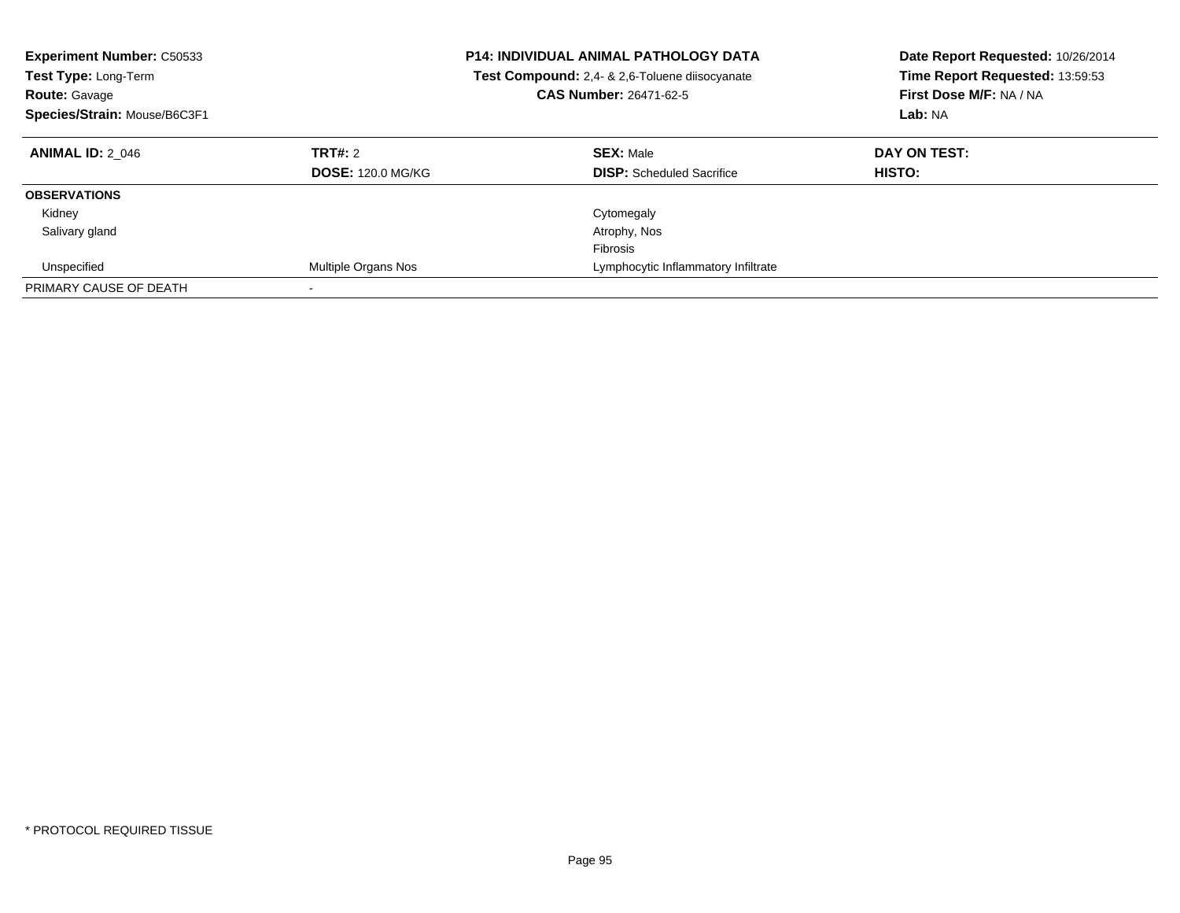**Experiment Number:** C50533
**Test Type:** Long-Term
**Route:** Gavage
**Species/Strain:** Mouse/B6C3F1

**P14: INDIVIDUAL ANIMAL PATHOLOGY DATA**
**Test Compound:** 2,4- & 2,6-Toluene diisocyanate
**CAS Number:** 26471-62-5

**Date Report Requested:** 10/26/2014
**Time Report Requested:** 13:59:53
**First Dose M/F:** NA / NA
**Lab:** NA

| **ANIMAL ID:** 2_046 | **TRT#:** 2 | **SEX:** Male | **DAY ON TEST:** |
|---|---|---|---|
| | **DOSE:** 120.0 MG/KG | **DISP:** Scheduled Sacrifice | **HISTO:** |
| **OBSERVATIONS** | | | |
| Kidney | | Cytomegaly | |
| Salivary gland | | Atrophy, Nos | |
| | | Fibrosis | |
| Unspecified | Multiple Organs Nos | Lymphocytic Inflammatory Infiltrate | |
| PRIMARY CAUSE OF DEATH | - | | |

* PROTOCOL REQUIRED TISSUE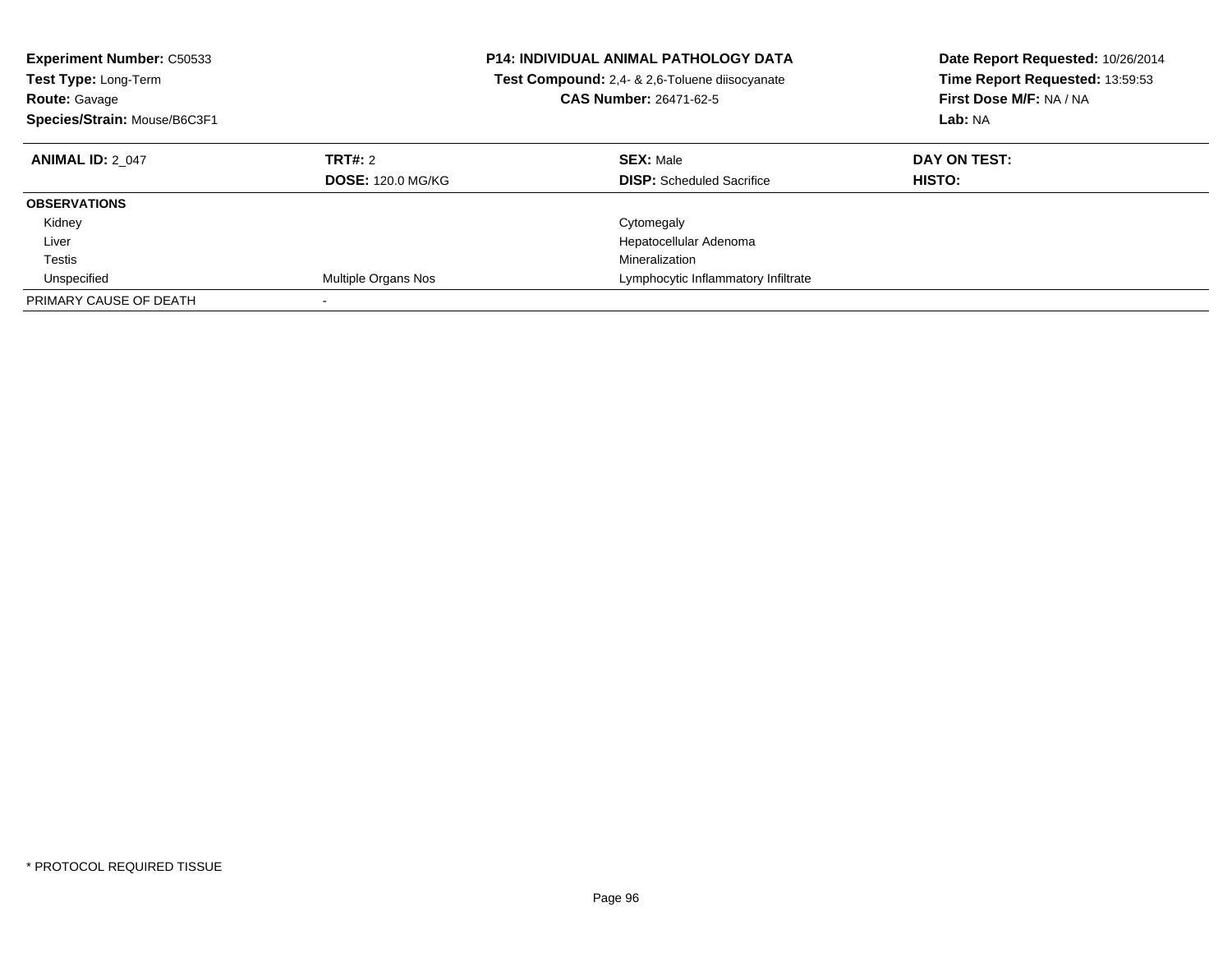**Experiment Number:** C50533
**Test Type:** Long-Term
**Route:** Gavage
**Species/Strain:** Mouse/B6C3F1

**P14: INDIVIDUAL ANIMAL PATHOLOGY DATA**
**Test Compound:** 2,4- & 2,6-Toluene diisocyanate
**CAS Number:** 26471-62-5

**Date Report Requested:** 10/26/2014
**Time Report Requested:** 13:59:53
**First Dose M/F:** NA / NA
**Lab:** NA

| **ANIMAL ID:** 2_047 | **TRT#:** 2 | **SEX:** Male | **DAY ON TEST:** |
|---|---|---|---|
| | **DOSE:** 120.0 MG/KG | **DISP:** Scheduled Sacrifice | **HISTO:** |
| **OBSERVATIONS** | | | |
| Kidney | | Cytomegaly | |
| Liver | | Hepatocellular Adenoma | |
| Testis | | Mineralization | |
| Unspecified | Multiple Organs Nos | Lymphocytic Inflammatory Infiltrate | |
| PRIMARY CAUSE OF DEATH | - | | |

* PROTOCOL REQUIRED TISSUE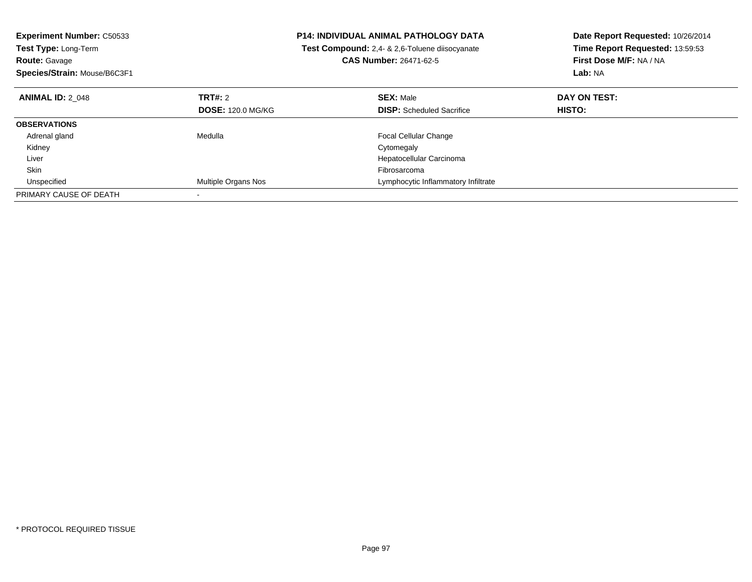**Experiment Number:** C50533
**Test Type:** Long-Term
**Route:** Gavage
**Species/Strain:** Mouse/B6C3F1

**P14: INDIVIDUAL ANIMAL PATHOLOGY DATA**
**Test Compound:** 2,4- & 2,6-Toluene diisocyanate
**CAS Number:** 26471-62-5

**Date Report Requested:** 10/26/2014
**Time Report Requested:** 13:59:53
**First Dose M/F:** NA / NA
**Lab:** NA

| **ANIMAL ID:** 2_048 | **TRT#:** 2 | **SEX:** Male | **DAY ON TEST:** |
|---|---|---|---|
| | **DOSE:** 120.0 MG/KG | **DISP:** Scheduled Sacrifice | **HISTO:** |
| **OBSERVATIONS** | | | |
| Adrenal gland | Medulla | Focal Cellular Change | |
| Kidney | | Cytomegaly | |
| Liver | | Hepatocellular Carcinoma | |
| Skin | | Fibrosarcoma | |
| Unspecified | Multiple Organs Nos | Lymphocytic Inflammatory Infiltrate | |
| PRIMARY CAUSE OF DEATH | - | | |

* PROTOCOL REQUIRED TISSUE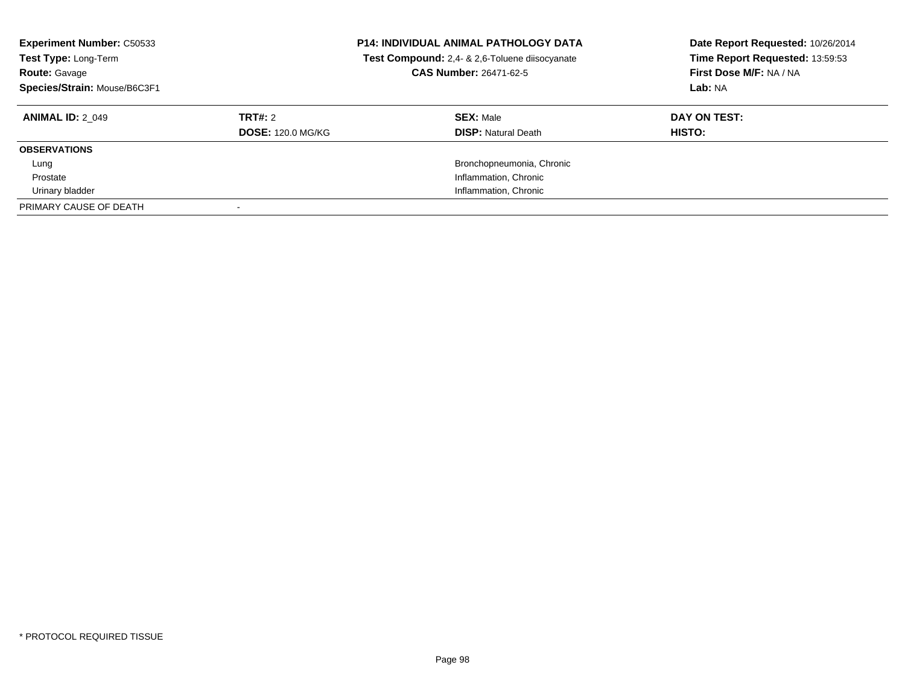**Experiment Number:** C50533
**Test Type:** Long-Term
**Route:** Gavage
**Species/Strain:** Mouse/B6C3F1

**P14: INDIVIDUAL ANIMAL PATHOLOGY DATA**
**Test Compound:** 2,4- & 2,6-Toluene diisocyanate
**CAS Number:** 26471-62-5

**Date Report Requested:** 10/26/2014
**Time Report Requested:** 13:59:53
**First Dose M/F:** NA / NA
**Lab:** NA

| **ANIMAL ID:** 2_049 | **TRT#:** 2 | **SEX:** Male | **DAY ON TEST:** |
|---|---|---|---|
| | **DOSE:** 120.0 MG/KG | **DISP:** Natural Death | **HISTO:** |
| **OBSERVATIONS** | | | |
| Lung | | Bronchopneumonia, Chronic | |
| Prostate | | Inflammation, Chronic | |
| Urinary bladder | | Inflammation, Chronic | |
| PRIMARY CAUSE OF DEATH | - | | |

* PROTOCOL REQUIRED TISSUE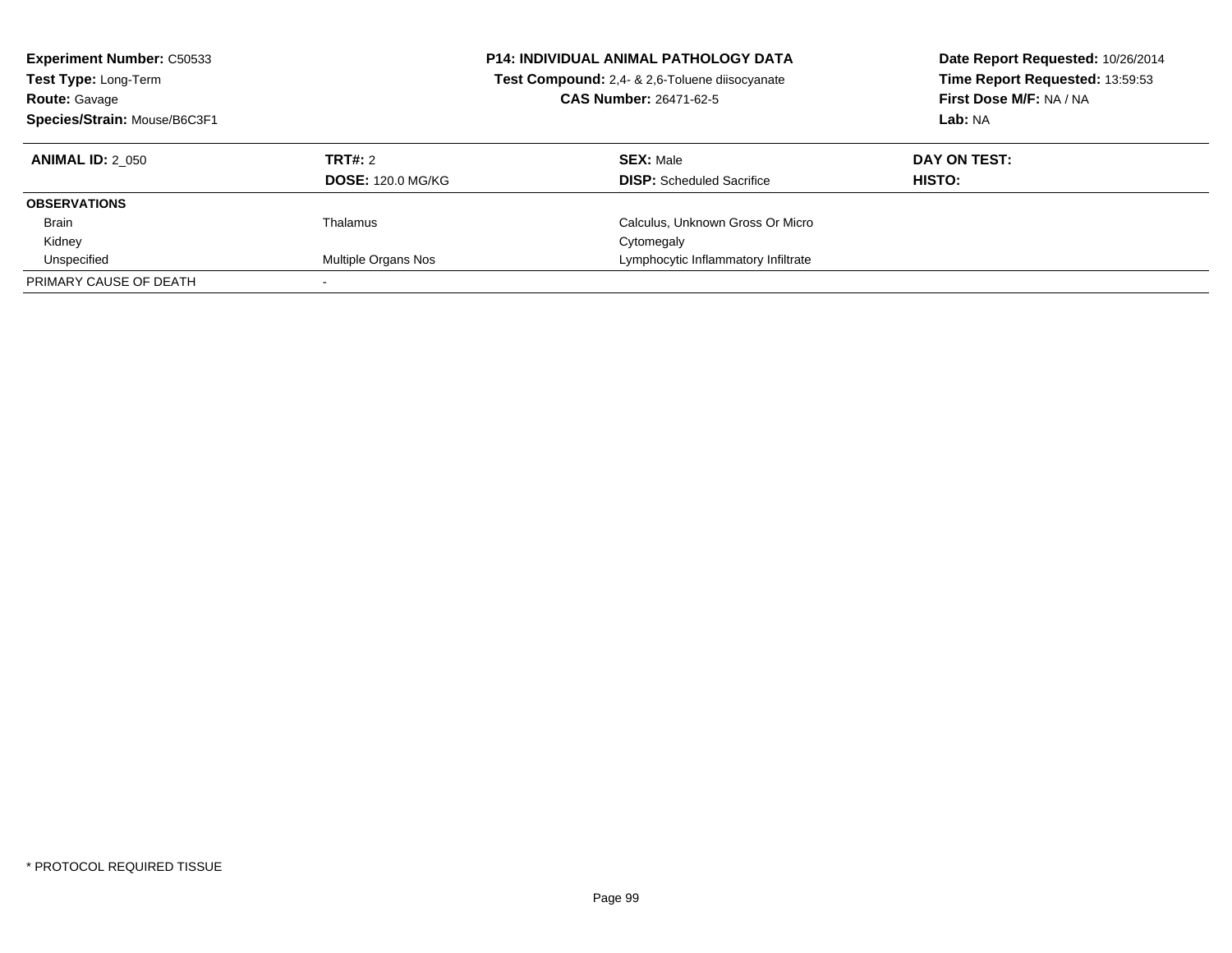**Experiment Number:** C50533
**Test Type:** Long-Term
**Route:** Gavage
**Species/Strain:** Mouse/B6C3F1

**P14: INDIVIDUAL ANIMAL PATHOLOGY DATA**
**Test Compound:** 2,4- & 2,6-Toluene diisocyanate
**CAS Number:** 26471-62-5

**Date Report Requested:** 10/26/2014
**Time Report Requested:** 13:59:53
**First Dose M/F:** NA / NA
**Lab:** NA

| **ANIMAL ID:** 2_050 | **TRT#:** 2 | **SEX:** Male | **DAY ON TEST:** |
|---|---|---|---|
| | **DOSE:** 120.0 MG/KG | **DISP:** Scheduled Sacrifice | **HISTO:** |
| **OBSERVATIONS** | | | |
| Brain | Thalamus | Calculus, Unknown Gross Or Micro | |
| Kidney | | Cytomegaly | |
| Unspecified | Multiple Organs Nos | Lymphocytic Inflammatory Infiltrate | |
| PRIMARY CAUSE OF DEATH | - | | |

* PROTOCOL REQUIRED TISSUE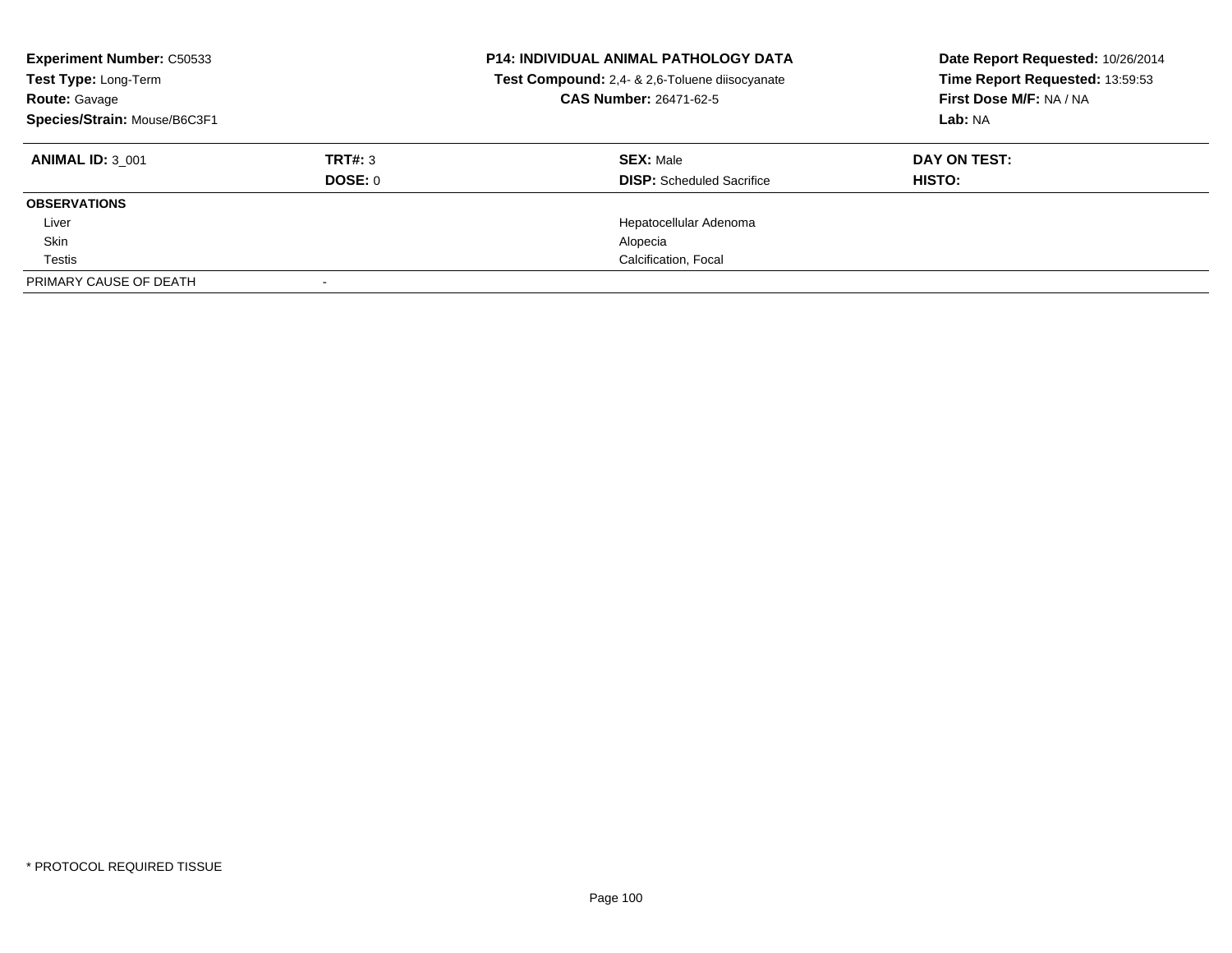| **Experiment Number:** C50533 | **P14: INDIVIDUAL ANIMAL PATHOLOGY DATA** | **Date Report Requested:** 10/26/2014 |
|---|---|---|
| **Test Type:** Long-Term | **Test Compound:** 2,4- & 2,6-Toluene diisocyanate | **Time Report Requested:** 13:59:53 |
| **Route:** Gavage | **CAS Number:** 26471-62-5 | **First Dose M/F:** NA / NA |
| **Species/Strain:** Mouse/B6C3F1 | | **Lab:** NA |

| **ANIMAL ID:** 3_001 | **TRT#:** 3 | **SEX:** Male | **DAY ON TEST:** |
|---|---|---|---|
| | **DOSE:** 0 | **DISP:** Scheduled Sacrifice | **HISTO:** |
| **OBSERVATIONS** | | | |
| Liver | | Hepatocellular Adenoma | |
| Skin | | Alopecia | |
| Testis | | Calcification, Focal | |
| PRIMARY CAUSE OF DEATH | - | | |

* PROTOCOL REQUIRED TISSUE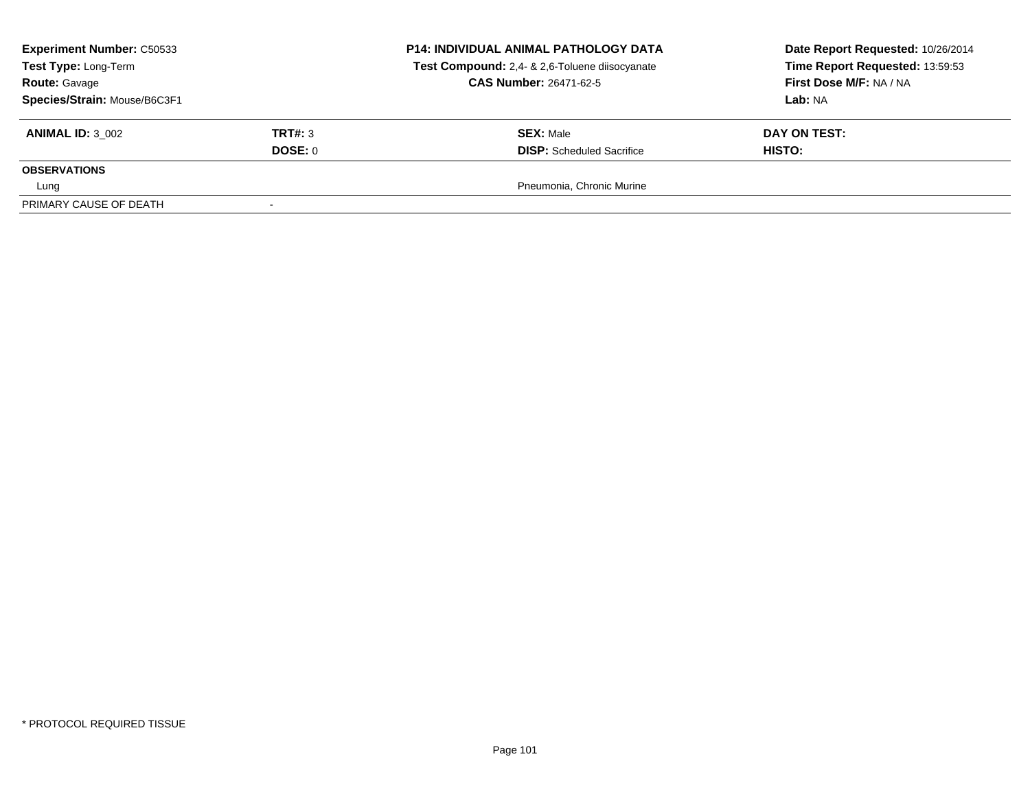**Experiment Number:** C50533
**Test Type:** Long-Term
**Route:** Gavage
**Species/Strain:** Mouse/B6C3F1

**P14: INDIVIDUAL ANIMAL PATHOLOGY DATA**
**Test Compound:** 2,4- & 2,6-Toluene diisocyanate
**CAS Number:** 26471-62-5

**Date Report Requested:** 10/26/2014
**Time Report Requested:** 13:59:53
**First Dose M/F:** NA / NA
**Lab:** NA

| **ANIMAL ID:** 3_002 | **TRT#:** 3 | **SEX:** Male | **DAY ON TEST:** |
|---|---|---|---|
| | **DOSE:** 0 | **DISP:** Scheduled Sacrifice | **HISTO:** |
| **OBSERVATIONS** | | | |
| Lung | | Pneumonia, Chronic Murine | |
| PRIMARY CAUSE OF DEATH | - | | |

\* PROTOCOL REQUIRED TISSUE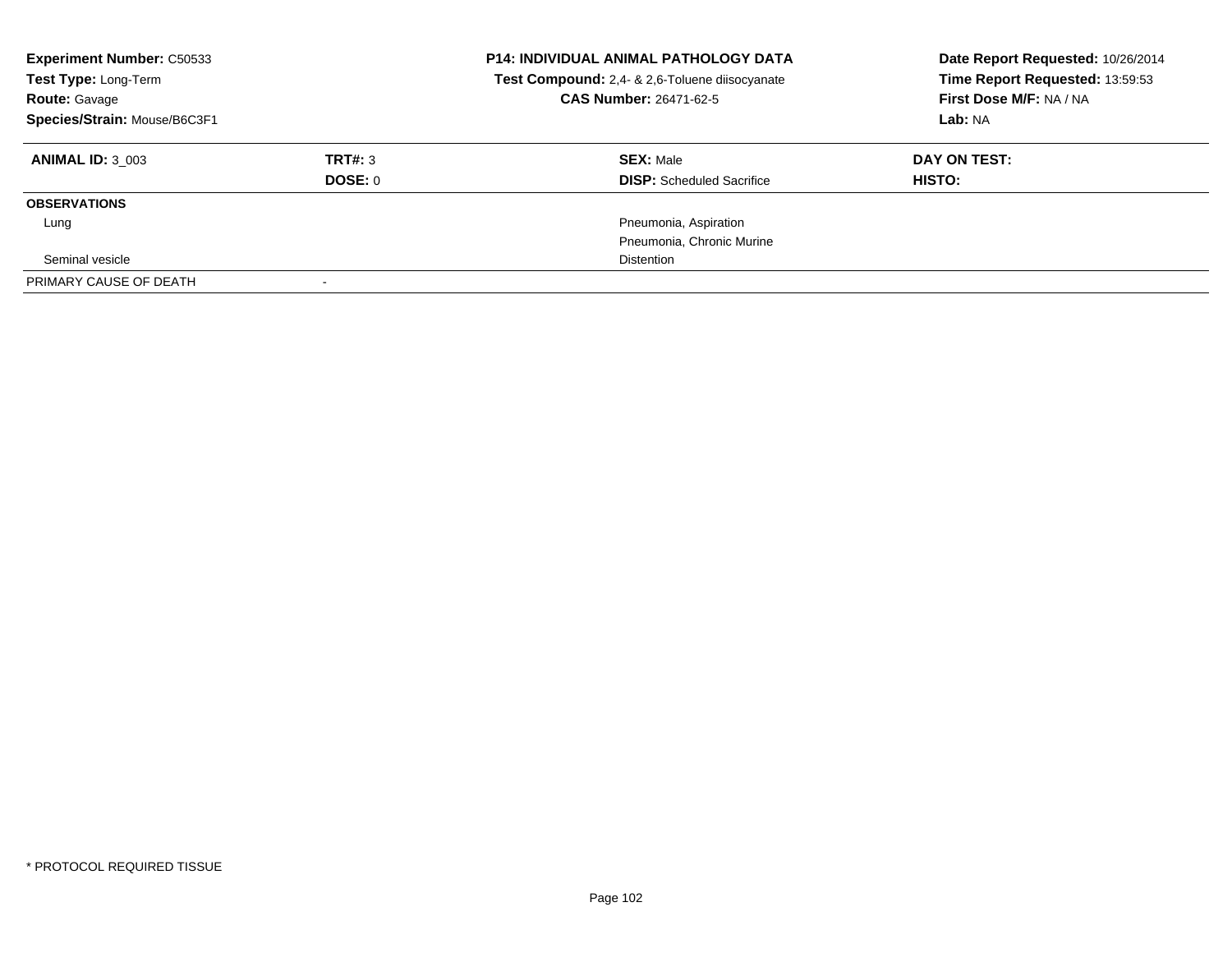**Experiment Number:** C50533
**Test Type:** Long-Term
**Route:** Gavage
**Species/Strain:** Mouse/B6C3F1

**P14: INDIVIDUAL ANIMAL PATHOLOGY DATA**
**Test Compound:** 2,4- & 2,6-Toluene diisocyanate
**CAS Number:** 26471-62-5

**Date Report Requested:** 10/26/2014
**Time Report Requested:** 13:59:53
**First Dose M/F:** NA / NA
**Lab:** NA

| **ANIMAL ID:** 3_003 | **TRT#:** 3 | **SEX:** Male | **DAY ON TEST:** |
|---|---|---|---|
| | **DOSE:** 0 | **DISP:** Scheduled Sacrifice | **HISTO:** |
| **OBSERVATIONS** | | | |
| Lung | | Pneumonia, Aspiration | |
| | | Pneumonia, Chronic Murine | |
| Seminal vesicle | | Distention | |
| PRIMARY CAUSE OF DEATH | - | | |

\* PROTOCOL REQUIRED TISSUE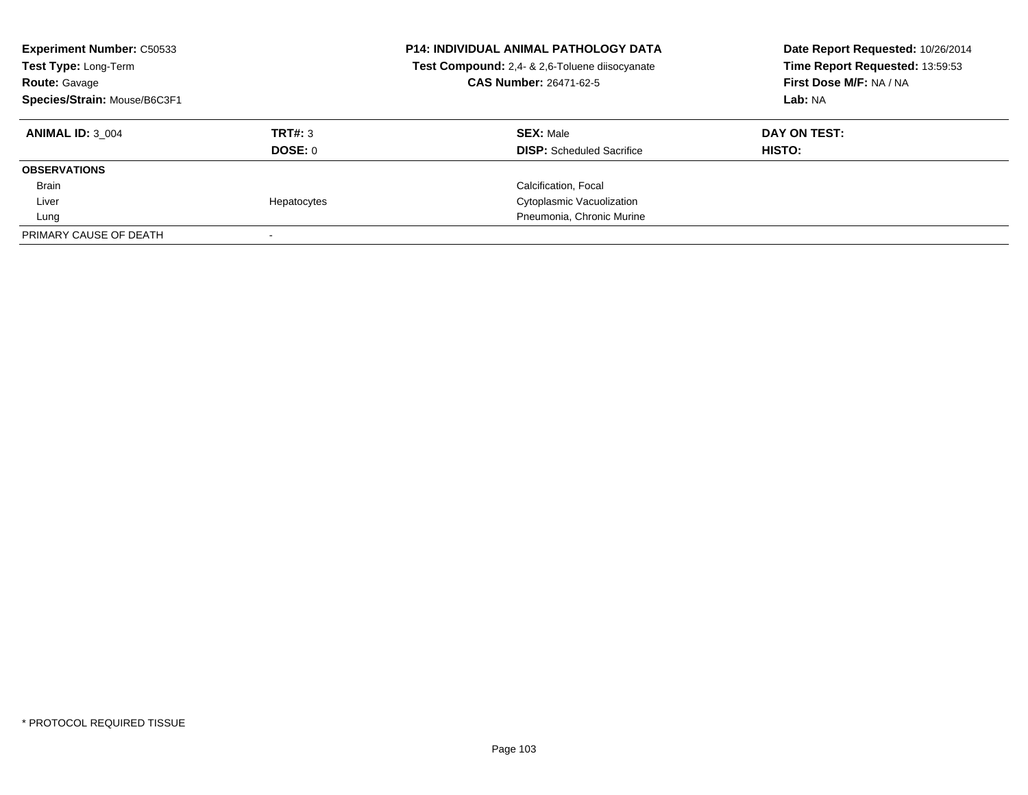**Experiment Number:** C50533
**Test Type:** Long-Term
**Route:** Gavage
**Species/Strain:** Mouse/B6C3F1

**P14: INDIVIDUAL ANIMAL PATHOLOGY DATA**
**Test Compound:** 2,4- & 2,6-Toluene diisocyanate
**CAS Number:** 26471-62-5

**Date Report Requested:** 10/26/2014
**Time Report Requested:** 13:59:53
**First Dose M/F:** NA / NA
**Lab:** NA

| **ANIMAL ID:** 3_004 | **TRT#:** 3 | **SEX:** Male | **DAY ON TEST:** |
|---|---|---|---|
| | **DOSE:** 0 | **DISP:** Scheduled Sacrifice | **HISTO:** |
| **OBSERVATIONS** | | | |
| Brain | | Calcification, Focal | |
| Liver | Hepatocytes | Cytoplasmic Vacuolization | |
| Lung | | Pneumonia, Chronic Murine | |
| PRIMARY CAUSE OF DEATH | - | | |

\* PROTOCOL REQUIRED TISSUE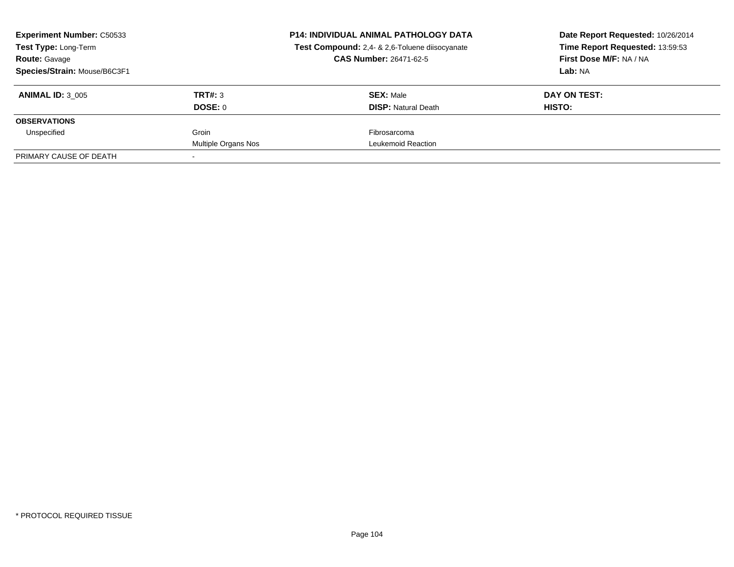**Experiment Number:** C50533
**Test Type:** Long-Term
**Route:** Gavage
**Species/Strain:** Mouse/B6C3F1

**P14: INDIVIDUAL ANIMAL PATHOLOGY DATA**
**Test Compound:** 2,4- & 2,6-Toluene diisocyanate
**CAS Number:** 26471-62-5

**Date Report Requested:** 10/26/2014
**Time Report Requested:** 13:59:53
**First Dose M/F:** NA / NA
**Lab:** NA

| **ANIMAL ID:** 3_005 | **TRT#:** 3 | **SEX:** Male | **DAY ON TEST:** |
|---|---|---|---|
| | **DOSE:** 0 | **DISP:** Natural Death | **HISTO:** |
| **OBSERVATIONS** | | | |
| Unspecified | Groin | Fibrosarcoma | |
| | Multiple Organs Nos | Leukemoid Reaction | |
| PRIMARY CAUSE OF DEATH | - | | |

* PROTOCOL REQUIRED TISSUE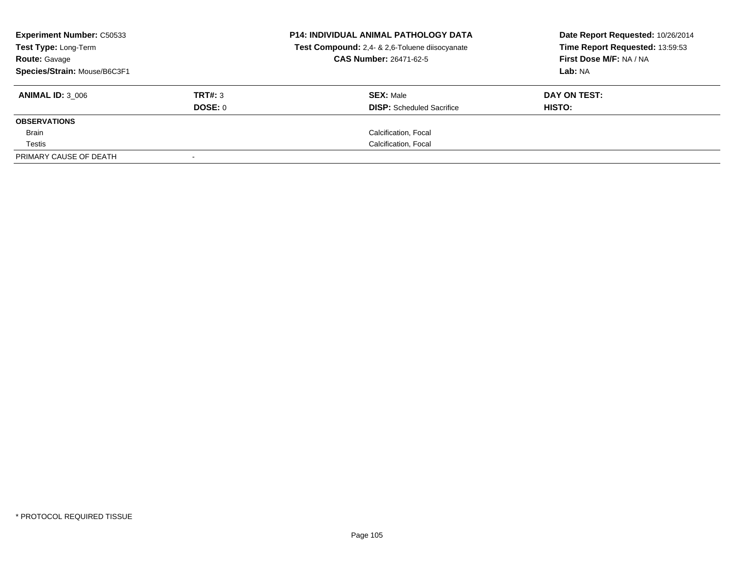| **Experiment Number:** C50533 | **P14: INDIVIDUAL ANIMAL PATHOLOGY DATA** | **Date Report Requested:** 10/26/2014 |
|---|---|---|
| **Test Type:** Long-Term | **Test Compound:** 2,4- & 2,6-Toluene diisocyanate | **Time Report Requested:** 13:59:53 |
| **Route:** Gavage | **CAS Number:** 26471-62-5 | **First Dose M/F:** NA / NA |
| **Species/Strain:** Mouse/B6C3F1 | | **Lab:** NA |

| **ANIMAL ID:** 3_006 | **TRT#:** 3 | **SEX:** Male | **DAY ON TEST:** |
|---|---|---|---|
| | **DOSE:** 0 | **DISP:** Scheduled Sacrifice | **HISTO:** |
| **OBSERVATIONS** | | | |
| Brain | | Calcification, Focal | |
| Testis | | Calcification, Focal | |
| PRIMARY CAUSE OF DEATH | - | | |

* PROTOCOL REQUIRED TISSUE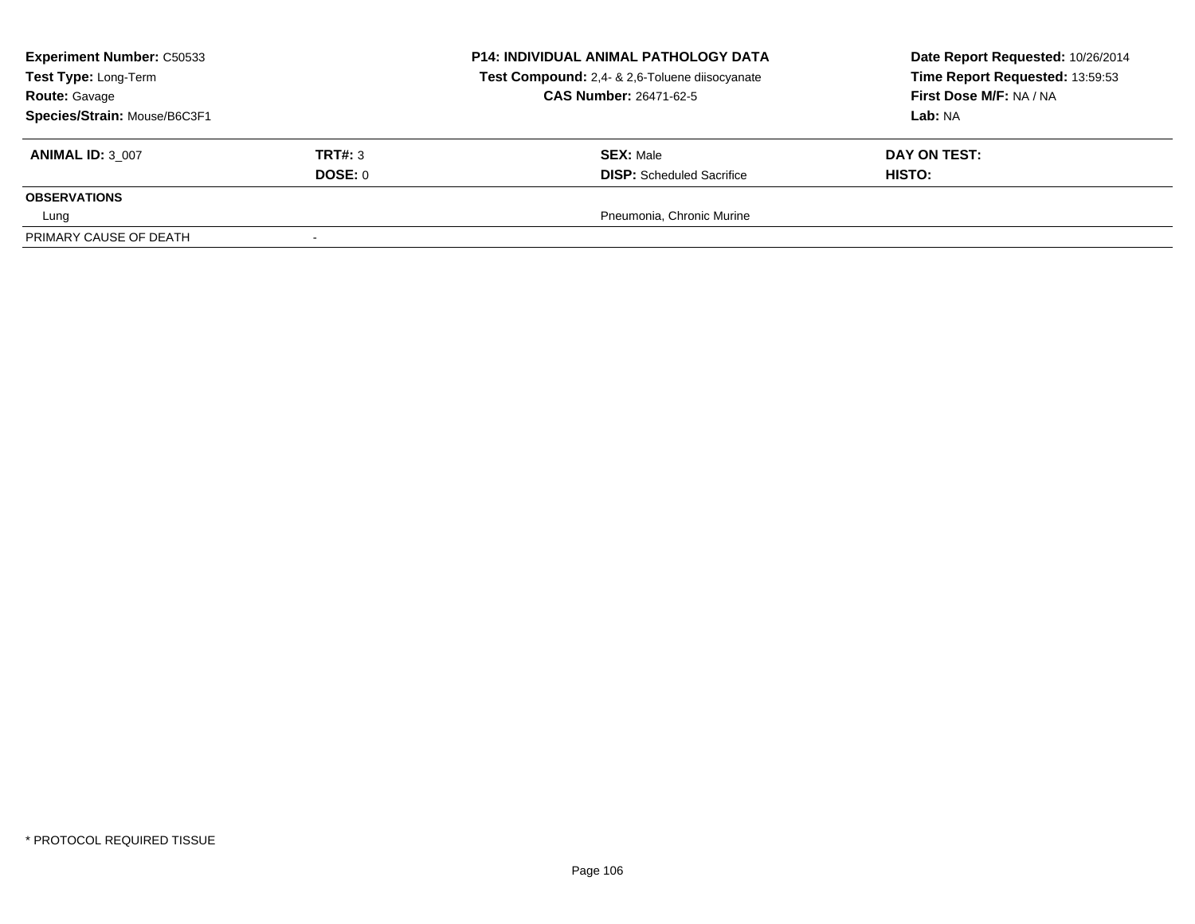**Experiment Number:** C50533
**Test Type:** Long-Term
**Route:** Gavage
**Species/Strain:** Mouse/B6C3F1

**P14: INDIVIDUAL ANIMAL PATHOLOGY DATA**
**Test Compound:** 2,4- & 2,6-Toluene diisocyanate
**CAS Number:** 26471-62-5

**Date Report Requested:** 10/26/2014
**Time Report Requested:** 13:59:53
**First Dose M/F:** NA / NA
**Lab:** NA

| **ANIMAL ID:** 3_007 | **TRT#:** 3 | **SEX:** Male | **DAY ON TEST:** |
|---|---|---|---|
| | **DOSE:** 0 | **DISP:** Scheduled Sacrifice | **HISTO:** |
| **OBSERVATIONS** | | | |
| Lung | | Pneumonia, Chronic Murine | |
| PRIMARY CAUSE OF DEATH | - | | |

* PROTOCOL REQUIRED TISSUE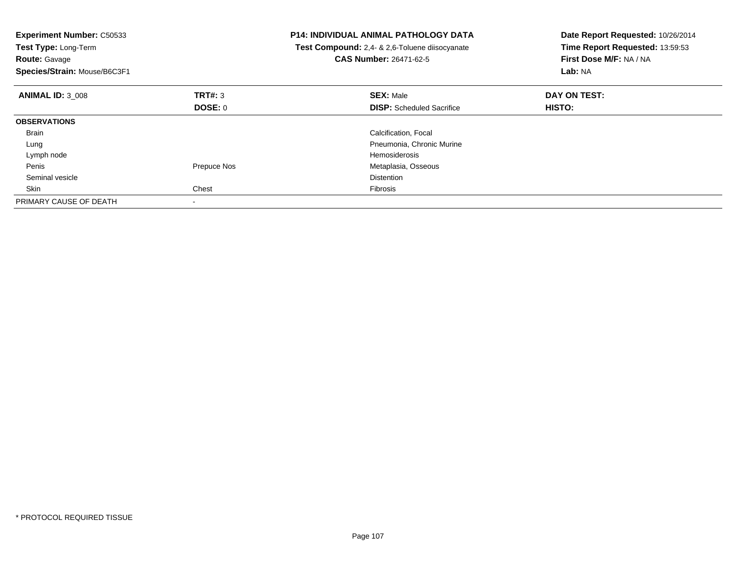**Experiment Number:** C50533
**Test Type:** Long-Term
**Route:** Gavage
**Species/Strain:** Mouse/B6C3F1

**P14: INDIVIDUAL ANIMAL PATHOLOGY DATA**
**Test Compound:** 2,4- & 2,6-Toluene diisocyanate
**CAS Number:** 26471-62-5

**Date Report Requested:** 10/26/2014
**Time Report Requested:** 13:59:53
**First Dose M/F:** NA / NA
**Lab:** NA

| **ANIMAL ID:** 3_008 | **TRT#:** 3 | **SEX:** Male | **DAY ON TEST:** |
|---|---|---|---|
| | **DOSE:** 0 | **DISP:** Scheduled Sacrifice | **HISTO:** |
| **OBSERVATIONS** | | | |
| Brain | | Calcification, Focal | |
| Lung | | Pneumonia, Chronic Murine | |
| Lymph node | | Hemosiderosis | |
| Penis | Prepuce Nos | Metaplasia, Osseous | |
| Seminal vesicle | | Distention | |
| Skin | Chest | Fibrosis | |
| PRIMARY CAUSE OF DEATH | - | | |

* PROTOCOL REQUIRED TISSUE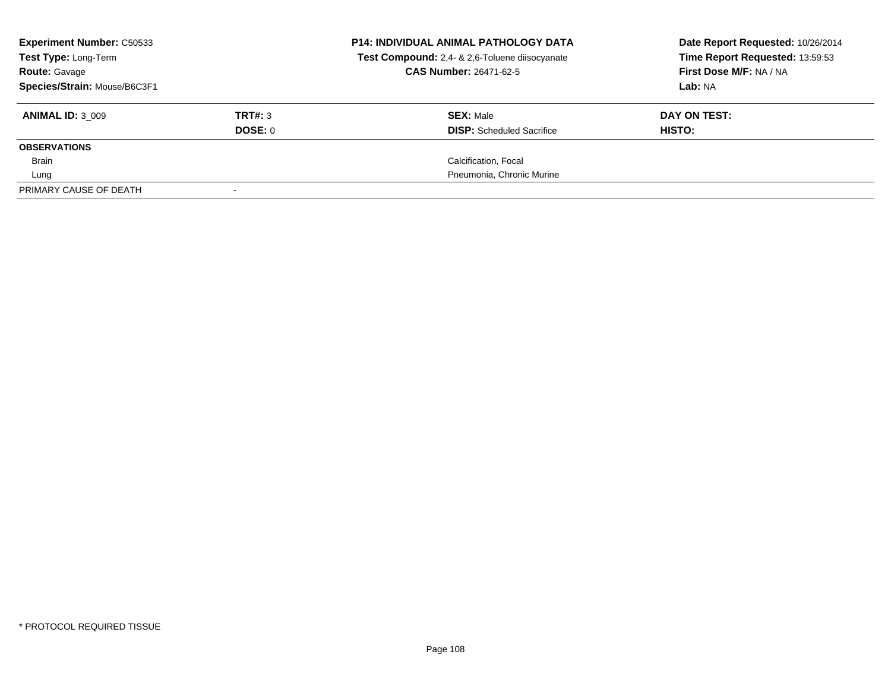| **Experiment Number:** C50533 | **P14: INDIVIDUAL ANIMAL PATHOLOGY DATA** | **Date Report Requested:** 10/26/2014 |
|---|---|---|
| **Test Type:** Long-Term | **Test Compound:** 2,4- & 2,6-Toluene diisocyanate | **Time Report Requested:** 13:59:53 |
| **Route:** Gavage | **CAS Number:** 26471-62-5 | **First Dose M/F:** NA / NA |
| **Species/Strain:** Mouse/B6C3F1 | | **Lab:** NA |

| **ANIMAL ID:** 3_009 | **TRT#:** 3 | **SEX:** Male | **DAY ON TEST:** |
|---|---|---|---|
| | **DOSE:** 0 | **DISP:** Scheduled Sacrifice | **HISTO:** |
| **OBSERVATIONS** | | | |
| Brain | | Calcification, Focal | |
| Lung | | Pneumonia, Chronic Murine | |
| PRIMARY CAUSE OF DEATH | - | | |

\* PROTOCOL REQUIRED TISSUE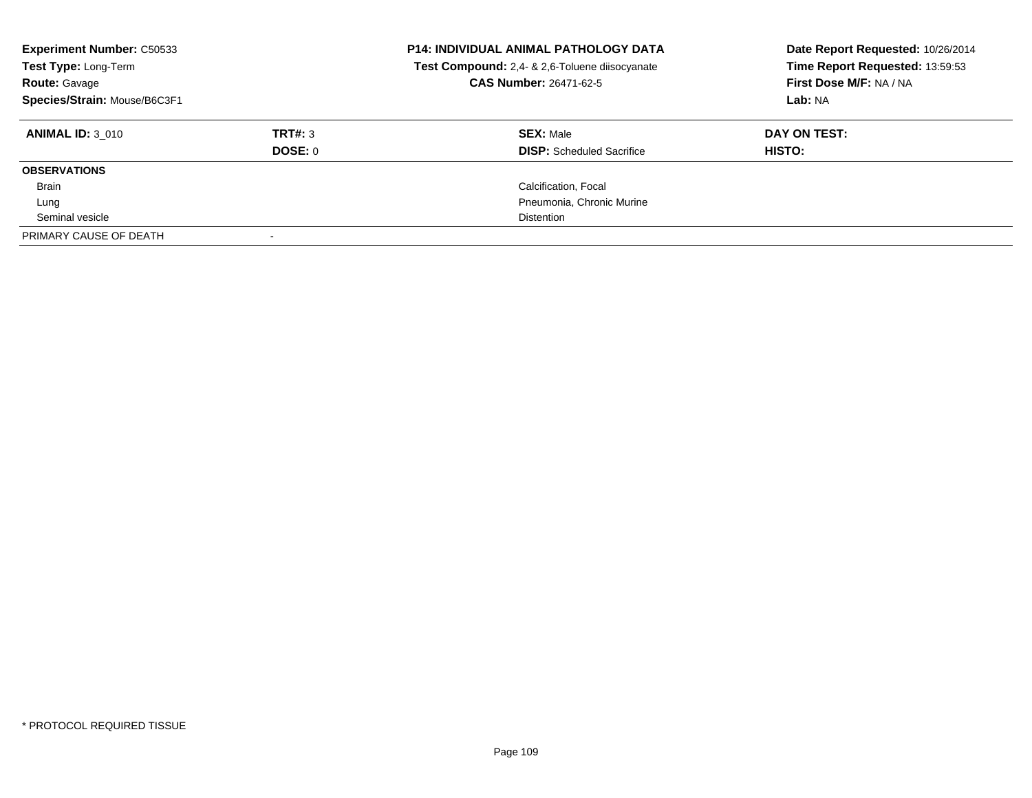**Experiment Number:** C50533
**Test Type:** Long-Term
**Route:** Gavage
**Species/Strain:** Mouse/B6C3F1

**P14: INDIVIDUAL ANIMAL PATHOLOGY DATA**
**Test Compound:** 2,4- & 2,6-Toluene diisocyanate
**CAS Number:** 26471-62-5

**Date Report Requested:** 10/26/2014
**Time Report Requested:** 13:59:53
**First Dose M/F:** NA / NA
**Lab:** NA

| **ANIMAL ID:** 3_010 | **TRT#:** 3 | **SEX:** Male | **DAY ON TEST:** |
|---|---|---|---|
| | **DOSE:** 0 | **DISP:** Scheduled Sacrifice | **HISTO:** |
| **OBSERVATIONS** | | | |
| Brain | | Calcification, Focal | |
| Lung | | Pneumonia, Chronic Murine | |
| Seminal vesicle | | Distention | |
| PRIMARY CAUSE OF DEATH | - | | |

* PROTOCOL REQUIRED TISSUE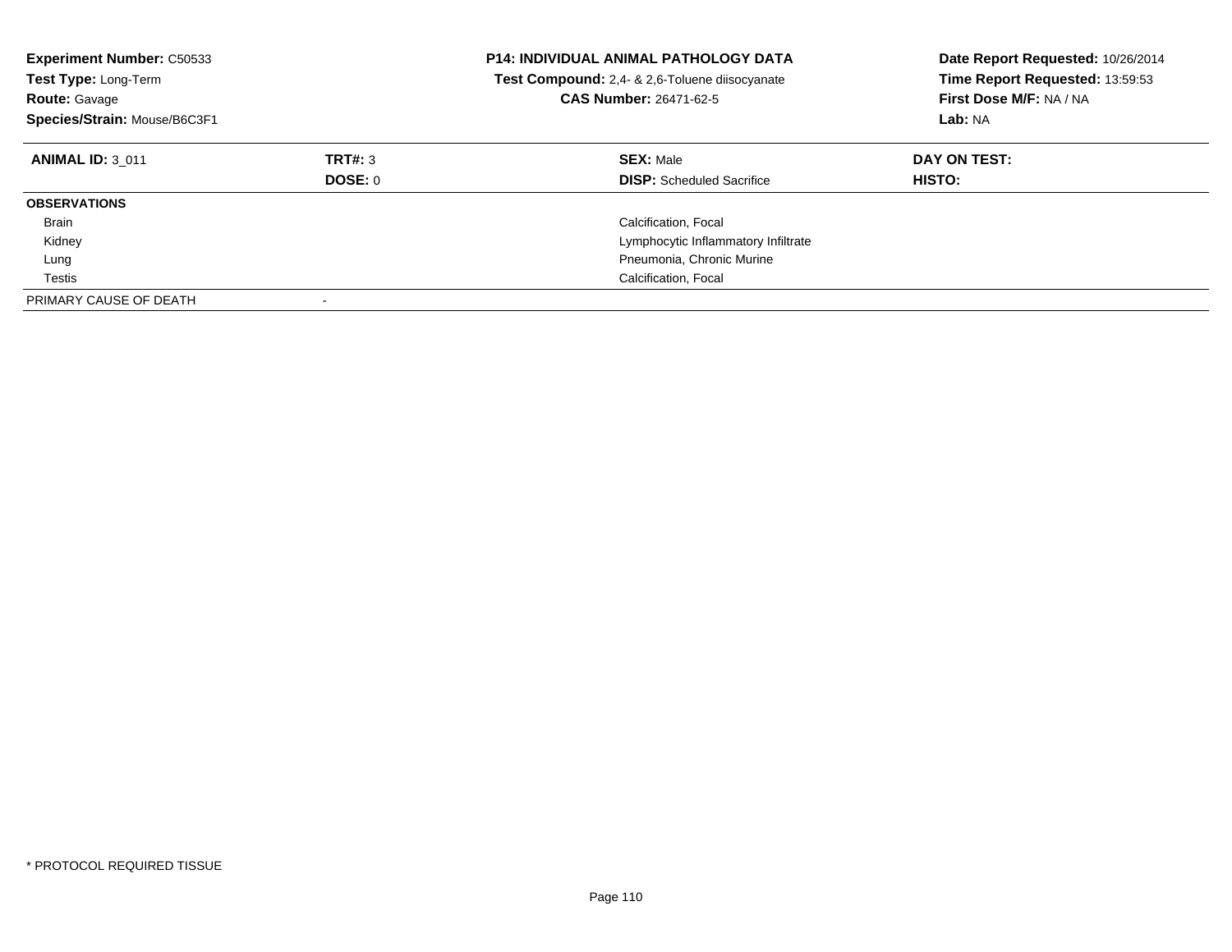**Experiment Number:** C50533
**Test Type:** Long-Term
**Route:** Gavage
**Species/Strain:** Mouse/B6C3F1

**P14: INDIVIDUAL ANIMAL PATHOLOGY DATA**
**Test Compound:** 2,4- & 2,6-Toluene diisocyanate
**CAS Number:** 26471-62-5

**Date Report Requested:** 10/26/2014
**Time Report Requested:** 13:59:53
**First Dose M/F:** NA / NA
**Lab:** NA

| **ANIMAL ID:** 3_011 | **TRT#:** 3 | **SEX:** Male | **DAY ON TEST:** |
|---|---|---|---|
| | **DOSE:** 0 | **DISP:** Scheduled Sacrifice | **HISTO:** |
| **OBSERVATIONS** | | | |
| Brain | | Calcification, Focal | |
| Kidney | | Lymphocytic Inflammatory Infiltrate | |
| Lung | | Pneumonia, Chronic Murine | |
| Testis | | Calcification, Focal | |
| PRIMARY CAUSE OF DEATH | - | | |

* PROTOCOL REQUIRED TISSUE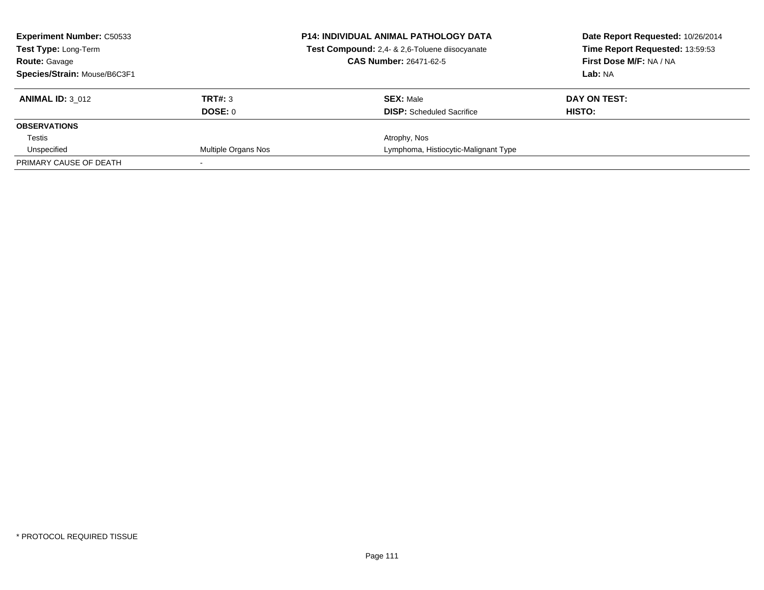**Experiment Number:** C50533
**Test Type:** Long-Term
**Route:** Gavage
**Species/Strain:** Mouse/B6C3F1

**P14: INDIVIDUAL ANIMAL PATHOLOGY DATA**
**Test Compound:** 2,4- & 2,6-Toluene diisocyanate
**CAS Number:** 26471-62-5

**Date Report Requested:** 10/26/2014
**Time Report Requested:** 13:59:53
**First Dose M/F:** NA / NA
**Lab:** NA

| **ANIMAL ID:** 3_012 | **TRT#:** 3 | **SEX:** Male | **DAY ON TEST:** |
|---|---|---|---|
| | **DOSE:** 0 | **DISP:** Scheduled Sacrifice | **HISTO:** |
| **OBSERVATIONS** | | | |
| Testis | | Atrophy, Nos | |
| Unspecified | Multiple Organs Nos | Lymphoma, Histiocytic-Malignant Type | |
| PRIMARY CAUSE OF DEATH | - | | |

* PROTOCOL REQUIRED TISSUE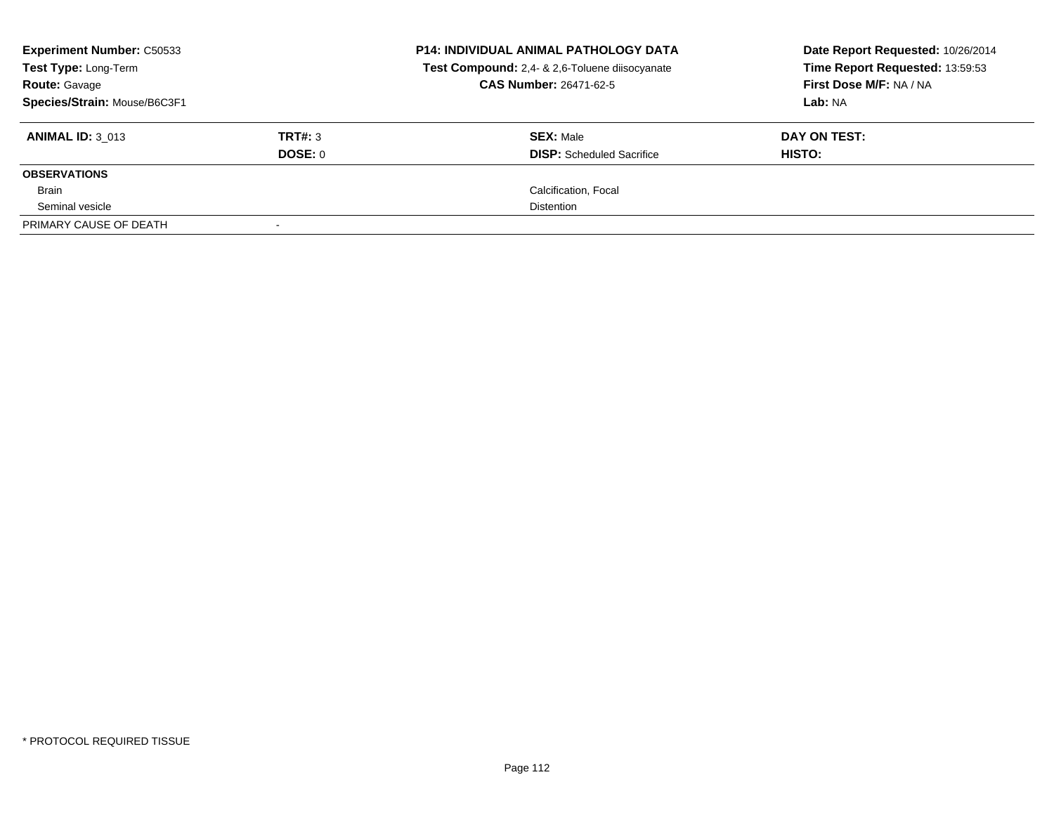**Experiment Number:** C50533
**Test Type:** Long-Term
**Route:** Gavage
**Species/Strain:** Mouse/B6C3F1

**P14: INDIVIDUAL ANIMAL PATHOLOGY DATA**
**Test Compound:** 2,4- & 2,6-Toluene diisocyanate
**CAS Number:** 26471-62-5

**Date Report Requested:** 10/26/2014
**Time Report Requested:** 13:59:53
**First Dose M/F:** NA / NA
**Lab:** NA

| **ANIMAL ID:** 3_013 | **TRT#:** 3 | **SEX:** Male | **DAY ON TEST:** |
|---|---|---|---|
| | **DOSE:** 0 | **DISP:** Scheduled Sacrifice | **HISTO:** |
| **OBSERVATIONS** | | | |
| Brain | | Calcification, Focal | |
| Seminal vesicle | | Distention | |
| PRIMARY CAUSE OF DEATH | - | | |

* PROTOCOL REQUIRED TISSUE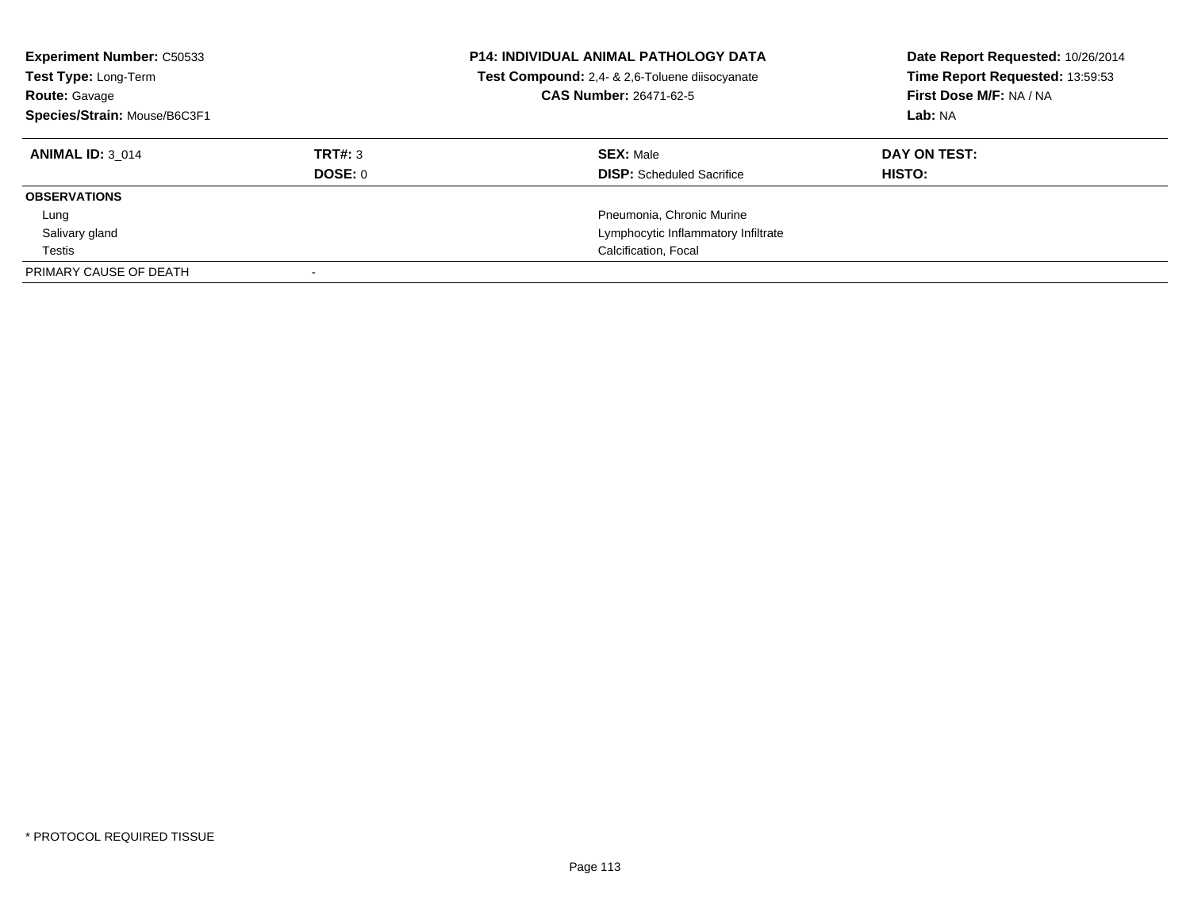**Experiment Number:** C50533
**Test Type:** Long-Term
**Route:** Gavage
**Species/Strain:** Mouse/B6C3F1

**P14: INDIVIDUAL ANIMAL PATHOLOGY DATA**
**Test Compound:** 2,4- & 2,6-Toluene diisocyanate
**CAS Number:** 26471-62-5

**Date Report Requested:** 10/26/2014
**Time Report Requested:** 13:59:53
**First Dose M/F:** NA / NA
**Lab:** NA

| **ANIMAL ID:** 3_014 | **TRT#:** 3 | **SEX:** Male | **DAY ON TEST:** |
|---|---|---|---|
| | **DOSE:** 0 | **DISP:** Scheduled Sacrifice | **HISTO:** |
| **OBSERVATIONS** | | | |
| Lung | | Pneumonia, Chronic Murine | |
| Salivary gland | | Lymphocytic Inflammatory Infiltrate | |
| Testis | | Calcification, Focal | |
| PRIMARY CAUSE OF DEATH | - | | |

* PROTOCOL REQUIRED TISSUE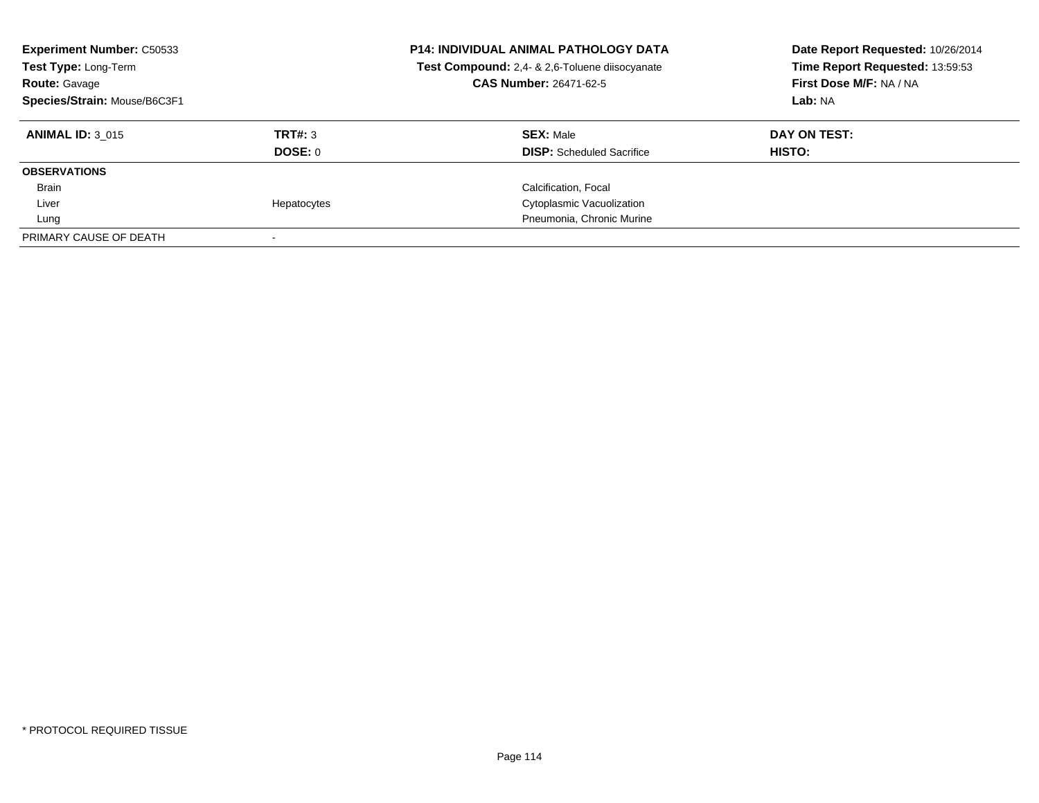**Experiment Number:** C50533
**Test Type:** Long-Term
**Route:** Gavage
**Species/Strain:** Mouse/B6C3F1

**P14: INDIVIDUAL ANIMAL PATHOLOGY DATA**
**Test Compound:** 2,4- & 2,6-Toluene diisocyanate
**CAS Number:** 26471-62-5

**Date Report Requested:** 10/26/2014
**Time Report Requested:** 13:59:53
**First Dose M/F:** NA / NA
**Lab:** NA

| **ANIMAL ID:** 3_015 | **TRT#:** 3 | **SEX:** Male | **DAY ON TEST:** |
|---|---|---|---|
| | **DOSE:** 0 | **DISP:** Scheduled Sacrifice | **HISTO:** |
| **OBSERVATIONS** | | | |
| Brain | | Calcification, Focal | |
| Liver | Hepatocytes | Cytoplasmic Vacuolization | |
| Lung | | Pneumonia, Chronic Murine | |
| PRIMARY CAUSE OF DEATH | - | | |

* PROTOCOL REQUIRED TISSUE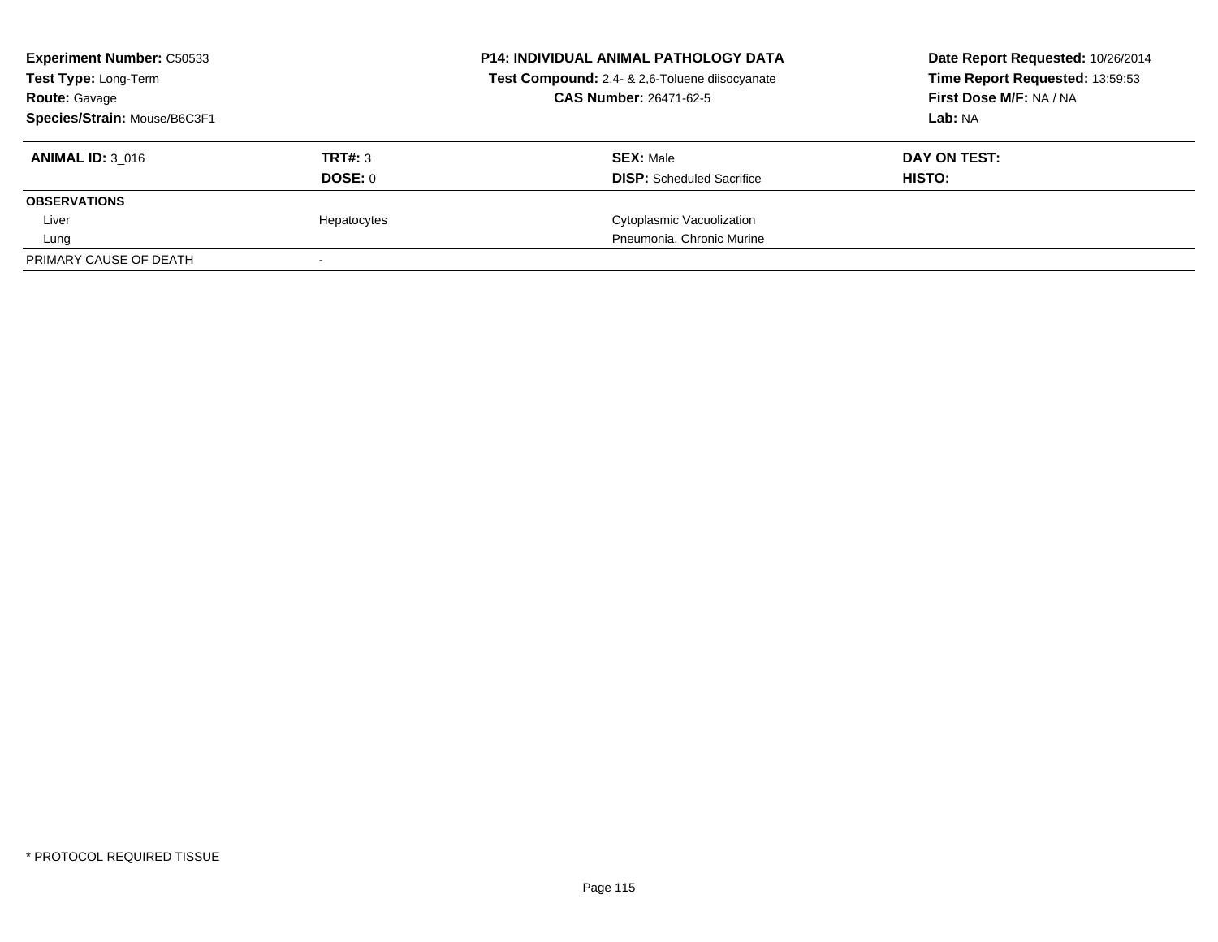**Experiment Number:** C50533
**Test Type:** Long-Term
**Route:** Gavage
**Species/Strain:** Mouse/B6C3F1

**P14: INDIVIDUAL ANIMAL PATHOLOGY DATA**
**Test Compound:** 2,4- & 2,6-Toluene diisocyanate
**CAS Number:** 26471-62-5

**Date Report Requested:** 10/26/2014
**Time Report Requested:** 13:59:53
**First Dose M/F:** NA / NA
**Lab:** NA

| **ANIMAL ID:** 3_016 | **TRT#:** 3 | **SEX:** Male | **DAY ON TEST:** |
|---|---|---|---|
| | **DOSE:** 0 | **DISP:** Scheduled Sacrifice | **HISTO:** |
| **OBSERVATIONS** | | | |
| Liver | Hepatocytes | Cytoplasmic Vacuolization | |
| Lung | | Pneumonia, Chronic Murine | |
| PRIMARY CAUSE OF DEATH | - | | |

* PROTOCOL REQUIRED TISSUE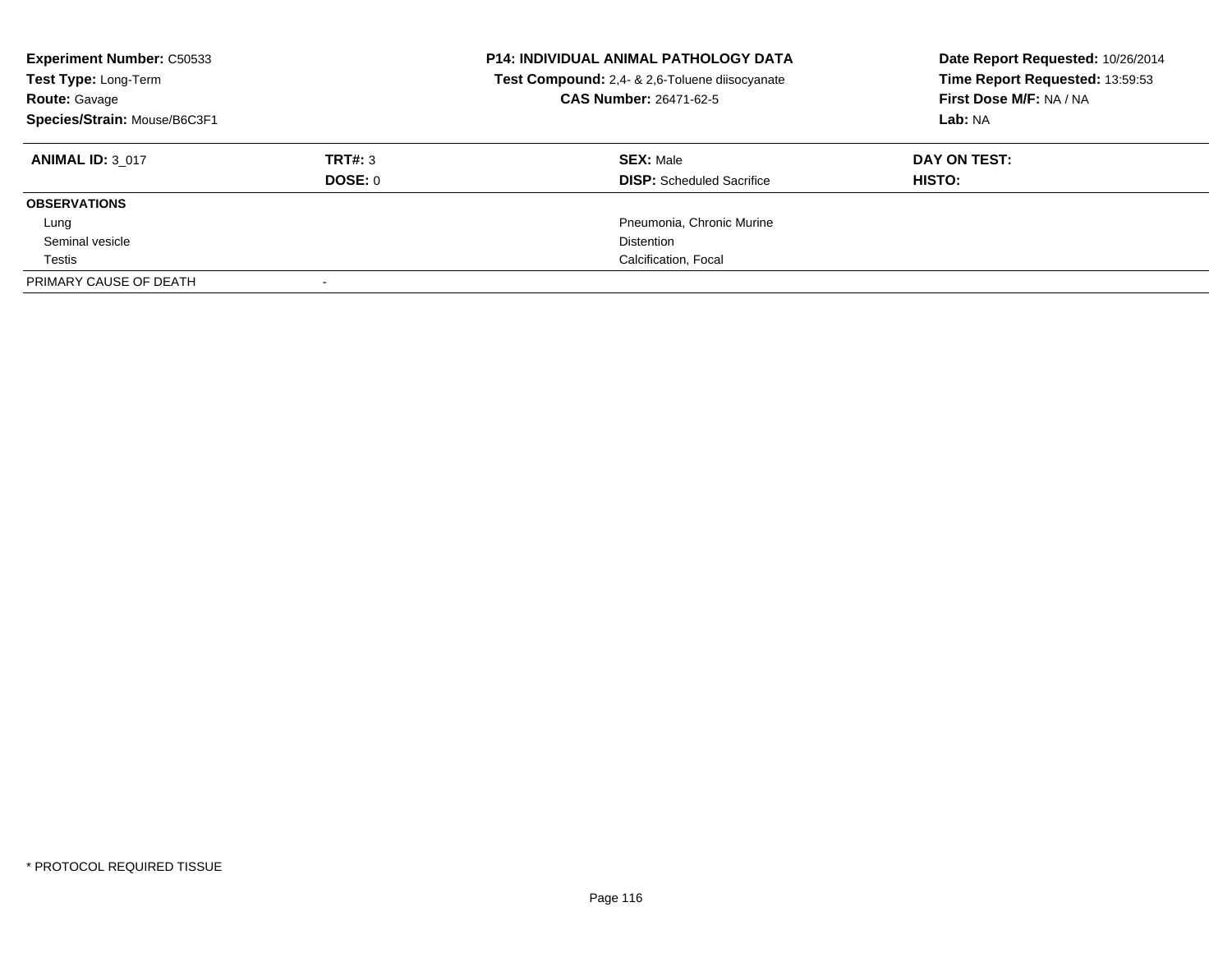**Experiment Number:** C50533
**Test Type:** Long-Term
**Route:** Gavage
**Species/Strain:** Mouse/B6C3F1

**P14: INDIVIDUAL ANIMAL PATHOLOGY DATA**
**Test Compound:** 2,4- & 2,6-Toluene diisocyanate
**CAS Number:** 26471-62-5

**Date Report Requested:** 10/26/2014
**Time Report Requested:** 13:59:53
**First Dose M/F:** NA / NA
**Lab:** NA

| **ANIMAL ID:** 3_017 | **TRT#:** 3 | **SEX:** Male | **DAY ON TEST:** |
|---|---|---|---|
| | **DOSE:** 0 | **DISP:** Scheduled Sacrifice | **HISTO:** |
| **OBSERVATIONS** | | | |
| Lung | | Pneumonia, Chronic Murine | |
| Seminal vesicle | | Distention | |
| Testis | | Calcification, Focal | |
| PRIMARY CAUSE OF DEATH | - | | |

* PROTOCOL REQUIRED TISSUE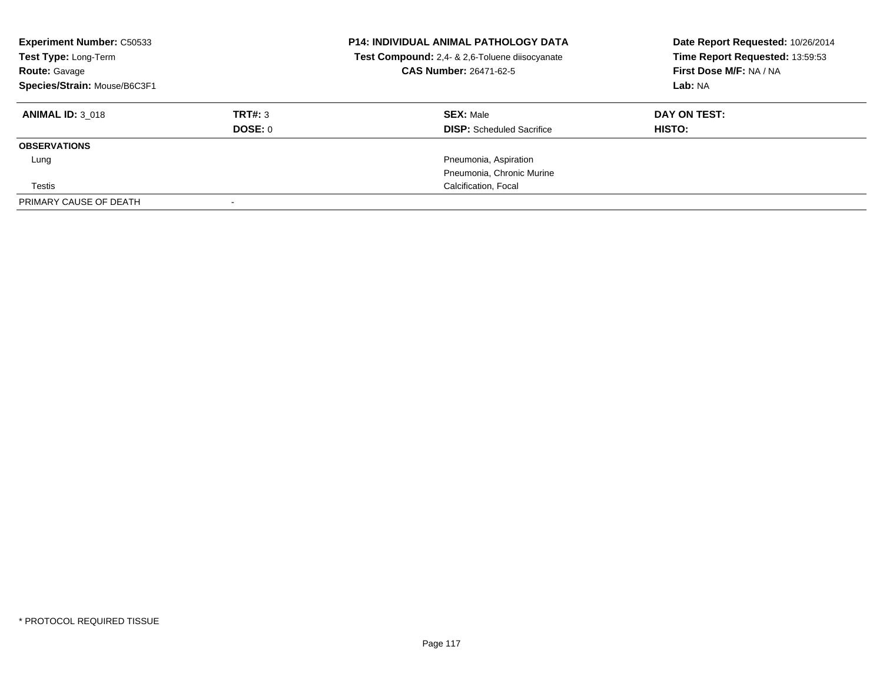**Experiment Number:** C50533
**Test Type:** Long-Term
**Route:** Gavage
**Species/Strain:** Mouse/B6C3F1

**P14: INDIVIDUAL ANIMAL PATHOLOGY DATA**
**Test Compound:** 2,4- & 2,6-Toluene diisocyanate
**CAS Number:** 26471-62-5

**Date Report Requested:** 10/26/2014
**Time Report Requested:** 13:59:53
**First Dose M/F:** NA / NA
**Lab:** NA

| **ANIMAL ID:** 3_018 | **TRT#:** 3 | **SEX:** Male | **DAY ON TEST:** |
|---|---|---|---|
| | **DOSE:** 0 | **DISP:** Scheduled Sacrifice | **HISTO:** |
| **OBSERVATIONS** | | | |
| Lung | | Pneumonia, Aspiration | |
| | | Pneumonia, Chronic Murine | |
| Testis | | Calcification, Focal | |
| PRIMARY CAUSE OF DEATH | - | | |

* PROTOCOL REQUIRED TISSUE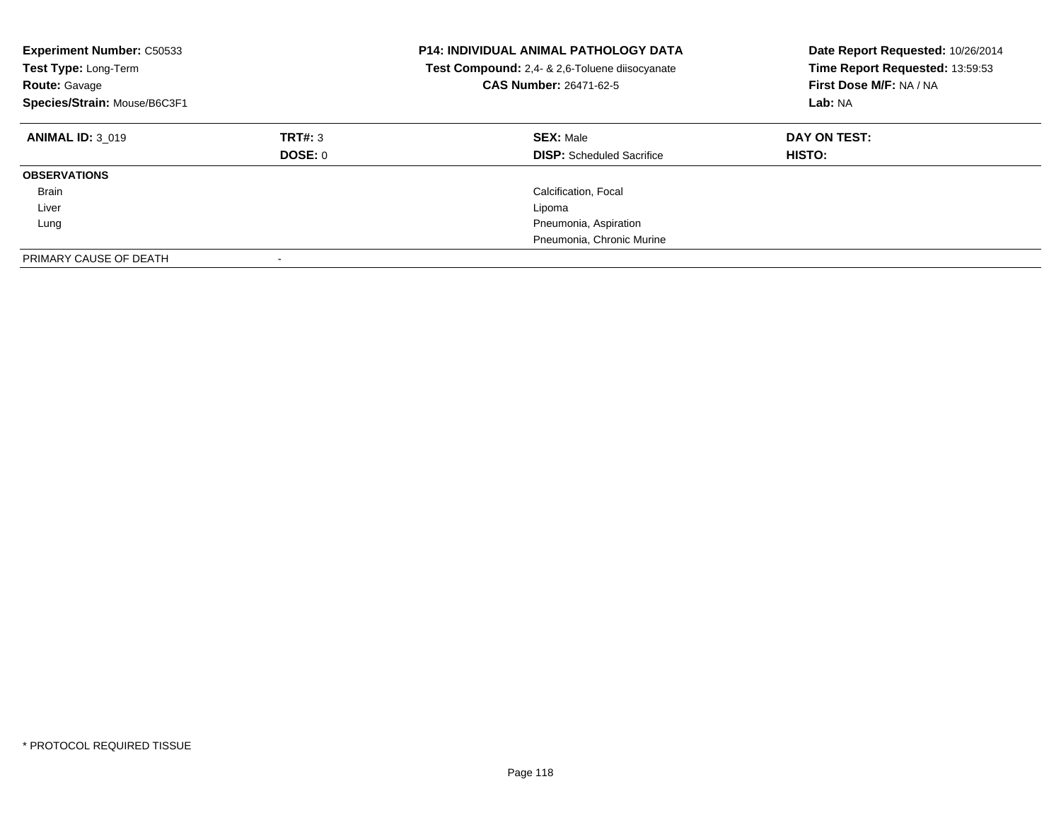**Experiment Number:** C50533
**Test Type:** Long-Term
**Route:** Gavage
**Species/Strain:** Mouse/B6C3F1

**P14: INDIVIDUAL ANIMAL PATHOLOGY DATA**
**Test Compound:** 2,4- & 2,6-Toluene diisocyanate
**CAS Number:** 26471-62-5

**Date Report Requested:** 10/26/2014
**Time Report Requested:** 13:59:53
**First Dose M/F:** NA / NA
**Lab:** NA

| **ANIMAL ID:** 3_019 | **TRT#:** 3 | **SEX:** Male | **DAY ON TEST:** |
|---|---|---|---|
| | **DOSE:** 0 | **DISP:** Scheduled Sacrifice | **HISTO:** |
| **OBSERVATIONS** | | | |
| Brain | | Calcification, Focal | |
| Liver | | Lipoma | |
| Lung | | Pneumonia, Aspiration | |
| | | Pneumonia, Chronic Murine | |
| PRIMARY CAUSE OF DEATH | - | | |

* PROTOCOL REQUIRED TISSUE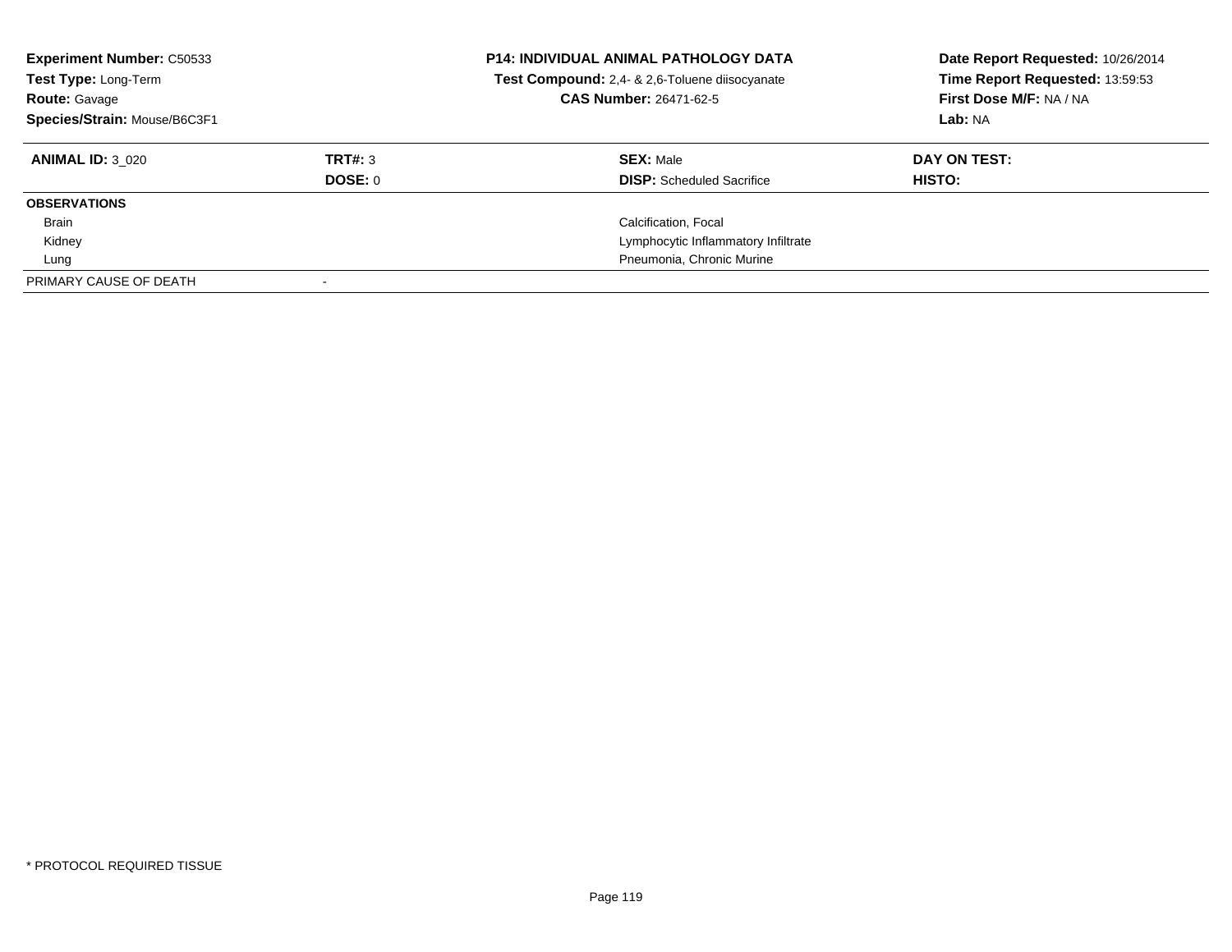**Experiment Number:** C50533
**Test Type:** Long-Term
**Route:** Gavage
**Species/Strain:** Mouse/B6C3F1

**P14: INDIVIDUAL ANIMAL PATHOLOGY DATA**
**Test Compound:** 2,4- & 2,6-Toluene diisocyanate
**CAS Number:** 26471-62-5

**Date Report Requested:** 10/26/2014
**Time Report Requested:** 13:59:53
**First Dose M/F:** NA / NA
**Lab:** NA

| **ANIMAL ID:** 3_020 | **TRT#:** 3 | **SEX:** Male | **DAY ON TEST:** |
|---|---|---|---|
| | **DOSE:** 0 | **DISP:** Scheduled Sacrifice | **HISTO:** |
| **OBSERVATIONS** | | | |
| Brain | | Calcification, Focal | |
| Kidney | | Lymphocytic Inflammatory Infiltrate | |
| Lung | | Pneumonia, Chronic Murine | |
| PRIMARY CAUSE OF DEATH | - | | |

\* PROTOCOL REQUIRED TISSUE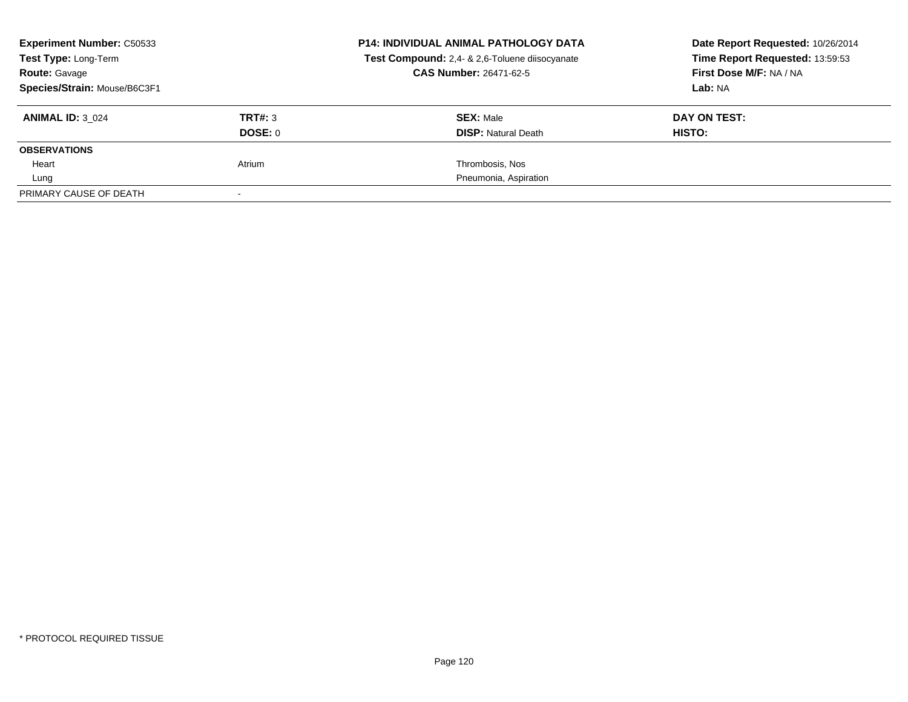**Experiment Number:** C50533
**Test Type:** Long-Term
**Route:** Gavage
**Species/Strain:** Mouse/B6C3F1

**P14: INDIVIDUAL ANIMAL PATHOLOGY DATA**
**Test Compound:** 2,4- & 2,6-Toluene diisocyanate
**CAS Number:** 26471-62-5

**Date Report Requested:** 10/26/2014
**Time Report Requested:** 13:59:53
**First Dose M/F:** NA / NA
**Lab:** NA

| **ANIMAL ID:** 3_024 | **TRT#:** 3 | **SEX:** Male | **DAY ON TEST:** |
|---|---|---|---|
| | **DOSE:** 0 | **DISP:** Natural Death | **HISTO:** |
| **OBSERVATIONS** | | | |
| Heart | Atrium | Thrombosis, Nos | |
| Lung | | Pneumonia, Aspiration | |
| PRIMARY CAUSE OF DEATH | - | | |

* PROTOCOL REQUIRED TISSUE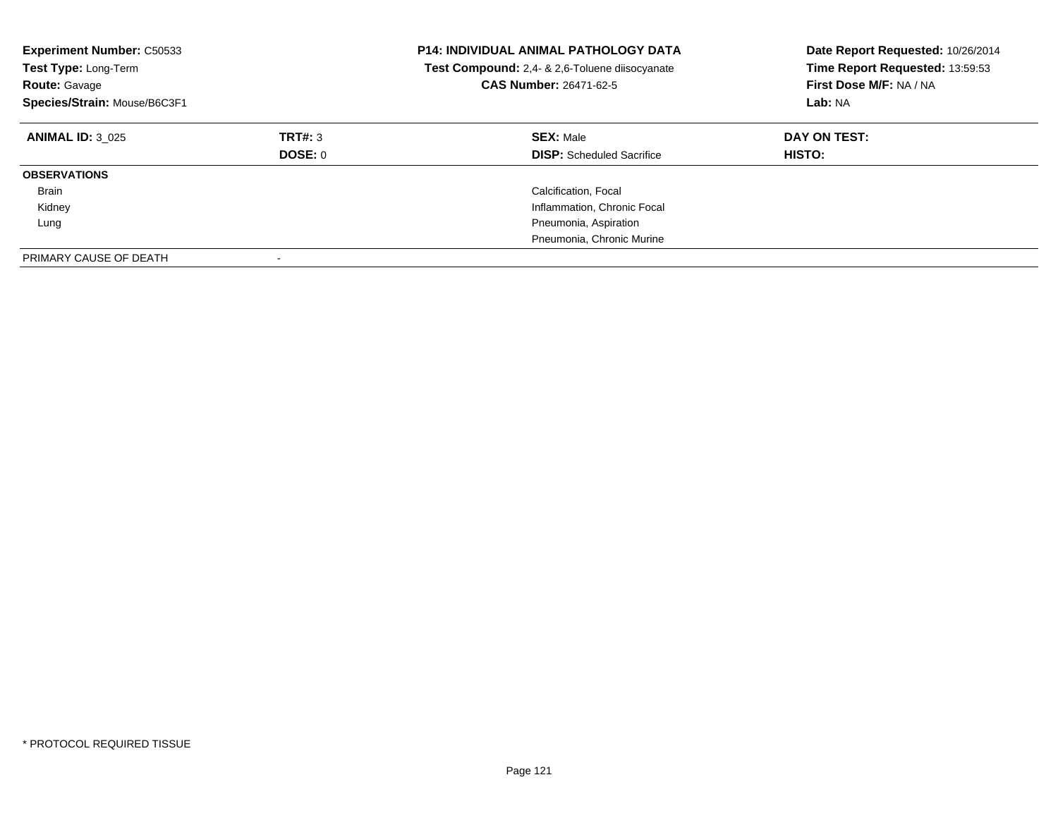**Experiment Number:** C50533
**Test Type:** Long-Term
**Route:** Gavage
**Species/Strain:** Mouse/B6C3F1

**P14: INDIVIDUAL ANIMAL PATHOLOGY DATA**
**Test Compound:** 2,4- & 2,6-Toluene diisocyanate
**CAS Number:** 26471-62-5

**Date Report Requested:** 10/26/2014
**Time Report Requested:** 13:59:53
**First Dose M/F:** NA / NA
**Lab:** NA

| **ANIMAL ID:** 3_025 | **TRT#:** 3 | **SEX:** Male | **DAY ON TEST:** |
|---|---|---|---|
| | **DOSE:** 0 | **DISP:** Scheduled Sacrifice | **HISTO:** |
| **OBSERVATIONS** | | | |
| Brain | | Calcification, Focal | |
| Kidney | | Inflammation, Chronic Focal | |
| Lung | | Pneumonia, Aspiration | |
| | | Pneumonia, Chronic Murine | |
| PRIMARY CAUSE OF DEATH | - | | |

* PROTOCOL REQUIRED TISSUE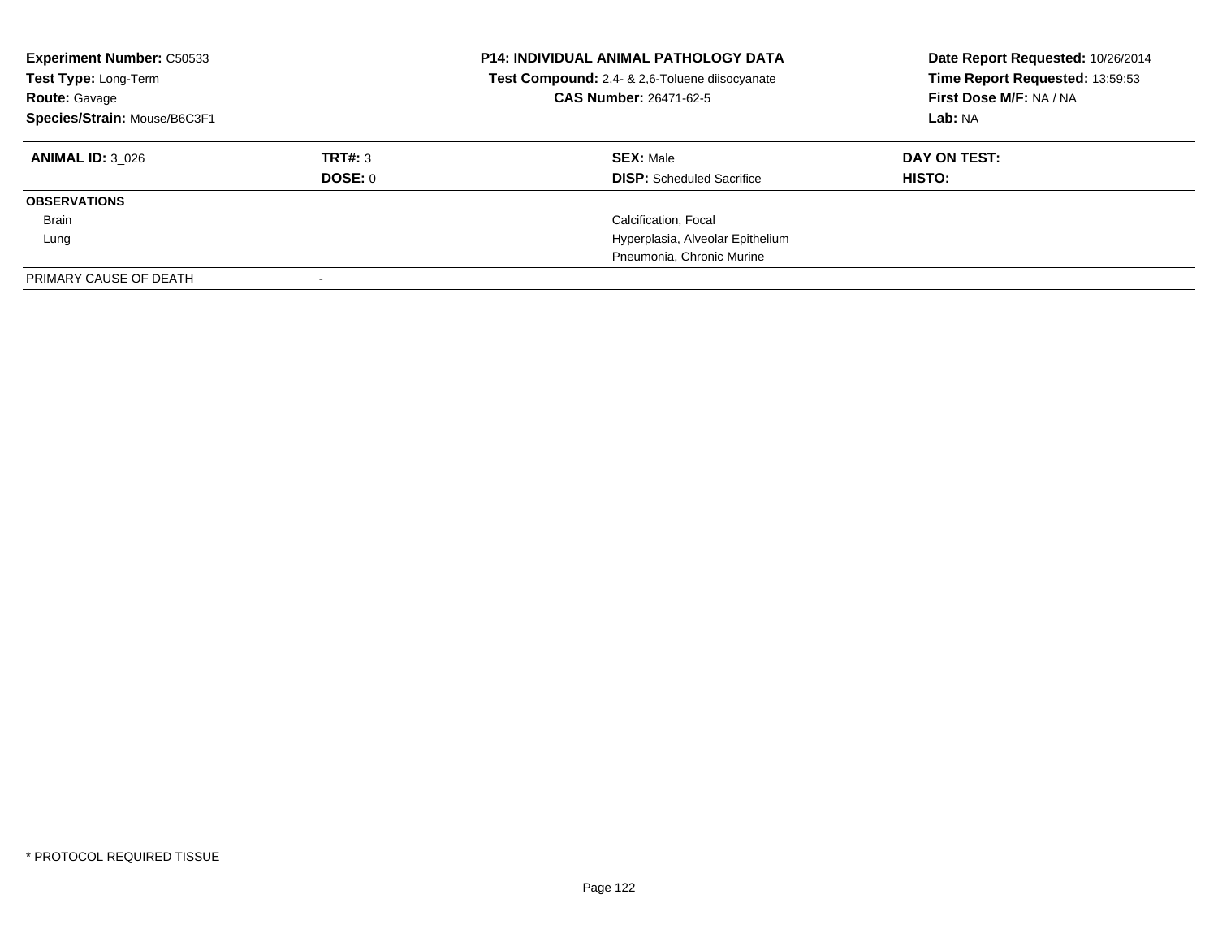**Experiment Number:** C50533
**Test Type:** Long-Term
**Route:** Gavage
**Species/Strain:** Mouse/B6C3F1

**P14: INDIVIDUAL ANIMAL PATHOLOGY DATA**
**Test Compound:** 2,4- & 2,6-Toluene diisocyanate
**CAS Number:** 26471-62-5

**Date Report Requested:** 10/26/2014
**Time Report Requested:** 13:59:53
**First Dose M/F:** NA / NA
**Lab:** NA

| **ANIMAL ID:** 3_026 | **TRT#:** 3 | **SEX:** Male | **DAY ON TEST:** |
|---|---|---|---|
| | **DOSE:** 0 | **DISP:** Scheduled Sacrifice | **HISTO:** |
| **OBSERVATIONS** | | | |
| Brain | | Calcification, Focal | |
| Lung | | Hyperplasia, Alveolar Epithelium | |
| | | Pneumonia, Chronic Murine | |
| PRIMARY CAUSE OF DEATH | - | | |

* PROTOCOL REQUIRED TISSUE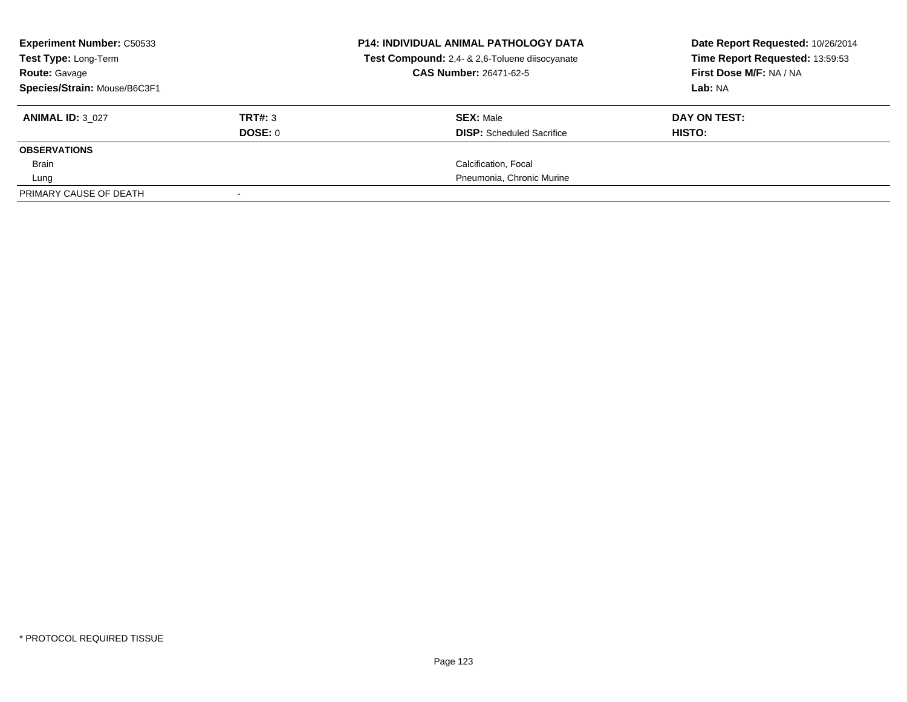| **Experiment Number:** C50533 | **P14: INDIVIDUAL ANIMAL PATHOLOGY DATA** | **Date Report Requested:** 10/26/2014 |
|---|---|---|
| **Test Type:** Long-Term | **Test Compound:** 2,4- & 2,6-Toluene diisocyanate | **Time Report Requested:** 13:59:53 |
| **Route:** Gavage | **CAS Number:** 26471-62-5 | **First Dose M/F:** NA / NA |
| **Species/Strain:** Mouse/B6C3F1 | | **Lab:** NA |

| **ANIMAL ID:** 3_027 | **TRT#:** 3 | **SEX:** Male | **DAY ON TEST:** |
|---|---|---|---|
| | **DOSE:** 0 | **DISP:** Scheduled Sacrifice | **HISTO:** |
| **OBSERVATIONS** | | | |
| Brain | | Calcification, Focal | |
| Lung | | Pneumonia, Chronic Murine | |
| PRIMARY CAUSE OF DEATH | - | | |

* PROTOCOL REQUIRED TISSUE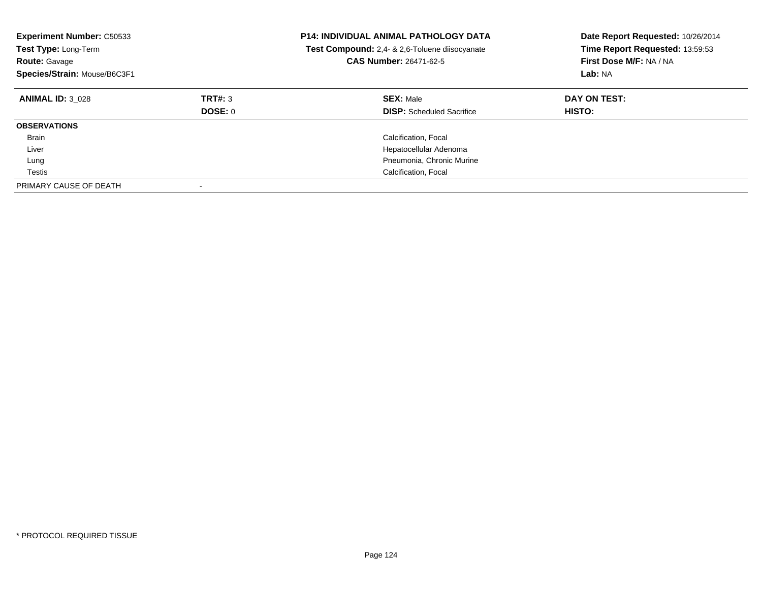**Experiment Number:** C50533
**Test Type:** Long-Term
**Route:** Gavage
**Species/Strain:** Mouse/B6C3F1

**P14: INDIVIDUAL ANIMAL PATHOLOGY DATA**
**Test Compound:** 2,4- & 2,6-Toluene diisocyanate
**CAS Number:** 26471-62-5

**Date Report Requested:** 10/26/2014
**Time Report Requested:** 13:59:53
**First Dose M/F:** NA / NA
**Lab:** NA

| **ANIMAL ID:** 3_028 | **TRT#:** 3 | **SEX:** Male | **DAY ON TEST:** |
|---|---|---|---|
| | **DOSE:** 0 | **DISP:** Scheduled Sacrifice | **HISTO:** |
| **OBSERVATIONS** | | | |
| Brain | | Calcification, Focal | |
| Liver | | Hepatocellular Adenoma | |
| Lung | | Pneumonia, Chronic Murine | |
| Testis | | Calcification, Focal | |
| PRIMARY CAUSE OF DEATH | - | | |

* PROTOCOL REQUIRED TISSUE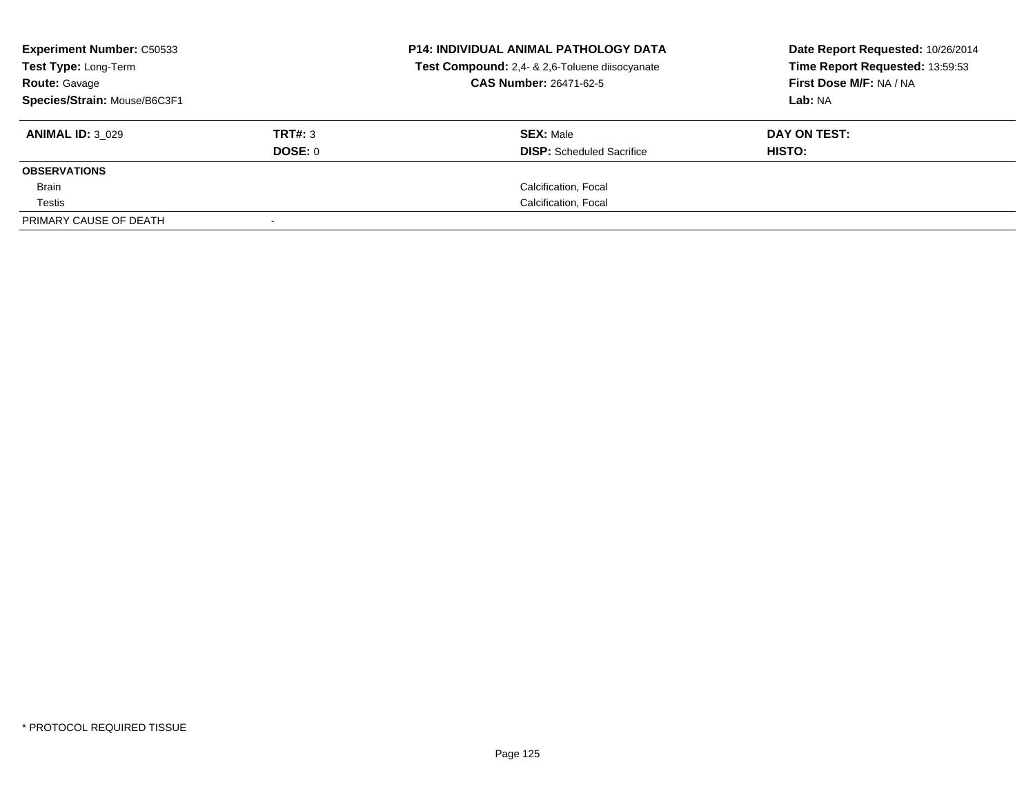| **Experiment Number:** C50533 | **P14: INDIVIDUAL ANIMAL PATHOLOGY DATA** | **Date Report Requested:** 10/26/2014 |
|---|---|---|
| **Test Type:** Long-Term | **Test Compound:** 2,4- & 2,6-Toluene diisocyanate | **Time Report Requested:** 13:59:53 |
| **Route:** Gavage | **CAS Number:** 26471-62-5 | **First Dose M/F:** NA / NA |
| **Species/Strain:** Mouse/B6C3F1 | | **Lab:** NA |

| **ANIMAL ID:** 3_029 | **TRT#:** 3 | **SEX:** Male | **DAY ON TEST:** |
|---|---|---|---|
| | **DOSE:** 0 | **DISP:** Scheduled Sacrifice | **HISTO:** |
| **OBSERVATIONS** | | | |
| Brain | | Calcification, Focal | |
| Testis | | Calcification, Focal | |
| PRIMARY CAUSE OF DEATH | - | | |

\* PROTOCOL REQUIRED TISSUE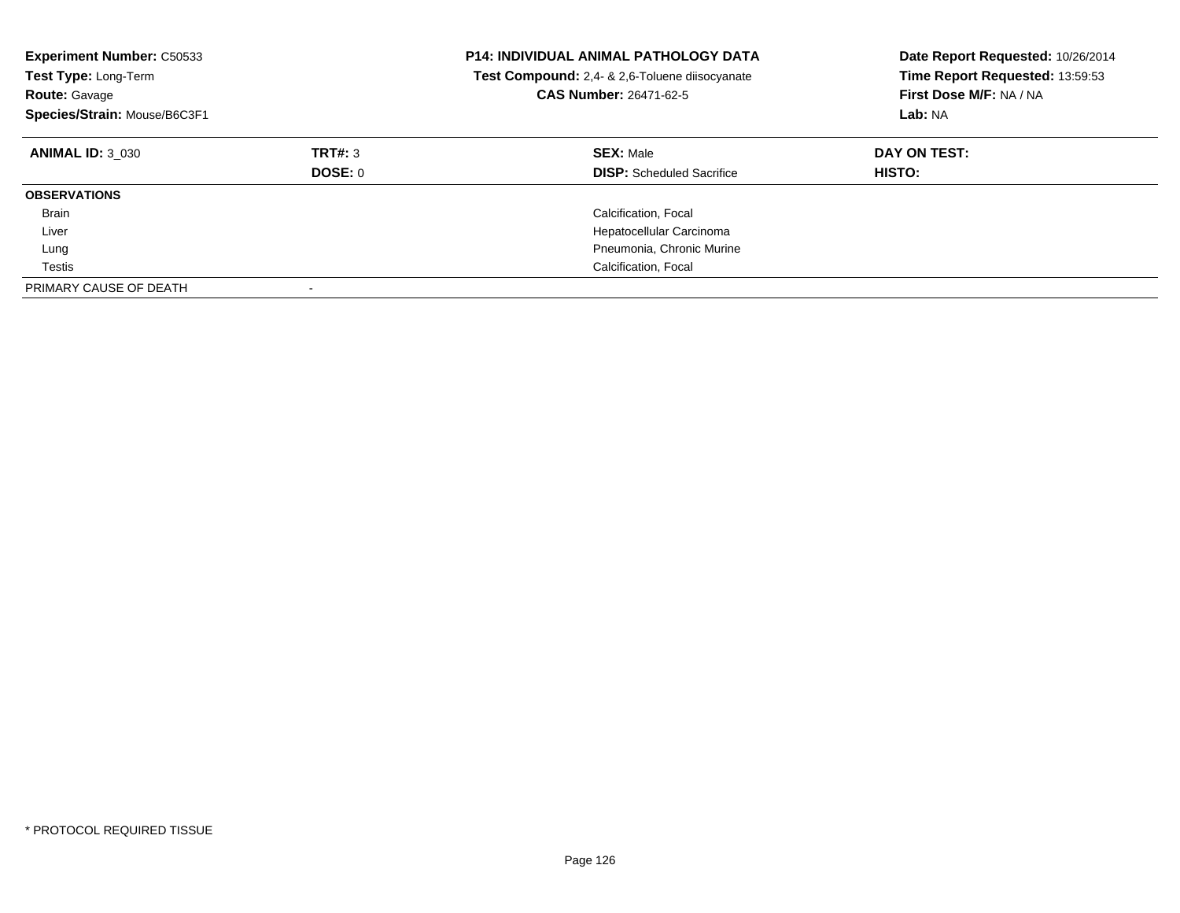**Experiment Number:** C50533
**Test Type:** Long-Term
**Route:** Gavage
**Species/Strain:** Mouse/B6C3F1

**P14: INDIVIDUAL ANIMAL PATHOLOGY DATA**
**Test Compound:** 2,4- & 2,6-Toluene diisocyanate
**CAS Number:** 26471-62-5

**Date Report Requested:** 10/26/2014
**Time Report Requested:** 13:59:53
**First Dose M/F:** NA / NA
**Lab:** NA

| **ANIMAL ID:** 3_030 | **TRT#:** 3 | **SEX:** Male | **DAY ON TEST:** |
|---|---|---|---|
| | **DOSE:** 0 | **DISP:** Scheduled Sacrifice | **HISTO:** |
| **OBSERVATIONS** | | | |
| Brain | | Calcification, Focal | |
| Liver | | Hepatocellular Carcinoma | |
| Lung | | Pneumonia, Chronic Murine | |
| Testis | | Calcification, Focal | |
| PRIMARY CAUSE OF DEATH | - | | |

* PROTOCOL REQUIRED TISSUE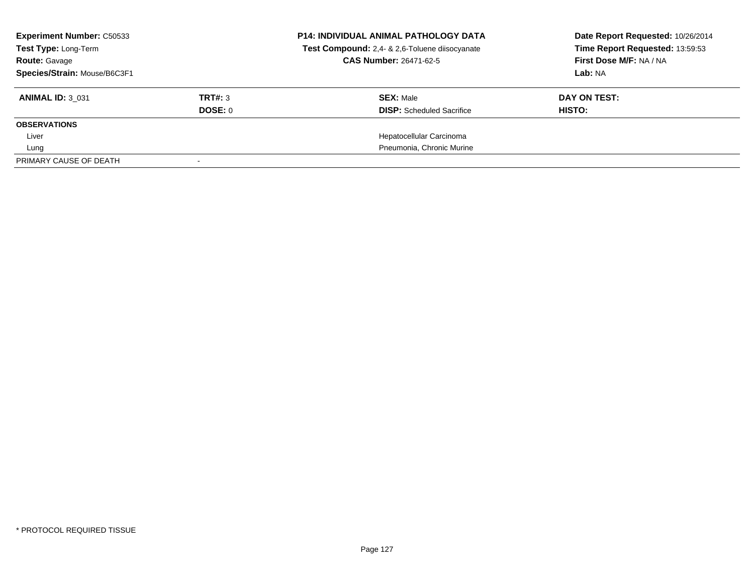**Experiment Number:** C50533
**Test Type:** Long-Term
**Route:** Gavage
**Species/Strain:** Mouse/B6C3F1

**P14: INDIVIDUAL ANIMAL PATHOLOGY DATA**
**Test Compound:** 2,4- & 2,6-Toluene diisocyanate
**CAS Number:** 26471-62-5

**Date Report Requested:** 10/26/2014
**Time Report Requested:** 13:59:53
**First Dose M/F:** NA / NA
**Lab:** NA

| **ANIMAL ID:** 3_031 | **TRT#:** 3 | **SEX:** Male | **DAY ON TEST:** |
|---|---|---|---|
| | **DOSE:** 0 | **DISP:** Scheduled Sacrifice | **HISTO:** |
| **OBSERVATIONS** | | | |
| Liver | | Hepatocellular Carcinoma | |
| Lung | | Pneumonia, Chronic Murine | |
| PRIMARY CAUSE OF DEATH | - | | |

* PROTOCOL REQUIRED TISSUE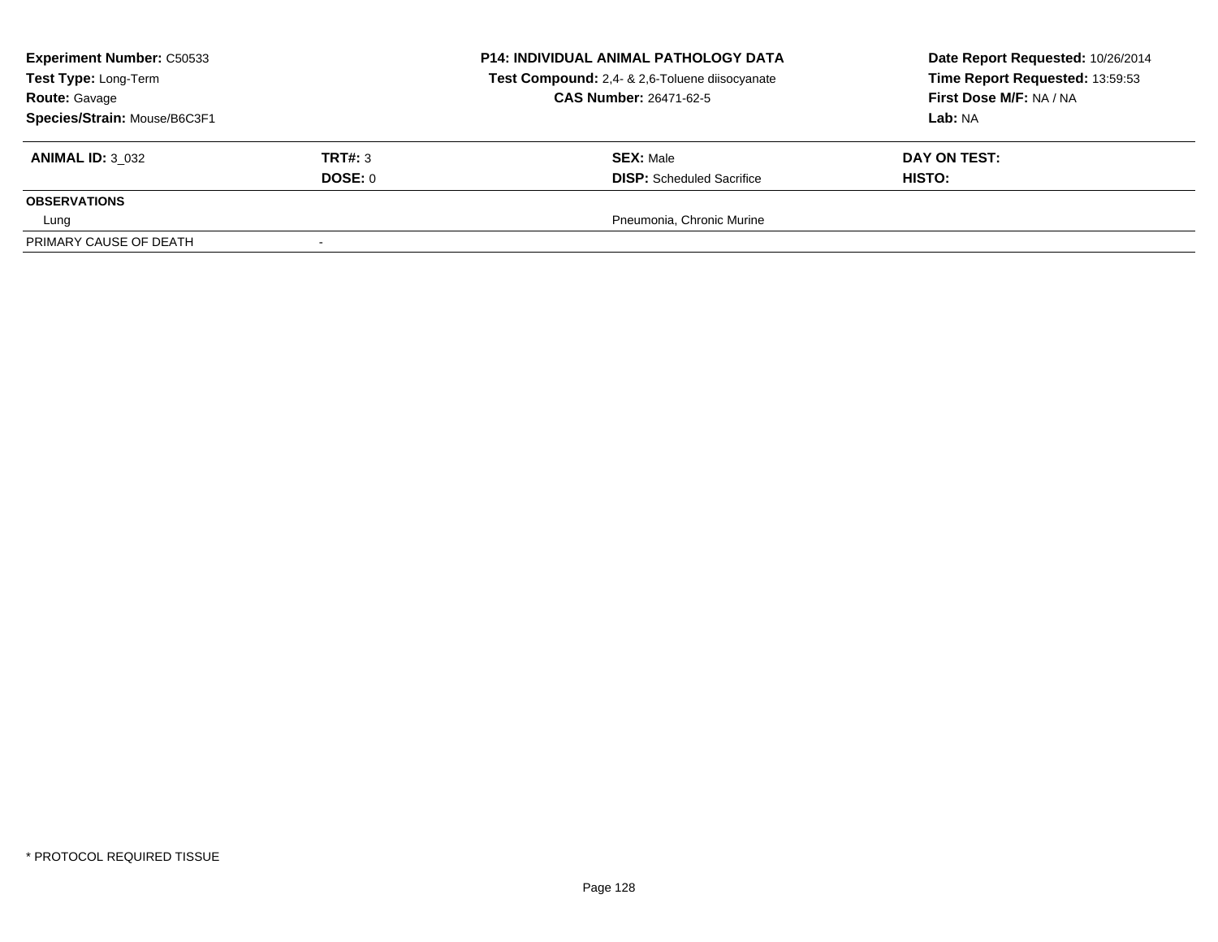**Experiment Number:** C50533
**Test Type:** Long-Term
**Route:** Gavage
**Species/Strain:** Mouse/B6C3F1

**P14: INDIVIDUAL ANIMAL PATHOLOGY DATA**
**Test Compound:** 2,4- & 2,6-Toluene diisocyanate
**CAS Number:** 26471-62-5

**Date Report Requested:** 10/26/2014
**Time Report Requested:** 13:59:53
**First Dose M/F:** NA / NA
**Lab:** NA

| **ANIMAL ID:** 3_032 | **TRT#:** 3 | **SEX:** Male | **DAY ON TEST:** |
|---|---|---|---|
| | **DOSE:** 0 | **DISP:** Scheduled Sacrifice | **HISTO:** |
| **OBSERVATIONS** | | | |
| Lung | | Pneumonia, Chronic Murine | |
| PRIMARY CAUSE OF DEATH | - | | |

* PROTOCOL REQUIRED TISSUE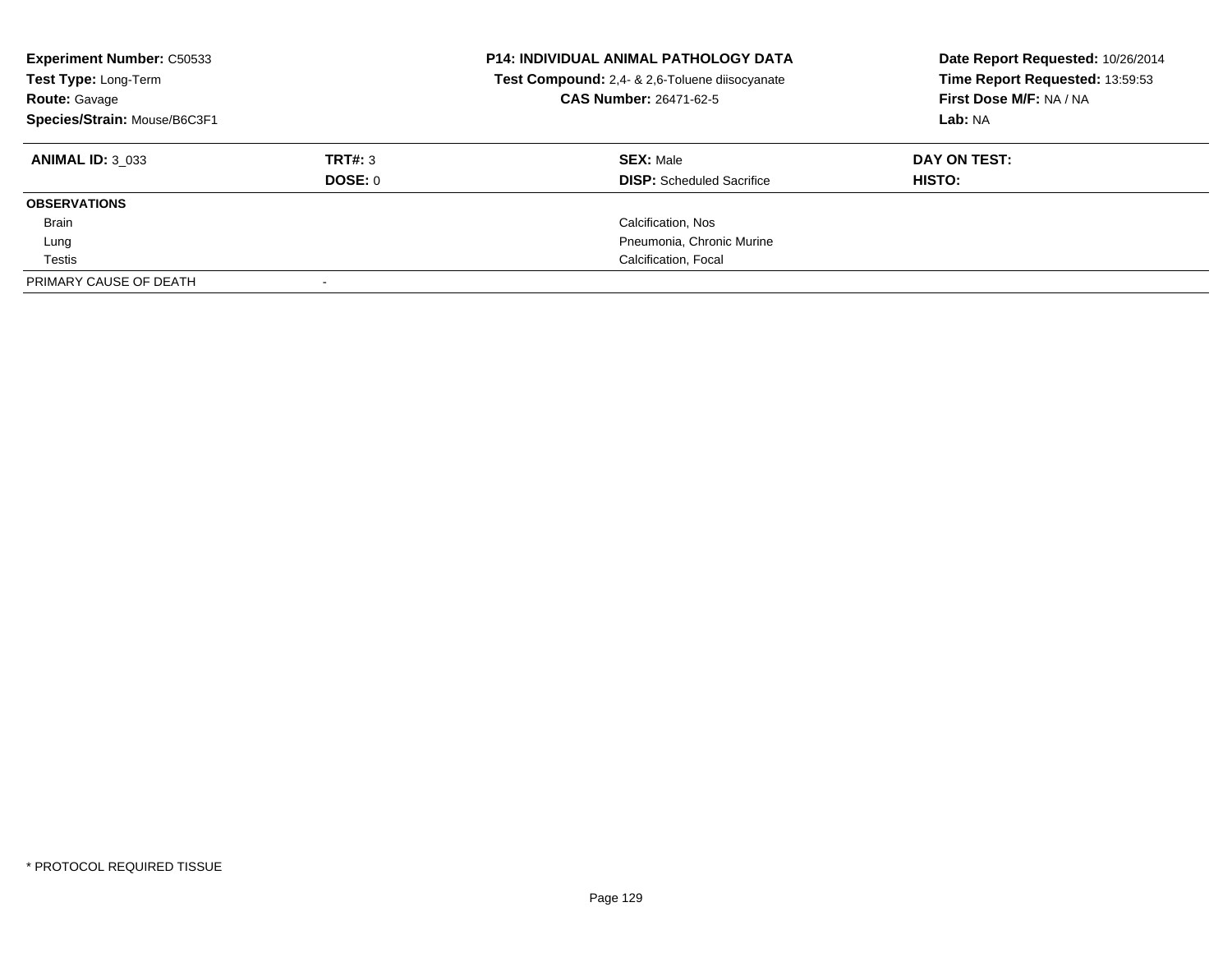**Experiment Number:** C50533
**Test Type:** Long-Term
**Route:** Gavage
**Species/Strain:** Mouse/B6C3F1

**P14: INDIVIDUAL ANIMAL PATHOLOGY DATA**
**Test Compound:** 2,4- & 2,6-Toluene diisocyanate
**CAS Number:** 26471-62-5

**Date Report Requested:** 10/26/2014
**Time Report Requested:** 13:59:53
**First Dose M/F:** NA / NA
**Lab:** NA

| **ANIMAL ID:** 3_033 | **TRT#:** 3 | **SEX:** Male | **DAY ON TEST:** |
|---|---|---|---|
| | **DOSE:** 0 | **DISP:** Scheduled Sacrifice | **HISTO:** |
| **OBSERVATIONS** | | | |
| Brain | | Calcification, Nos | |
| Lung | | Pneumonia, Chronic Murine | |
| Testis | | Calcification, Focal | |
| PRIMARY CAUSE OF DEATH | - | | |

\* PROTOCOL REQUIRED TISSUE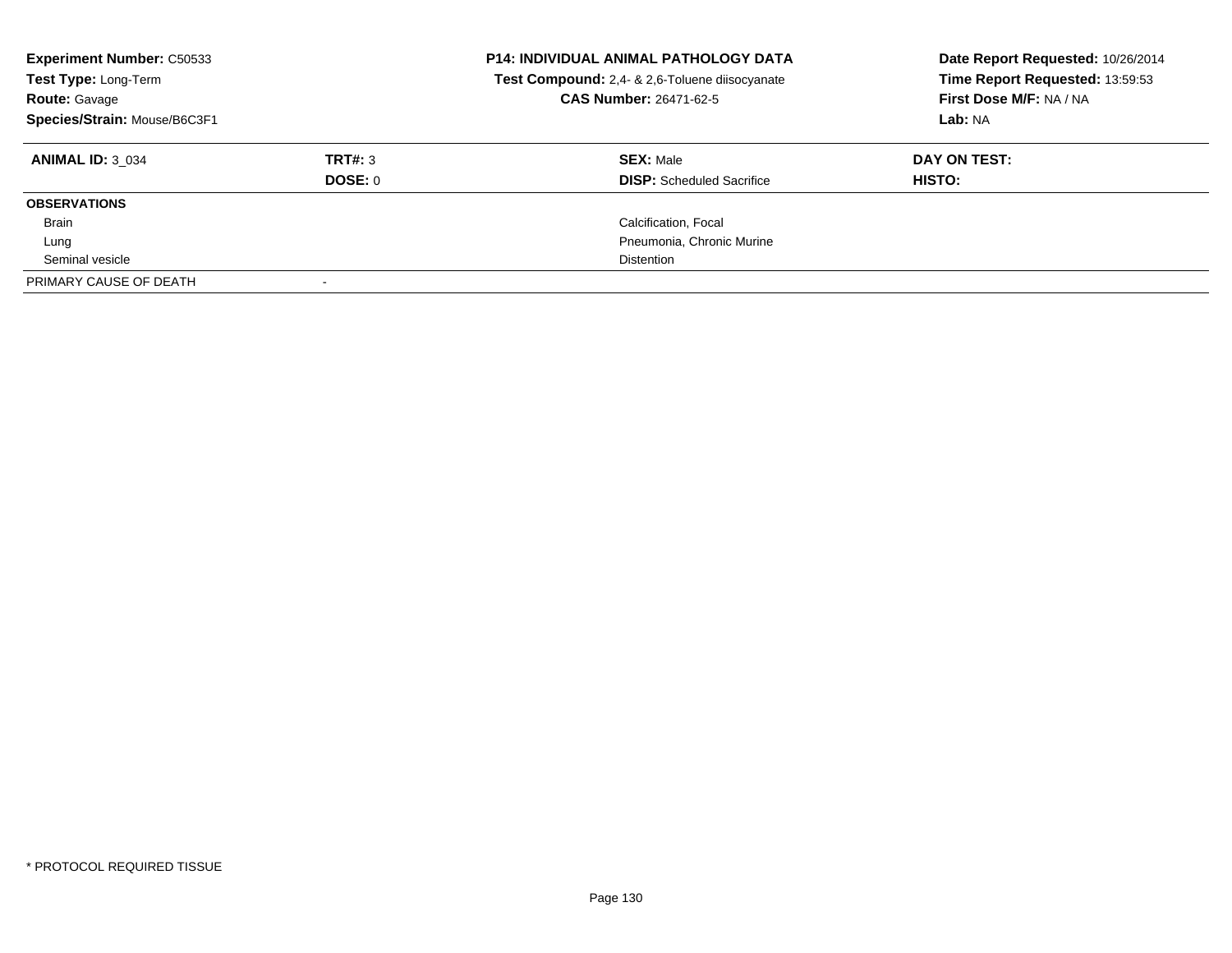**Experiment Number:** C50533
**Test Type:** Long-Term
**Route:** Gavage
**Species/Strain:** Mouse/B6C3F1

**P14: INDIVIDUAL ANIMAL PATHOLOGY DATA**
**Test Compound:** 2,4- & 2,6-Toluene diisocyanate
**CAS Number:** 26471-62-5

**Date Report Requested:** 10/26/2014
**Time Report Requested:** 13:59:53
**First Dose M/F:** NA / NA
**Lab:** NA

| **ANIMAL ID:** 3_034 | **TRT#:** 3 | **SEX:** Male | **DAY ON TEST:** |
|---|---|---|---|
| | **DOSE:** 0 | **DISP:** Scheduled Sacrifice | **HISTO:** |
| **OBSERVATIONS** | | | |
| Brain | | Calcification, Focal | |
| Lung | | Pneumonia, Chronic Murine | |
| Seminal vesicle | | Distention | |
| PRIMARY CAUSE OF DEATH | - | | |

\* PROTOCOL REQUIRED TISSUE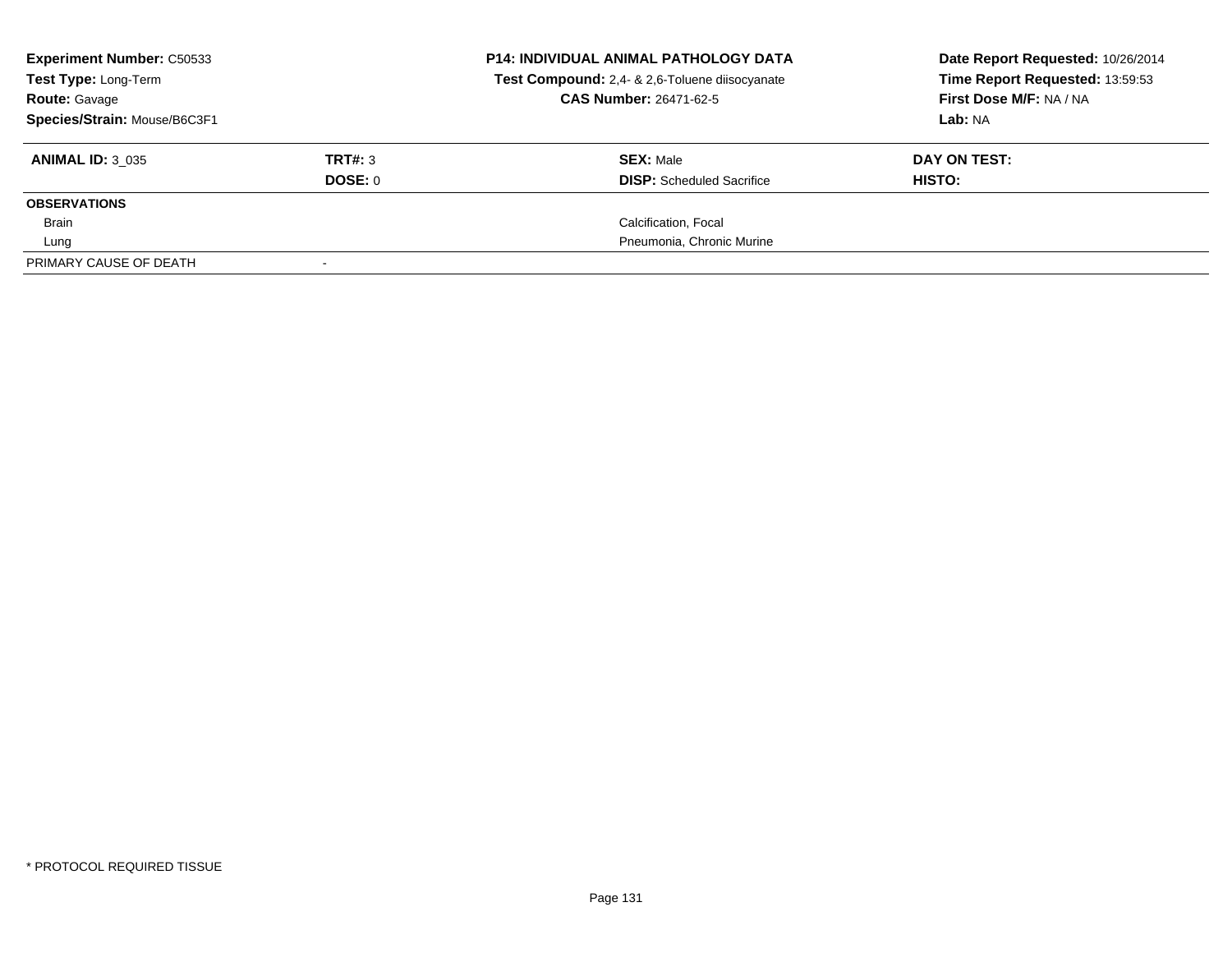**Experiment Number:** C50533
**Test Type:** Long-Term
**Route:** Gavage
**Species/Strain:** Mouse/B6C3F1

**P14: INDIVIDUAL ANIMAL PATHOLOGY DATA**
**Test Compound:** 2,4- & 2,6-Toluene diisocyanate
**CAS Number:** 26471-62-5

**Date Report Requested:** 10/26/2014
**Time Report Requested:** 13:59:53
**First Dose M/F:** NA / NA
**Lab:** NA

| **ANIMAL ID:** 3_035 | **TRT#:** 3 | **SEX:** Male | **DAY ON TEST:** |
|---|---|---|---|
| | **DOSE:** 0 | **DISP:** Scheduled Sacrifice | **HISTO:** |
| **OBSERVATIONS** | | | |
| Brain | | Calcification, Focal | |
| Lung | | Pneumonia, Chronic Murine | |
| PRIMARY CAUSE OF DEATH | - | | |

* PROTOCOL REQUIRED TISSUE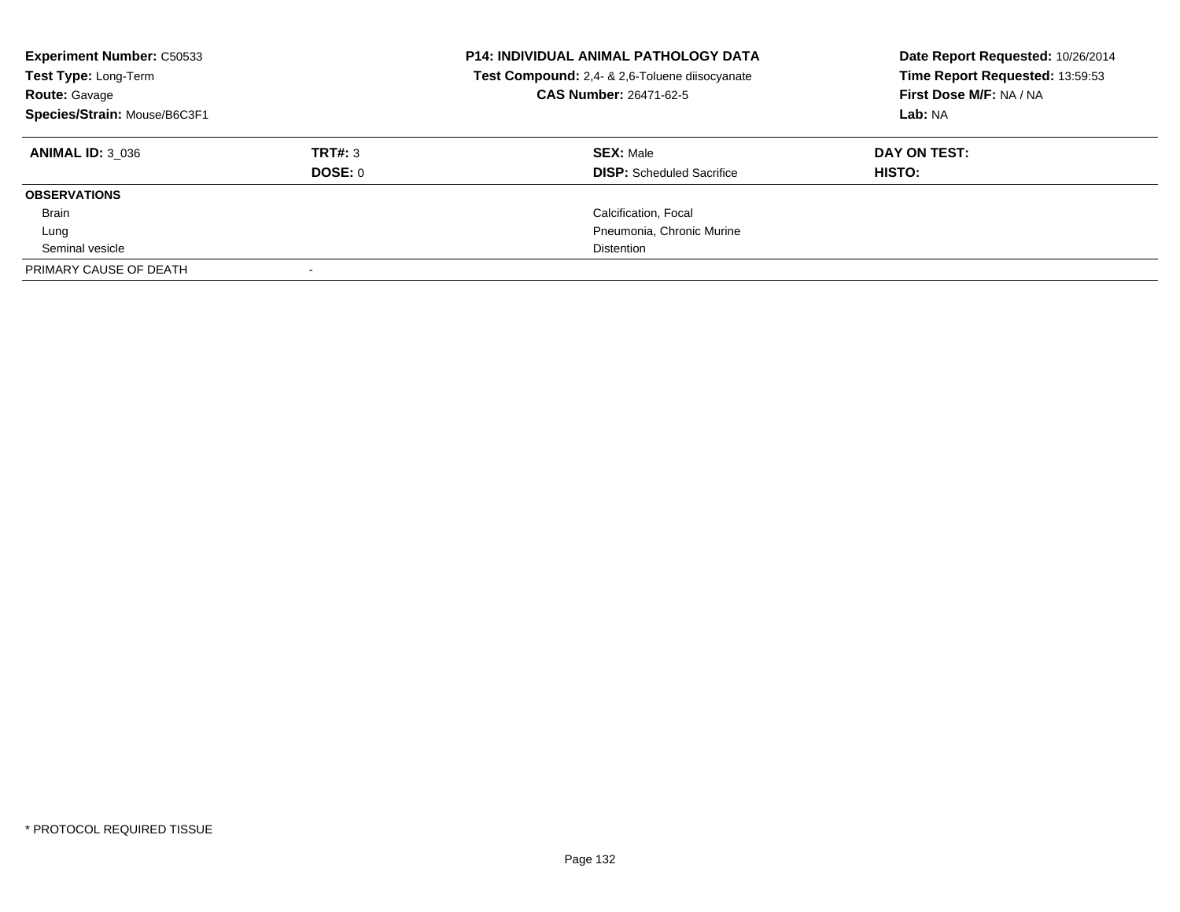**Experiment Number:** C50533
**Test Type:** Long-Term
**Route:** Gavage
**Species/Strain:** Mouse/B6C3F1

**P14: INDIVIDUAL ANIMAL PATHOLOGY DATA**
**Test Compound:** 2,4- & 2,6-Toluene diisocyanate
**CAS Number:** 26471-62-5

**Date Report Requested:** 10/26/2014
**Time Report Requested:** 13:59:53
**First Dose M/F:** NA / NA
**Lab:** NA

| **ANIMAL ID:** 3_036 | **TRT#:** 3 | **SEX:** Male | **DAY ON TEST:** |
|---|---|---|---|
| | **DOSE:** 0 | **DISP:** Scheduled Sacrifice | **HISTO:** |
| **OBSERVATIONS** | | | |
| Brain | | Calcification, Focal | |
| Lung | | Pneumonia, Chronic Murine | |
| Seminal vesicle | | Distention | |
| PRIMARY CAUSE OF DEATH | - | | |

\* PROTOCOL REQUIRED TISSUE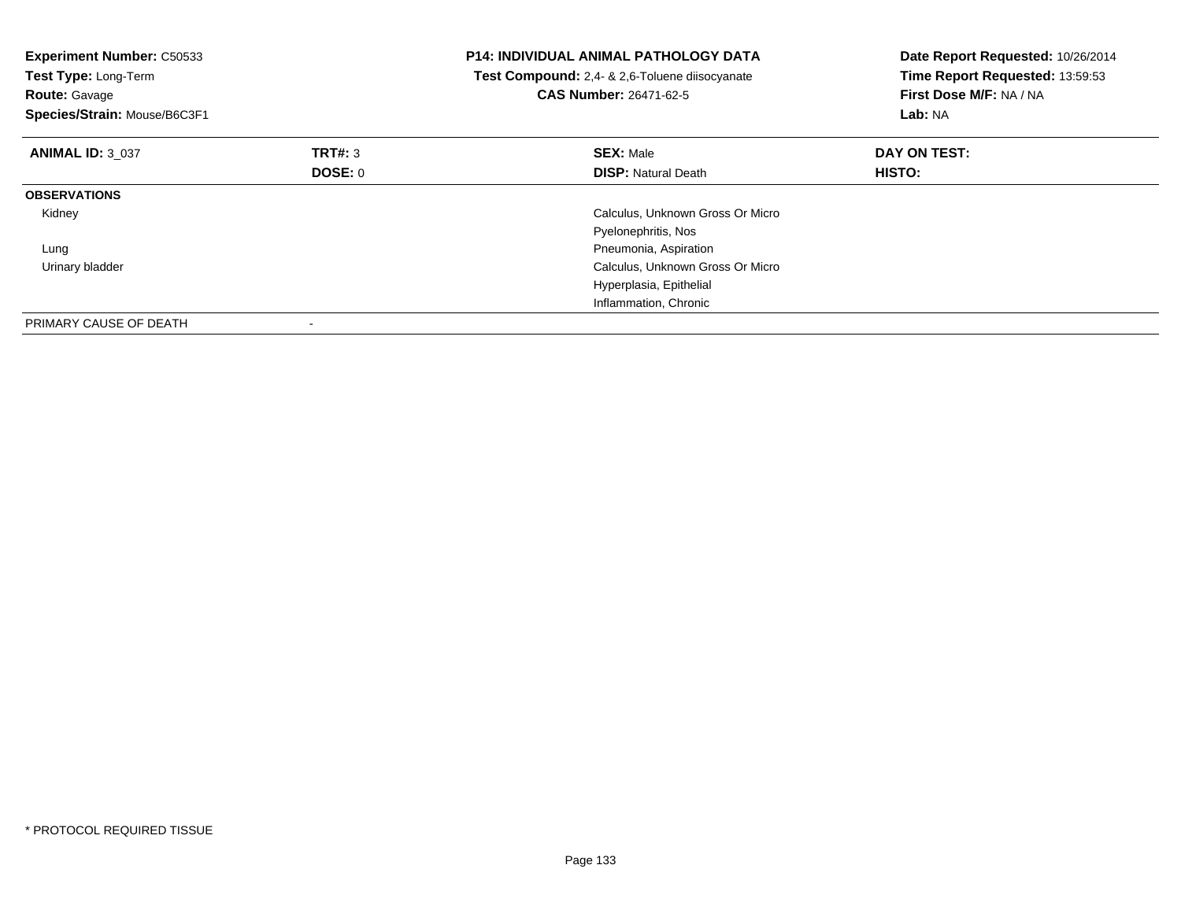**Experiment Number:** C50533
**Test Type:** Long-Term
**Route:** Gavage
**Species/Strain:** Mouse/B6C3F1

**P14: INDIVIDUAL ANIMAL PATHOLOGY DATA**
**Test Compound:** 2,4- & 2,6-Toluene diisocyanate
**CAS Number:** 26471-62-5

**Date Report Requested:** 10/26/2014
**Time Report Requested:** 13:59:53
**First Dose M/F:** NA / NA
**Lab:** NA

| **ANIMAL ID:** 3_037 | **TRT#:** 3 | **SEX:** Male | **DAY ON TEST:** |
|---|---|---|---|
| | **DOSE:** 0 | **DISP:** Natural Death | **HISTO:** |
| **OBSERVATIONS** | | | |
| Kidney | | Calculus, Unknown Gross Or Micro | |
| | | Pyelonephritis, Nos | |
| Lung | | Pneumonia, Aspiration | |
| Urinary bladder | | Calculus, Unknown Gross Or Micro | |
| | | Hyperplasia, Epithelial | |
| | | Inflammation, Chronic | |
| PRIMARY CAUSE OF DEATH | - | | |

\* PROTOCOL REQUIRED TISSUE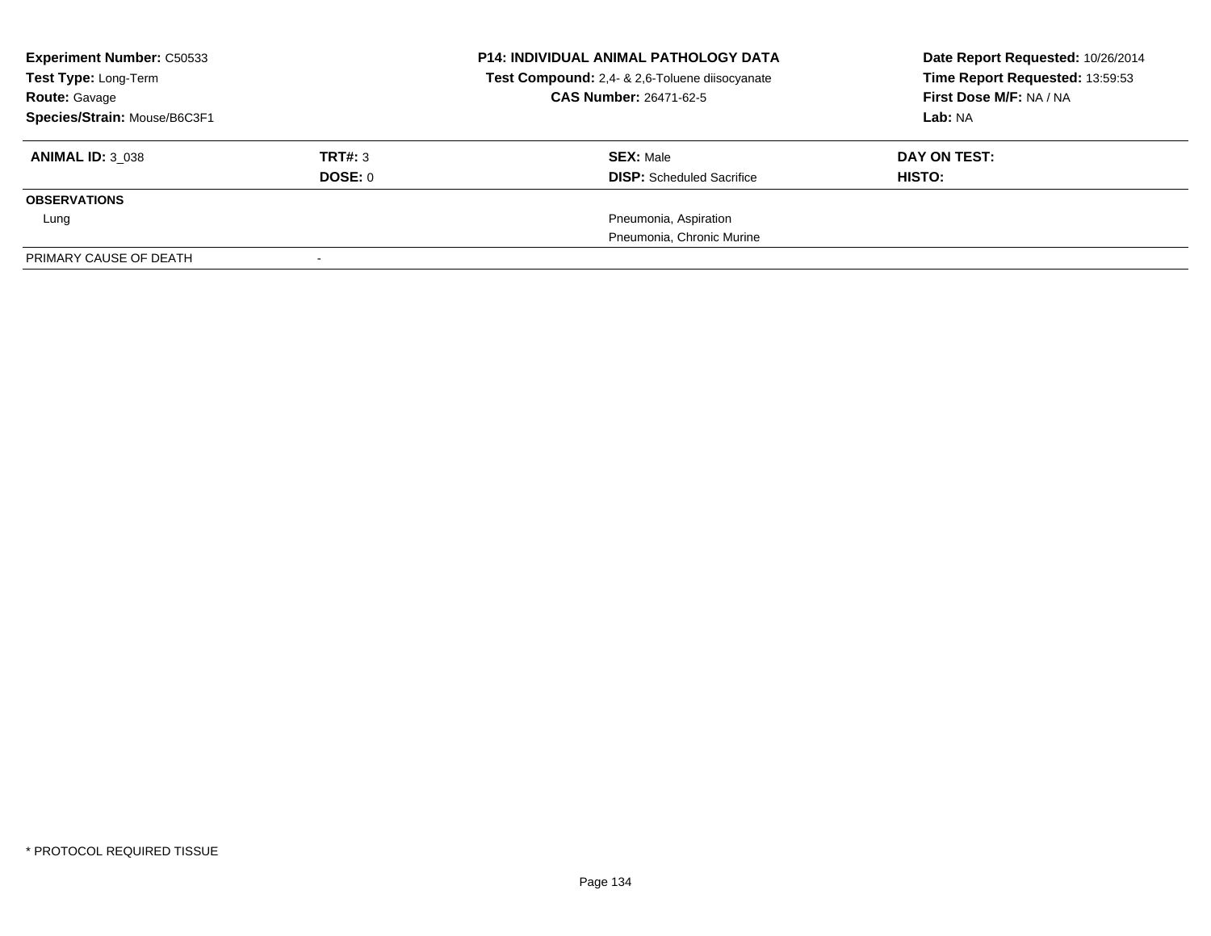| **Experiment Number:** C50533 | **P14: INDIVIDUAL ANIMAL PATHOLOGY DATA** | **Date Report Requested:** 10/26/2014 |
|---|---|---|
| **Test Type:** Long-Term | **Test Compound:** 2,4- & 2,6-Toluene diisocyanate | **Time Report Requested:** 13:59:53 |
| **Route:** Gavage | **CAS Number:** 26471-62-5 | **First Dose M/F:** NA / NA |
| **Species/Strain:** Mouse/B6C3F1 | | **Lab:** NA |

| **ANIMAL ID:** 3_038 | **TRT#:** 3 | **SEX:** Male | **DAY ON TEST:** |
|---|---|---|---|
| | **DOSE:** 0 | **DISP:** Scheduled Sacrifice | **HISTO:** |
| **OBSERVATIONS** | | | |
| Lung | | Pneumonia, Aspiration | |
| | | Pneumonia, Chronic Murine | |
| PRIMARY CAUSE OF DEATH | - | | |

* PROTOCOL REQUIRED TISSUE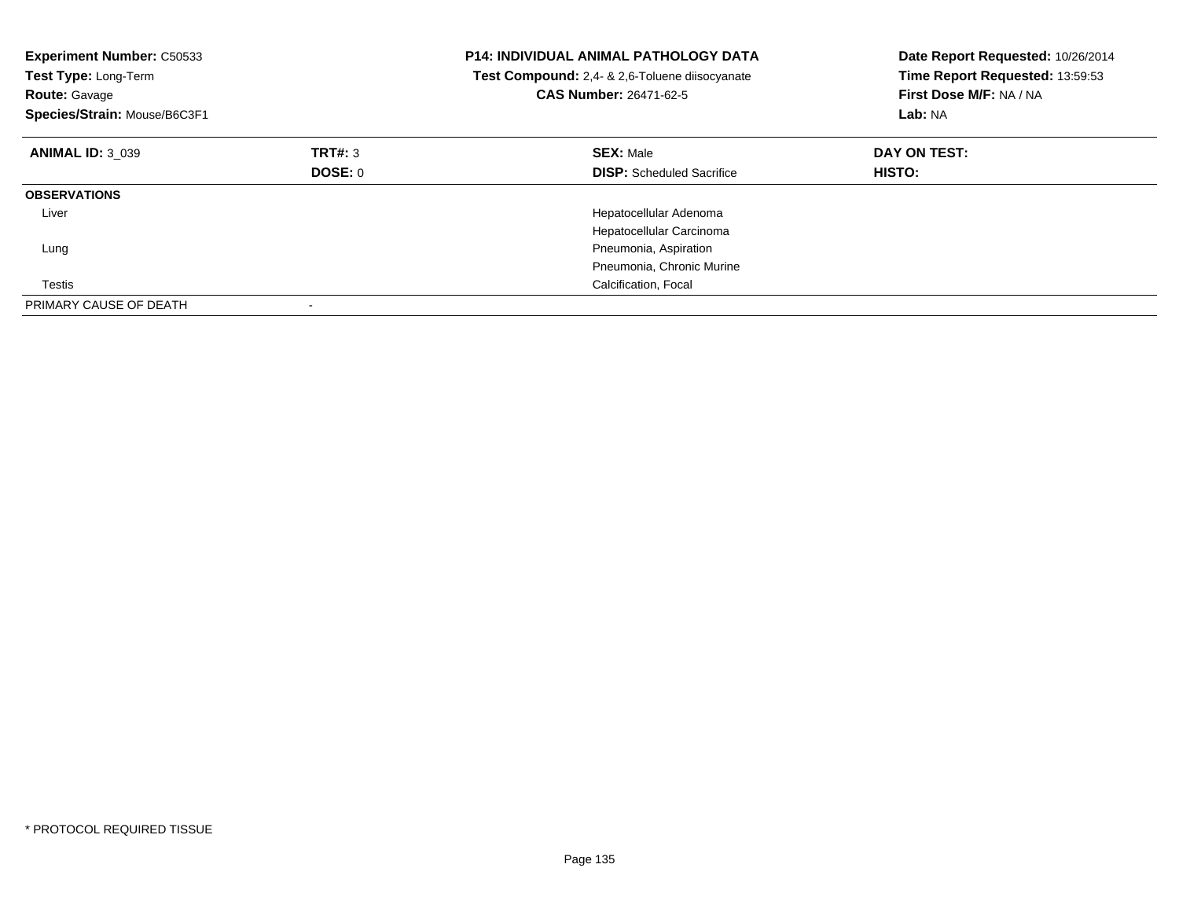**Experiment Number:** C50533
**Test Type:** Long-Term
**Route:** Gavage
**Species/Strain:** Mouse/B6C3F1

**P14: INDIVIDUAL ANIMAL PATHOLOGY DATA**
**Test Compound:** 2,4- & 2,6-Toluene diisocyanate
**CAS Number:** 26471-62-5

**Date Report Requested:** 10/26/2014
**Time Report Requested:** 13:59:53
**First Dose M/F:** NA / NA
**Lab:** NA

| **ANIMAL ID:** 3_039 | **TRT#:** 3 | **SEX:** Male | **DAY ON TEST:** |
|---|---|---|---|
| | **DOSE:** 0 | **DISP:** Scheduled Sacrifice | **HISTO:** |
| **OBSERVATIONS** | | | |
| Liver | | Hepatocellular Adenoma | |
| | | Hepatocellular Carcinoma | |
| Lung | | Pneumonia, Aspiration | |
| | | Pneumonia, Chronic Murine | |
| Testis | | Calcification, Focal | |
| PRIMARY CAUSE OF DEATH | - | | |

* PROTOCOL REQUIRED TISSUE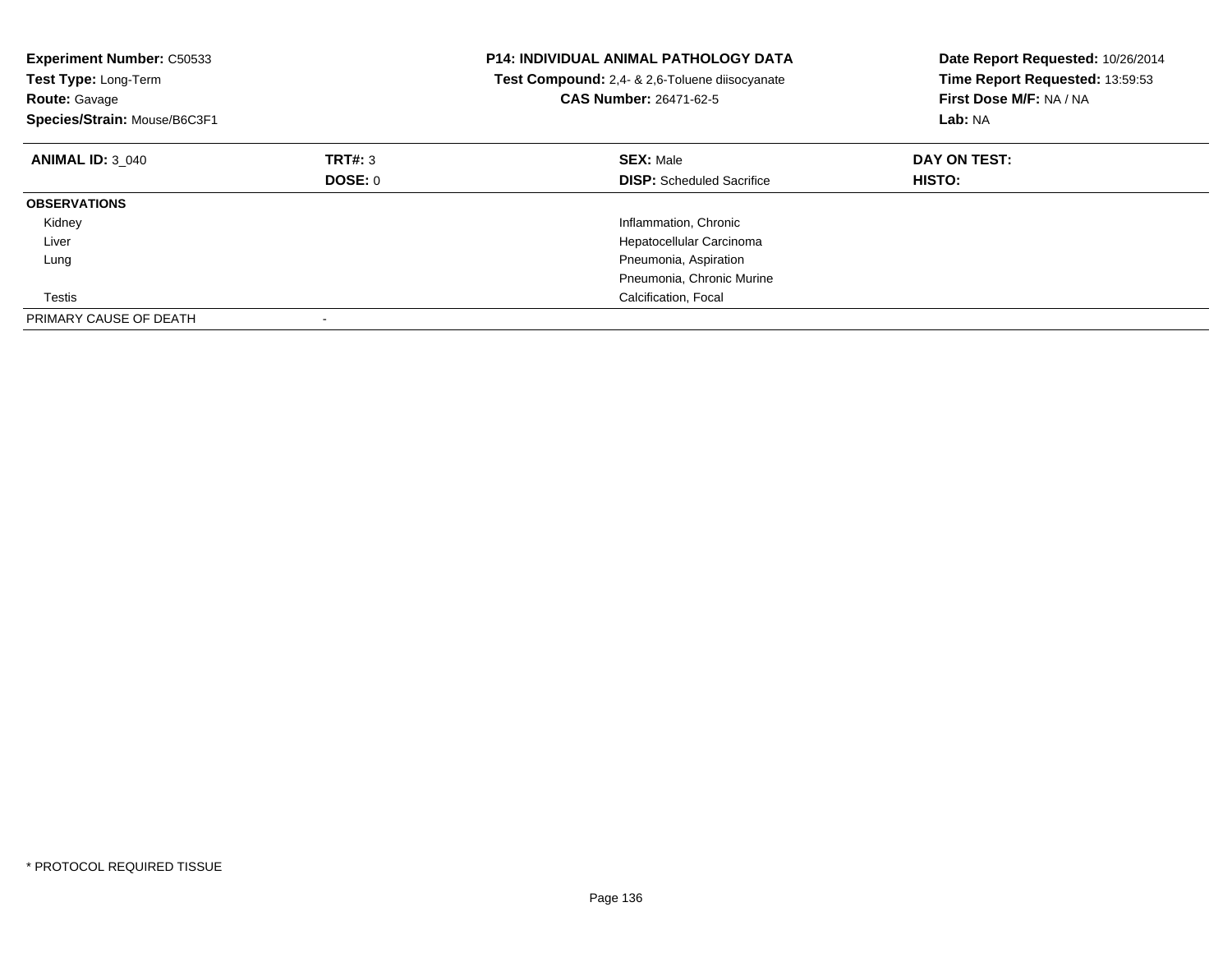**Experiment Number:** C50533
**Test Type:** Long-Term
**Route:** Gavage
**Species/Strain:** Mouse/B6C3F1

**P14: INDIVIDUAL ANIMAL PATHOLOGY DATA**
**Test Compound:** 2,4- & 2,6-Toluene diisocyanate
**CAS Number:** 26471-62-5

**Date Report Requested:** 10/26/2014
**Time Report Requested:** 13:59:53
**First Dose M/F:** NA / NA
**Lab:** NA

| **ANIMAL ID:** 3_040 | **TRT#:** 3 | **SEX:** Male | **DAY ON TEST:** |
|---|---|---|---|
| | **DOSE:** 0 | **DISP:** Scheduled Sacrifice | **HISTO:** |
| **OBSERVATIONS** | | | |
| Kidney | | Inflammation, Chronic | |
| Liver | | Hepatocellular Carcinoma | |
| Lung | | Pneumonia, Aspiration | |
| | | Pneumonia, Chronic Murine | |
| Testis | | Calcification, Focal | |
| PRIMARY CAUSE OF DEATH | - | | |

* PROTOCOL REQUIRED TISSUE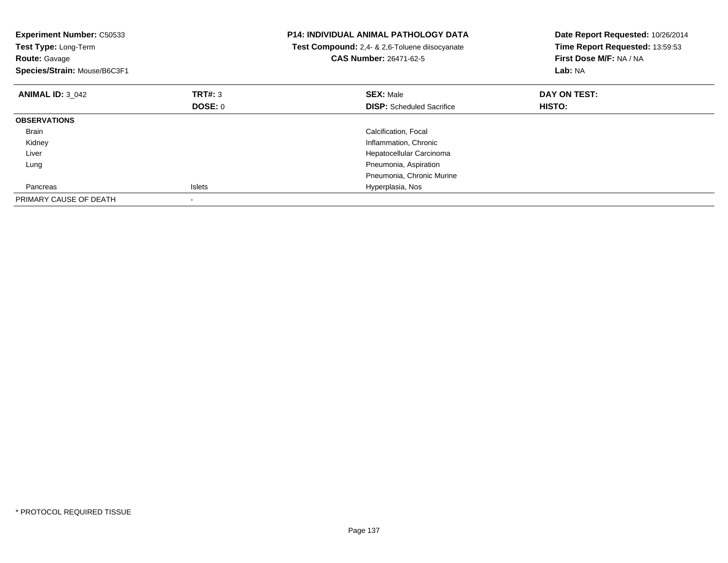**Experiment Number:** C50533
**Test Type:** Long-Term
**Route:** Gavage
**Species/Strain:** Mouse/B6C3F1

**P14: INDIVIDUAL ANIMAL PATHOLOGY DATA**
**Test Compound:** 2,4- & 2,6-Toluene diisocyanate
**CAS Number:** 26471-62-5

**Date Report Requested:** 10/26/2014
**Time Report Requested:** 13:59:53
**First Dose M/F:** NA / NA
**Lab:** NA

| **ANIMAL ID:** 3_042 | **TRT#:** 3 | **SEX:** Male | **DAY ON TEST:** |
|---|---|---|---|
| | **DOSE:** 0 | **DISP:** Scheduled Sacrifice | **HISTO:** |
| **OBSERVATIONS** | | | |
| Brain | | Calcification, Focal | |
| Kidney | | Inflammation, Chronic | |
| Liver | | Hepatocellular Carcinoma | |
| Lung | | Pneumonia, Aspiration | |
| | | Pneumonia, Chronic Murine | |
| Pancreas | Islets | Hyperplasia, Nos | |
| PRIMARY CAUSE OF DEATH | - | | |

* PROTOCOL REQUIRED TISSUE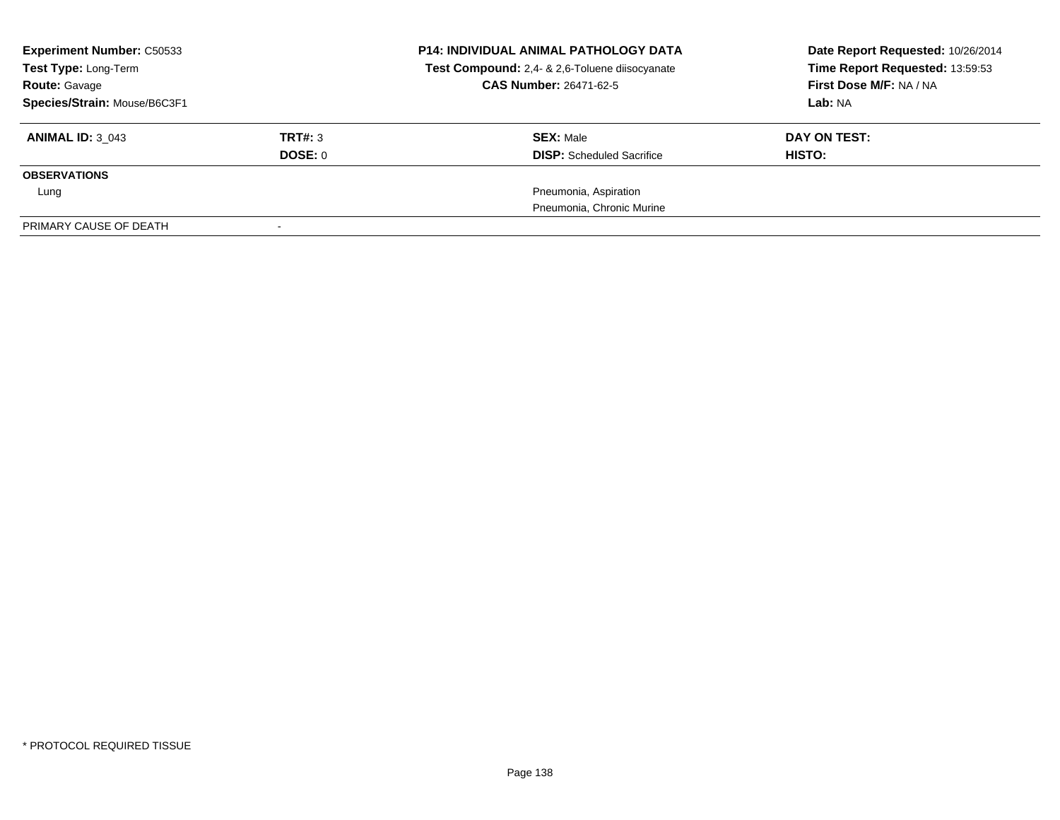| **Experiment Number:** C50533 | | **P14: INDIVIDUAL ANIMAL PATHOLOGY DATA** | **Date Report Requested:** 10/26/2014 |
|---|---|---|---|
| **Test Type:** Long-Term | | **Test Compound:** 2,4- & 2,6-Toluene diisocyanate | **Time Report Requested:** 13:59:53 |
| **Route:** Gavage | | **CAS Number:** 26471-62-5 | **First Dose M/F:** NA / NA |
| **Species/Strain:** Mouse/B6C3F1 | | | **Lab:** NA |

| **ANIMAL ID:** 3_043 | **TRT#:** 3 | **SEX:** Male | **DAY ON TEST:** |
|---|---|---|---|
| | **DOSE:** 0 | **DISP:** Scheduled Sacrifice | **HISTO:** |
| **OBSERVATIONS** | | | |
| Lung | | Pneumonia, Aspiration | |
| | | Pneumonia, Chronic Murine | |
| PRIMARY CAUSE OF DEATH | - | | |

\* PROTOCOL REQUIRED TISSUE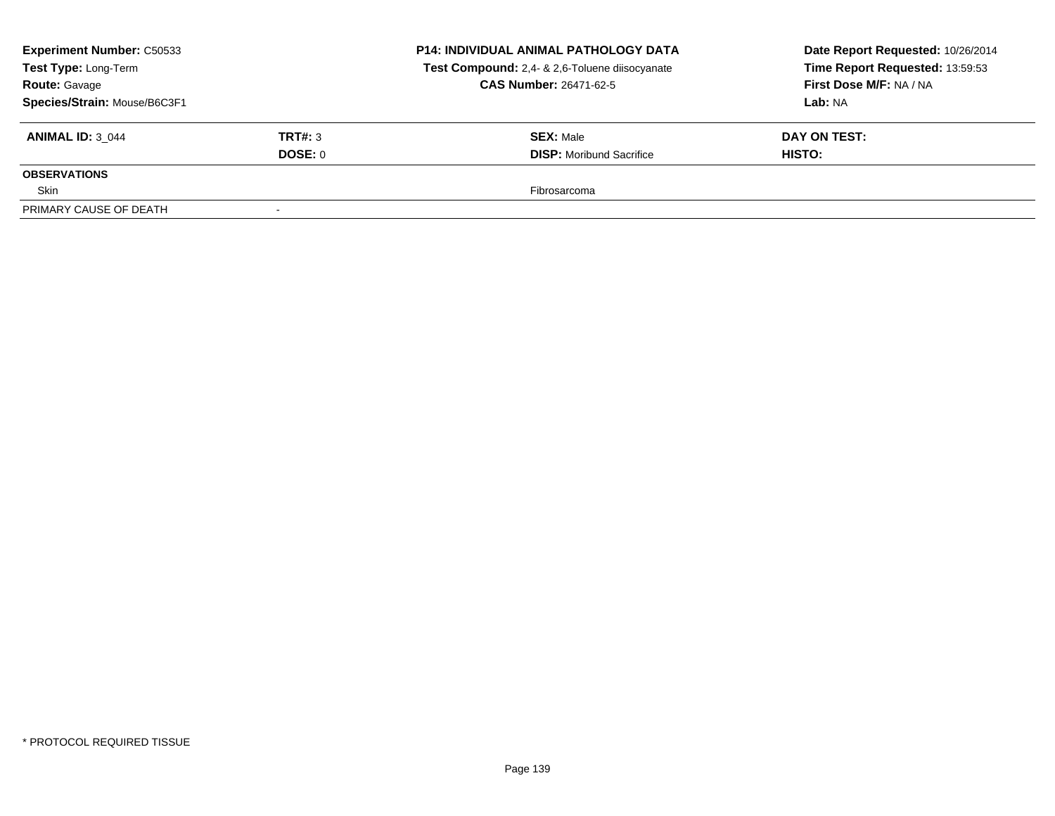**Experiment Number:** C50533
**Test Type:** Long-Term
**Route:** Gavage
**Species/Strain:** Mouse/B6C3F1

**P14: INDIVIDUAL ANIMAL PATHOLOGY DATA**
**Test Compound:** 2,4- & 2,6-Toluene diisocyanate
**CAS Number:** 26471-62-5

**Date Report Requested:** 10/26/2014
**Time Report Requested:** 13:59:53
**First Dose M/F:** NA / NA
**Lab:** NA

| **ANIMAL ID:** 3_044 | **TRT#:** 3 | **SEX:** Male | **DAY ON TEST:** |
|---|---|---|---|
| | **DOSE:** 0 | **DISP:** Moribund Sacrifice | **HISTO:** |
| **OBSERVATIONS** | | | |
| Skin | | Fibrosarcoma | |
| PRIMARY CAUSE OF DEATH | - | | |

* PROTOCOL REQUIRED TISSUE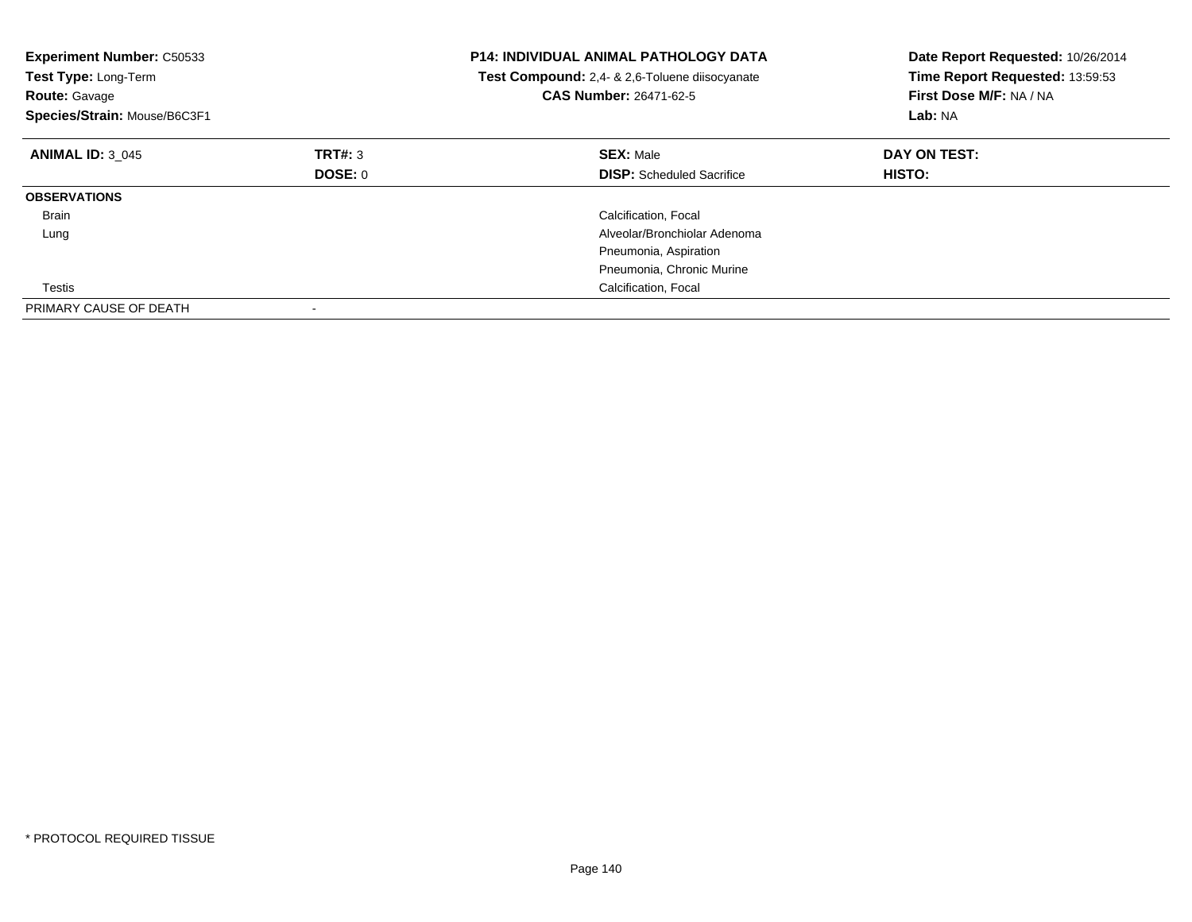**Experiment Number:** C50533
**Test Type:** Long-Term
**Route:** Gavage
**Species/Strain:** Mouse/B6C3F1

**P14: INDIVIDUAL ANIMAL PATHOLOGY DATA**
**Test Compound:** 2,4- & 2,6-Toluene diisocyanate
**CAS Number:** 26471-62-5

**Date Report Requested:** 10/26/2014
**Time Report Requested:** 13:59:53
**First Dose M/F:** NA / NA
**Lab:** NA

| **ANIMAL ID:** 3_045 | **TRT#:** 3 | **SEX:** Male | **DAY ON TEST:** |
|---|---|---|---|
| | **DOSE:** 0 | **DISP:** Scheduled Sacrifice | **HISTO:** |
| **OBSERVATIONS** | | | |
| Brain | | Calcification, Focal | |
| Lung | | Alveolar/Bronchiolar Adenoma | |
| | | Pneumonia, Aspiration | |
| | | Pneumonia, Chronic Murine | |
| Testis | | Calcification, Focal | |
| PRIMARY CAUSE OF DEATH | - | | |

* PROTOCOL REQUIRED TISSUE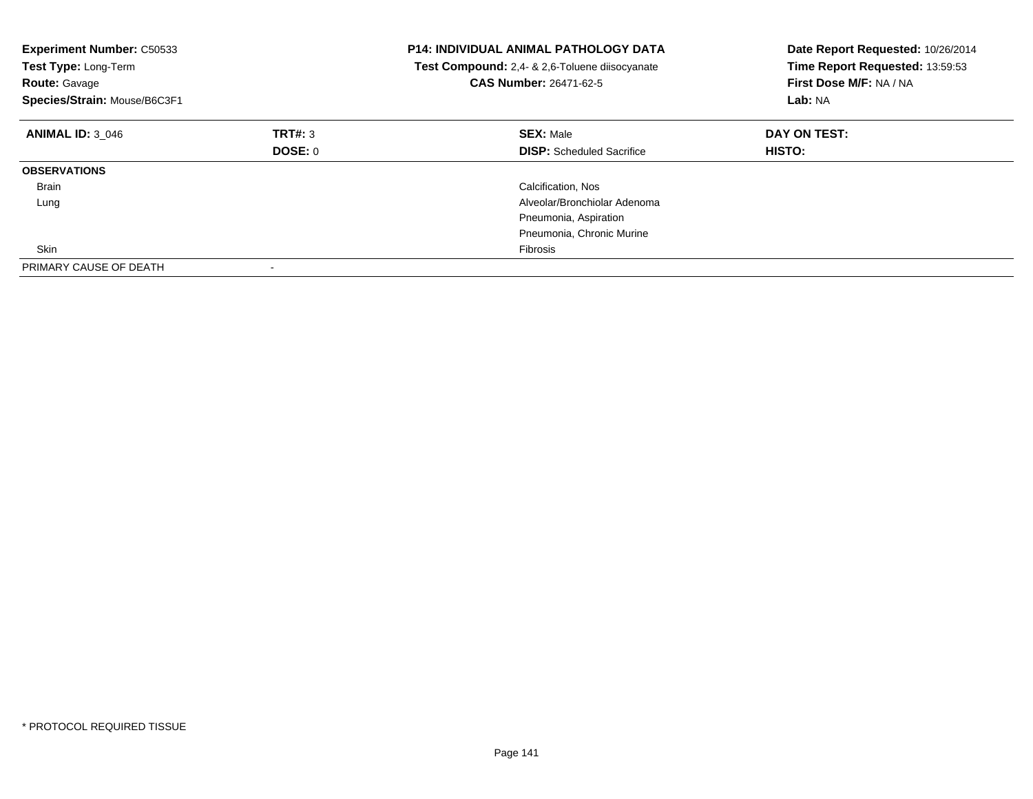**Experiment Number:** C50533
**Test Type:** Long-Term
**Route:** Gavage
**Species/Strain:** Mouse/B6C3F1

**P14: INDIVIDUAL ANIMAL PATHOLOGY DATA**
**Test Compound:** 2,4- & 2,6-Toluene diisocyanate
**CAS Number:** 26471-62-5

**Date Report Requested:** 10/26/2014
**Time Report Requested:** 13:59:53
**First Dose M/F:** NA / NA
**Lab:** NA

| **ANIMAL ID:** 3_046 | **TRT#:** 3 | **SEX:** Male | **DAY ON TEST:** |
|---|---|---|---|
| | **DOSE:** 0 | **DISP:** Scheduled Sacrifice | **HISTO:** |
| **OBSERVATIONS** | | | |
| Brain | | Calcification, Nos | |
| Lung | | Alveolar/Bronchiolar Adenoma | |
| | | Pneumonia, Aspiration | |
| | | Pneumonia, Chronic Murine | |
| Skin | | Fibrosis | |
| PRIMARY CAUSE OF DEATH | - | | |

* PROTOCOL REQUIRED TISSUE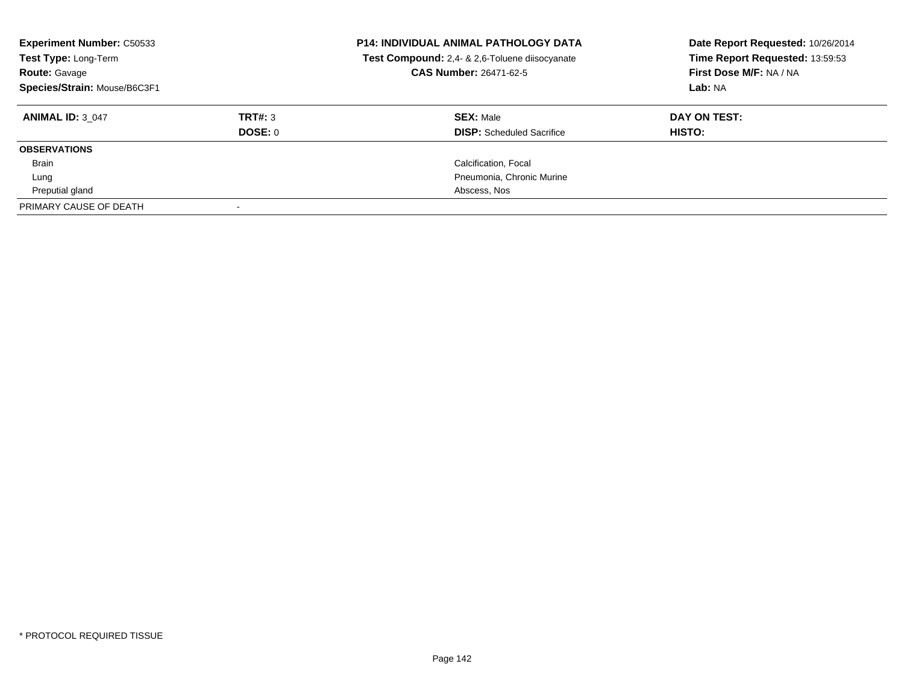**Experiment Number:** C50533
**Test Type:** Long-Term
**Route:** Gavage
**Species/Strain:** Mouse/B6C3F1

**P14: INDIVIDUAL ANIMAL PATHOLOGY DATA**
**Test Compound:** 2,4- & 2,6-Toluene diisocyanate
**CAS Number:** 26471-62-5

**Date Report Requested:** 10/26/2014
**Time Report Requested:** 13:59:53
**First Dose M/F:** NA / NA
**Lab:** NA

| **ANIMAL ID:** 3_047 | **TRT#:** 3 | **SEX:** Male | **DAY ON TEST:** |
|---|---|---|---|
| | **DOSE:** 0 | **DISP:** Scheduled Sacrifice | **HISTO:** |
| **OBSERVATIONS** | | | |
| Brain | | Calcification, Focal | |
| Lung | | Pneumonia, Chronic Murine | |
| Preputial gland | | Abscess, Nos | |
| PRIMARY CAUSE OF DEATH | - | | |

* PROTOCOL REQUIRED TISSUE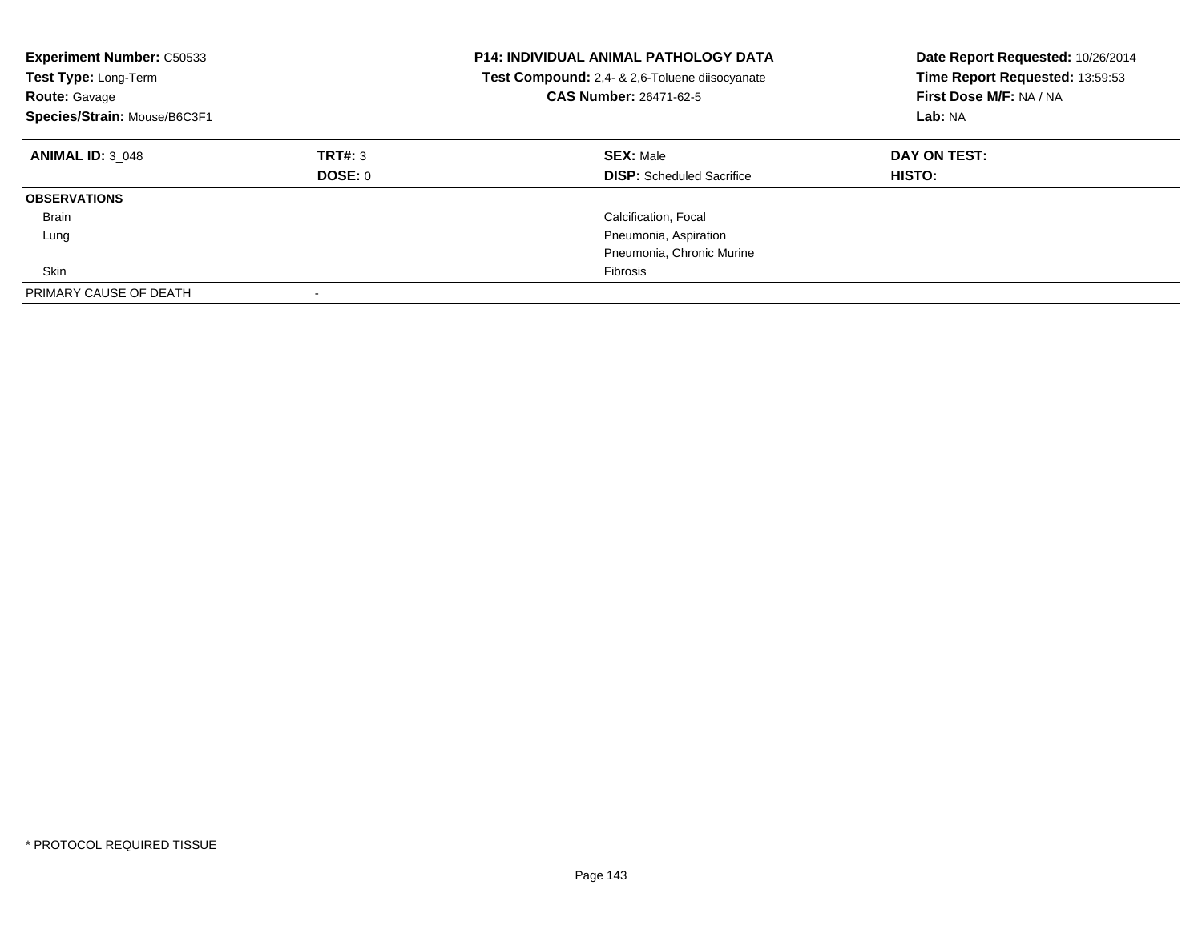**Experiment Number:** C50533
**Test Type:** Long-Term
**Route:** Gavage
**Species/Strain:** Mouse/B6C3F1

**P14: INDIVIDUAL ANIMAL PATHOLOGY DATA**
**Test Compound:** 2,4- & 2,6-Toluene diisocyanate
**CAS Number:** 26471-62-5

**Date Report Requested:** 10/26/2014
**Time Report Requested:** 13:59:53
**First Dose M/F:** NA / NA
**Lab:** NA

| **ANIMAL ID:** 3_048 | **TRT#:** 3 | **SEX:** Male | **DAY ON TEST:** |
|---|---|---|---|
| | **DOSE:** 0 | **DISP:** Scheduled Sacrifice | **HISTO:** |
| **OBSERVATIONS** | | | |
| Brain | | Calcification, Focal | |
| Lung | | Pneumonia, Aspiration | |
| | | Pneumonia, Chronic Murine | |
| Skin | | Fibrosis | |
| PRIMARY CAUSE OF DEATH | - | | |

* PROTOCOL REQUIRED TISSUE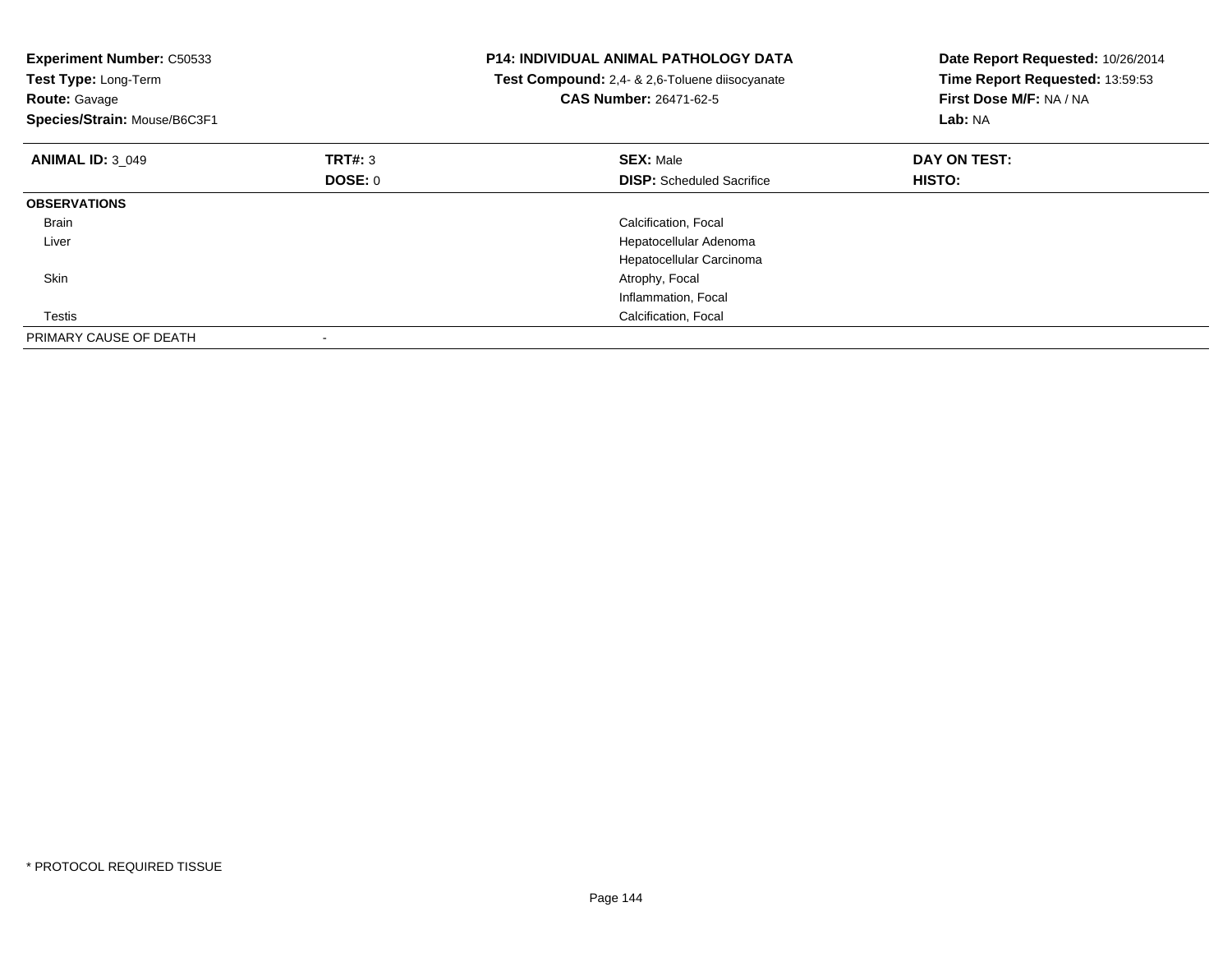**Experiment Number:** C50533
**Test Type:** Long-Term
**Route:** Gavage
**Species/Strain:** Mouse/B6C3F1

**P14: INDIVIDUAL ANIMAL PATHOLOGY DATA**
**Test Compound:** 2,4- & 2,6-Toluene diisocyanate
**CAS Number:** 26471-62-5

**Date Report Requested:** 10/26/2014
**Time Report Requested:** 13:59:53
**First Dose M/F:** NA / NA
**Lab:** NA

| **ANIMAL ID:** 3_049 | **TRT#:** 3 | **SEX:** Male | **DAY ON TEST:** |
|---|---|---|---|
| | **DOSE:** 0 | **DISP:** Scheduled Sacrifice | **HISTO:** |
| **OBSERVATIONS** | | | |
| Brain | | Calcification, Focal | |
| Liver | | Hepatocellular Adenoma | |
| | | Hepatocellular Carcinoma | |
| Skin | | Atrophy, Focal | |
| | | Inflammation, Focal | |
| Testis | | Calcification, Focal | |
| PRIMARY CAUSE OF DEATH | - | | |

* PROTOCOL REQUIRED TISSUE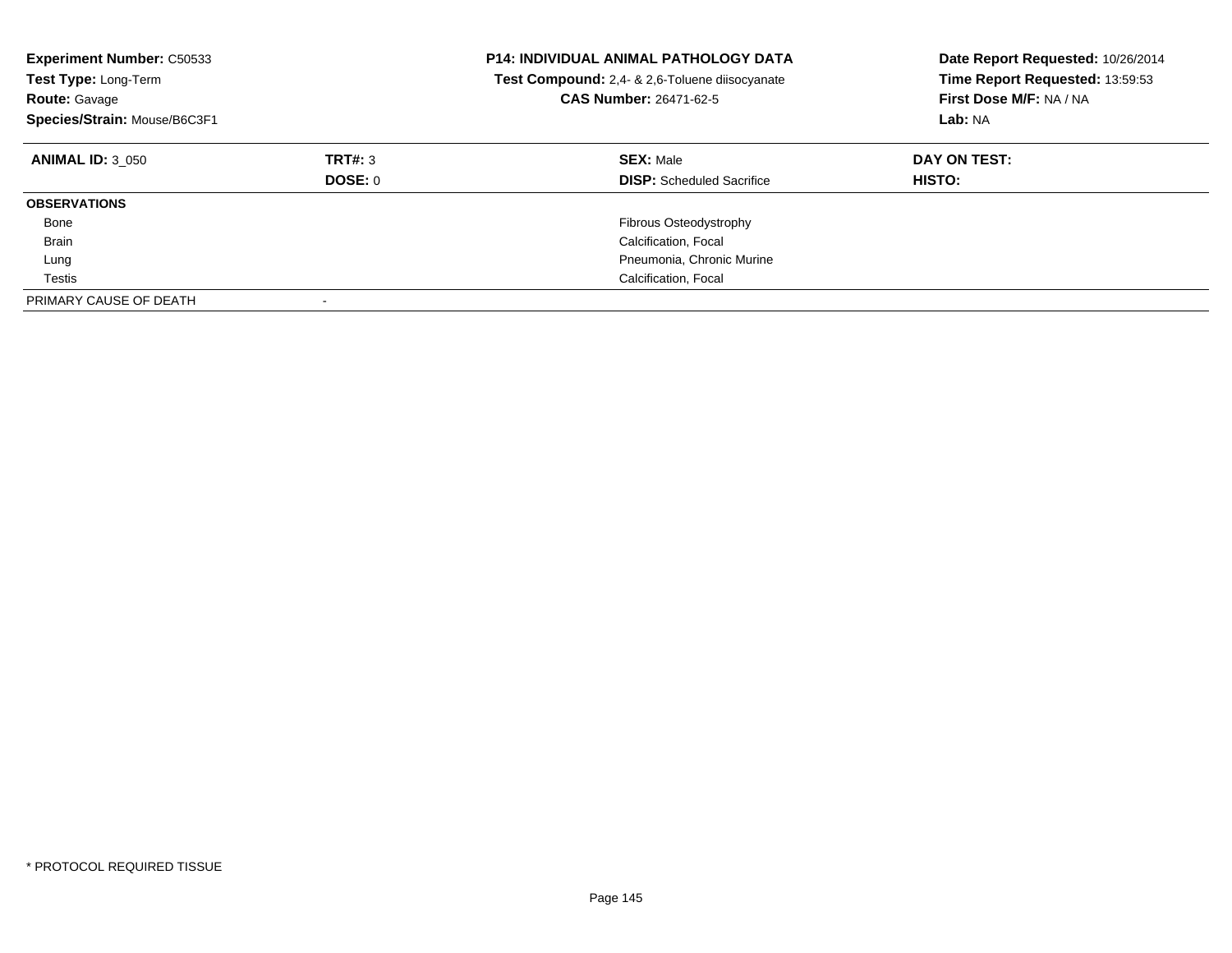**Experiment Number:** C50533
**Test Type:** Long-Term
**Route:** Gavage
**Species/Strain:** Mouse/B6C3F1

**P14: INDIVIDUAL ANIMAL PATHOLOGY DATA**
**Test Compound:** 2,4- & 2,6-Toluene diisocyanate
**CAS Number:** 26471-62-5

**Date Report Requested:** 10/26/2014
**Time Report Requested:** 13:59:53
**First Dose M/F:** NA / NA
**Lab:** NA

| **ANIMAL ID:** 3_050 | **TRT#:** 3 | **SEX:** Male | **DAY ON TEST:** |
|---|---|---|---|
| | **DOSE:** 0 | **DISP:** Scheduled Sacrifice | **HISTO:** |
| **OBSERVATIONS** | | | |
| Bone | | Fibrous Osteodystrophy | |
| Brain | | Calcification, Focal | |
| Lung | | Pneumonia, Chronic Murine | |
| Testis | | Calcification, Focal | |
| PRIMARY CAUSE OF DEATH | - | | |

* PROTOCOL REQUIRED TISSUE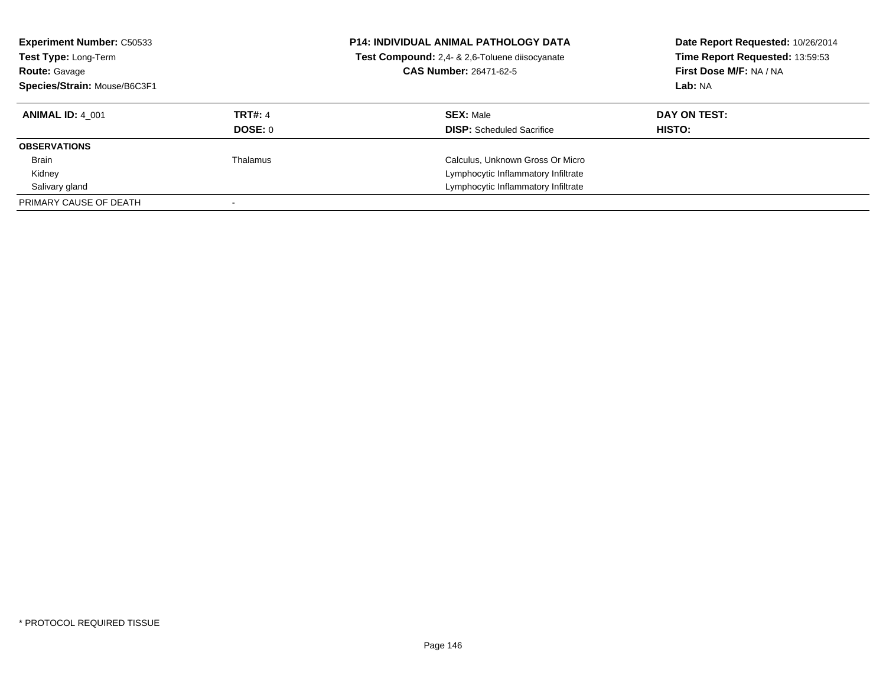**Experiment Number:** C50533
**Test Type:** Long-Term
**Route:** Gavage
**Species/Strain:** Mouse/B6C3F1

**P14: INDIVIDUAL ANIMAL PATHOLOGY DATA**
**Test Compound:** 2,4- & 2,6-Toluene diisocyanate
**CAS Number:** 26471-62-5

**Date Report Requested:** 10/26/2014
**Time Report Requested:** 13:59:53
**First Dose M/F:** NA / NA
**Lab:** NA

| **ANIMAL ID:** 4_001 | **TRT#:** 4 | **SEX:** Male | **DAY ON TEST:** |
|---|---|---|---|
| | **DOSE:** 0 | **DISP:** Scheduled Sacrifice | **HISTO:** |
| **OBSERVATIONS** | | | |
| Brain | Thalamus | Calculus, Unknown Gross Or Micro | |
| Kidney | | Lymphocytic Inflammatory Infiltrate | |
| Salivary gland | | Lymphocytic Inflammatory Infiltrate | |
| PRIMARY CAUSE OF DEATH | - | | |

* PROTOCOL REQUIRED TISSUE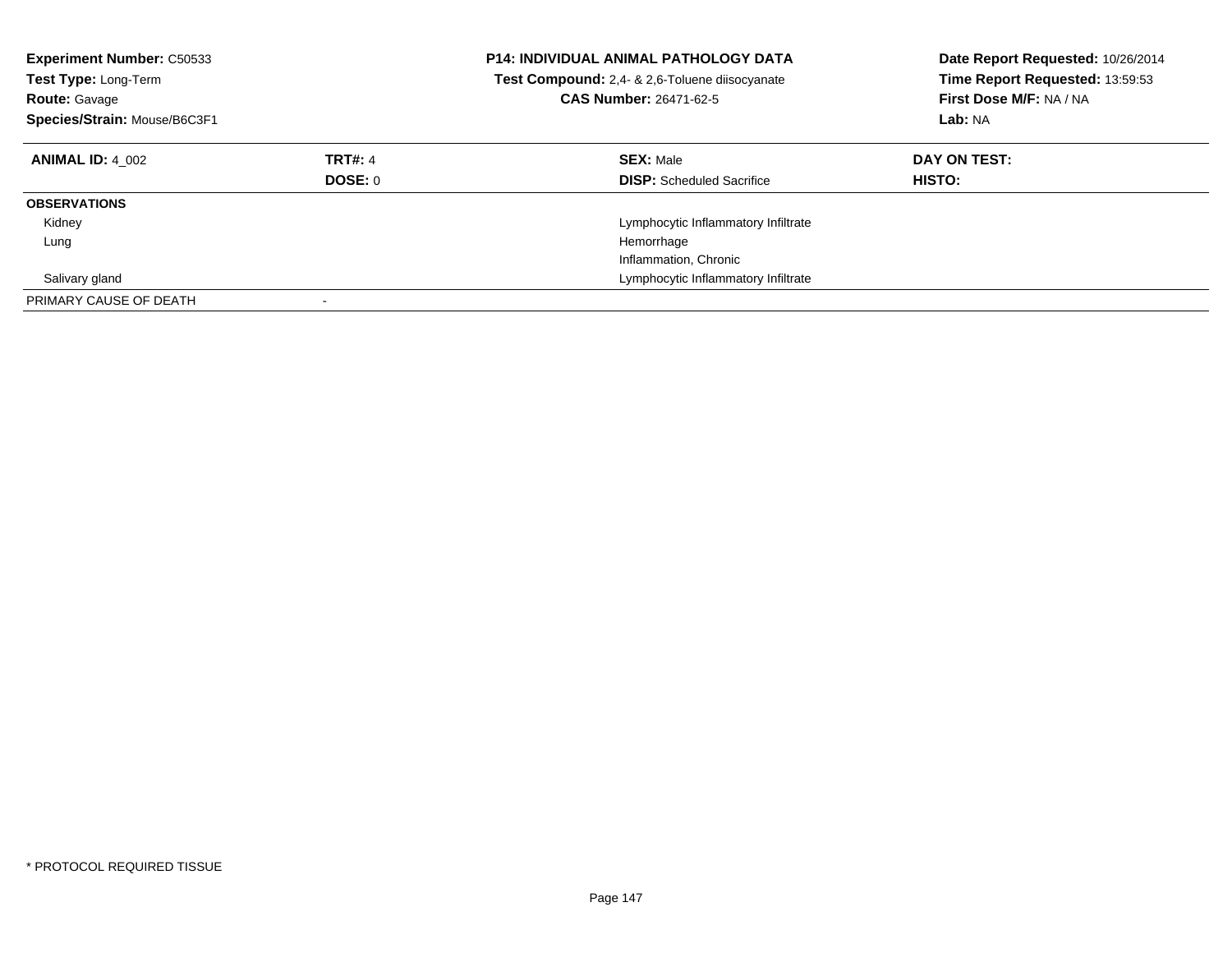**Experiment Number:** C50533
**Test Type:** Long-Term
**Route:** Gavage
**Species/Strain:** Mouse/B6C3F1

**P14: INDIVIDUAL ANIMAL PATHOLOGY DATA**
**Test Compound:** 2,4- & 2,6-Toluene diisocyanate
**CAS Number:** 26471-62-5

**Date Report Requested:** 10/26/2014
**Time Report Requested:** 13:59:53
**First Dose M/F:** NA / NA
**Lab:** NA

| **ANIMAL ID:** 4_002 | **TRT#:** 4 | **SEX:** Male | **DAY ON TEST:** |
|---|---|---|---|
| | **DOSE:** 0 | **DISP:** Scheduled Sacrifice | **HISTO:** |
| **OBSERVATIONS** | | | |
| Kidney | | Lymphocytic Inflammatory Infiltrate | |
| Lung | | Hemorrhage | |
| | | Inflammation, Chronic | |
| Salivary gland | | Lymphocytic Inflammatory Infiltrate | |
| PRIMARY CAUSE OF DEATH | - | | |

* PROTOCOL REQUIRED TISSUE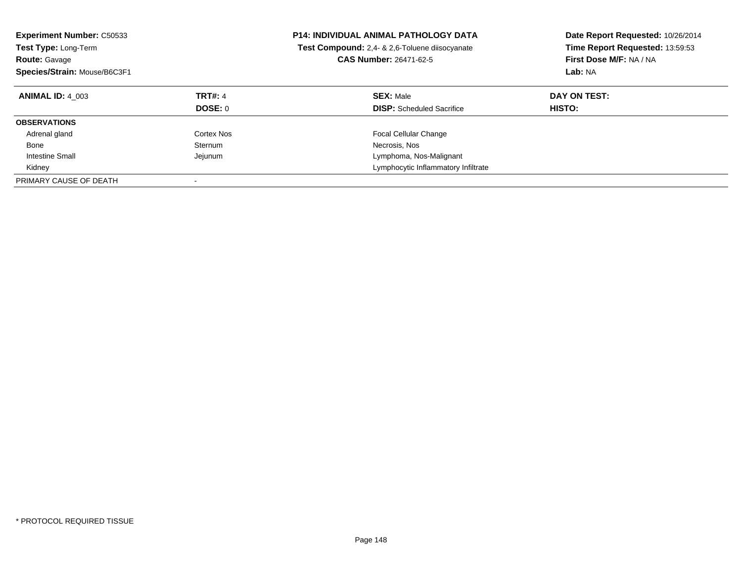**Experiment Number:** C50533
**Test Type:** Long-Term
**Route:** Gavage
**Species/Strain:** Mouse/B6C3F1

**P14: INDIVIDUAL ANIMAL PATHOLOGY DATA**
**Test Compound:** 2,4- & 2,6-Toluene diisocyanate
**CAS Number:** 26471-62-5

**Date Report Requested:** 10/26/2014
**Time Report Requested:** 13:59:53
**First Dose M/F:** NA / NA
**Lab:** NA

| **ANIMAL ID:** 4_003 | **TRT#:** 4 | **SEX:** Male | **DAY ON TEST:** |
|---|---|---|---|
| | **DOSE:** 0 | **DISP:** Scheduled Sacrifice | **HISTO:** |
| **OBSERVATIONS** | | | |
| Adrenal gland | Cortex Nos | Focal Cellular Change | |
| Bone | Sternum | Necrosis, Nos | |
| Intestine Small | Jejunum | Lymphoma, Nos-Malignant | |
| Kidney | | Lymphocytic Inflammatory Infiltrate | |
| PRIMARY CAUSE OF DEATH | - | | |

* PROTOCOL REQUIRED TISSUE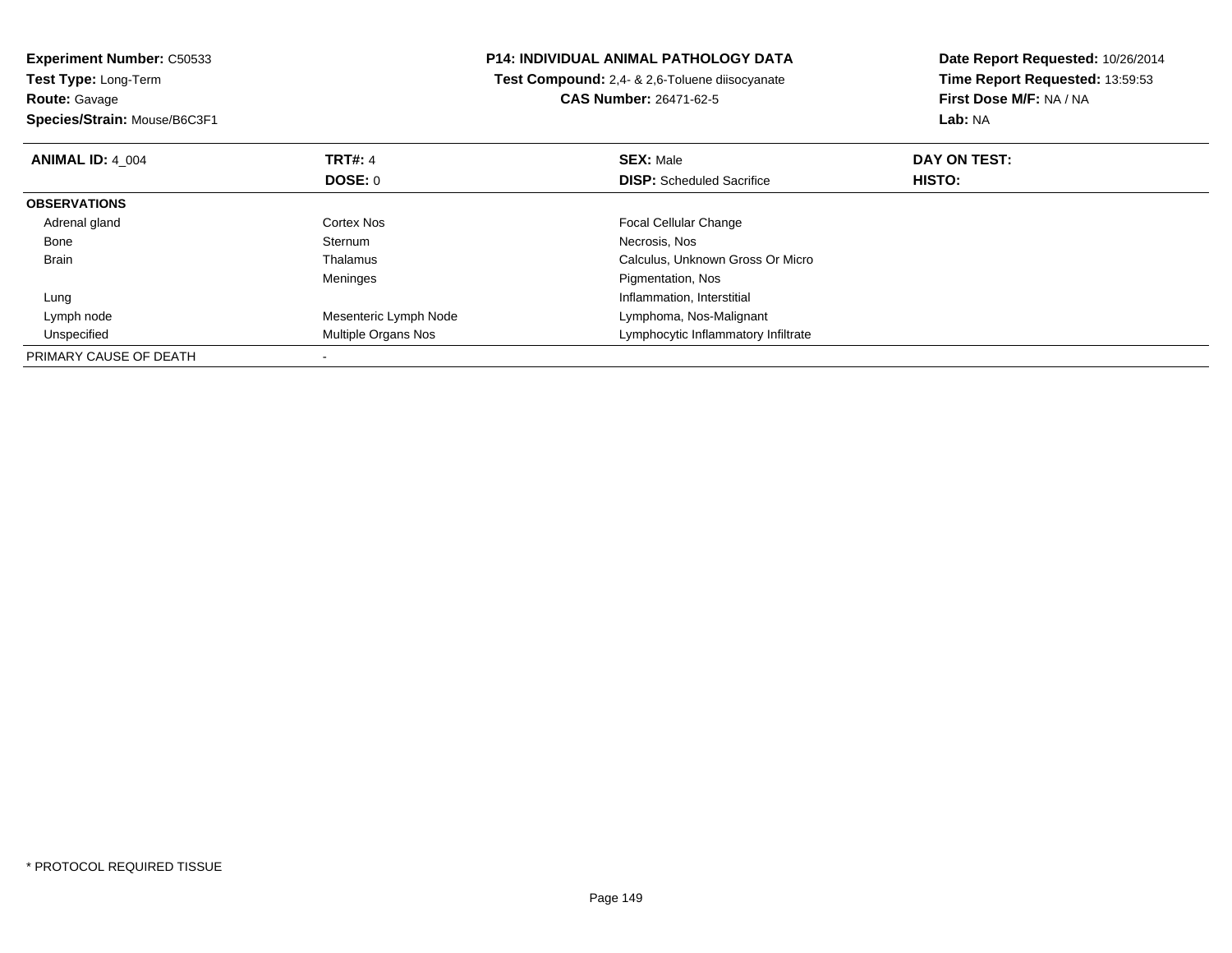**Experiment Number:** C50533
**Test Type:** Long-Term
**Route:** Gavage
**Species/Strain:** Mouse/B6C3F1

**P14: INDIVIDUAL ANIMAL PATHOLOGY DATA**
**Test Compound:** 2,4- & 2,6-Toluene diisocyanate
**CAS Number:** 26471-62-5

**Date Report Requested:** 10/26/2014
**Time Report Requested:** 13:59:53
**First Dose M/F:** NA / NA
**Lab:** NA

| **ANIMAL ID:** 4_004 | **TRT#:** 4 | **SEX:** Male | **DAY ON TEST:** |
|---|---|---|---|
| | **DOSE:** 0 | **DISP:** Scheduled Sacrifice | **HISTO:** |
| **OBSERVATIONS** | | | |
| Adrenal gland | Cortex Nos | Focal Cellular Change | |
| Bone | Sternum | Necrosis, Nos | |
| Brain | Thalamus | Calculus, Unknown Gross Or Micro | |
| | Meninges | Pigmentation, Nos | |
| Lung | | Inflammation, Interstitial | |
| Lymph node | Mesenteric Lymph Node | Lymphoma, Nos-Malignant | |
| Unspecified | Multiple Organs Nos | Lymphocytic Inflammatory Infiltrate | |
| PRIMARY CAUSE OF DEATH | - | | |

* PROTOCOL REQUIRED TISSUE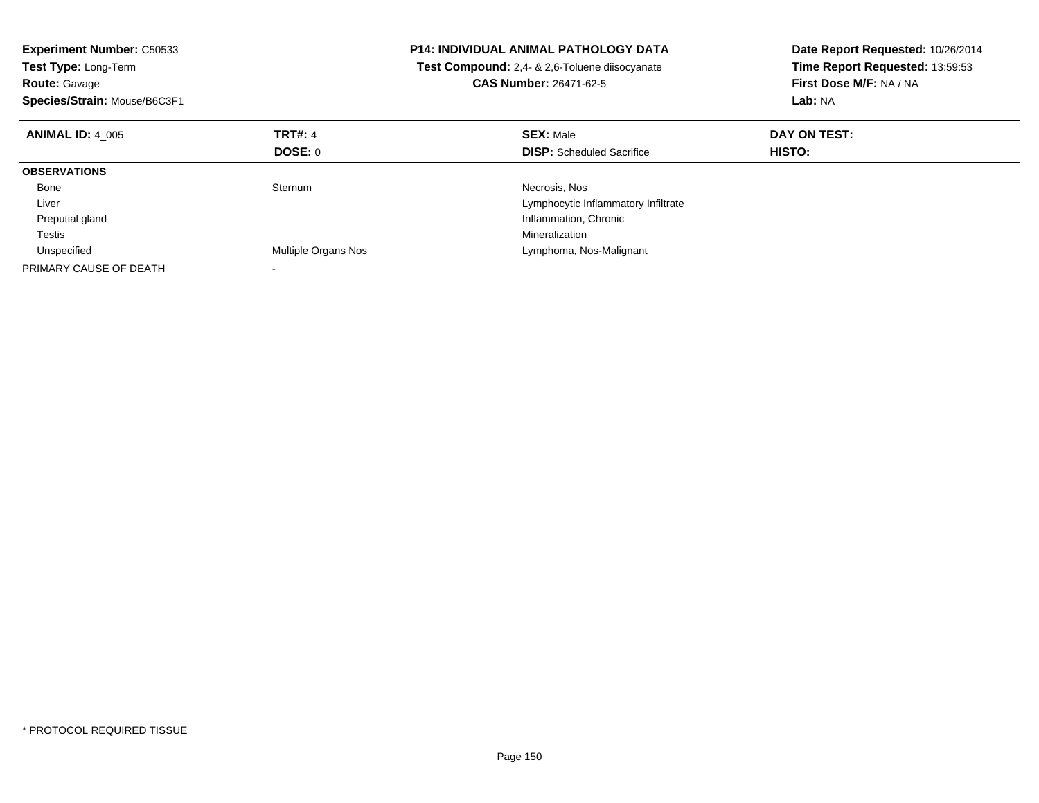**Experiment Number:** C50533
**Test Type:** Long-Term
**Route:** Gavage
**Species/Strain:** Mouse/B6C3F1

**P14: INDIVIDUAL ANIMAL PATHOLOGY DATA**
**Test Compound:** 2,4- & 2,6-Toluene diisocyanate
**CAS Number:** 26471-62-5

**Date Report Requested:** 10/26/2014
**Time Report Requested:** 13:59:53
**First Dose M/F:** NA / NA
**Lab:** NA

| **ANIMAL ID:** 4_005 | **TRT#:** 4 | **SEX:** Male | **DAY ON TEST:** |
|---|---|---|---|
| | **DOSE:** 0 | **DISP:** Scheduled Sacrifice | **HISTO:** |
| **OBSERVATIONS** | | | |
| Bone | Sternum | Necrosis, Nos | |
| Liver | | Lymphocytic Inflammatory Infiltrate | |
| Preputial gland | | Inflammation, Chronic | |
| Testis | | Mineralization | |
| Unspecified | Multiple Organs Nos | Lymphoma, Nos-Malignant | |
| PRIMARY CAUSE OF DEATH | - | | |

* PROTOCOL REQUIRED TISSUE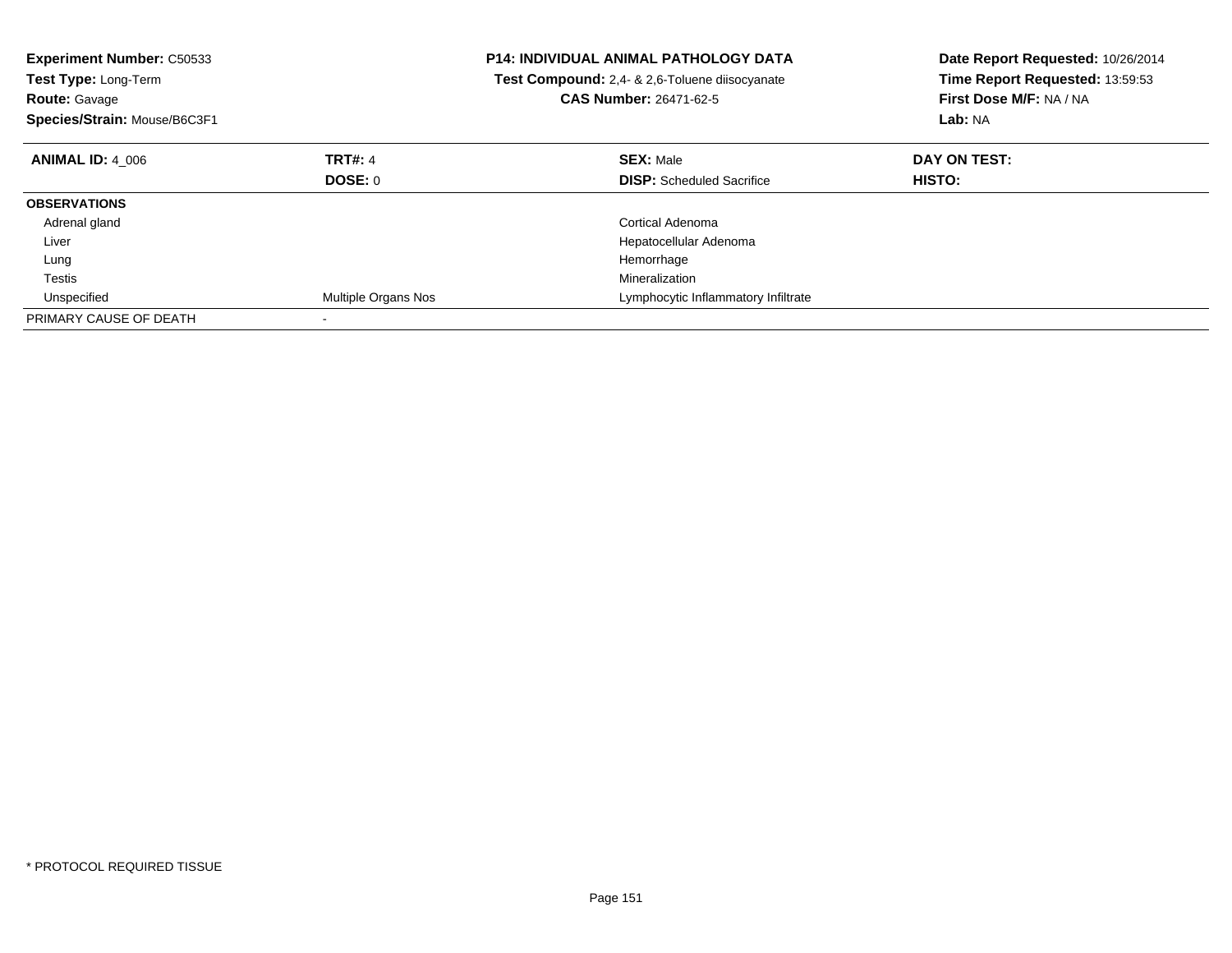**Experiment Number:** C50533
**Test Type:** Long-Term
**Route:** Gavage
**Species/Strain:** Mouse/B6C3F1

**P14: INDIVIDUAL ANIMAL PATHOLOGY DATA**
**Test Compound:** 2,4- & 2,6-Toluene diisocyanate
**CAS Number:** 26471-62-5

**Date Report Requested:** 10/26/2014
**Time Report Requested:** 13:59:53
**First Dose M/F:** NA / NA
**Lab:** NA

| **ANIMAL ID:** 4_006 | **TRT#:** 4 | **SEX:** Male | **DAY ON TEST:** |
|---|---|---|---|
| | **DOSE:** 0 | **DISP:** Scheduled Sacrifice | **HISTO:** |
| **OBSERVATIONS** | | | |
| Adrenal gland | | Cortical Adenoma | |
| Liver | | Hepatocellular Adenoma | |
| Lung | | Hemorrhage | |
| Testis | | Mineralization | |
| Unspecified | Multiple Organs Nos | Lymphocytic Inflammatory Infiltrate | |
| PRIMARY CAUSE OF DEATH | - | | |

\* PROTOCOL REQUIRED TISSUE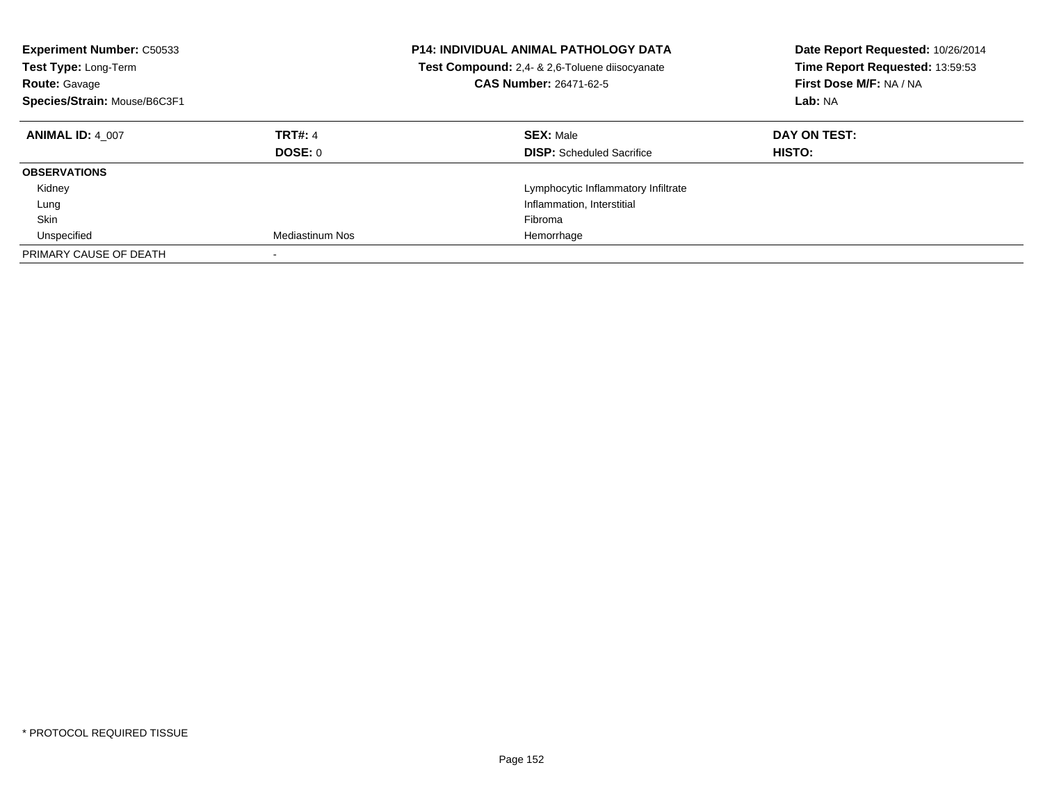**Experiment Number:** C50533
**Test Type:** Long-Term
**Route:** Gavage
**Species/Strain:** Mouse/B6C3F1

**P14: INDIVIDUAL ANIMAL PATHOLOGY DATA**
**Test Compound:** 2,4- & 2,6-Toluene diisocyanate
**CAS Number:** 26471-62-5

**Date Report Requested:** 10/26/2014
**Time Report Requested:** 13:59:53
**First Dose M/F:** NA / NA
**Lab:** NA

| **ANIMAL ID:** 4_007 | **TRT#:** 4 | **SEX:** Male | **DAY ON TEST:** |
|---|---|---|---|
| | **DOSE:** 0 | **DISP:** Scheduled Sacrifice | **HISTO:** |
| **OBSERVATIONS** | | | |
| Kidney | | Lymphocytic Inflammatory Infiltrate | |
| Lung | | Inflammation, Interstitial | |
| Skin | | Fibroma | |
| Unspecified | Mediastinum Nos | Hemorrhage | |
| PRIMARY CAUSE OF DEATH | - | | |

* PROTOCOL REQUIRED TISSUE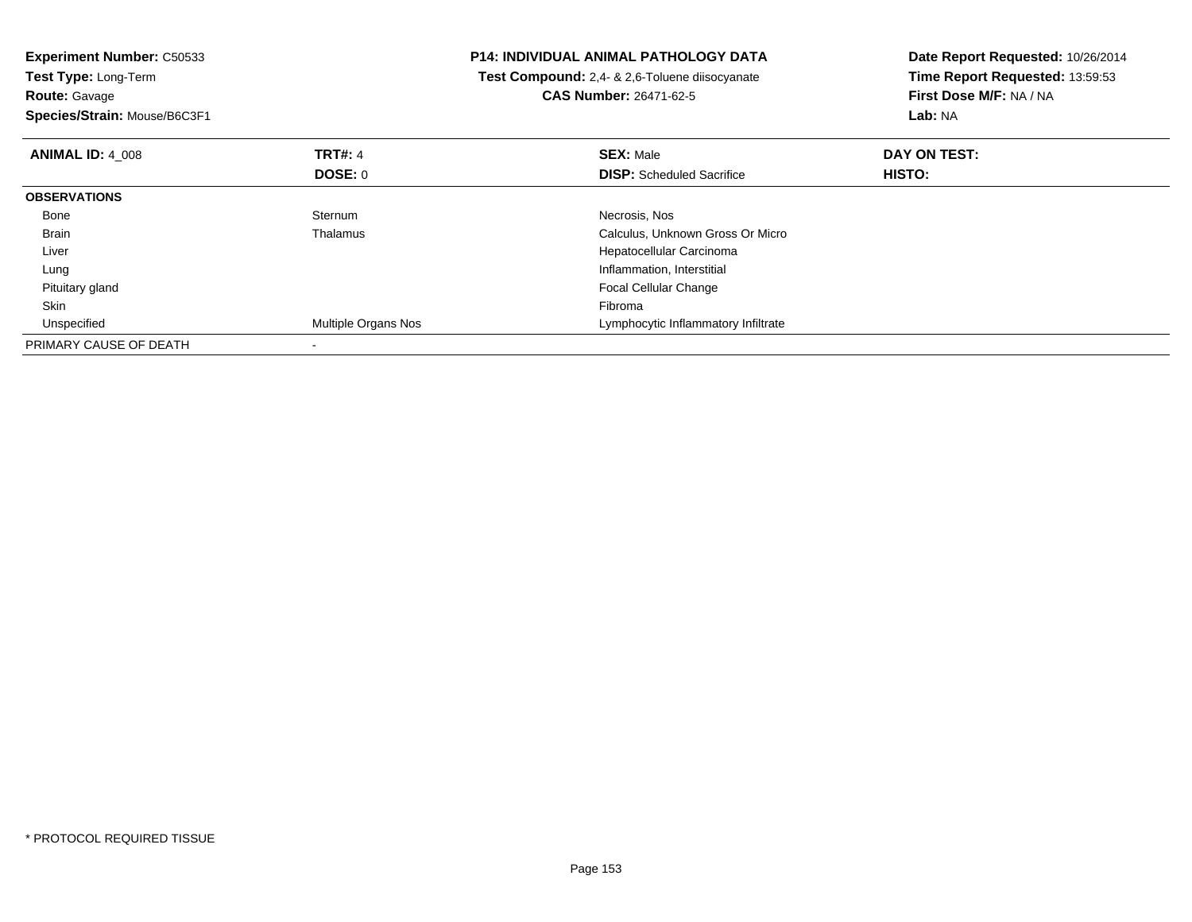**Experiment Number:** C50533
**Test Type:** Long-Term
**Route:** Gavage
**Species/Strain:** Mouse/B6C3F1

**P14: INDIVIDUAL ANIMAL PATHOLOGY DATA**
**Test Compound:** 2,4- & 2,6-Toluene diisocyanate
**CAS Number:** 26471-62-5

**Date Report Requested:** 10/26/2014
**Time Report Requested:** 13:59:53
**First Dose M/F:** NA / NA
**Lab:** NA

| **ANIMAL ID:** 4_008 | **TRT#:** 4 | **SEX:** Male | **DAY ON TEST:** |
|---|---|---|---|
| | **DOSE:** 0 | **DISP:** Scheduled Sacrifice | **HISTO:** |
| **OBSERVATIONS** | | | |
| Bone | Sternum | Necrosis, Nos | |
| Brain | Thalamus | Calculus, Unknown Gross Or Micro | |
| Liver | | Hepatocellular Carcinoma | |
| Lung | | Inflammation, Interstitial | |
| Pituitary gland | | Focal Cellular Change | |
| Skin | | Fibroma | |
| Unspecified | Multiple Organs Nos | Lymphocytic Inflammatory Infiltrate | |
| PRIMARY CAUSE OF DEATH | - | | |

* PROTOCOL REQUIRED TISSUE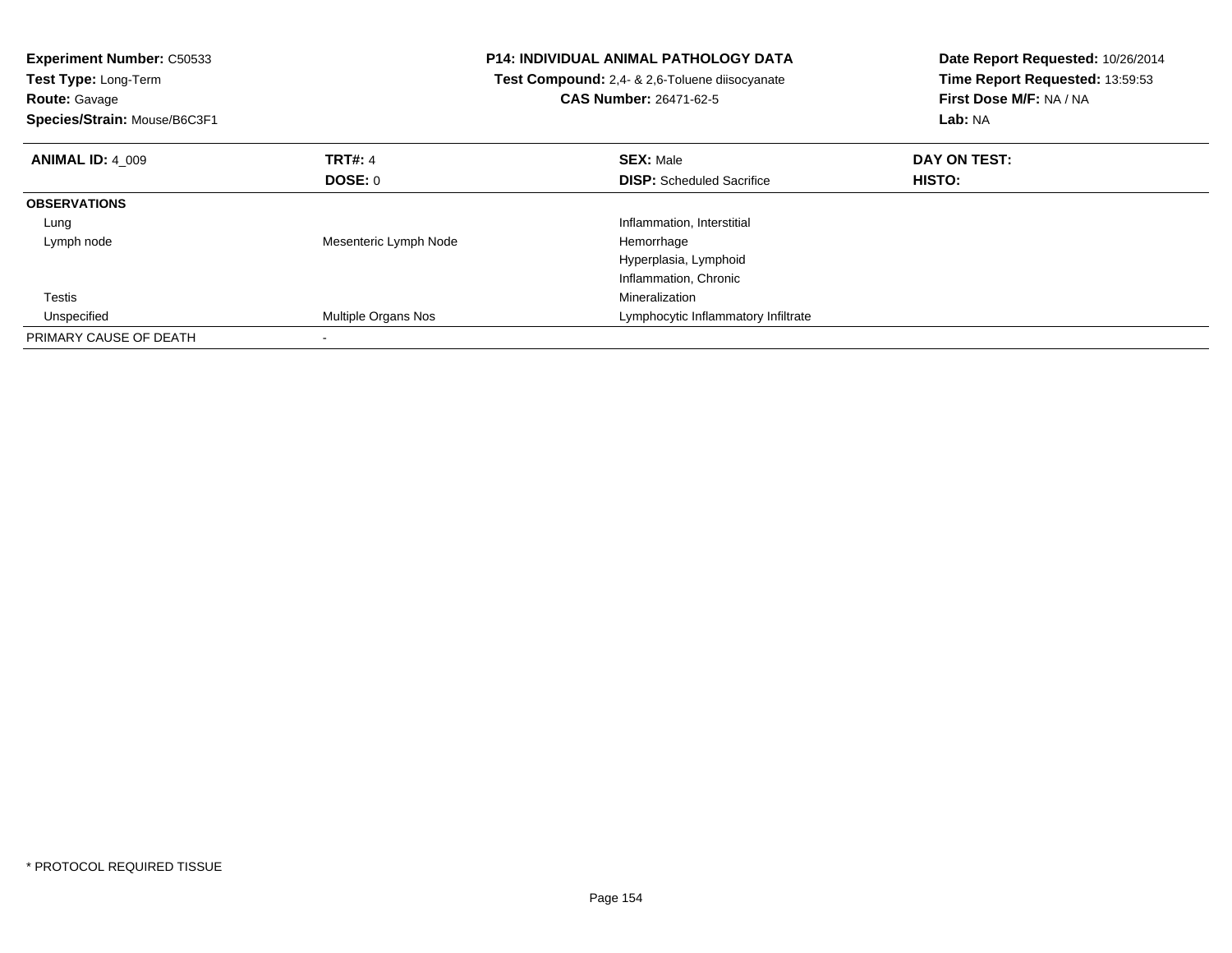**Experiment Number:** C50533
**Test Type:** Long-Term
**Route:** Gavage
**Species/Strain:** Mouse/B6C3F1

**P14: INDIVIDUAL ANIMAL PATHOLOGY DATA**
**Test Compound:** 2,4- & 2,6-Toluene diisocyanate
**CAS Number:** 26471-62-5

**Date Report Requested:** 10/26/2014
**Time Report Requested:** 13:59:53
**First Dose M/F:** NA / NA
**Lab:** NA

| **ANIMAL ID:** 4_009 | **TRT#:** 4 | **SEX:** Male | **DAY ON TEST:** |
|---|---|---|---|
| | **DOSE:** 0 | **DISP:** Scheduled Sacrifice | **HISTO:** |
| **OBSERVATIONS** | | | |
| Lung | | Inflammation, Interstitial | |
| Lymph node | Mesenteric Lymph Node | Hemorrhage | |
| | | Hyperplasia, Lymphoid | |
| | | Inflammation, Chronic | |
| Testis | | Mineralization | |
| Unspecified | Multiple Organs Nos | Lymphocytic Inflammatory Infiltrate | |
| PRIMARY CAUSE OF DEATH | - | | |

* PROTOCOL REQUIRED TISSUE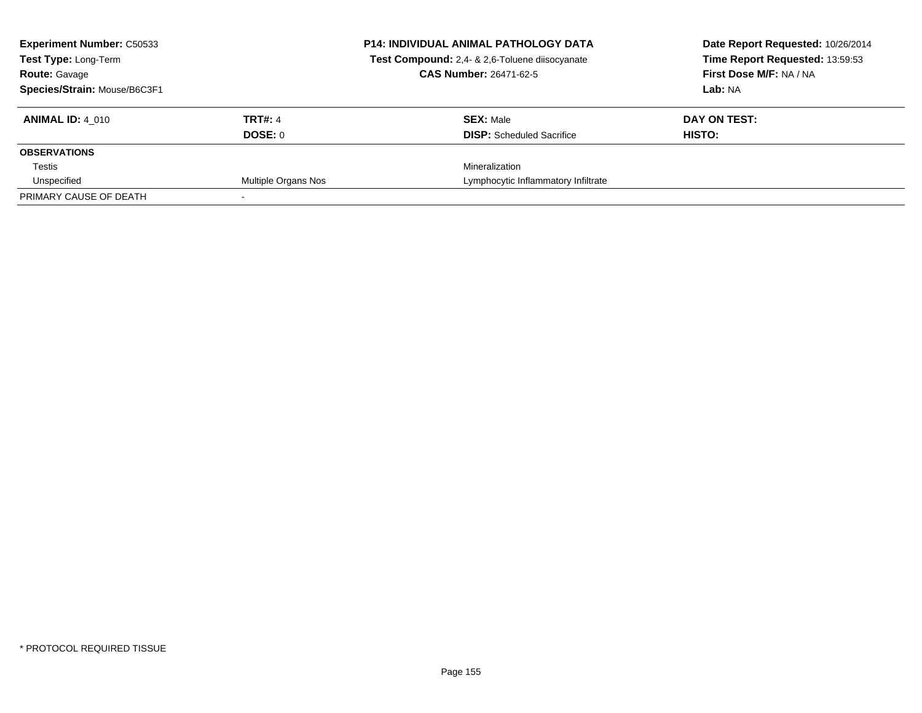**Experiment Number:** C50533
**Test Type:** Long-Term
**Route:** Gavage
**Species/Strain:** Mouse/B6C3F1

**P14: INDIVIDUAL ANIMAL PATHOLOGY DATA**
**Test Compound:** 2,4- & 2,6-Toluene diisocyanate
**CAS Number:** 26471-62-5

**Date Report Requested:** 10/26/2014
**Time Report Requested:** 13:59:53
**First Dose M/F:** NA / NA
**Lab:** NA

| **ANIMAL ID:** 4_010 | **TRT#:** 4 | **SEX:** Male | **DAY ON TEST:** |
|---|---|---|---|
| | **DOSE:** 0 | **DISP:** Scheduled Sacrifice | **HISTO:** |
| **OBSERVATIONS** | | | |
| Testis | | Mineralization | |
| Unspecified | Multiple Organs Nos | Lymphocytic Inflammatory Infiltrate | |
| PRIMARY CAUSE OF DEATH | - | | |

\* PROTOCOL REQUIRED TISSUE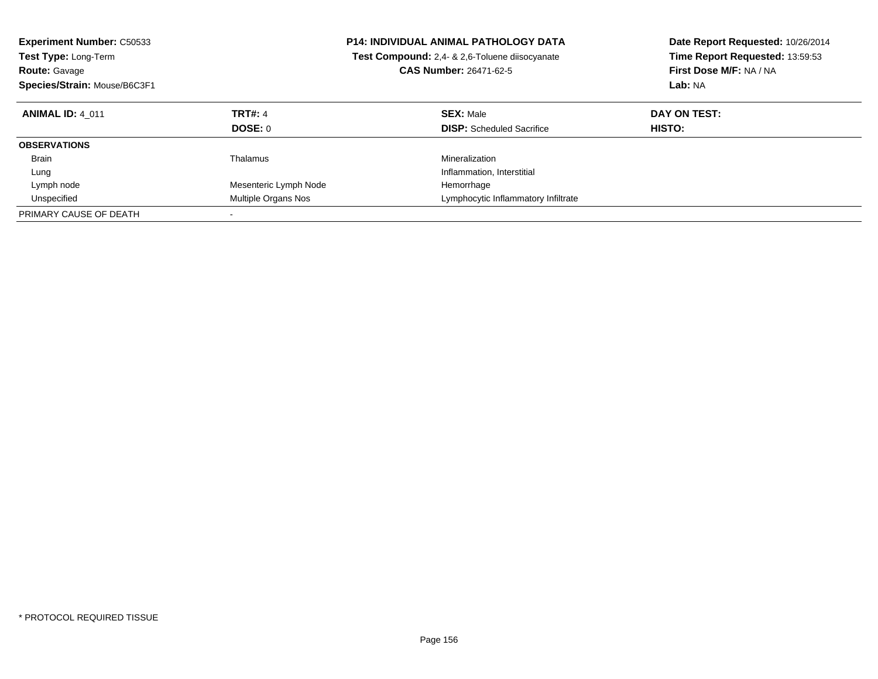**Experiment Number:** C50533
**Test Type:** Long-Term
**Route:** Gavage
**Species/Strain:** Mouse/B6C3F1

**P14: INDIVIDUAL ANIMAL PATHOLOGY DATA**
**Test Compound:** 2,4- & 2,6-Toluene diisocyanate
**CAS Number:** 26471-62-5

**Date Report Requested:** 10/26/2014
**Time Report Requested:** 13:59:53
**First Dose M/F:** NA / NA
**Lab:** NA

| **ANIMAL ID:** 4_011 | **TRT#:** 4 | **SEX:** Male | **DAY ON TEST:** |
|---|---|---|---|
| | **DOSE:** 0 | **DISP:** Scheduled Sacrifice | **HISTO:** |
| **OBSERVATIONS** | | | |
| Brain | Thalamus | Mineralization | |
| Lung | | Inflammation, Interstitial | |
| Lymph node | Mesenteric Lymph Node | Hemorrhage | |
| Unspecified | Multiple Organs Nos | Lymphocytic Inflammatory Infiltrate | |
| PRIMARY CAUSE OF DEATH | - | | |

* PROTOCOL REQUIRED TISSUE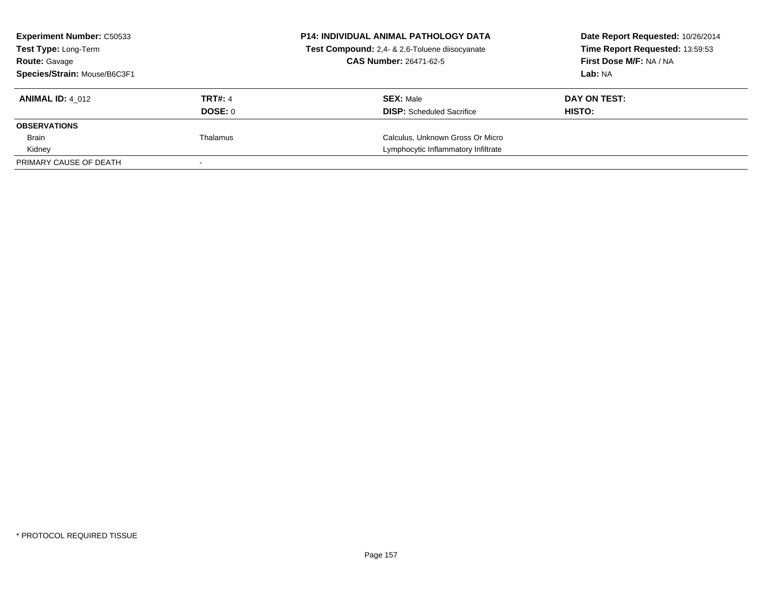**Experiment Number:** C50533
**Test Type:** Long-Term
**Route:** Gavage
**Species/Strain:** Mouse/B6C3F1

**P14: INDIVIDUAL ANIMAL PATHOLOGY DATA**
**Test Compound:** 2,4- & 2,6-Toluene diisocyanate
**CAS Number:** 26471-62-5

**Date Report Requested:** 10/26/2014
**Time Report Requested:** 13:59:53
**First Dose M/F:** NA / NA
**Lab:** NA

| **ANIMAL ID:** 4_012 | **TRT#:** 4 | **SEX:** Male | **DAY ON TEST:** |
|---|---|---|---|
| | **DOSE:** 0 | **DISP:** Scheduled Sacrifice | **HISTO:** |
| **OBSERVATIONS** | | | |
| Brain | Thalamus | Calculus, Unknown Gross Or Micro | |
| Kidney | | Lymphocytic Inflammatory Infiltrate | |
| PRIMARY CAUSE OF DEATH | - | | |

* PROTOCOL REQUIRED TISSUE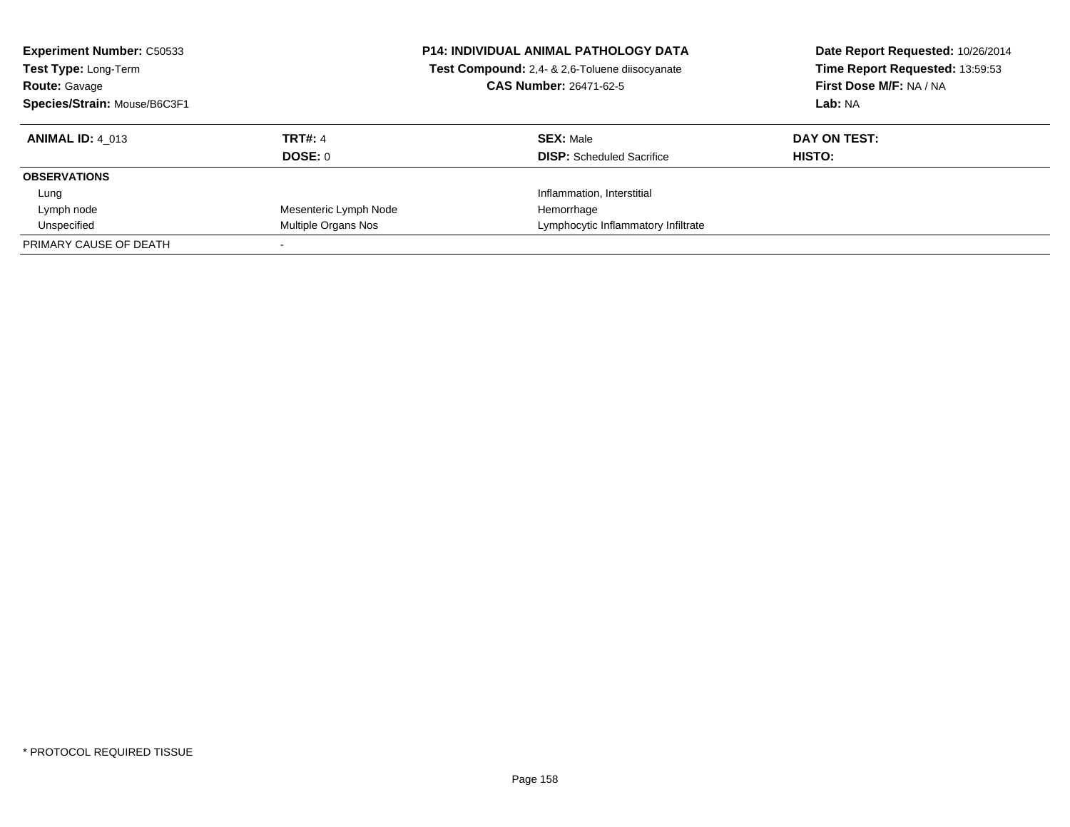**Experiment Number:** C50533
**Test Type:** Long-Term
**Route:** Gavage
**Species/Strain:** Mouse/B6C3F1

**P14: INDIVIDUAL ANIMAL PATHOLOGY DATA**
**Test Compound:** 2,4- & 2,6-Toluene diisocyanate
**CAS Number:** 26471-62-5

**Date Report Requested:** 10/26/2014
**Time Report Requested:** 13:59:53
**First Dose M/F:** NA / NA
**Lab:** NA

| **ANIMAL ID:** 4_013 | **TRT#:** 4<br>**DOSE:** 0 | **SEX:** Male<br>**DISP:** Scheduled Sacrifice | **DAY ON TEST:**<br>**HISTO:** |
|---|---|---|---|
| **OBSERVATIONS** | | | |
| Lung | | Inflammation, Interstitial | |
| Lymph node | Mesenteric Lymph Node | Hemorrhage | |
| Unspecified | Multiple Organs Nos | Lymphocytic Inflammatory Infiltrate | |
| PRIMARY CAUSE OF DEATH | - | | |

* PROTOCOL REQUIRED TISSUE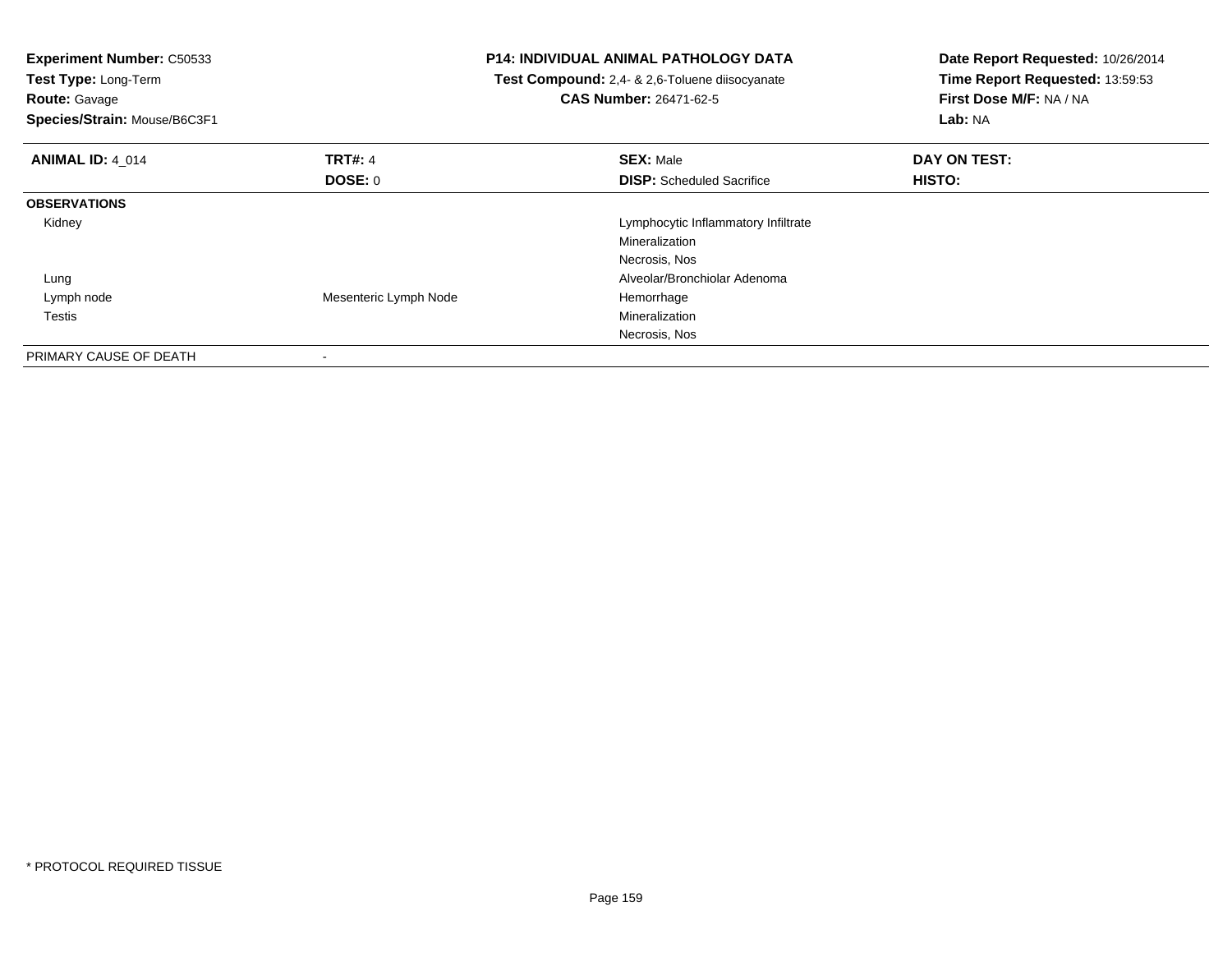**Experiment Number:** C50533
**Test Type:** Long-Term
**Route:** Gavage
**Species/Strain:** Mouse/B6C3F1

**P14: INDIVIDUAL ANIMAL PATHOLOGY DATA**
**Test Compound:** 2,4- & 2,6-Toluene diisocyanate
**CAS Number:** 26471-62-5

**Date Report Requested:** 10/26/2014
**Time Report Requested:** 13:59:53
**First Dose M/F:** NA / NA
**Lab:** NA

| **ANIMAL ID:** 4_014 | **TRT#:** 4 | **SEX:** Male | **DAY ON TEST:** |
|---|---|---|---|
| | **DOSE:** 0 | **DISP:** Scheduled Sacrifice | **HISTO:** |
| **OBSERVATIONS** | | | |
| Kidney | | Lymphocytic Inflammatory Infiltrate | |
| | | Mineralization | |
| | | Necrosis, Nos | |
| Lung | | Alveolar/Bronchiolar Adenoma | |
| Lymph node | Mesenteric Lymph Node | Hemorrhage | |
| Testis | | Mineralization | |
| | | Necrosis, Nos | |
| PRIMARY CAUSE OF DEATH | - | | |

* PROTOCOL REQUIRED TISSUE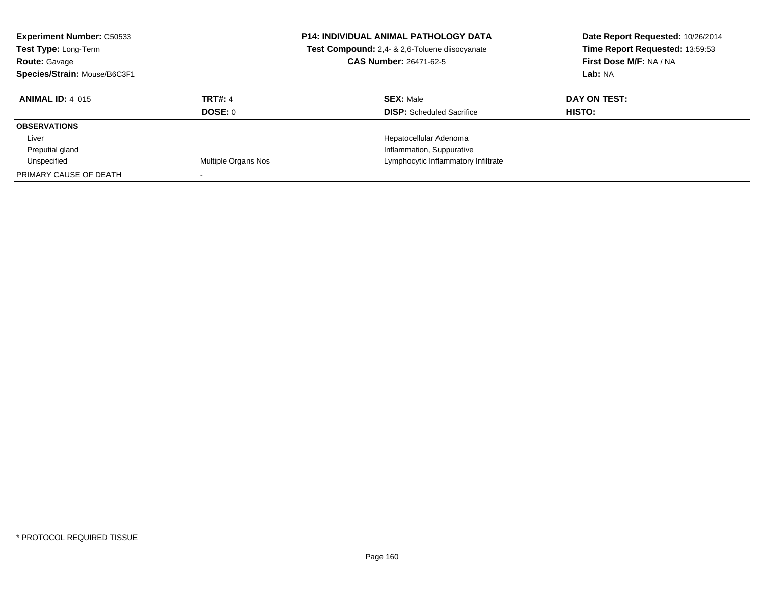**Experiment Number:** C50533
**Test Type:** Long-Term
**Route:** Gavage
**Species/Strain:** Mouse/B6C3F1

**P14: INDIVIDUAL ANIMAL PATHOLOGY DATA**
**Test Compound:** 2,4- & 2,6-Toluene diisocyanate
**CAS Number:** 26471-62-5

**Date Report Requested:** 10/26/2014
**Time Report Requested:** 13:59:53
**First Dose M/F:** NA / NA
**Lab:** NA

| **ANIMAL ID:** 4_015 | **TRT#:** 4 | **SEX:** Male | **DAY ON TEST:** |
|---|---|---|---|
| | **DOSE:** 0 | **DISP:** Scheduled Sacrifice | **HISTO:** |
| **OBSERVATIONS** | | | |
| Liver | | Hepatocellular Adenoma | |
| Preputial gland | | Inflammation, Suppurative | |
| Unspecified | Multiple Organs Nos | Lymphocytic Inflammatory Infiltrate | |
| PRIMARY CAUSE OF DEATH | - | | |

* PROTOCOL REQUIRED TISSUE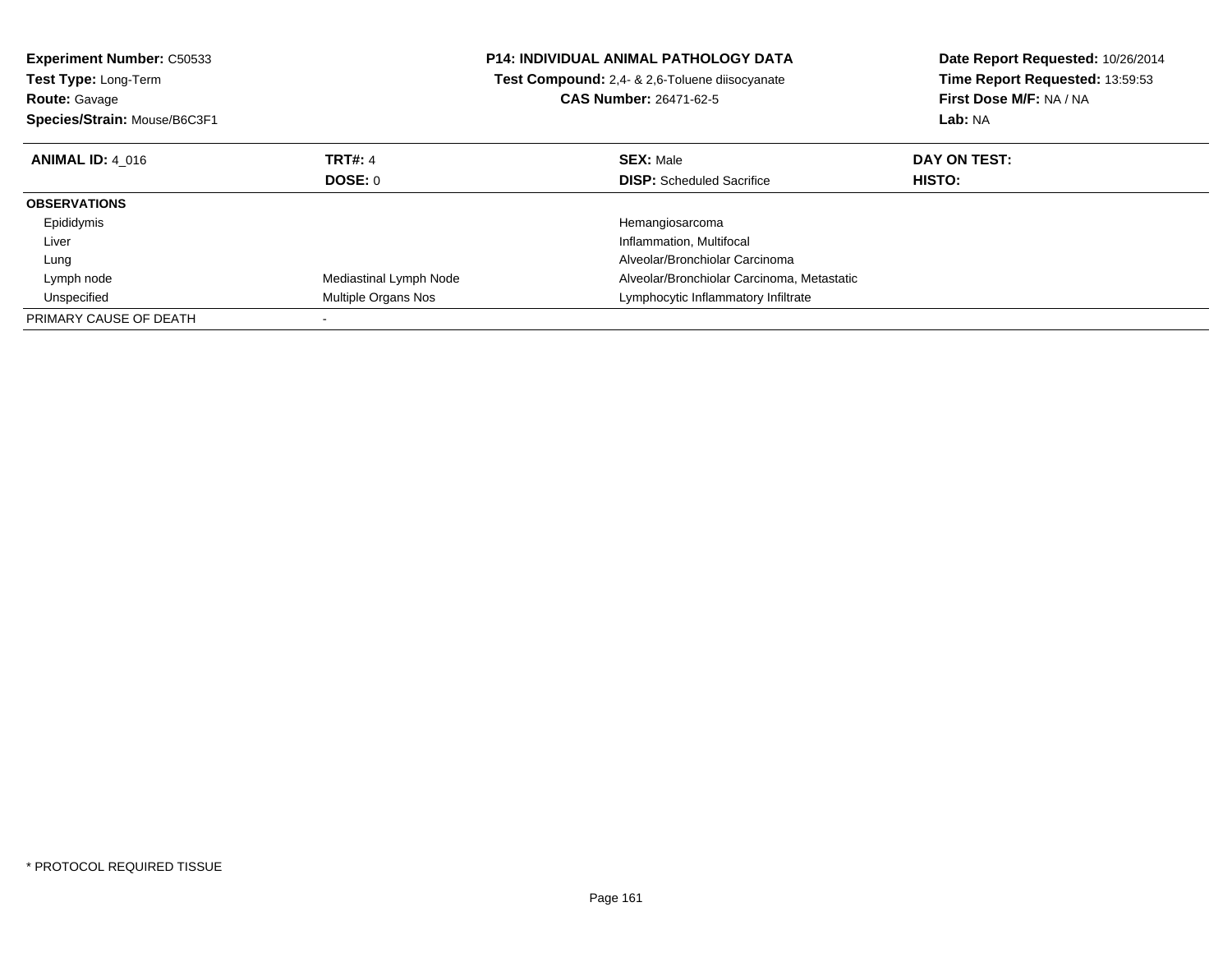**Experiment Number:** C50533
**Test Type:** Long-Term
**Route:** Gavage
**Species/Strain:** Mouse/B6C3F1

**P14: INDIVIDUAL ANIMAL PATHOLOGY DATA**
**Test Compound:** 2,4- & 2,6-Toluene diisocyanate
**CAS Number:** 26471-62-5

**Date Report Requested:** 10/26/2014
**Time Report Requested:** 13:59:53
**First Dose M/F:** NA / NA
**Lab:** NA

| **ANIMAL ID:** 4_016 | **TRT#:** 4 | **SEX:** Male | **DAY ON TEST:** |
|---|---|---|---|
| | **DOSE:** 0 | **DISP:** Scheduled Sacrifice | **HISTO:** |
| **OBSERVATIONS** | | | |
| Epididymis | | Hemangiosarcoma | |
| Liver | | Inflammation, Multifocal | |
| Lung | | Alveolar/Bronchiolar Carcinoma | |
| Lymph node | Mediastinal Lymph Node | Alveolar/Bronchiolar Carcinoma, Metastatic | |
| Unspecified | Multiple Organs Nos | Lymphocytic Inflammatory Infiltrate | |
| PRIMARY CAUSE OF DEATH | - | | |

* PROTOCOL REQUIRED TISSUE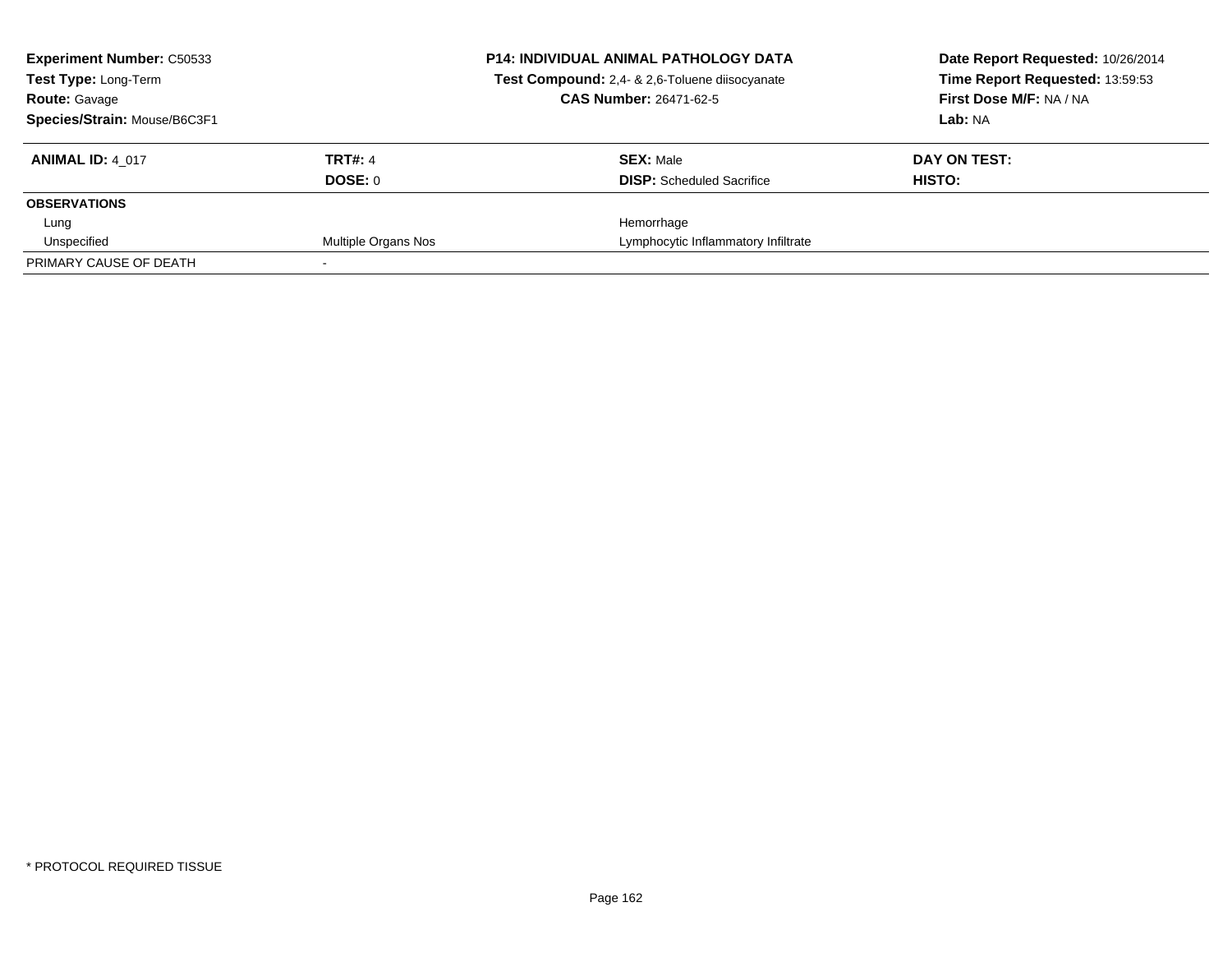**Experiment Number:** C50533
**Test Type:** Long-Term
**Route:** Gavage
**Species/Strain:** Mouse/B6C3F1

**P14: INDIVIDUAL ANIMAL PATHOLOGY DATA**
**Test Compound:** 2,4- & 2,6-Toluene diisocyanate
**CAS Number:** 26471-62-5

**Date Report Requested:** 10/26/2014
**Time Report Requested:** 13:59:53
**First Dose M/F:** NA / NA
**Lab:** NA

| **ANIMAL ID:** 4_017 | **TRT#:** 4 | **SEX:** Male | **DAY ON TEST:** |
|---|---|---|---|
| | **DOSE:** 0 | **DISP:** Scheduled Sacrifice | **HISTO:** |
| **OBSERVATIONS** | | | |
| Lung | | Hemorrhage | |
| Unspecified | Multiple Organs Nos | Lymphocytic Inflammatory Infiltrate | |
| PRIMARY CAUSE OF DEATH | - | | |

\* PROTOCOL REQUIRED TISSUE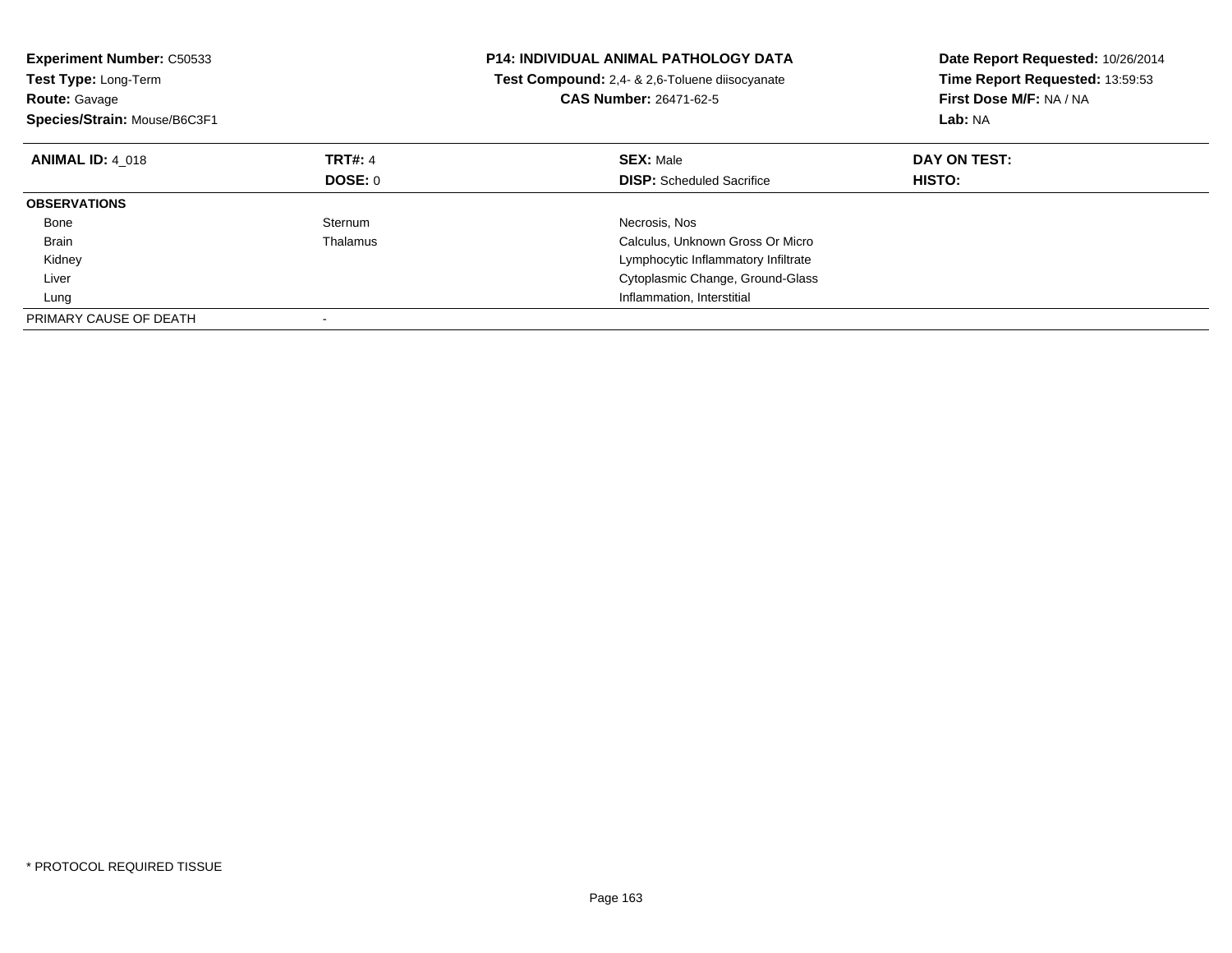**Experiment Number:** C50533
**Test Type:** Long-Term
**Route:** Gavage
**Species/Strain:** Mouse/B6C3F1

**P14: INDIVIDUAL ANIMAL PATHOLOGY DATA**
**Test Compound:** 2,4- & 2,6-Toluene diisocyanate
**CAS Number:** 26471-62-5

**Date Report Requested:** 10/26/2014
**Time Report Requested:** 13:59:53
**First Dose M/F:** NA / NA
**Lab:** NA

| **ANIMAL ID:** 4_018 | **TRT#:** 4 | **SEX:** Male | **DAY ON TEST:** |
|---|---|---|---|
| | **DOSE:** 0 | **DISP:** Scheduled Sacrifice | **HISTO:** |
| **OBSERVATIONS** | | | |
| Bone | Sternum | Necrosis, Nos | |
| Brain | Thalamus | Calculus, Unknown Gross Or Micro | |
| Kidney | | Lymphocytic Inflammatory Infiltrate | |
| Liver | | Cytoplasmic Change, Ground-Glass | |
| Lung | | Inflammation, Interstitial | |
| PRIMARY CAUSE OF DEATH | - | | |

* PROTOCOL REQUIRED TISSUE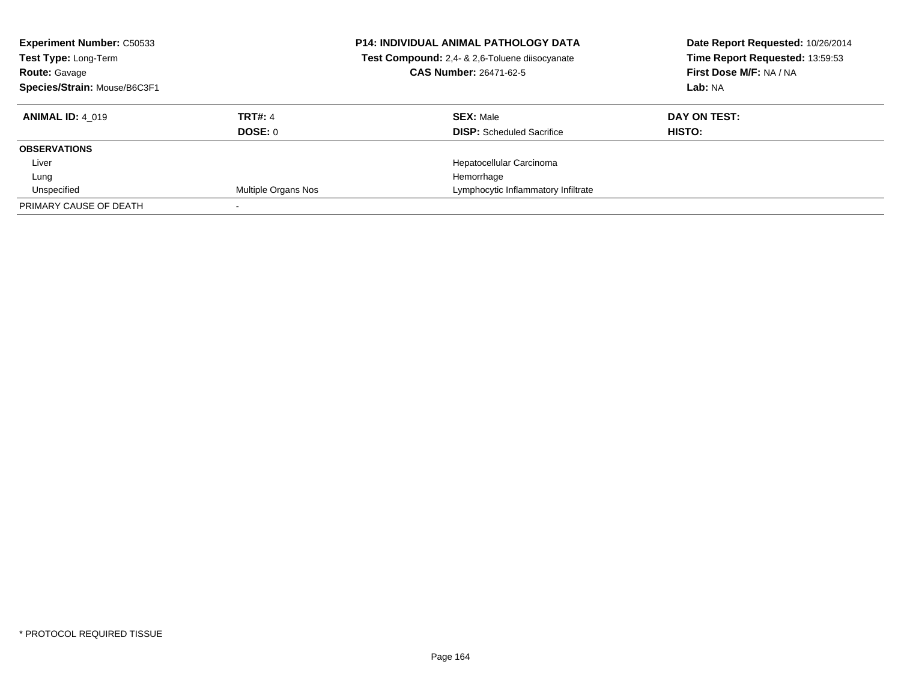**Experiment Number:** C50533
**Test Type:** Long-Term
**Route:** Gavage
**Species/Strain:** Mouse/B6C3F1

**P14: INDIVIDUAL ANIMAL PATHOLOGY DATA**
**Test Compound:** 2,4- & 2,6-Toluene diisocyanate
**CAS Number:** 26471-62-5

**Date Report Requested:** 10/26/2014
**Time Report Requested:** 13:59:53
**First Dose M/F:** NA / NA
**Lab:** NA

| **ANIMAL ID:** 4_019 | **TRT#:** 4 | **SEX:** Male | **DAY ON TEST:** |
|---|---|---|---|
| | **DOSE:** 0 | **DISP:** Scheduled Sacrifice | **HISTO:** |
| **OBSERVATIONS** | | | |
| Liver | | Hepatocellular Carcinoma | |
| Lung | | Hemorrhage | |
| Unspecified | Multiple Organs Nos | Lymphocytic Inflammatory Infiltrate | |
| PRIMARY CAUSE OF DEATH | - | | |

* PROTOCOL REQUIRED TISSUE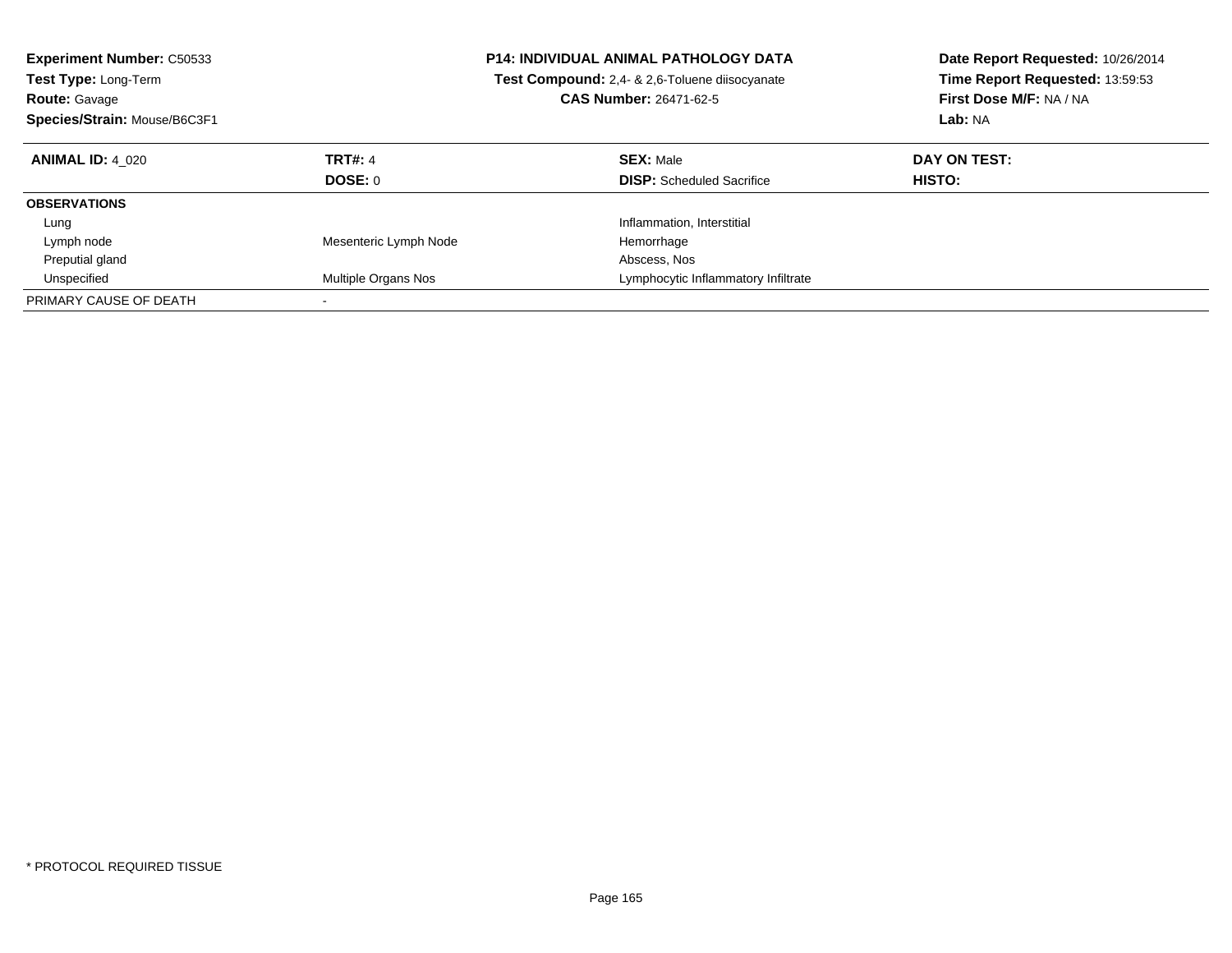**Experiment Number:** C50533
**Test Type:** Long-Term
**Route:** Gavage
**Species/Strain:** Mouse/B6C3F1

**P14: INDIVIDUAL ANIMAL PATHOLOGY DATA**
**Test Compound:** 2,4- & 2,6-Toluene diisocyanate
**CAS Number:** 26471-62-5

**Date Report Requested:** 10/26/2014
**Time Report Requested:** 13:59:53
**First Dose M/F:** NA / NA
**Lab:** NA

| **ANIMAL ID:** 4_020 | **TRT#:** 4 | **SEX:** Male | **DAY ON TEST:** |
|---|---|---|---|
| | **DOSE:** 0 | **DISP:** Scheduled Sacrifice | **HISTO:** |
| **OBSERVATIONS** | | | |
| Lung | | Inflammation, Interstitial | |
| Lymph node | Mesenteric Lymph Node | Hemorrhage | |
| Preputial gland | | Abscess, Nos | |
| Unspecified | Multiple Organs Nos | Lymphocytic Inflammatory Infiltrate | |
| PRIMARY CAUSE OF DEATH | - | | |

* PROTOCOL REQUIRED TISSUE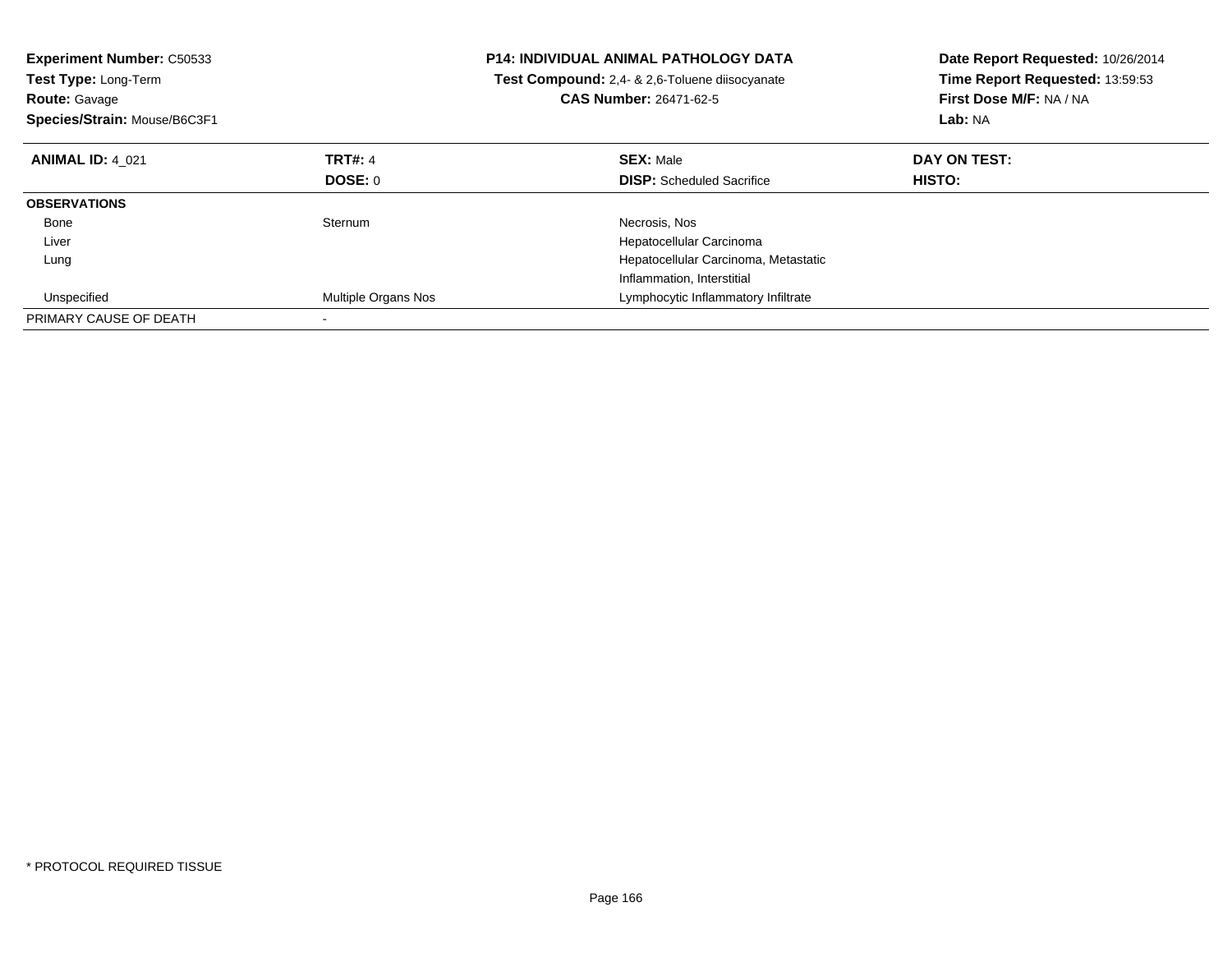**Experiment Number:** C50533
**Test Type:** Long-Term
**Route:** Gavage
**Species/Strain:** Mouse/B6C3F1

**P14: INDIVIDUAL ANIMAL PATHOLOGY DATA**
**Test Compound:** 2,4- & 2,6-Toluene diisocyanate
**CAS Number:** 26471-62-5

**Date Report Requested:** 10/26/2014
**Time Report Requested:** 13:59:53
**First Dose M/F:** NA / NA
**Lab:** NA

| **ANIMAL ID:** 4_021 | **TRT#:** 4 | **SEX:** Male | **DAY ON TEST:** |
|---|---|---|---|
| | **DOSE:** 0 | **DISP:** Scheduled Sacrifice | **HISTO:** |
| **OBSERVATIONS** | | | |
| Bone | Sternum | Necrosis, Nos | |
| Liver | | Hepatocellular Carcinoma | |
| Lung | | Hepatocellular Carcinoma, Metastatic | |
| | | Inflammation, Interstitial | |
| Unspecified | Multiple Organs Nos | Lymphocytic Inflammatory Infiltrate | |
| PRIMARY CAUSE OF DEATH | - | | |

* PROTOCOL REQUIRED TISSUE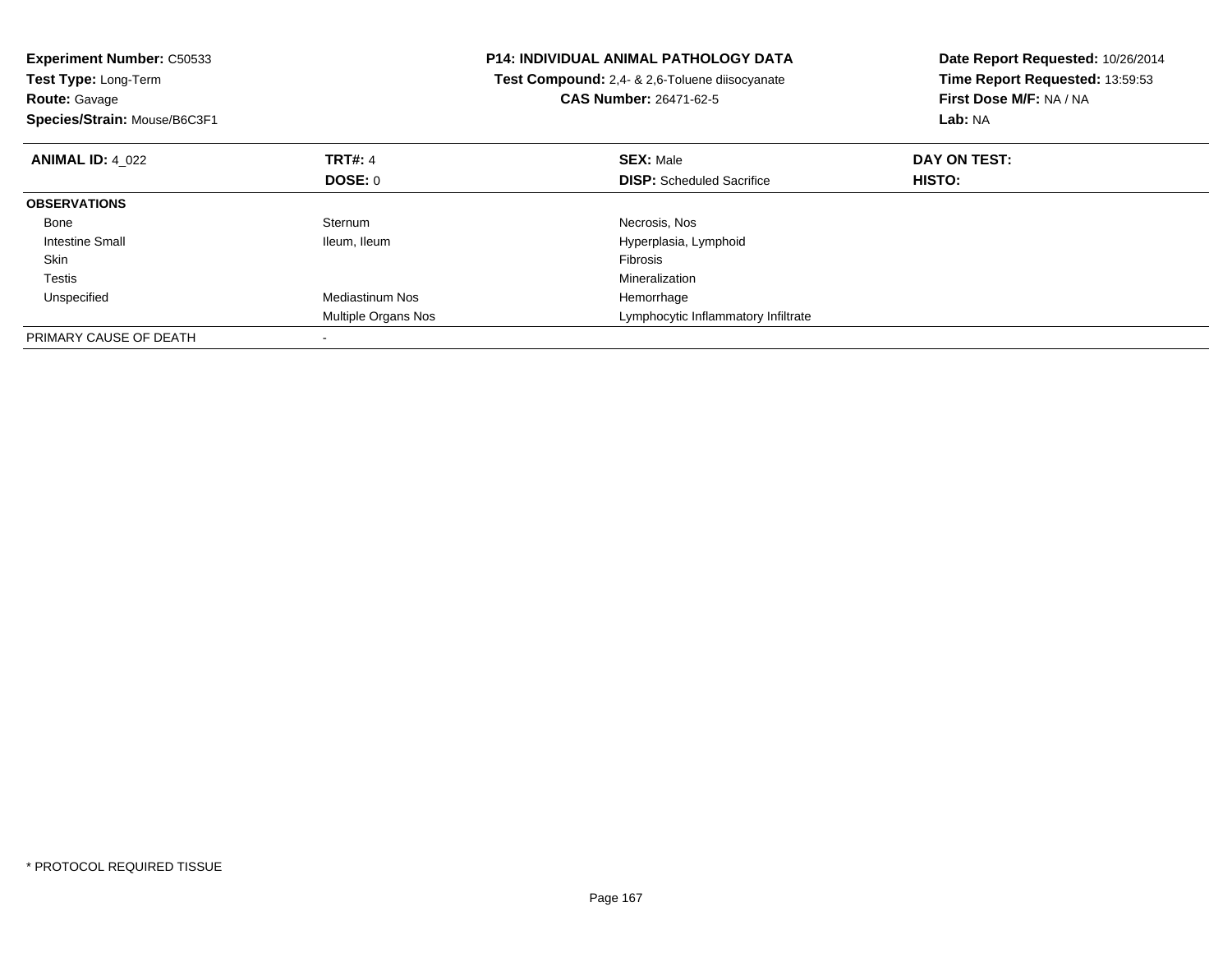**Experiment Number:** C50533
**Test Type:** Long-Term
**Route:** Gavage
**Species/Strain:** Mouse/B6C3F1

**P14: INDIVIDUAL ANIMAL PATHOLOGY DATA**
**Test Compound:** 2,4- & 2,6-Toluene diisocyanate
**CAS Number:** 26471-62-5

**Date Report Requested:** 10/26/2014
**Time Report Requested:** 13:59:53
**First Dose M/F:** NA / NA
**Lab:** NA

| **ANIMAL ID:** 4_022 | **TRT#:** 4 | **SEX:** Male | **DAY ON TEST:** |
|---|---|---|---|
| | **DOSE:** 0 | **DISP:** Scheduled Sacrifice | **HISTO:** |
| **OBSERVATIONS** | | | |
| Bone | Sternum | Necrosis, Nos | |
| Intestine Small | Ileum, Ileum | Hyperplasia, Lymphoid | |
| Skin | | Fibrosis | |
| Testis | | Mineralization | |
| Unspecified | Mediastinum Nos | Hemorrhage | |
| | Multiple Organs Nos | Lymphocytic Inflammatory Infiltrate | |
| PRIMARY CAUSE OF DEATH | - | | |

\* PROTOCOL REQUIRED TISSUE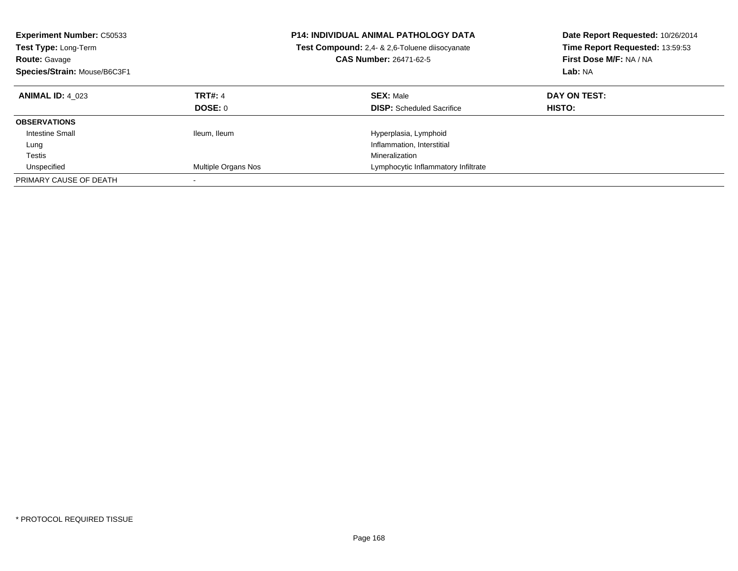**Experiment Number:** C50533
**Test Type:** Long-Term
**Route:** Gavage
**Species/Strain:** Mouse/B6C3F1

**P14: INDIVIDUAL ANIMAL PATHOLOGY DATA**
**Test Compound:** 2,4- & 2,6-Toluene diisocyanate
**CAS Number:** 26471-62-5

**Date Report Requested:** 10/26/2014
**Time Report Requested:** 13:59:53
**First Dose M/F:** NA / NA
**Lab:** NA

| **ANIMAL ID:** 4_023 | **TRT#:** 4 | **SEX:** Male | **DAY ON TEST:** |
|---|---|---|---|
| | **DOSE:** 0 | **DISP:** Scheduled Sacrifice | **HISTO:** |
| **OBSERVATIONS** | | | |
| Intestine Small | Ileum, Ileum | Hyperplasia, Lymphoid | |
| Lung | | Inflammation, Interstitial | |
| Testis | | Mineralization | |
| Unspecified | Multiple Organs Nos | Lymphocytic Inflammatory Infiltrate | |
| PRIMARY CAUSE OF DEATH | - | | |

* PROTOCOL REQUIRED TISSUE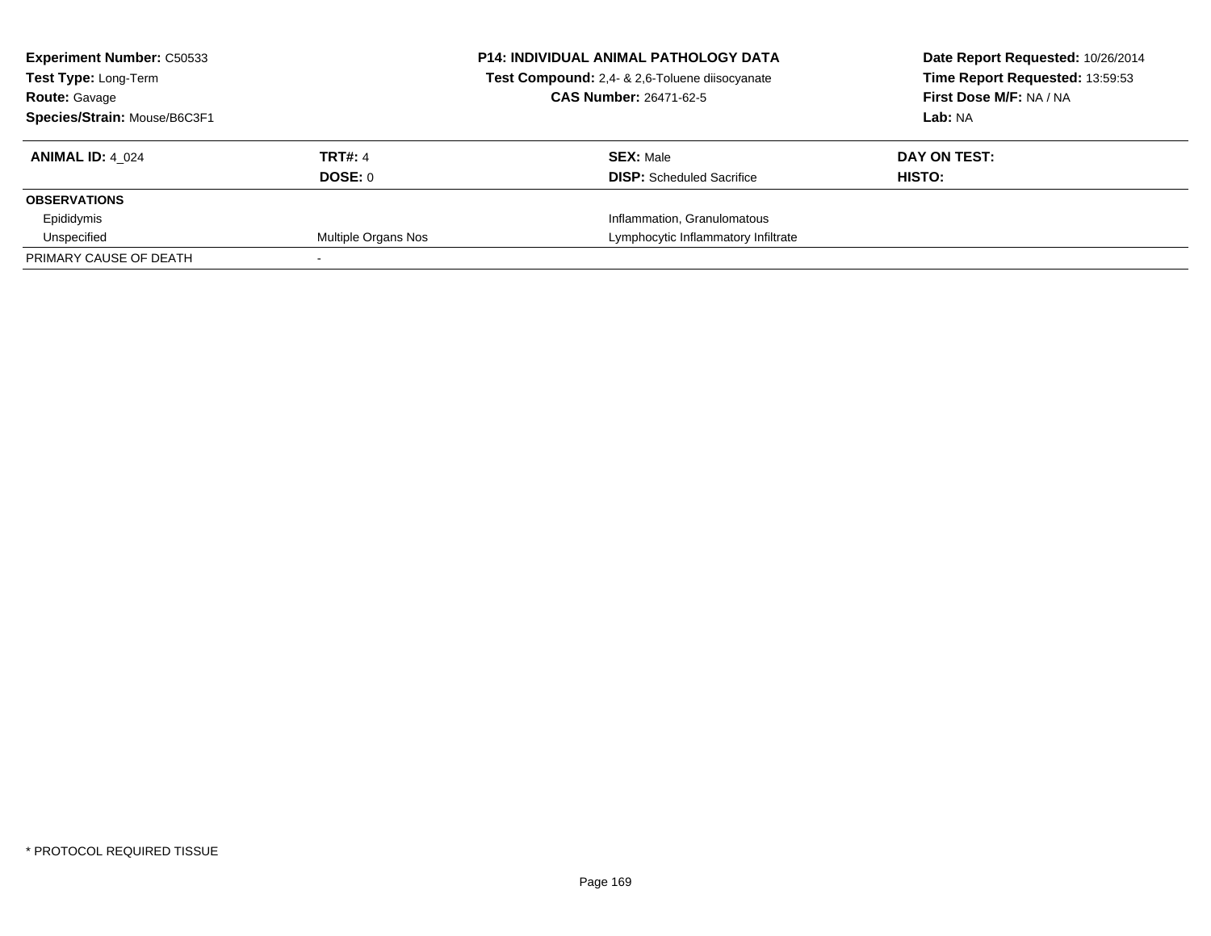**Experiment Number:** C50533
**Test Type:** Long-Term
**Route:** Gavage
**Species/Strain:** Mouse/B6C3F1

**P14: INDIVIDUAL ANIMAL PATHOLOGY DATA**
**Test Compound:** 2,4- & 2,6-Toluene diisocyanate
**CAS Number:** 26471-62-5

**Date Report Requested:** 10/26/2014
**Time Report Requested:** 13:59:53
**First Dose M/F:** NA / NA
**Lab:** NA

| **ANIMAL ID:** 4_024 | **TRT#:** 4 | **SEX:** Male | **DAY ON TEST:** |
|---|---|---|---|
| | **DOSE:** 0 | **DISP:** Scheduled Sacrifice | **HISTO:** |
| **OBSERVATIONS** | | | |
| Epididymis | | Inflammation, Granulomatous | |
| Unspecified | Multiple Organs Nos | Lymphocytic Inflammatory Infiltrate | |
| PRIMARY CAUSE OF DEATH | - | | |

\* PROTOCOL REQUIRED TISSUE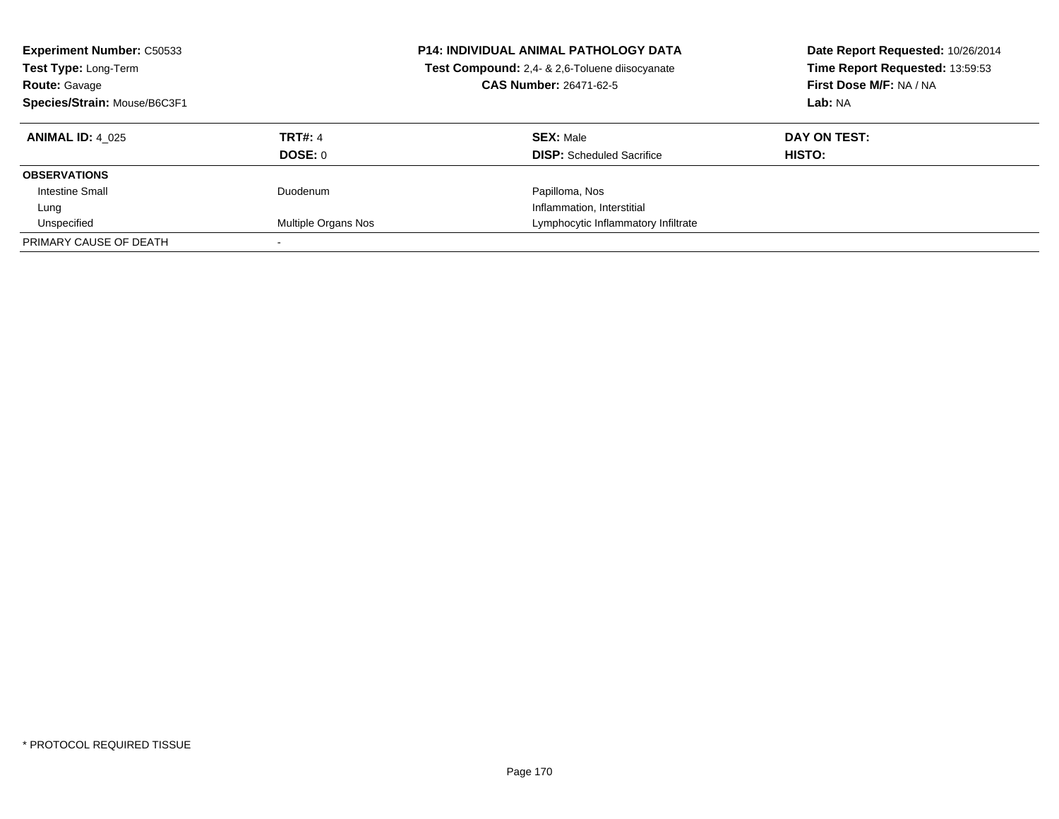**Experiment Number:** C50533
**Test Type:** Long-Term
**Route:** Gavage
**Species/Strain:** Mouse/B6C3F1

**P14: INDIVIDUAL ANIMAL PATHOLOGY DATA**
**Test Compound:** 2,4- & 2,6-Toluene diisocyanate
**CAS Number:** 26471-62-5

**Date Report Requested:** 10/26/2014
**Time Report Requested:** 13:59:53
**First Dose M/F:** NA / NA
**Lab:** NA

| **ANIMAL ID:** 4_025 | **TRT#:** 4 | **SEX:** Male | **DAY ON TEST:** |
|---|---|---|---|
| | **DOSE:** 0 | **DISP:** Scheduled Sacrifice | **HISTO:** |
| **OBSERVATIONS** | | | |
| Intestine Small | Duodenum | Papilloma, Nos | |
| Lung | | Inflammation, Interstitial | |
| Unspecified | Multiple Organs Nos | Lymphocytic Inflammatory Infiltrate | |
| PRIMARY CAUSE OF DEATH | - | | |

* PROTOCOL REQUIRED TISSUE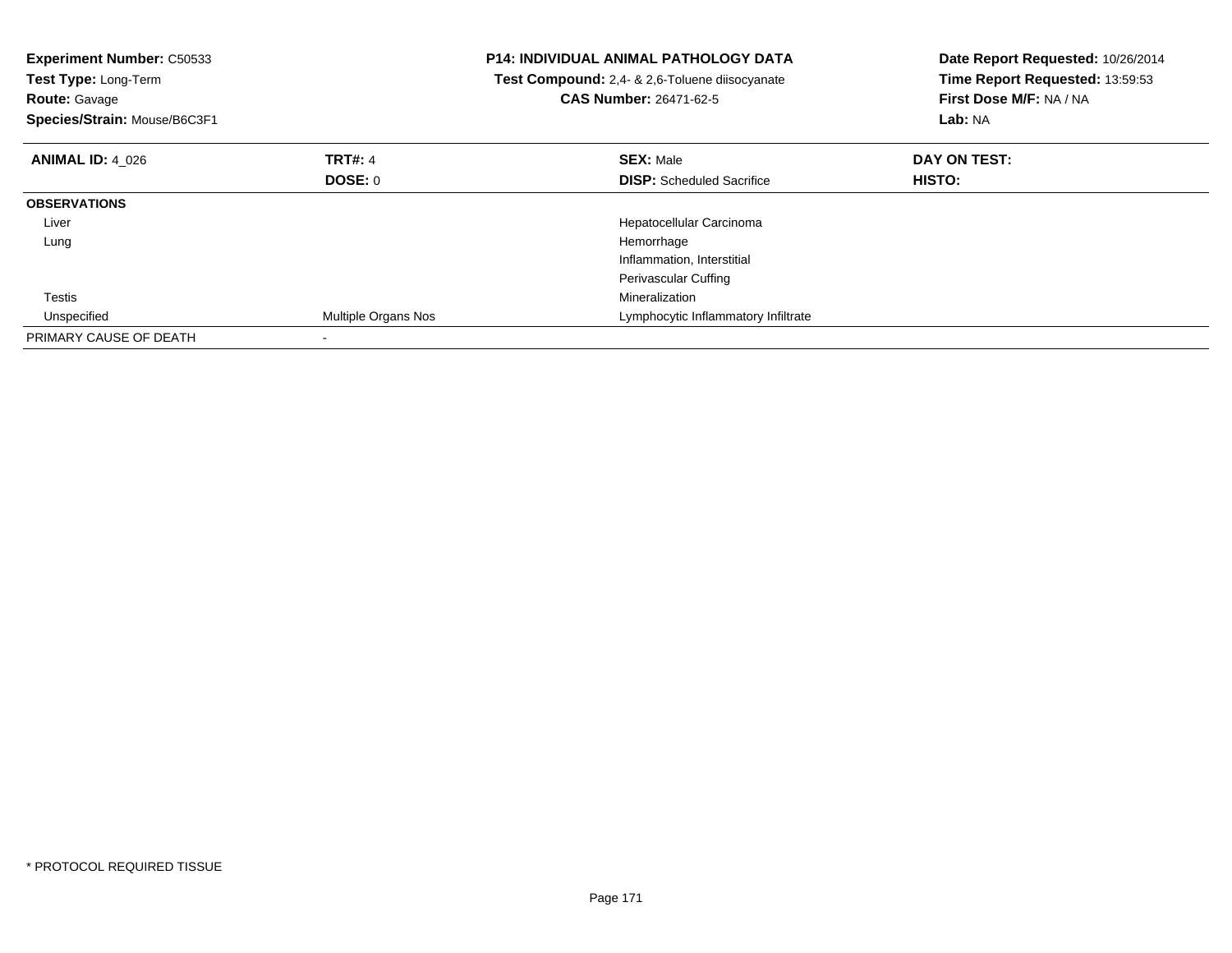**Experiment Number:** C50533
**Test Type:** Long-Term
**Route:** Gavage
**Species/Strain:** Mouse/B6C3F1

**P14: INDIVIDUAL ANIMAL PATHOLOGY DATA**
**Test Compound:** 2,4- & 2,6-Toluene diisocyanate
**CAS Number:** 26471-62-5

**Date Report Requested:** 10/26/2014
**Time Report Requested:** 13:59:53
**First Dose M/F:** NA / NA
**Lab:** NA

| **ANIMAL ID:** 4_026 | **TRT#:** 4 | **SEX:** Male | **DAY ON TEST:** |
|---|---|---|---|
| | **DOSE:** 0 | **DISP:** Scheduled Sacrifice | **HISTO:** |
| **OBSERVATIONS** | | | |
| Liver | | Hepatocellular Carcinoma | |
| Lung | | Hemorrhage | |
| | | Inflammation, Interstitial | |
| | | Perivascular Cuffing | |
| Testis | | Mineralization | |
| Unspecified | Multiple Organs Nos | Lymphocytic Inflammatory Infiltrate | |
| PRIMARY CAUSE OF DEATH | - | | |

* PROTOCOL REQUIRED TISSUE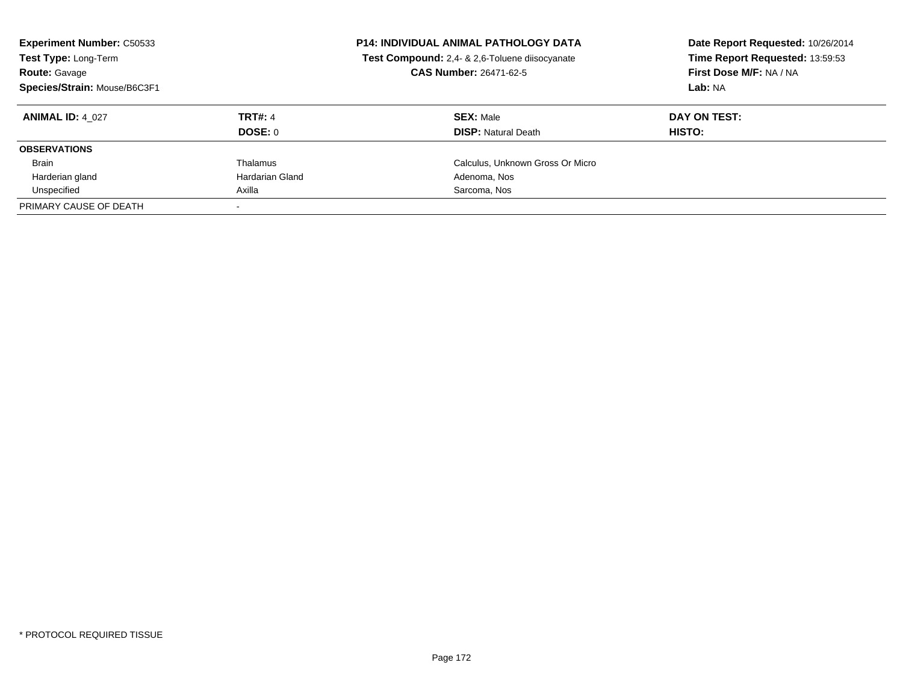**Experiment Number:** C50533
**Test Type:** Long-Term
**Route:** Gavage
**Species/Strain:** Mouse/B6C3F1

**P14: INDIVIDUAL ANIMAL PATHOLOGY DATA**
**Test Compound:** 2,4- & 2,6-Toluene diisocyanate
**CAS Number:** 26471-62-5

**Date Report Requested:** 10/26/2014
**Time Report Requested:** 13:59:53
**First Dose M/F:** NA / NA
**Lab:** NA

| **ANIMAL ID:** 4_027 | **TRT#:** 4 | **SEX:** Male | **DAY ON TEST:** |
|---|---|---|---|
| | **DOSE:** 0 | **DISP:** Natural Death | **HISTO:** |
| **OBSERVATIONS** | | | |
| Brain | Thalamus | Calculus, Unknown Gross Or Micro | |
| Harderian gland | Hardarian Gland | Adenoma, Nos | |
| Unspecified | Axilla | Sarcoma, Nos | |
| PRIMARY CAUSE OF DEATH | - | | |

* PROTOCOL REQUIRED TISSUE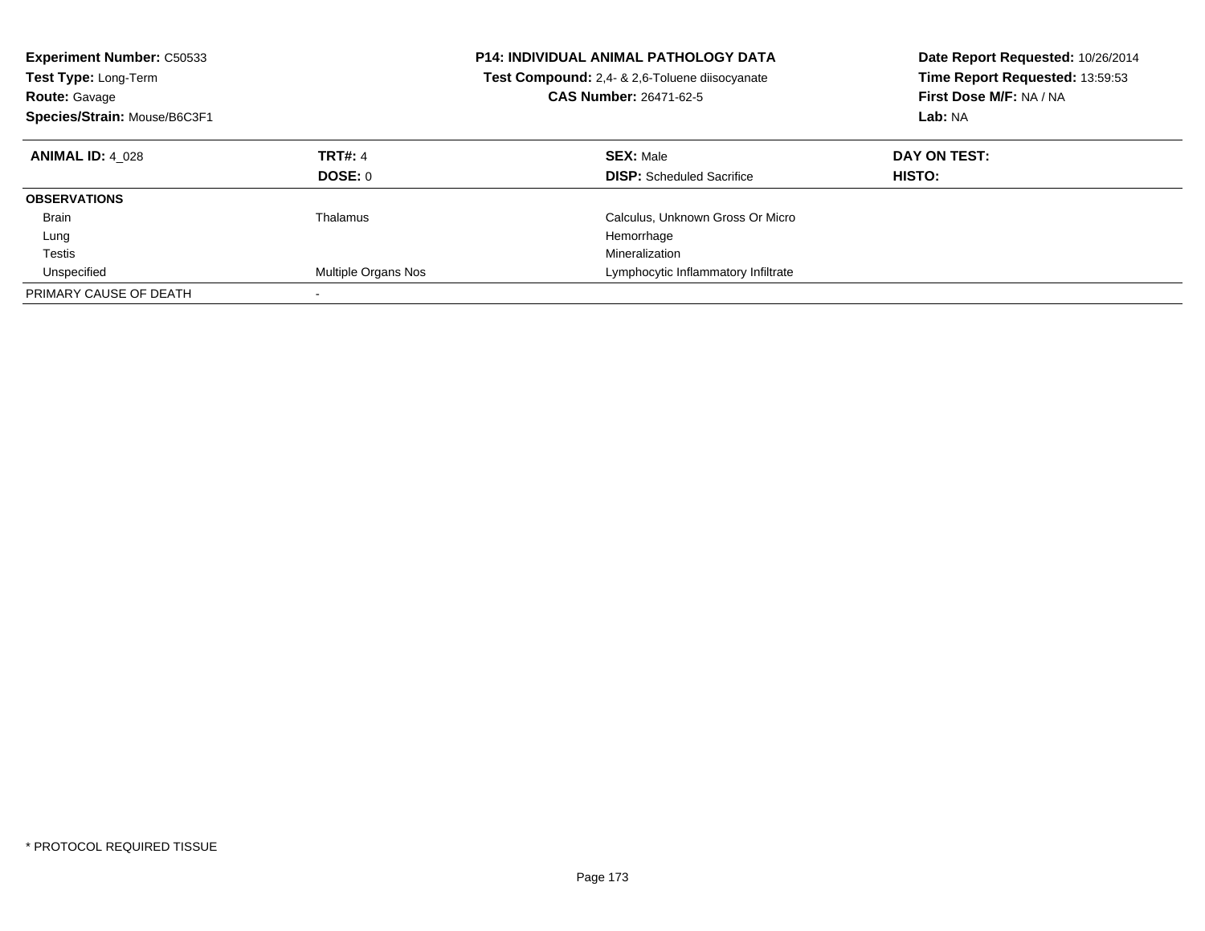**Experiment Number:** C50533
**Test Type:** Long-Term
**Route:** Gavage
**Species/Strain:** Mouse/B6C3F1

**P14: INDIVIDUAL ANIMAL PATHOLOGY DATA**
**Test Compound:** 2,4- & 2,6-Toluene diisocyanate
**CAS Number:** 26471-62-5

**Date Report Requested:** 10/26/2014
**Time Report Requested:** 13:59:53
**First Dose M/F:** NA / NA
**Lab:** NA

| **ANIMAL ID:** 4_028 | **TRT#:** 4 | **SEX:** Male | **DAY ON TEST:** |
|---|---|---|---|
| | **DOSE:** 0 | **DISP:** Scheduled Sacrifice | **HISTO:** |
| **OBSERVATIONS** | | | |
| Brain | Thalamus | Calculus, Unknown Gross Or Micro | |
| Lung | | Hemorrhage | |
| Testis | | Mineralization | |
| Unspecified | Multiple Organs Nos | Lymphocytic Inflammatory Infiltrate | |
| PRIMARY CAUSE OF DEATH | - | | |

* PROTOCOL REQUIRED TISSUE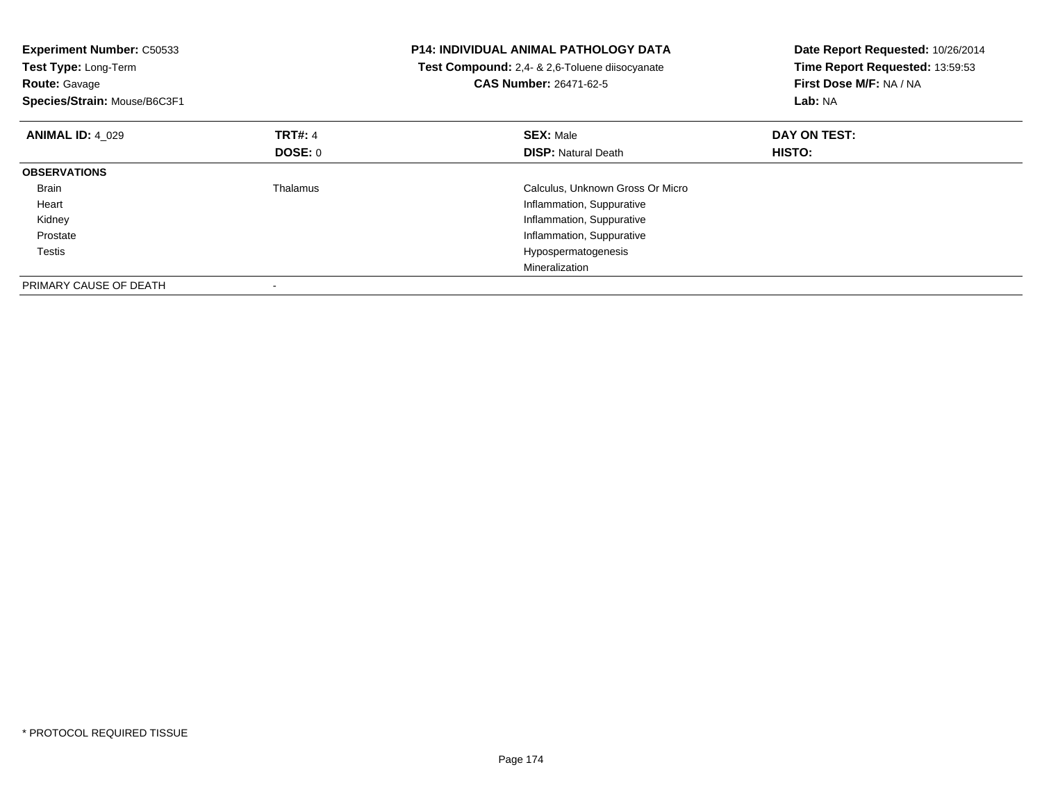**Experiment Number:** C50533
**Test Type:** Long-Term
**Route:** Gavage
**Species/Strain:** Mouse/B6C3F1

**P14: INDIVIDUAL ANIMAL PATHOLOGY DATA**
**Test Compound:** 2,4- & 2,6-Toluene diisocyanate
**CAS Number:** 26471-62-5

**Date Report Requested:** 10/26/2014
**Time Report Requested:** 13:59:53
**First Dose M/F:** NA / NA
**Lab:** NA

| **ANIMAL ID:** 4_029 | **TRT#:** 4<br>**DOSE:** 0 | **SEX:** Male<br>**DISP:** Natural Death | **DAY ON TEST:**<br>**HISTO:** |
|---|---|---|---|
| **OBSERVATIONS** | | | |
| Brain | Thalamus | Calculus, Unknown Gross Or Micro | |
| Heart | | Inflammation, Suppurative | |
| Kidney | | Inflammation, Suppurative | |
| Prostate | | Inflammation, Suppurative | |
| Testis | | Hypospermatogenesis | |
| | | Mineralization | |
| PRIMARY CAUSE OF DEATH | - | | |

* PROTOCOL REQUIRED TISSUE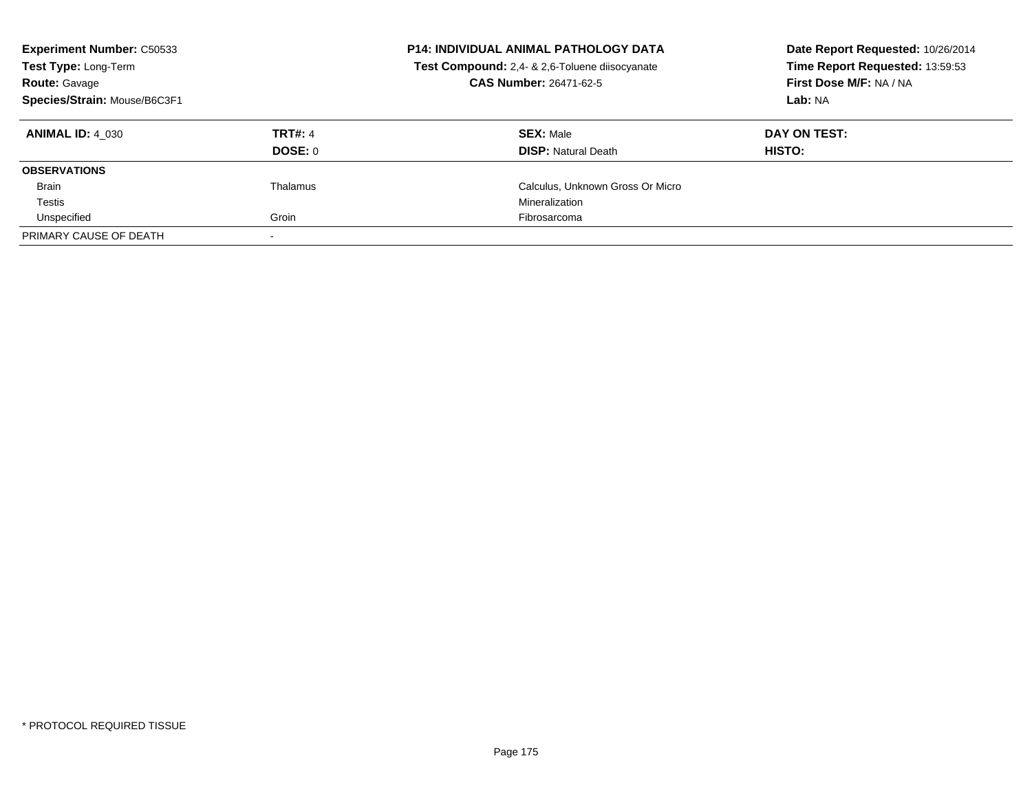**Experiment Number:** C50533
**Test Type:** Long-Term
**Route:** Gavage
**Species/Strain:** Mouse/B6C3F1

**P14: INDIVIDUAL ANIMAL PATHOLOGY DATA**
**Test Compound:** 2,4- & 2,6-Toluene diisocyanate
**CAS Number:** 26471-62-5

**Date Report Requested:** 10/26/2014
**Time Report Requested:** 13:59:53
**First Dose M/F:** NA / NA
**Lab:** NA

| **ANIMAL ID:** 4_030 | **TRT#:** 4 | **SEX:** Male | **DAY ON TEST:** |
|---|---|---|---|
| | **DOSE:** 0 | **DISP:** Natural Death | **HISTO:** |
| **OBSERVATIONS** | | | |
| Brain | Thalamus | Calculus, Unknown Gross Or Micro | |
| Testis | | Mineralization | |
| Unspecified | Groin | Fibrosarcoma | |
| PRIMARY CAUSE OF DEATH | - | | |

* PROTOCOL REQUIRED TISSUE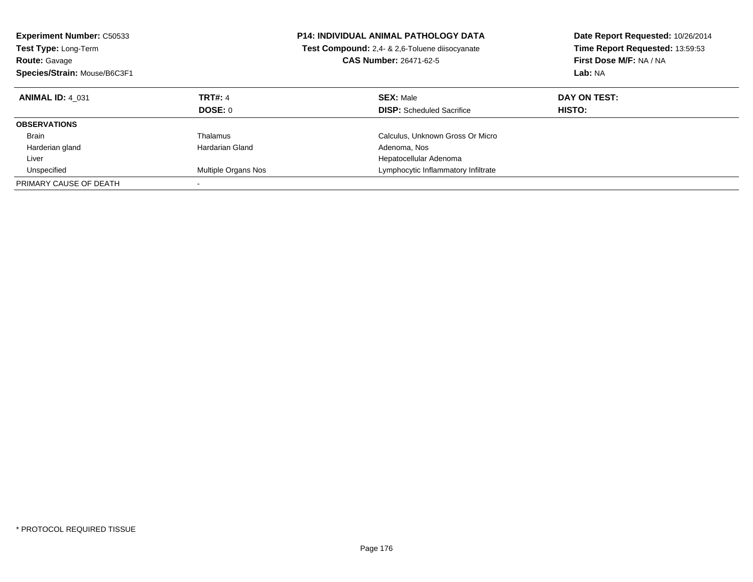**Experiment Number:** C50533
**Test Type:** Long-Term
**Route:** Gavage
**Species/Strain:** Mouse/B6C3F1

**P14: INDIVIDUAL ANIMAL PATHOLOGY DATA**
**Test Compound:** 2,4- & 2,6-Toluene diisocyanate
**CAS Number:** 26471-62-5

**Date Report Requested:** 10/26/2014
**Time Report Requested:** 13:59:53
**First Dose M/F:** NA / NA
**Lab:** NA

| **ANIMAL ID:** 4_031 | **TRT#:** 4 | **SEX:** Male | **DAY ON TEST:** |
|---|---|---|---|
| | **DOSE:** 0 | **DISP:** Scheduled Sacrifice | **HISTO:** |
| **OBSERVATIONS** | | | |
| Brain | Thalamus | Calculus, Unknown Gross Or Micro | |
| Harderian gland | Hardarian Gland | Adenoma, Nos | |
| Liver | | Hepatocellular Adenoma | |
| Unspecified | Multiple Organs Nos | Lymphocytic Inflammatory Infiltrate | |
| PRIMARY CAUSE OF DEATH | - | | |

* PROTOCOL REQUIRED TISSUE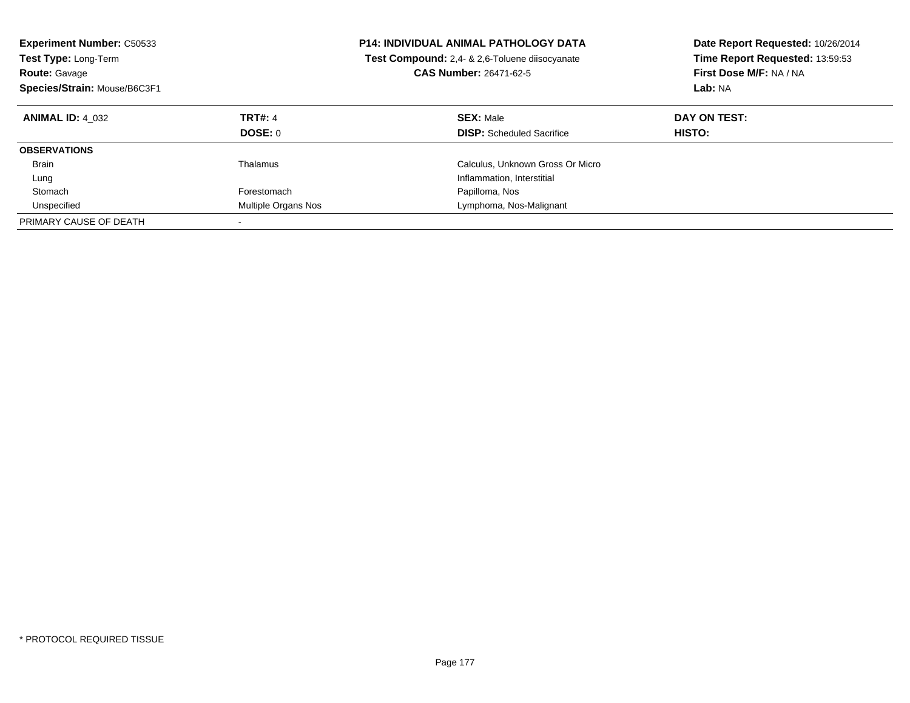**Experiment Number:** C50533
**Test Type:** Long-Term
**Route:** Gavage
**Species/Strain:** Mouse/B6C3F1

**P14: INDIVIDUAL ANIMAL PATHOLOGY DATA**
**Test Compound:** 2,4- & 2,6-Toluene diisocyanate
**CAS Number:** 26471-62-5

**Date Report Requested:** 10/26/2014
**Time Report Requested:** 13:59:53
**First Dose M/F:** NA / NA
**Lab:** NA

| **ANIMAL ID:** 4_032 | **TRT#:** 4 | **SEX:** Male | **DAY ON TEST:** |
|---|---|---|---|
| | **DOSE:** 0 | **DISP:** Scheduled Sacrifice | **HISTO:** |
| **OBSERVATIONS** | | | |
| Brain | Thalamus | Calculus, Unknown Gross Or Micro | |
| Lung | | Inflammation, Interstitial | |
| Stomach | Forestomach | Papilloma, Nos | |
| Unspecified | Multiple Organs Nos | Lymphoma, Nos-Malignant | |
| PRIMARY CAUSE OF DEATH | - | | |

* PROTOCOL REQUIRED TISSUE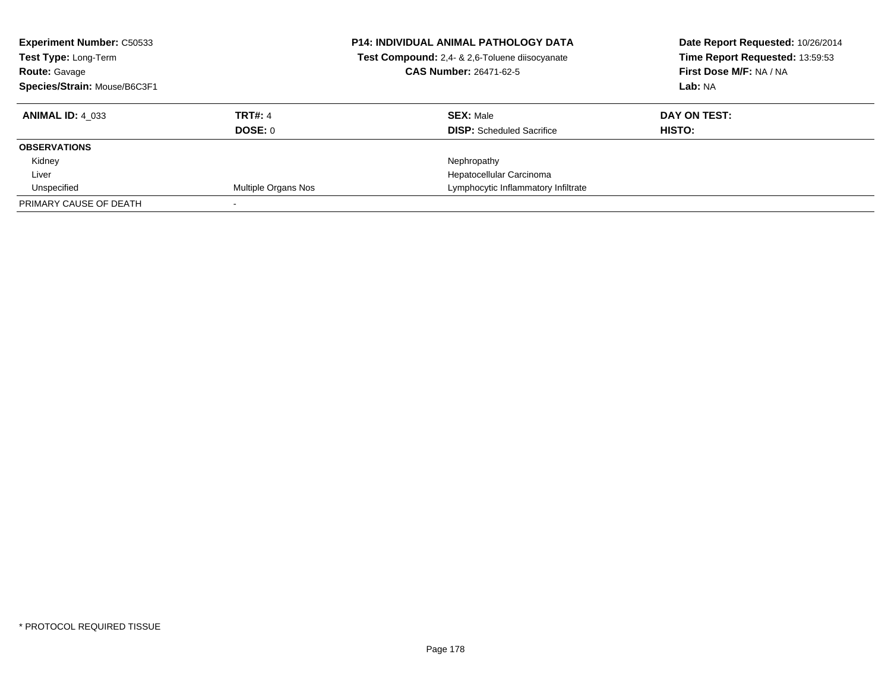**Experiment Number:** C50533
**Test Type:** Long-Term
**Route:** Gavage
**Species/Strain:** Mouse/B6C3F1

**P14: INDIVIDUAL ANIMAL PATHOLOGY DATA**
**Test Compound:** 2,4- & 2,6-Toluene diisocyanate
**CAS Number:** 26471-62-5

**Date Report Requested:** 10/26/2014
**Time Report Requested:** 13:59:53
**First Dose M/F:** NA / NA
**Lab:** NA

| **ANIMAL ID:** 4_033 | **TRT#:** 4 | **SEX:** Male | **DAY ON TEST:** |
|---|---|---|---|
| | **DOSE:** 0 | **DISP:** Scheduled Sacrifice | **HISTO:** |
| **OBSERVATIONS** | | | |
| Kidney | | Nephropathy | |
| Liver | | Hepatocellular Carcinoma | |
| Unspecified | Multiple Organs Nos | Lymphocytic Inflammatory Infiltrate | |
| PRIMARY CAUSE OF DEATH | - | | |

* PROTOCOL REQUIRED TISSUE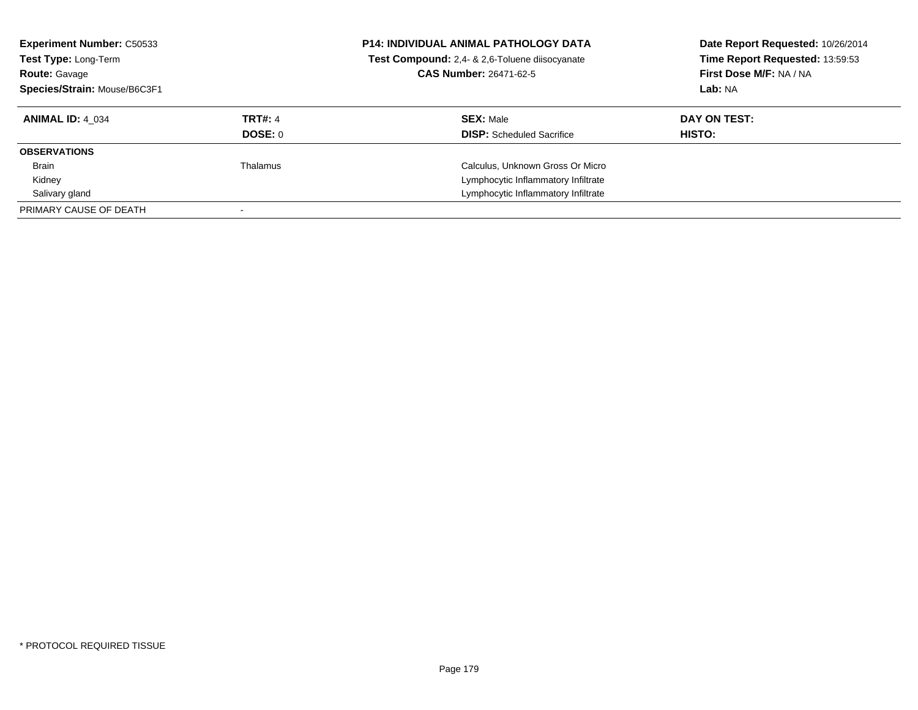**Experiment Number:** C50533
**Test Type:** Long-Term
**Route:** Gavage
**Species/Strain:** Mouse/B6C3F1

**P14: INDIVIDUAL ANIMAL PATHOLOGY DATA**
**Test Compound:** 2,4- & 2,6-Toluene diisocyanate
**CAS Number:** 26471-62-5

**Date Report Requested:** 10/26/2014
**Time Report Requested:** 13:59:53
**First Dose M/F:** NA / NA
**Lab:** NA

| **ANIMAL ID:** 4_034 | **TRT#:** 4 | **SEX:** Male | **DAY ON TEST:** |
|---|---|---|---|
| | **DOSE:** 0 | **DISP:** Scheduled Sacrifice | **HISTO:** |
| **OBSERVATIONS** | | | |
| Brain | Thalamus | Calculus, Unknown Gross Or Micro | |
| Kidney | | Lymphocytic Inflammatory Infiltrate | |
| Salivary gland | | Lymphocytic Inflammatory Infiltrate | |
| PRIMARY CAUSE OF DEATH | - | | |

* PROTOCOL REQUIRED TISSUE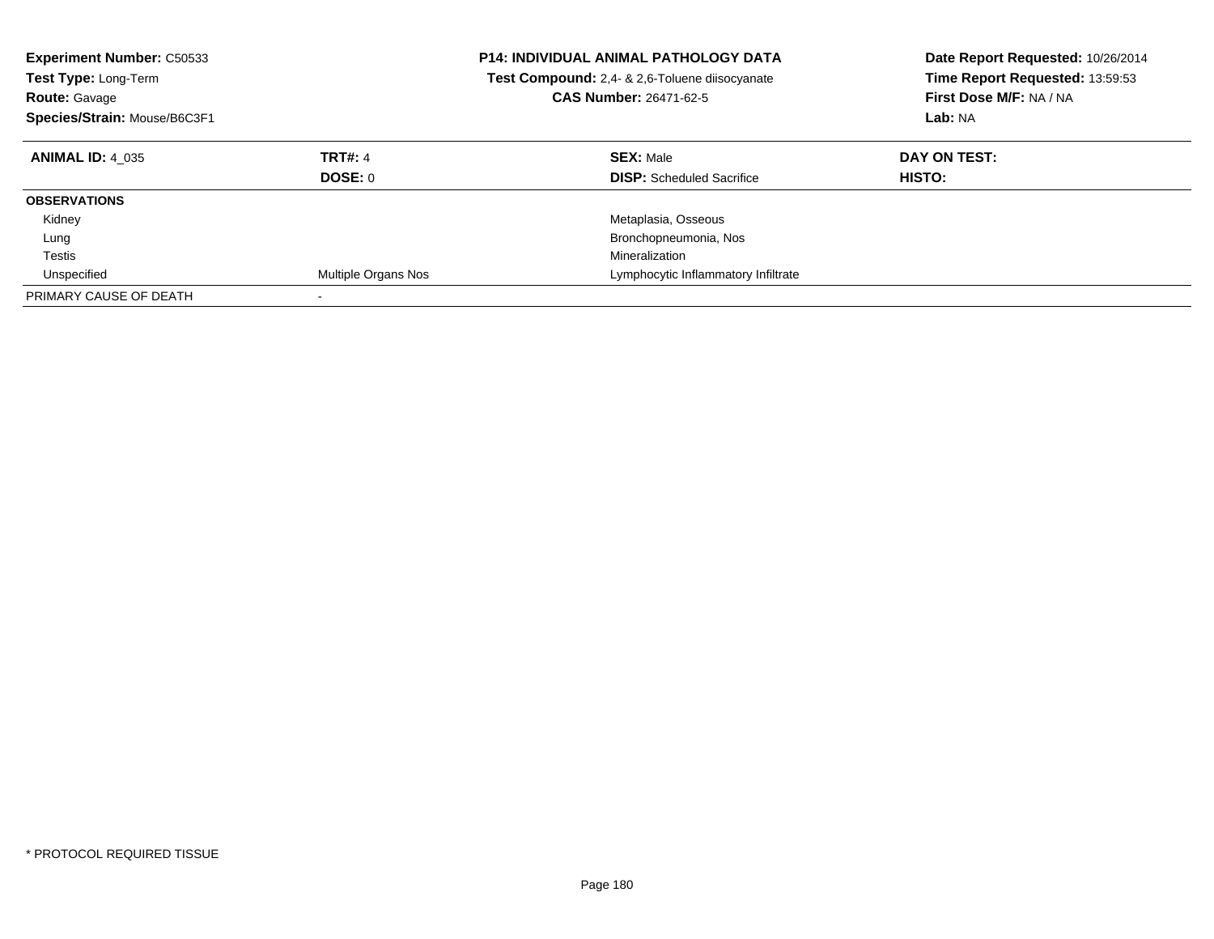**Experiment Number:** C50533
**Test Type:** Long-Term
**Route:** Gavage
**Species/Strain:** Mouse/B6C3F1

**P14: INDIVIDUAL ANIMAL PATHOLOGY DATA**
**Test Compound:** 2,4- & 2,6-Toluene diisocyanate
**CAS Number:** 26471-62-5

**Date Report Requested:** 10/26/2014
**Time Report Requested:** 13:59:53
**First Dose M/F:** NA / NA
**Lab:** NA

| **ANIMAL ID:** 4_035 | **TRT#:** 4 | **SEX:** Male | **DAY ON TEST:** |
|---|---|---|---|
| | **DOSE:** 0 | **DISP:** Scheduled Sacrifice | **HISTO:** |
| **OBSERVATIONS** | | | |
| Kidney | | Metaplasia, Osseous | |
| Lung | | Bronchopneumonia, Nos | |
| Testis | | Mineralization | |
| Unspecified | Multiple Organs Nos | Lymphocytic Inflammatory Infiltrate | |
| PRIMARY CAUSE OF DEATH | - | | |

* PROTOCOL REQUIRED TISSUE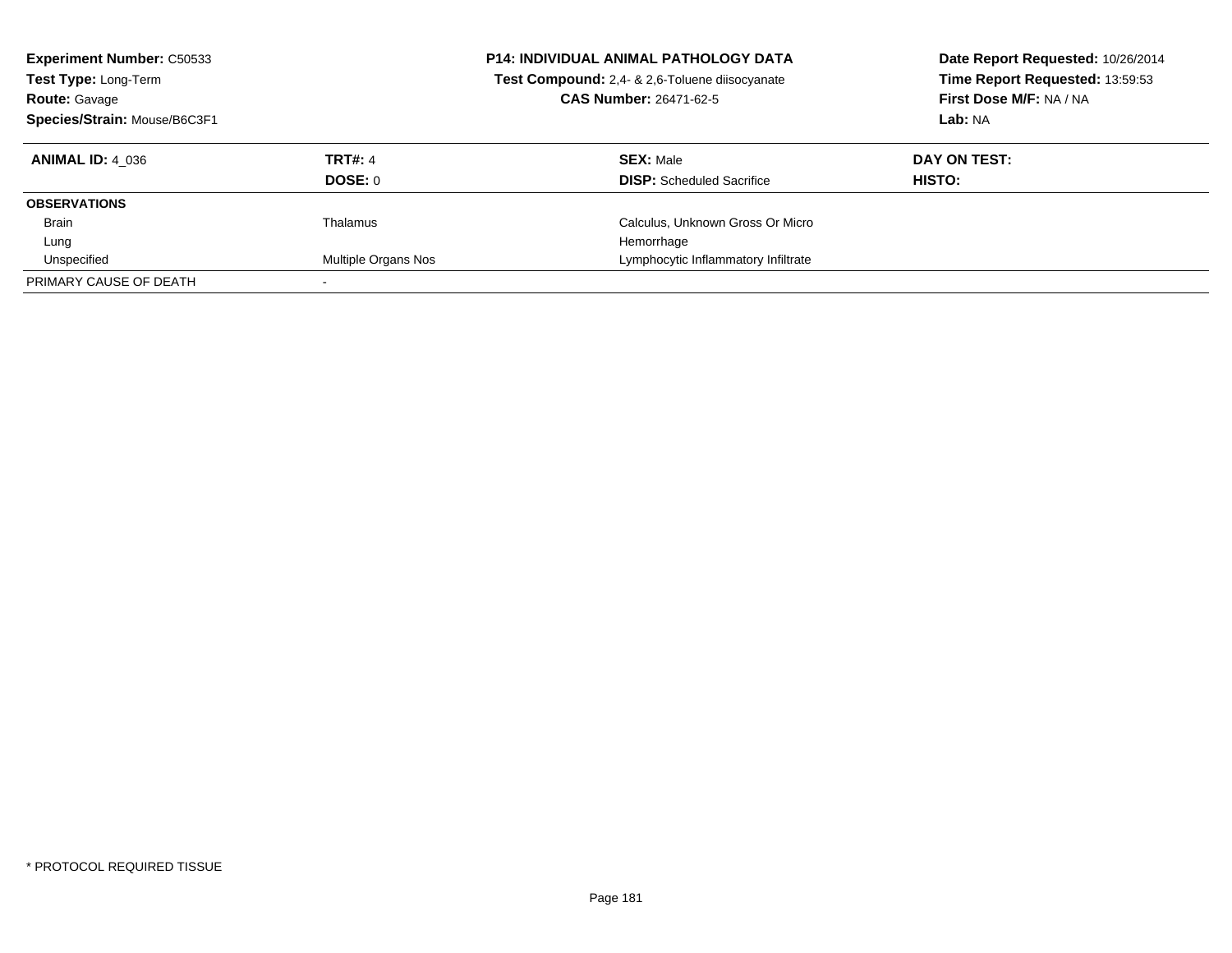**Experiment Number:** C50533
**Test Type:** Long-Term
**Route:** Gavage
**Species/Strain:** Mouse/B6C3F1

**P14: INDIVIDUAL ANIMAL PATHOLOGY DATA**
**Test Compound:** 2,4- & 2,6-Toluene diisocyanate
**CAS Number:** 26471-62-5

**Date Report Requested:** 10/26/2014
**Time Report Requested:** 13:59:53
**First Dose M/F:** NA / NA
**Lab:** NA

| **ANIMAL ID:** 4_036 | **TRT#:** 4 | **SEX:** Male | **DAY ON TEST:** |
|---|---|---|---|
| | **DOSE:** 0 | **DISP:** Scheduled Sacrifice | **HISTO:** |
| **OBSERVATIONS** | | | |
| Brain | Thalamus | Calculus, Unknown Gross Or Micro | |
| Lung | | Hemorrhage | |
| Unspecified | Multiple Organs Nos | Lymphocytic Inflammatory Infiltrate | |
| PRIMARY CAUSE OF DEATH | - | | |

* PROTOCOL REQUIRED TISSUE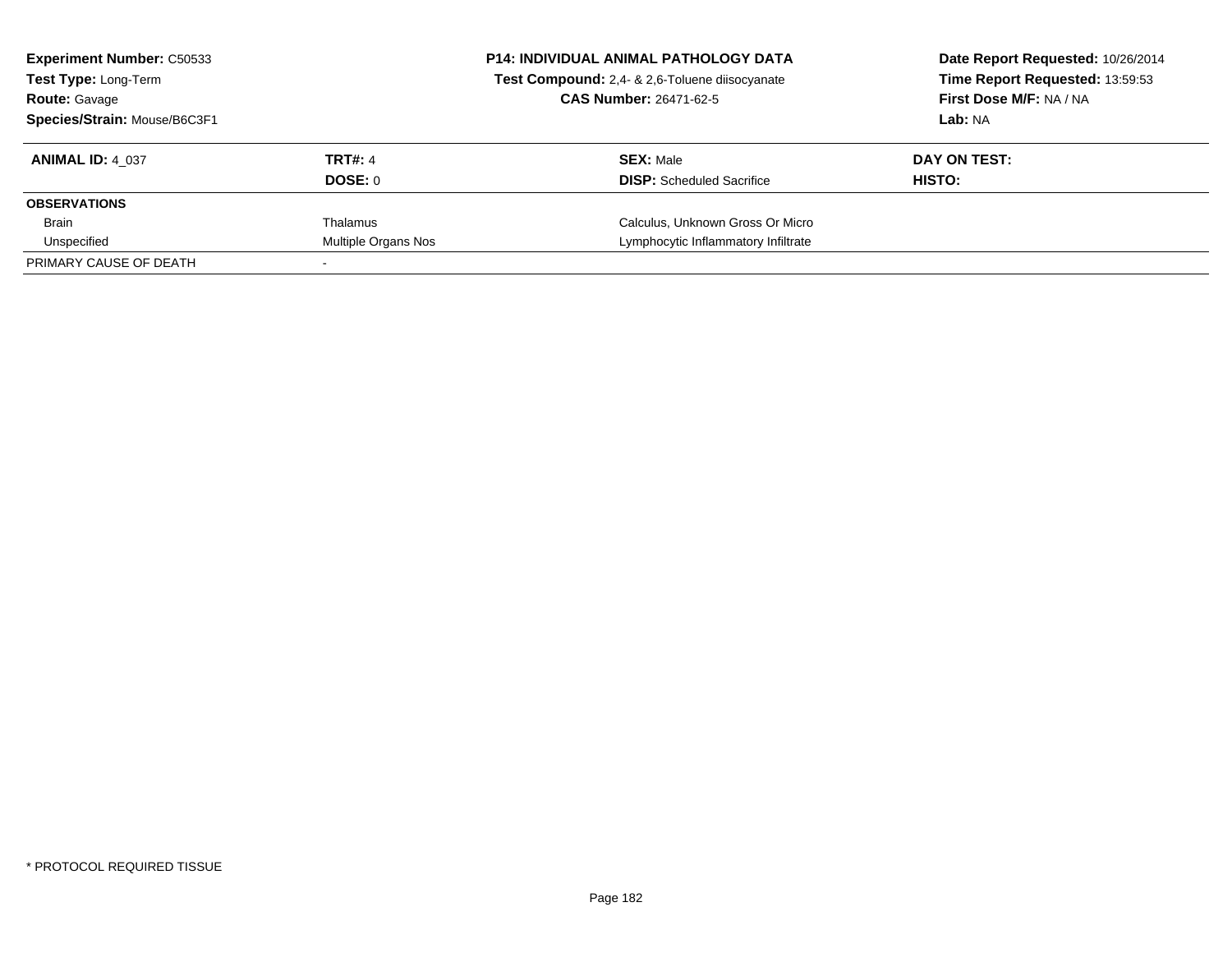**Experiment Number:** C50533
**Test Type:** Long-Term
**Route:** Gavage
**Species/Strain:** Mouse/B6C3F1

**P14: INDIVIDUAL ANIMAL PATHOLOGY DATA**
**Test Compound:** 2,4- & 2,6-Toluene diisocyanate
**CAS Number:** 26471-62-5

**Date Report Requested:** 10/26/2014
**Time Report Requested:** 13:59:53
**First Dose M/F:** NA / NA
**Lab:** NA

| **ANIMAL ID:** 4_037 | **TRT#:** 4 | **SEX:** Male | **DAY ON TEST:** |
|---|---|---|---|
| | **DOSE:** 0 | **DISP:** Scheduled Sacrifice | **HISTO:** |
| **OBSERVATIONS** | | | |
| Brain | Thalamus | Calculus, Unknown Gross Or Micro | |
| Unspecified | Multiple Organs Nos | Lymphocytic Inflammatory Infiltrate | |
| PRIMARY CAUSE OF DEATH | - | | |

* PROTOCOL REQUIRED TISSUE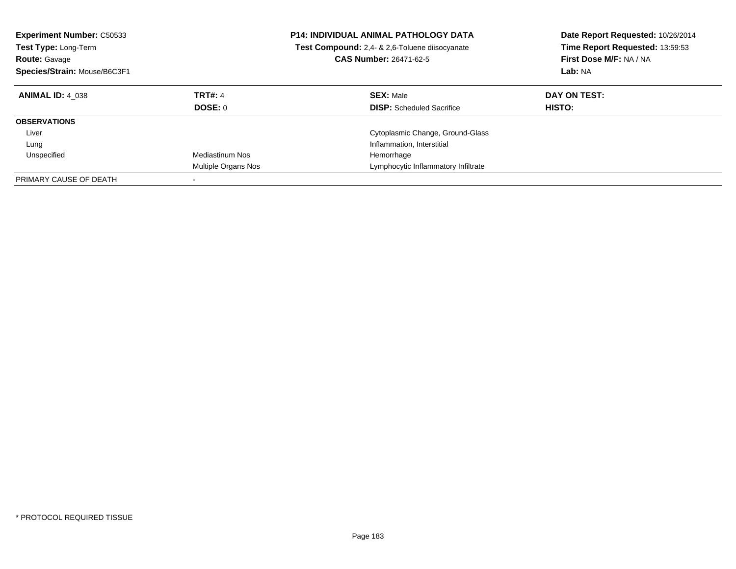**Experiment Number:** C50533
**Test Type:** Long-Term
**Route:** Gavage
**Species/Strain:** Mouse/B6C3F1

**P14: INDIVIDUAL ANIMAL PATHOLOGY DATA**
**Test Compound:** 2,4- & 2,6-Toluene diisocyanate
**CAS Number:** 26471-62-5

**Date Report Requested:** 10/26/2014
**Time Report Requested:** 13:59:53
**First Dose M/F:** NA / NA
**Lab:** NA

| **ANIMAL ID:** 4_038 | **TRT#:** 4 | **SEX:** Male | **DAY ON TEST:** |
|---|---|---|---|
| | **DOSE:** 0 | **DISP:** Scheduled Sacrifice | **HISTO:** |
| **OBSERVATIONS** | | | |
| Liver | | Cytoplasmic Change, Ground-Glass | |
| Lung | | Inflammation, Interstitial | |
| Unspecified | Mediastinum Nos | Hemorrhage | |
| | Multiple Organs Nos | Lymphocytic Inflammatory Infiltrate | |
| PRIMARY CAUSE OF DEATH | - | | |

* PROTOCOL REQUIRED TISSUE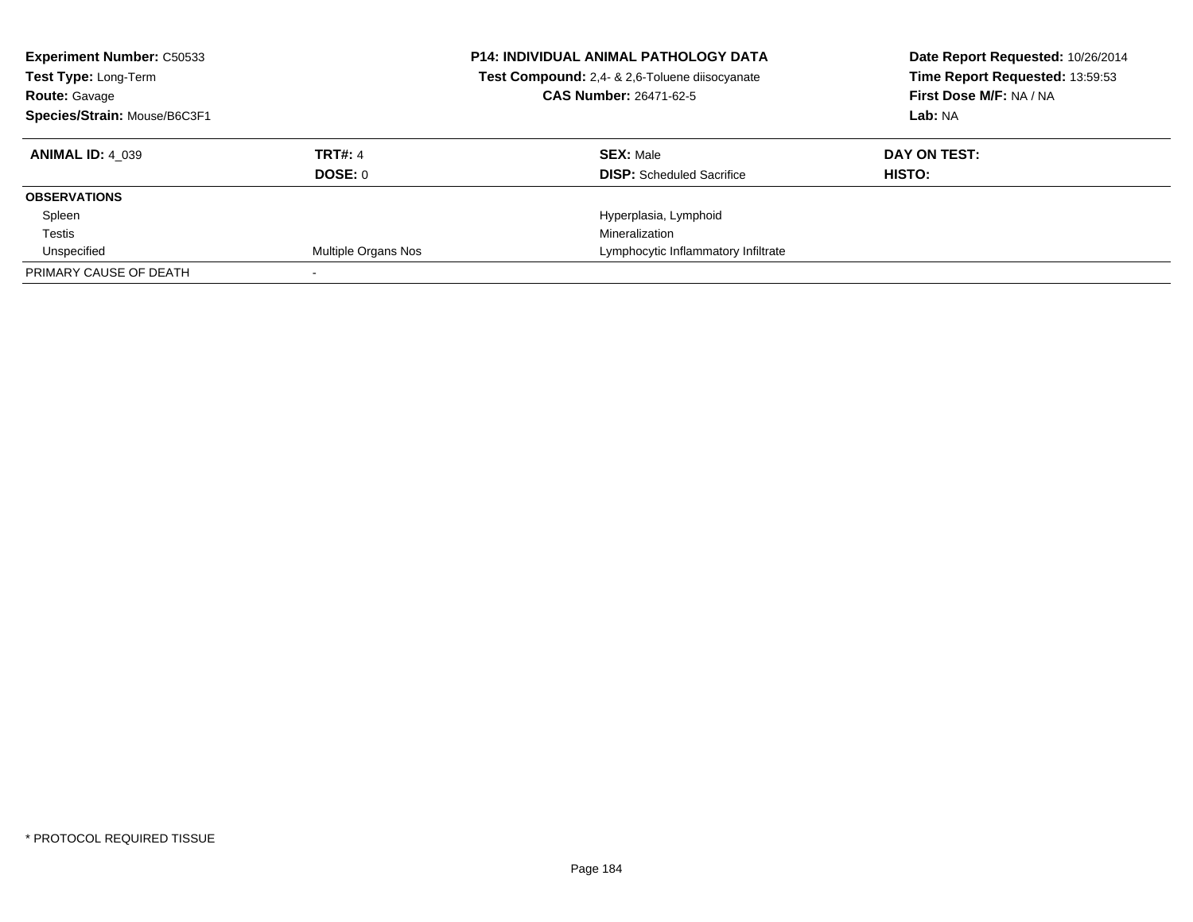**Experiment Number:** C50533
**Test Type:** Long-Term
**Route:** Gavage
**Species/Strain:** Mouse/B6C3F1

**P14: INDIVIDUAL ANIMAL PATHOLOGY DATA**
**Test Compound:** 2,4- & 2,6-Toluene diisocyanate
**CAS Number:** 26471-62-5

**Date Report Requested:** 10/26/2014
**Time Report Requested:** 13:59:53
**First Dose M/F:** NA / NA
**Lab:** NA

| **ANIMAL ID:** 4_039 | **TRT#:** 4 | **SEX:** Male | **DAY ON TEST:** |
|---|---|---|---|
| | **DOSE:** 0 | **DISP:** Scheduled Sacrifice | **HISTO:** |
| **OBSERVATIONS** | | | |
| Spleen | | Hyperplasia, Lymphoid | |
| Testis | | Mineralization | |
| Unspecified | Multiple Organs Nos | Lymphocytic Inflammatory Infiltrate | |
| PRIMARY CAUSE OF DEATH | - | | |

* PROTOCOL REQUIRED TISSUE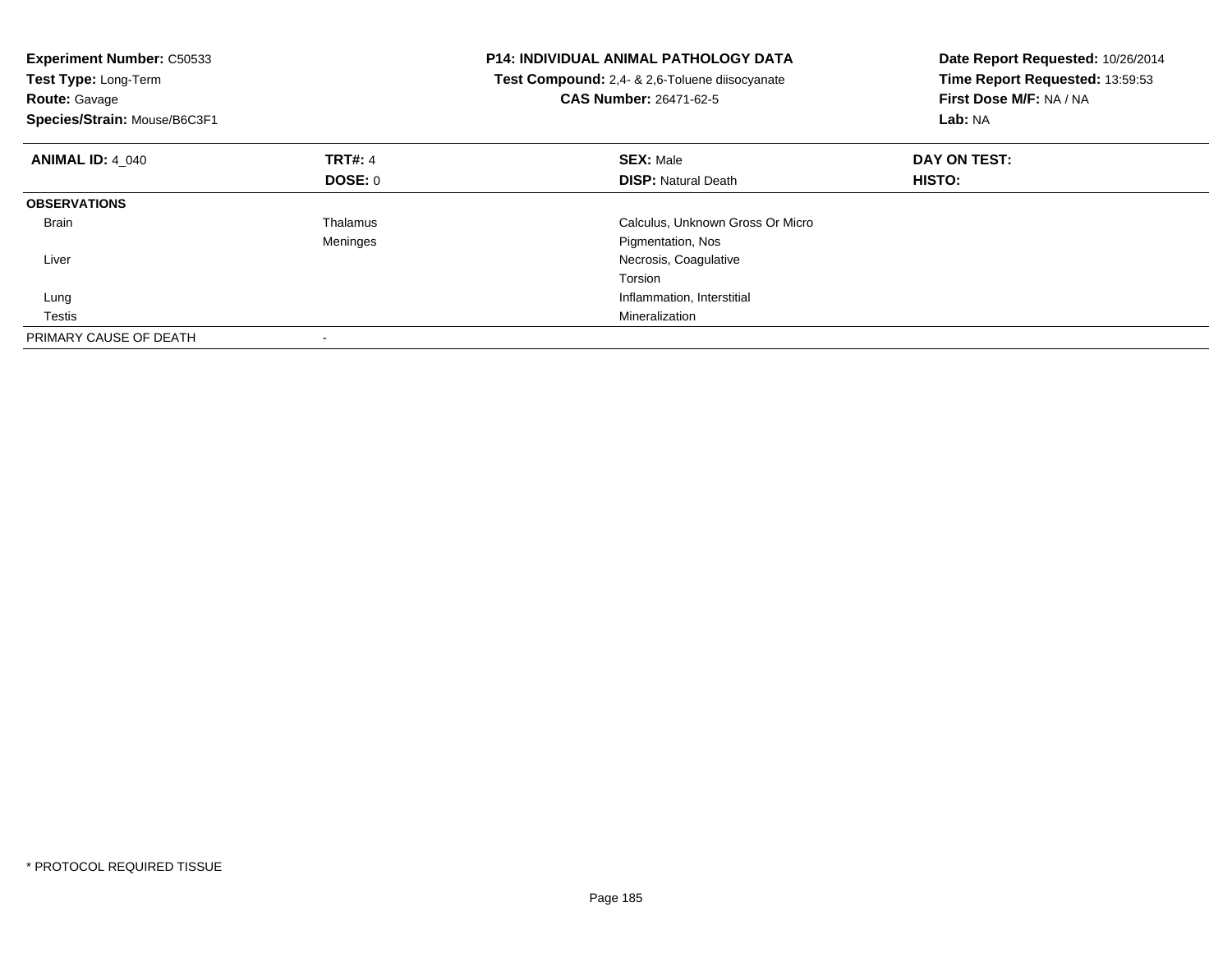**Experiment Number:** C50533
**Test Type:** Long-Term
**Route:** Gavage
**Species/Strain:** Mouse/B6C3F1

**P14: INDIVIDUAL ANIMAL PATHOLOGY DATA**
**Test Compound:** 2,4- & 2,6-Toluene diisocyanate
**CAS Number:** 26471-62-5

**Date Report Requested:** 10/26/2014
**Time Report Requested:** 13:59:53
**First Dose M/F:** NA / NA
**Lab:** NA

| **ANIMAL ID:** 4_040 | **TRT#:** 4 | **SEX:** Male | **DAY ON TEST:** |
|---|---|---|---|
| | **DOSE:** 0 | **DISP:** Natural Death | **HISTO:** |
| **OBSERVATIONS** | | | |
| Brain | Thalamus | Calculus, Unknown Gross Or Micro | |
| | Meninges | Pigmentation, Nos | |
| Liver | | Necrosis, Coagulative | |
| | | Torsion | |
| Lung | | Inflammation, Interstitial | |
| Testis | | Mineralization | |
| PRIMARY CAUSE OF DEATH | - | | |

\* PROTOCOL REQUIRED TISSUE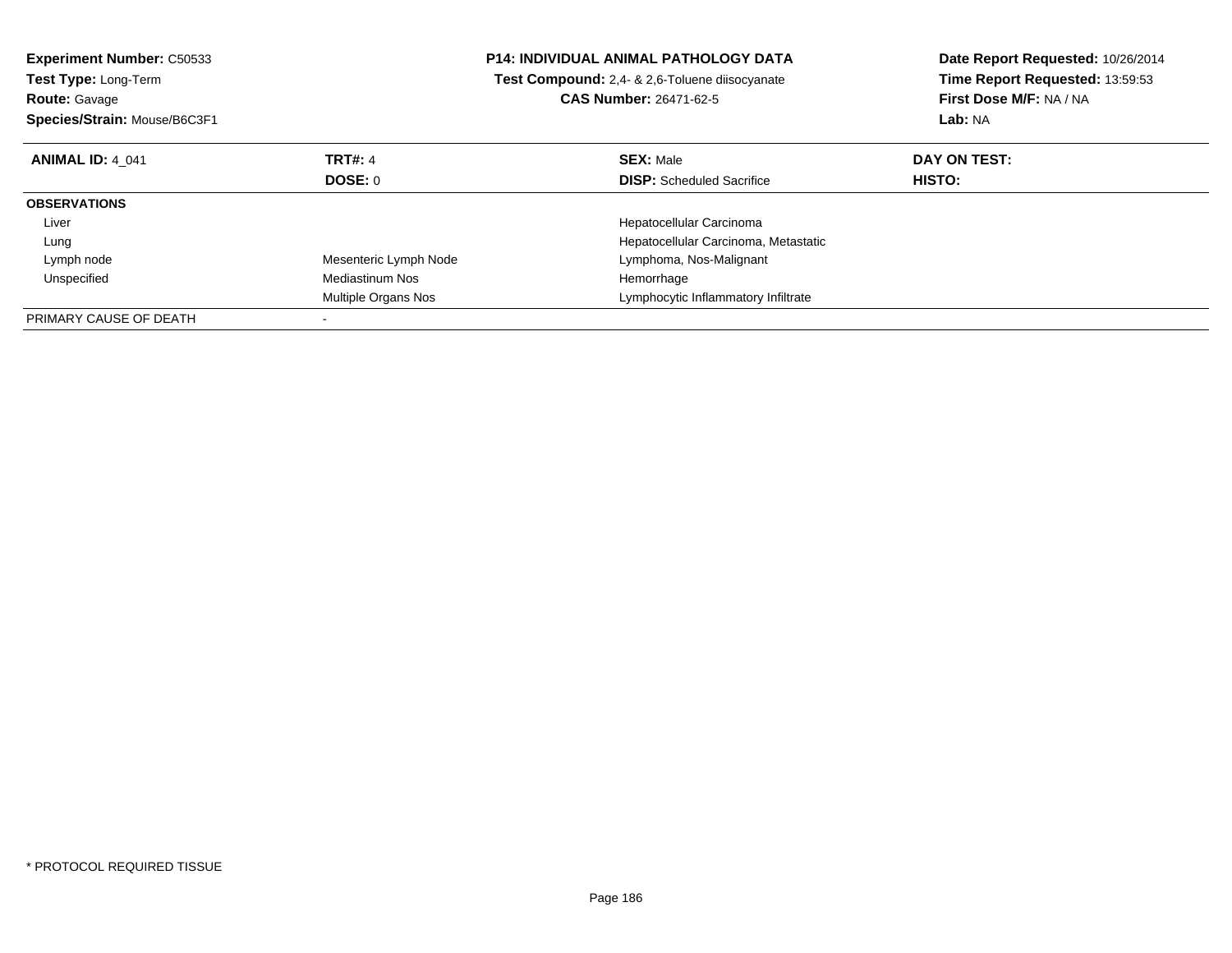**Experiment Number:** C50533
**Test Type:** Long-Term
**Route:** Gavage
**Species/Strain:** Mouse/B6C3F1

**P14: INDIVIDUAL ANIMAL PATHOLOGY DATA**
**Test Compound:** 2,4- & 2,6-Toluene diisocyanate
**CAS Number:** 26471-62-5

**Date Report Requested:** 10/26/2014
**Time Report Requested:** 13:59:53
**First Dose M/F:** NA / NA
**Lab:** NA

| **ANIMAL ID:** 4_041 | **TRT#:** 4 | **SEX:** Male | **DAY ON TEST:** |
|---|---|---|---|
| | **DOSE:** 0 | **DISP:** Scheduled Sacrifice | **HISTO:** |
| **OBSERVATIONS** | | | |
| Liver | | Hepatocellular Carcinoma | |
| Lung | | Hepatocellular Carcinoma, Metastatic | |
| Lymph node | Mesenteric Lymph Node | Lymphoma, Nos-Malignant | |
| Unspecified | Mediastinum Nos | Hemorrhage | |
| | Multiple Organs Nos | Lymphocytic Inflammatory Infiltrate | |
| PRIMARY CAUSE OF DEATH | - | | |

* PROTOCOL REQUIRED TISSUE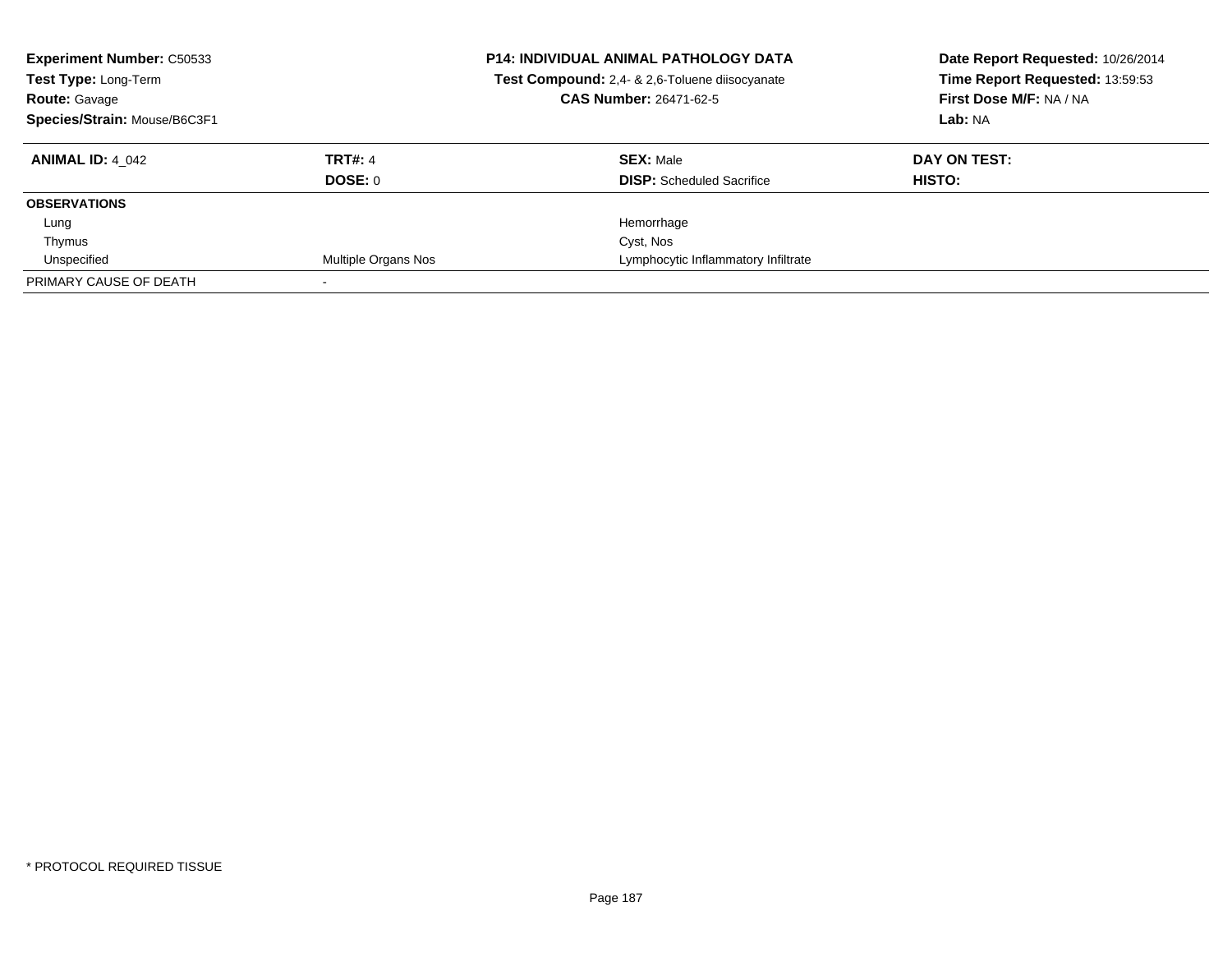**Experiment Number:** C50533
**Test Type:** Long-Term
**Route:** Gavage
**Species/Strain:** Mouse/B6C3F1

**P14: INDIVIDUAL ANIMAL PATHOLOGY DATA**
**Test Compound:** 2,4- & 2,6-Toluene diisocyanate
**CAS Number:** 26471-62-5

**Date Report Requested:** 10/26/2014
**Time Report Requested:** 13:59:53
**First Dose M/F:** NA / NA
**Lab:** NA

| **ANIMAL ID:** 4_042 | **TRT#:** 4 | **SEX:** Male | **DAY ON TEST:** |
|---|---|---|---|
| | **DOSE:** 0 | **DISP:** Scheduled Sacrifice | **HISTO:** |
| **OBSERVATIONS** | | | |
| Lung | | Hemorrhage | |
| Thymus | | Cyst, Nos | |
| Unspecified | Multiple Organs Nos | Lymphocytic Inflammatory Infiltrate | |
| PRIMARY CAUSE OF DEATH | - | | |

* PROTOCOL REQUIRED TISSUE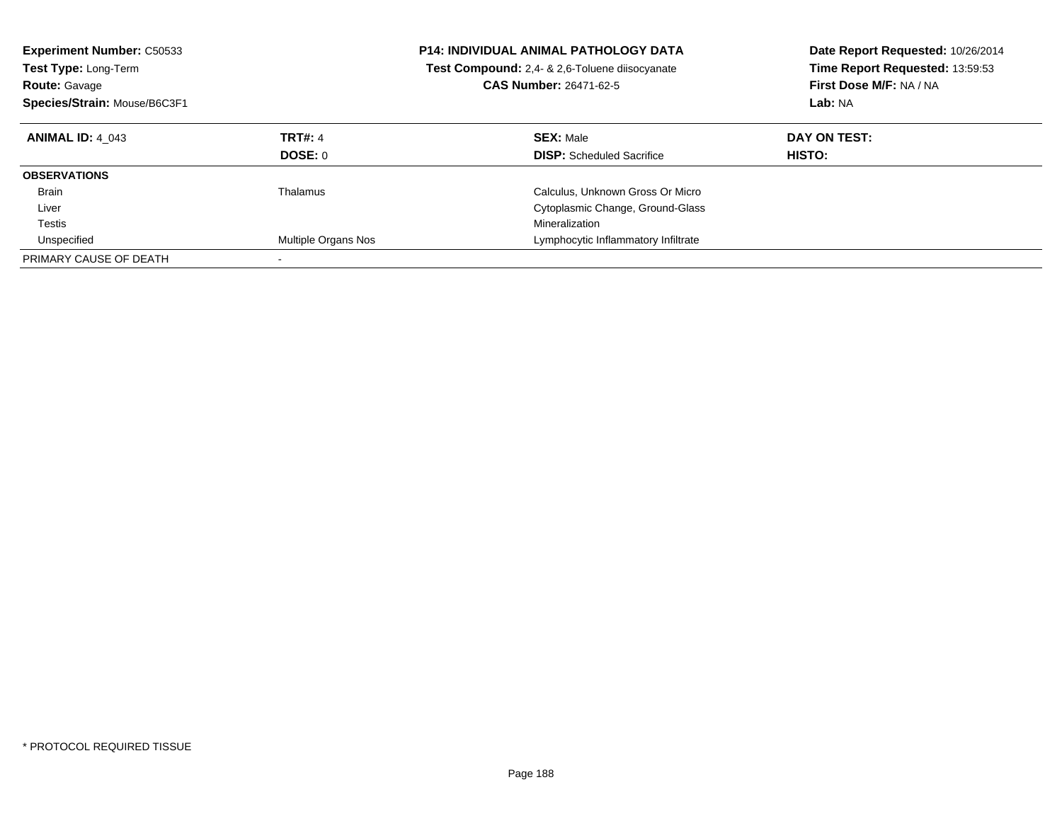**Experiment Number:** C50533
**Test Type:** Long-Term
**Route:** Gavage
**Species/Strain:** Mouse/B6C3F1

**P14: INDIVIDUAL ANIMAL PATHOLOGY DATA**
**Test Compound:** 2,4- & 2,6-Toluene diisocyanate
**CAS Number:** 26471-62-5

**Date Report Requested:** 10/26/2014
**Time Report Requested:** 13:59:53
**First Dose M/F:** NA / NA
**Lab:** NA

| **ANIMAL ID:** 4_043 | **TRT#:** 4 | **SEX:** Male | **DAY ON TEST:** |
|---|---|---|---|
| | **DOSE:** 0 | **DISP:** Scheduled Sacrifice | **HISTO:** |
| **OBSERVATIONS** | | | |
| Brain | Thalamus | Calculus, Unknown Gross Or Micro | |
| Liver | | Cytoplasmic Change, Ground-Glass | |
| Testis | | Mineralization | |
| Unspecified | Multiple Organs Nos | Lymphocytic Inflammatory Infiltrate | |
| PRIMARY CAUSE OF DEATH | - | | |

* PROTOCOL REQUIRED TISSUE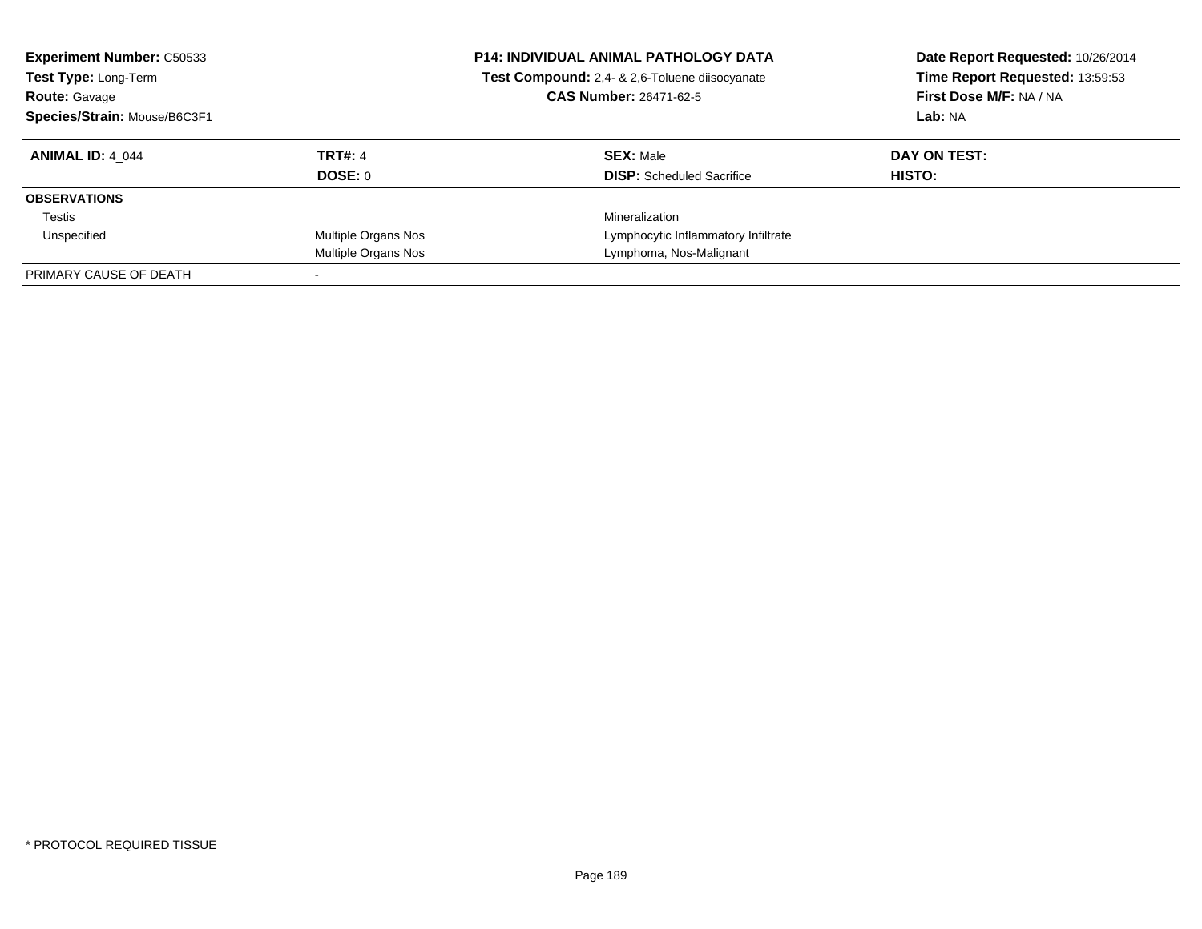**Experiment Number:** C50533
**Test Type:** Long-Term
**Route:** Gavage
**Species/Strain:** Mouse/B6C3F1

**P14: INDIVIDUAL ANIMAL PATHOLOGY DATA**
**Test Compound:** 2,4- & 2,6-Toluene diisocyanate
**CAS Number:** 26471-62-5

**Date Report Requested:** 10/26/2014
**Time Report Requested:** 13:59:53
**First Dose M/F:** NA / NA
**Lab:** NA

| **ANIMAL ID:** 4_044 | **TRT#:** 4 | **SEX:** Male | **DAY ON TEST:** |
|---|---|---|---|
| | **DOSE:** 0 | **DISP:** Scheduled Sacrifice | **HISTO:** |
| **OBSERVATIONS** | | | |
| Testis | | Mineralization | |
| Unspecified | Multiple Organs Nos | Lymphocytic Inflammatory Infiltrate | |
| | Multiple Organs Nos | Lymphoma, Nos-Malignant | |
| PRIMARY CAUSE OF DEATH | - | | |

* PROTOCOL REQUIRED TISSUE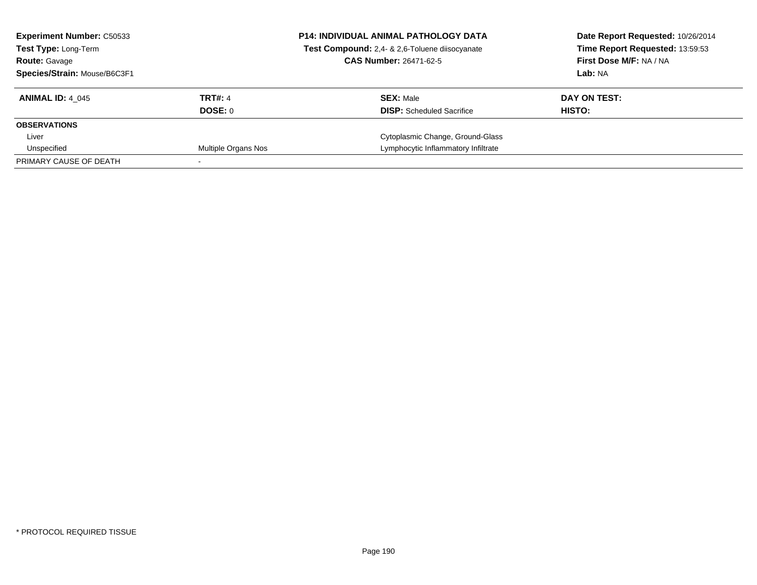**Experiment Number:** C50533
**Test Type:** Long-Term
**Route:** Gavage
**Species/Strain:** Mouse/B6C3F1

**P14: INDIVIDUAL ANIMAL PATHOLOGY DATA**
**Test Compound:** 2,4- & 2,6-Toluene diisocyanate
**CAS Number:** 26471-62-5

**Date Report Requested:** 10/26/2014
**Time Report Requested:** 13:59:53
**First Dose M/F:** NA / NA
**Lab:** NA

| **ANIMAL ID:** 4_045 | **TRT#:** 4 | **SEX:** Male | **DAY ON TEST:** |
|---|---|---|---|
| | **DOSE:** 0 | **DISP:** Scheduled Sacrifice | **HISTO:** |
| **OBSERVATIONS** | | | |
| Liver | | Cytoplasmic Change, Ground-Glass | |
| Unspecified | Multiple Organs Nos | Lymphocytic Inflammatory Infiltrate | |
| PRIMARY CAUSE OF DEATH | - | | |

* PROTOCOL REQUIRED TISSUE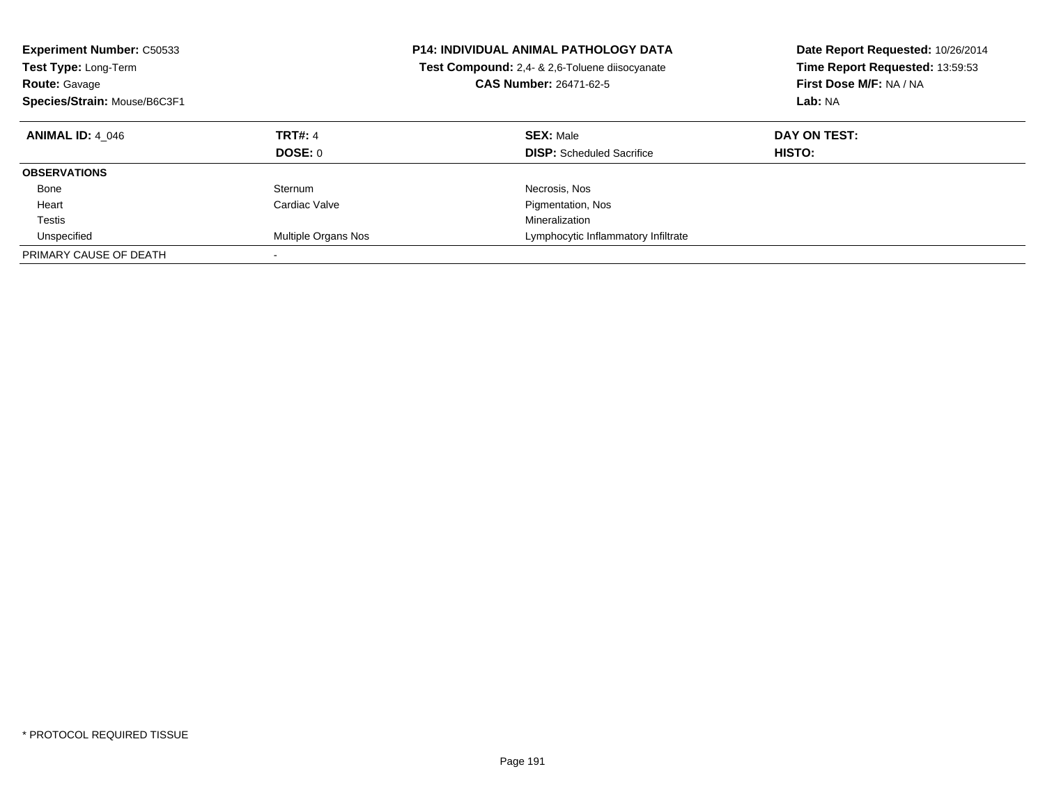**Experiment Number:** C50533
**Test Type:** Long-Term
**Route:** Gavage
**Species/Strain:** Mouse/B6C3F1

**P14: INDIVIDUAL ANIMAL PATHOLOGY DATA**
**Test Compound:** 2,4- & 2,6-Toluene diisocyanate
**CAS Number:** 26471-62-5

**Date Report Requested:** 10/26/2014
**Time Report Requested:** 13:59:53
**First Dose M/F:** NA / NA
**Lab:** NA

| **ANIMAL ID:** 4_046 | **TRT#:** 4 | **SEX:** Male | **DAY ON TEST:** |
|---|---|---|---|
| | **DOSE:** 0 | **DISP:** Scheduled Sacrifice | **HISTO:** |
| **OBSERVATIONS** | | | |
| Bone | Sternum | Necrosis, Nos | |
| Heart | Cardiac Valve | Pigmentation, Nos | |
| Testis | | Mineralization | |
| Unspecified | Multiple Organs Nos | Lymphocytic Inflammatory Infiltrate | |
| PRIMARY CAUSE OF DEATH | - | | |

* PROTOCOL REQUIRED TISSUE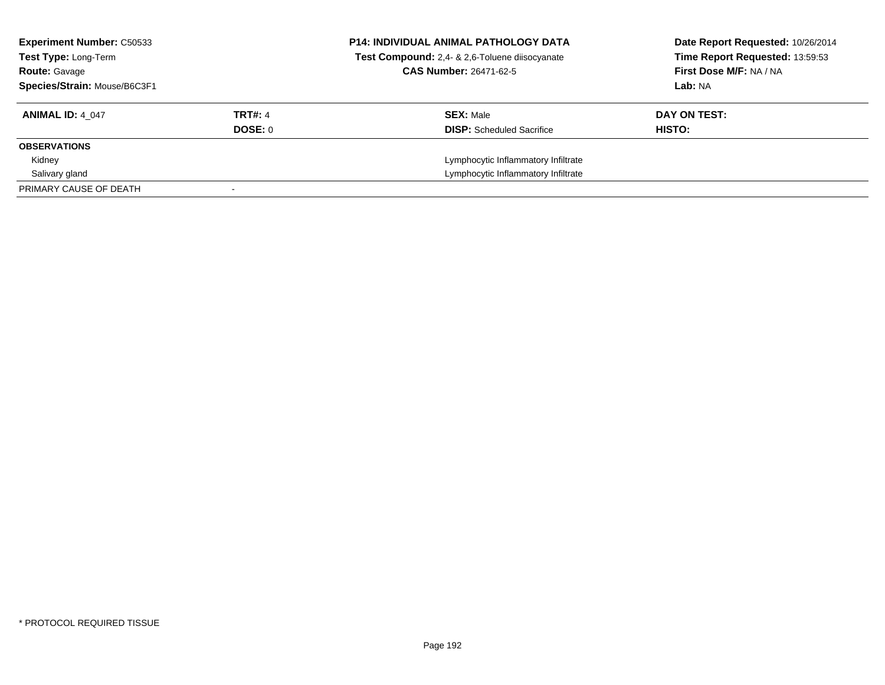| | | | |
|---|---|---|---|
| **Experiment Number:** C50533 | **P14: INDIVIDUAL ANIMAL PATHOLOGY DATA** | | **Date Report Requested:** 10/26/2014 |
| **Test Type:** Long-Term | **Test Compound:** 2,4- & 2,6-Toluene diisocyanate | | **Time Report Requested:** 13:59:53 |
| **Route:** Gavage | **CAS Number:** 26471-62-5 | | **First Dose M/F:** NA / NA |
| **Species/Strain:** Mouse/B6C3F1 | | | **Lab:** NA |

| **ANIMAL ID:** 4_047 | **TRT#:** 4 | **SEX:** Male | **DAY ON TEST:** |
|---|---|---|---|
| | **DOSE:** 0 | **DISP:** Scheduled Sacrifice | **HISTO:** |
| **OBSERVATIONS** | | | |
| Kidney | | Lymphocytic Inflammatory Infiltrate | |
| Salivary gland | | Lymphocytic Inflammatory Infiltrate | |
| PRIMARY CAUSE OF DEATH | - | | |

\* PROTOCOL REQUIRED TISSUE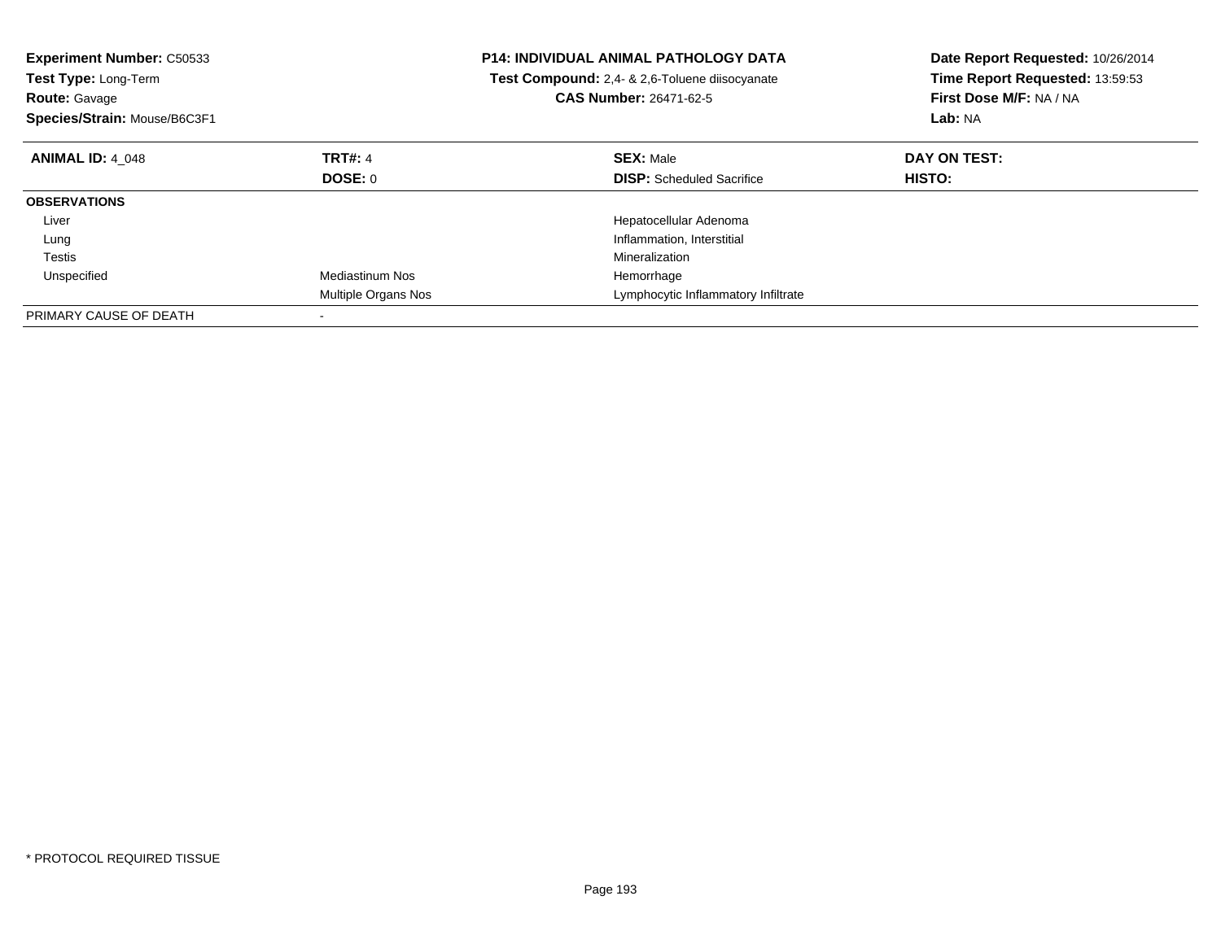**Experiment Number:** C50533
**Test Type:** Long-Term
**Route:** Gavage
**Species/Strain:** Mouse/B6C3F1

**P14: INDIVIDUAL ANIMAL PATHOLOGY DATA**
**Test Compound:** 2,4- & 2,6-Toluene diisocyanate
**CAS Number:** 26471-62-5

**Date Report Requested:** 10/26/2014
**Time Report Requested:** 13:59:53
**First Dose M/F:** NA / NA
**Lab:** NA

| **ANIMAL ID:** 4_048 | **TRT#:** 4 | **SEX:** Male | **DAY ON TEST:** |
|---|---|---|---|
| | **DOSE:** 0 | **DISP:** Scheduled Sacrifice | **HISTO:** |
| **OBSERVATIONS** | | | |
| Liver | | Hepatocellular Adenoma | |
| Lung | | Inflammation, Interstitial | |
| Testis | | Mineralization | |
| Unspecified | Mediastinum Nos | Hemorrhage | |
| | Multiple Organs Nos | Lymphocytic Inflammatory Infiltrate | |
| PRIMARY CAUSE OF DEATH | - | | |

* PROTOCOL REQUIRED TISSUE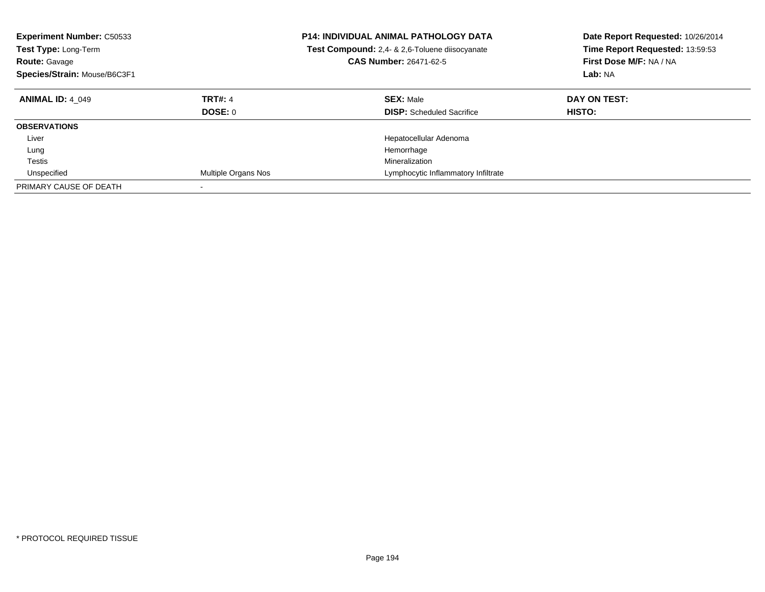**Experiment Number:** C50533
**Test Type:** Long-Term
**Route:** Gavage
**Species/Strain:** Mouse/B6C3F1

**P14: INDIVIDUAL ANIMAL PATHOLOGY DATA**
**Test Compound:** 2,4- & 2,6-Toluene diisocyanate
**CAS Number:** 26471-62-5

**Date Report Requested:** 10/26/2014
**Time Report Requested:** 13:59:53
**First Dose M/F:** NA / NA
**Lab:** NA

| **ANIMAL ID:** 4_049 | **TRT#:** 4 | **SEX:** Male | **DAY ON TEST:** |
|---|---|---|---|
| | **DOSE:** 0 | **DISP:** Scheduled Sacrifice | **HISTO:** |
| **OBSERVATIONS** | | | |
| Liver | | Hepatocellular Adenoma | |
| Lung | | Hemorrhage | |
| Testis | | Mineralization | |
| Unspecified | Multiple Organs Nos | Lymphocytic Inflammatory Infiltrate | |
| PRIMARY CAUSE OF DEATH | - | | |

* PROTOCOL REQUIRED TISSUE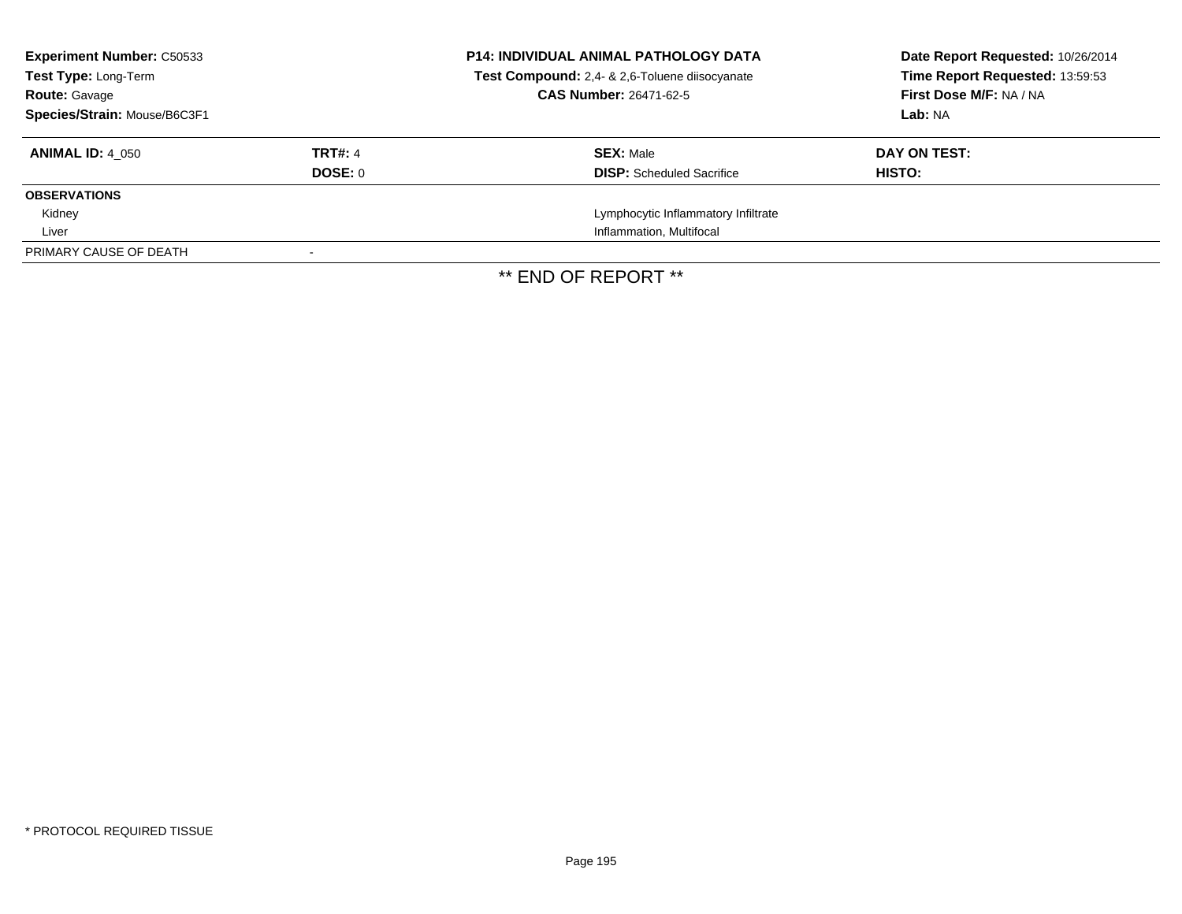| | | | |
|---|---|---|---|
| **Experiment Number:** C50533 | **P14: INDIVIDUAL ANIMAL PATHOLOGY DATA** | | **Date Report Requested:** 10/26/2014 |
| **Test Type:** Long-Term | **Test Compound:** 2,4- & 2,6-Toluene diisocyanate | | **Time Report Requested:** 13:59:53 |
| **Route:** Gavage | **CAS Number:** 26471-62-5 | | **First Dose M/F:** NA / NA |
| **Species/Strain:** Mouse/B6C3F1 | | | **Lab:** NA |

| | | | |
|---|---|---|---|
| **ANIMAL ID:** 4_050 | **TRT#:** 4 | **SEX:** Male | **DAY ON TEST:** |
| | **DOSE:** 0 | **DISP:** Scheduled Sacrifice | **HISTO:** |
| **OBSERVATIONS** | | | |
| Kidney | | Lymphocytic Inflammatory Infiltrate | |
| Liver | | Inflammation, Multifocal | |
| PRIMARY CAUSE OF DEATH | - | | |

** END OF REPORT **

* PROTOCOL REQUIRED TISSUE